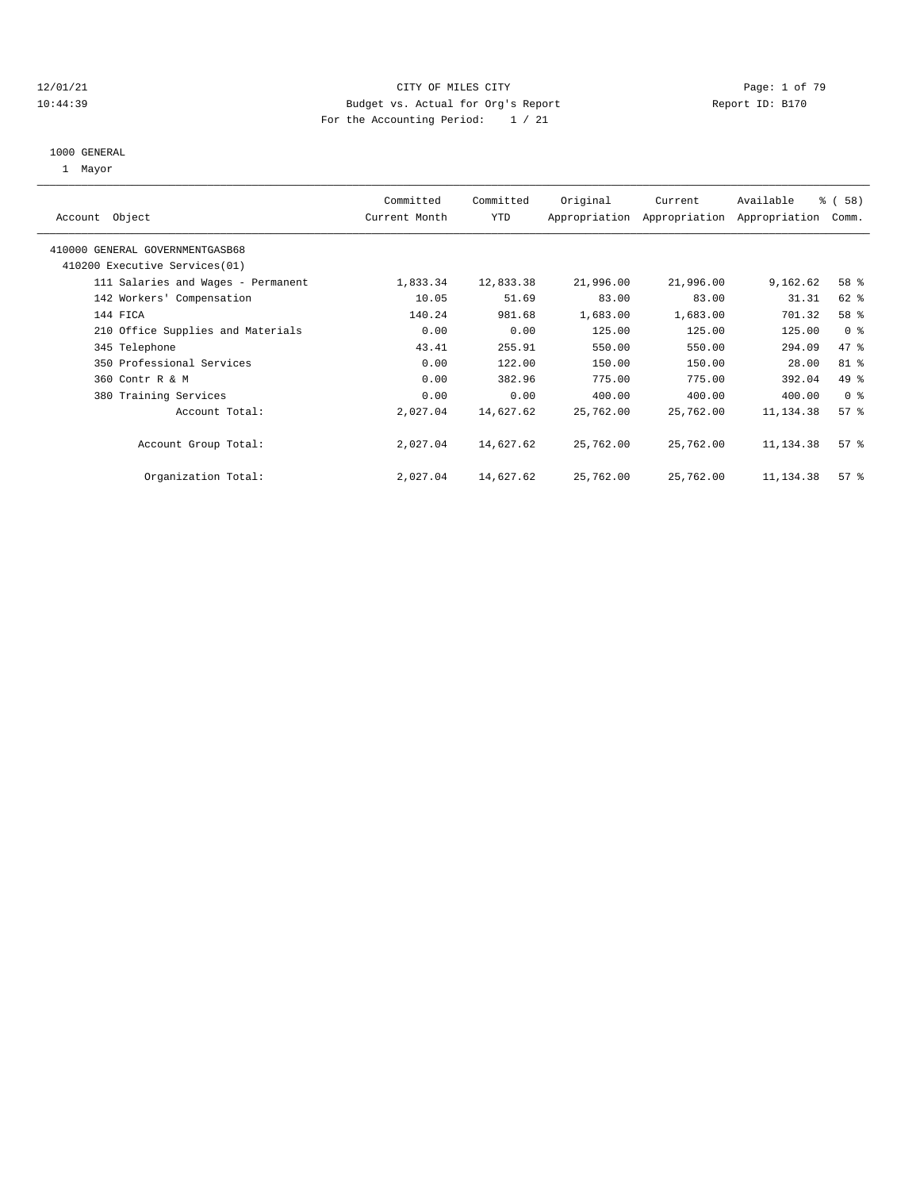CITY OF MILES CITY

Budget vs. Actual for Org's Report

For the Accounting Period: 1 / 21

12/01/21
10:44:39

Report ID: B170

1000 GENERAL

1 Mayor

| Account Object | Committed Current Month | Committed YTD | Original Appropriation | Current Appropriation | Available Appropriation | % ( 58) Comm. |
|---|---|---|---|---|---|---|
| 410000 GENERAL GOVERNMENTGASB68 | | | | | | |
| 410200 Executive Services(01) | | | | | | |
| 111 Salaries and Wages - Permanent | 1,833.34 | 12,833.38 | 21,996.00 | 21,996.00 | 9,162.62 | 58 % |
| 142 Workers' Compensation | 10.05 | 51.69 | 83.00 | 83.00 | 31.31 | 62 % |
| 144 FICA | 140.24 | 981.68 | 1,683.00 | 1,683.00 | 701.32 | 58 % |
| 210 Office Supplies and Materials | 0.00 | 0.00 | 125.00 | 125.00 | 125.00 | 0 % |
| 345 Telephone | 43.41 | 255.91 | 550.00 | 550.00 | 294.09 | 47 % |
| 350 Professional Services | 0.00 | 122.00 | 150.00 | 150.00 | 28.00 | 81 % |
| 360 Contr R & M | 0.00 | 382.96 | 775.00 | 775.00 | 392.04 | 49 % |
| 380 Training Services | 0.00 | 0.00 | 400.00 | 400.00 | 400.00 | 0 % |
| Account Total: | 2,027.04 | 14,627.62 | 25,762.00 | 25,762.00 | 11,134.38 | 57 % |
| Account Group Total: | 2,027.04 | 14,627.62 | 25,762.00 | 25,762.00 | 11,134.38 | 57 % |
| Organization Total: | 2,027.04 | 14,627.62 | 25,762.00 | 25,762.00 | 11,134.38 | 57 % |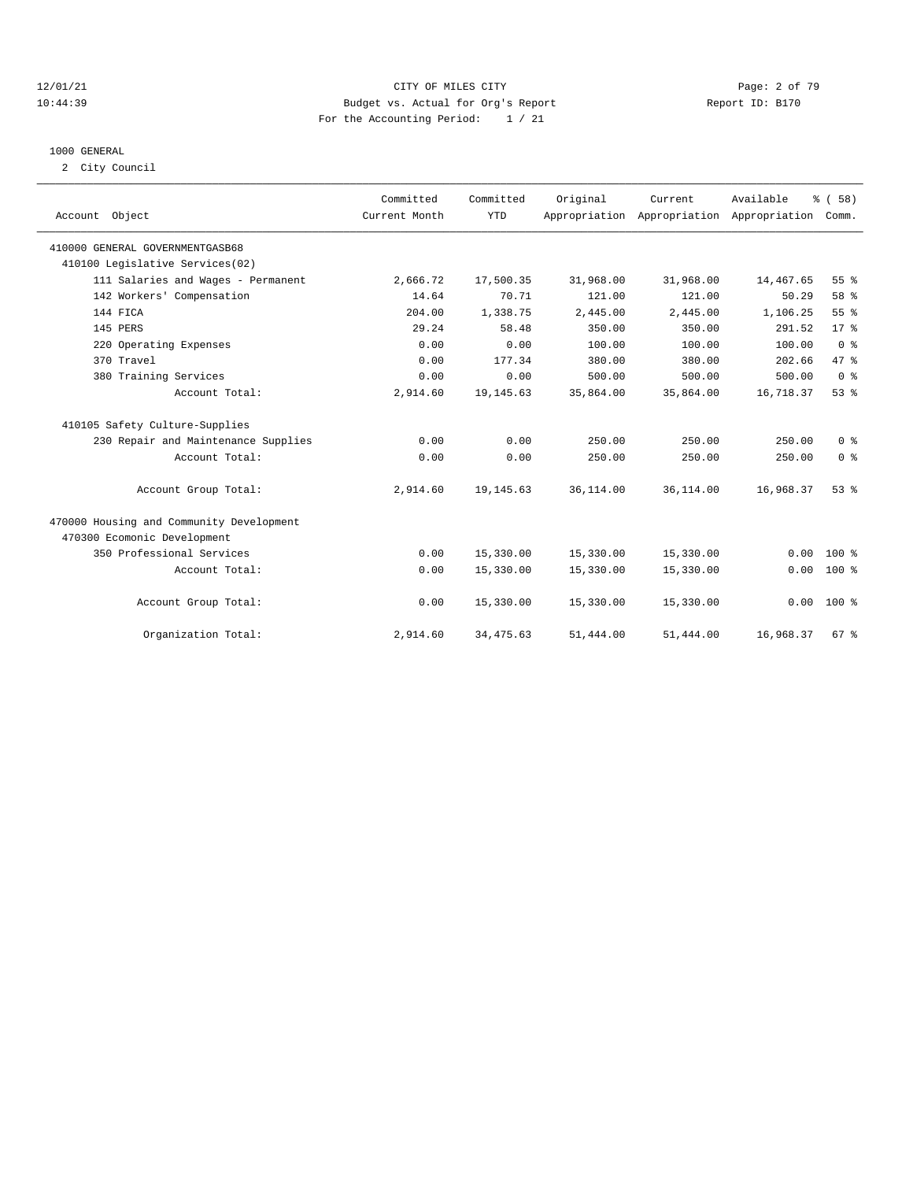CITY OF MILES CITY
Budget vs. Actual for Org's Report
For the Accounting Period: 1 / 21

12/01/21 10:44:39 — Report ID: B170

## 1000 GENERAL

2 City Council

| Account Object | Committed Current Month | Committed YTD | Original Appropriation | Current Appropriation | Available Appropriation | % ( 58) Comm. |
|---|---|---|---|---|---|---|
| 410000 GENERAL GOVERNMENTGASB68 | | | | | | |
| 410100 Legislative Services(02) | | | | | | |
| 111 Salaries and Wages - Permanent | 2,666.72 | 17,500.35 | 31,968.00 | 31,968.00 | 14,467.65 | 55 % |
| 142 Workers' Compensation | 14.64 | 70.71 | 121.00 | 121.00 | 50.29 | 58 % |
| 144 FICA | 204.00 | 1,338.75 | 2,445.00 | 2,445.00 | 1,106.25 | 55 % |
| 145 PERS | 29.24 | 58.48 | 350.00 | 350.00 | 291.52 | 17 % |
| 220 Operating Expenses | 0.00 | 0.00 | 100.00 | 100.00 | 100.00 | 0 % |
| 370 Travel | 0.00 | 177.34 | 380.00 | 380.00 | 202.66 | 47 % |
| 380 Training Services | 0.00 | 0.00 | 500.00 | 500.00 | 500.00 | 0 % |
| Account Total: | 2,914.60 | 19,145.63 | 35,864.00 | 35,864.00 | 16,718.37 | 53 % |
| 410105 Safety Culture-Supplies | | | | | | |
| 230 Repair and Maintenance Supplies | 0.00 | 0.00 | 250.00 | 250.00 | 250.00 | 0 % |
| Account Total: | 0.00 | 0.00 | 250.00 | 250.00 | 250.00 | 0 % |
| Account Group Total: | 2,914.60 | 19,145.63 | 36,114.00 | 36,114.00 | 16,968.37 | 53 % |
| 470000 Housing and Community Development | | | | | | |
| 470300 Ecomonic Development | | | | | | |
| 350 Professional Services | 0.00 | 15,330.00 | 15,330.00 | 15,330.00 | 0.00 | 100 % |
| Account Total: | 0.00 | 15,330.00 | 15,330.00 | 15,330.00 | 0.00 | 100 % |
| Account Group Total: | 0.00 | 15,330.00 | 15,330.00 | 15,330.00 | 0.00 | 100 % |
| Organization Total: | 2,914.60 | 34,475.63 | 51,444.00 | 51,444.00 | 16,968.37 | 67 % |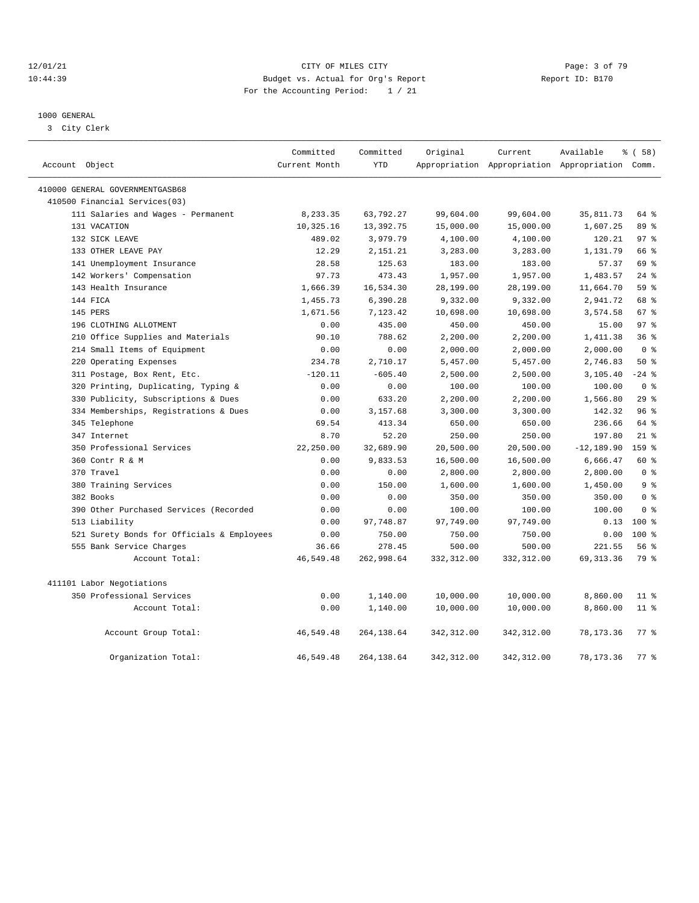12/01/21 CITY OF MILES CITY
10:44:39 Budget vs. Actual for Org's Report Report ID: B170
For the Accounting Period: 1 / 21

1000 GENERAL
3 City Clerk

| Account Object | Committed Current Month | Committed YTD | Original Appropriation | Current Appropriation | Available Appropriation | % ( 58) Comm. |
|---|---|---|---|---|---|---|
| 410000 GENERAL GOVERNMENTGASB68 | | | | | | |
| 410500 Financial Services(03) | | | | | | |
| 111 Salaries and Wages - Permanent | 8,233.35 | 63,792.27 | 99,604.00 | 99,604.00 | 35,811.73 | 64 % |
| 131 VACATION | 10,325.16 | 13,392.75 | 15,000.00 | 15,000.00 | 1,607.25 | 89 % |
| 132 SICK LEAVE | 489.02 | 3,979.79 | 4,100.00 | 4,100.00 | 120.21 | 97 % |
| 133 OTHER LEAVE PAY | 12.29 | 2,151.21 | 3,283.00 | 3,283.00 | 1,131.79 | 66 % |
| 141 Unemployment Insurance | 28.58 | 125.63 | 183.00 | 183.00 | 57.37 | 69 % |
| 142 Workers' Compensation | 97.73 | 473.43 | 1,957.00 | 1,957.00 | 1,483.57 | 24 % |
| 143 Health Insurance | 1,666.39 | 16,534.30 | 28,199.00 | 28,199.00 | 11,664.70 | 59 % |
| 144 FICA | 1,455.73 | 6,390.28 | 9,332.00 | 9,332.00 | 2,941.72 | 68 % |
| 145 PERS | 1,671.56 | 7,123.42 | 10,698.00 | 10,698.00 | 3,574.58 | 67 % |
| 196 CLOTHING ALLOTMENT | 0.00 | 435.00 | 450.00 | 450.00 | 15.00 | 97 % |
| 210 Office Supplies and Materials | 90.10 | 788.62 | 2,200.00 | 2,200.00 | 1,411.38 | 36 % |
| 214 Small Items of Equipment | 0.00 | 0.00 | 2,000.00 | 2,000.00 | 2,000.00 | 0 % |
| 220 Operating Expenses | 234.78 | 2,710.17 | 5,457.00 | 5,457.00 | 2,746.83 | 50 % |
| 311 Postage, Box Rent, Etc. | -120.11 | -605.40 | 2,500.00 | 2,500.00 | 3,105.40 | -24 % |
| 320 Printing, Duplicating, Typing & | 0.00 | 0.00 | 100.00 | 100.00 | 100.00 | 0 % |
| 330 Publicity, Subscriptions & Dues | 0.00 | 633.20 | 2,200.00 | 2,200.00 | 1,566.80 | 29 % |
| 334 Memberships, Registrations & Dues | 0.00 | 3,157.68 | 3,300.00 | 3,300.00 | 142.32 | 96 % |
| 345 Telephone | 69.54 | 413.34 | 650.00 | 650.00 | 236.66 | 64 % |
| 347 Internet | 8.70 | 52.20 | 250.00 | 250.00 | 197.80 | 21 % |
| 350 Professional Services | 22,250.00 | 32,689.90 | 20,500.00 | 20,500.00 | -12,189.90 | 159 % |
| 360 Contr R & M | 0.00 | 9,833.53 | 16,500.00 | 16,500.00 | 6,666.47 | 60 % |
| 370 Travel | 0.00 | 0.00 | 2,800.00 | 2,800.00 | 2,800.00 | 0 % |
| 380 Training Services | 0.00 | 150.00 | 1,600.00 | 1,600.00 | 1,450.00 | 9 % |
| 382 Books | 0.00 | 0.00 | 350.00 | 350.00 | 350.00 | 0 % |
| 390 Other Purchased Services (Recorded | 0.00 | 0.00 | 100.00 | 100.00 | 100.00 | 0 % |
| 513 Liability | 0.00 | 97,748.87 | 97,749.00 | 97,749.00 | 0.13 | 100 % |
| 521 Surety Bonds for Officials & Employees | 0.00 | 750.00 | 750.00 | 750.00 | 0.00 | 100 % |
| 555 Bank Service Charges | 36.66 | 278.45 | 500.00 | 500.00 | 221.55 | 56 % |
| Account Total: | 46,549.48 | 262,998.64 | 332,312.00 | 332,312.00 | 69,313.36 | 79 % |
| 411101 Labor Negotiations | | | | | | |
| 350 Professional Services | 0.00 | 1,140.00 | 10,000.00 | 10,000.00 | 8,860.00 | 11 % |
| Account Total: | 0.00 | 1,140.00 | 10,000.00 | 10,000.00 | 8,860.00 | 11 % |
| Account Group Total: | 46,549.48 | 264,138.64 | 342,312.00 | 342,312.00 | 78,173.36 | 77 % |
| Organization Total: | 46,549.48 | 264,138.64 | 342,312.00 | 342,312.00 | 78,173.36 | 77 % |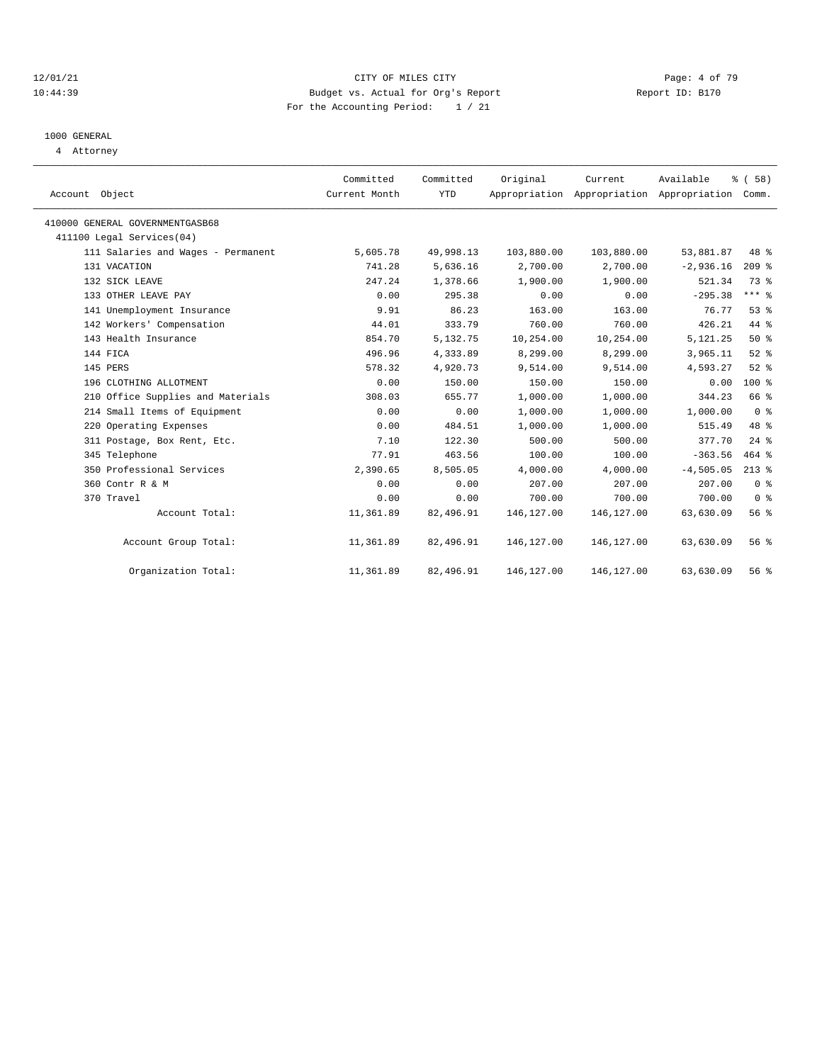CITY OF MILES CITY
Budget vs. Actual for Org's Report
For the Accounting Period: 1 / 21

12/01/21
10:44:39

Report ID: B170

## 1000 GENERAL

4 Attorney

| Account Object | Committed Current Month | Committed YTD | Original Appropriation | Current Appropriation | Available Appropriation | % ( 58) Comm. |
|---|---|---|---|---|---|---|
| 410000 GENERAL GOVERNMENTGASB68 | | | | | | |
| 411100 Legal Services(04) | | | | | | |
| 111 Salaries and Wages - Permanent | 5,605.78 | 49,998.13 | 103,880.00 | 103,880.00 | 53,881.87 | 48 % |
| 131 VACATION | 741.28 | 5,636.16 | 2,700.00 | 2,700.00 | -2,936.16 | 209 % |
| 132 SICK LEAVE | 247.24 | 1,378.66 | 1,900.00 | 1,900.00 | 521.34 | 73 % |
| 133 OTHER LEAVE PAY | 0.00 | 295.38 | 0.00 | 0.00 | -295.38 | *** % |
| 141 Unemployment Insurance | 9.91 | 86.23 | 163.00 | 163.00 | 76.77 | 53 % |
| 142 Workers' Compensation | 44.01 | 333.79 | 760.00 | 760.00 | 426.21 | 44 % |
| 143 Health Insurance | 854.70 | 5,132.75 | 10,254.00 | 10,254.00 | 5,121.25 | 50 % |
| 144 FICA | 496.96 | 4,333.89 | 8,299.00 | 8,299.00 | 3,965.11 | 52 % |
| 145 PERS | 578.32 | 4,920.73 | 9,514.00 | 9,514.00 | 4,593.27 | 52 % |
| 196 CLOTHING ALLOTMENT | 0.00 | 150.00 | 150.00 | 150.00 | 0.00 | 100 % |
| 210 Office Supplies and Materials | 308.03 | 655.77 | 1,000.00 | 1,000.00 | 344.23 | 66 % |
| 214 Small Items of Equipment | 0.00 | 0.00 | 1,000.00 | 1,000.00 | 1,000.00 | 0 % |
| 220 Operating Expenses | 0.00 | 484.51 | 1,000.00 | 1,000.00 | 515.49 | 48 % |
| 311 Postage, Box Rent, Etc. | 7.10 | 122.30 | 500.00 | 500.00 | 377.70 | 24 % |
| 345 Telephone | 77.91 | 463.56 | 100.00 | 100.00 | -363.56 | 464 % |
| 350 Professional Services | 2,390.65 | 8,505.05 | 4,000.00 | 4,000.00 | -4,505.05 | 213 % |
| 360 Contr R & M | 0.00 | 0.00 | 207.00 | 207.00 | 207.00 | 0 % |
| 370 Travel | 0.00 | 0.00 | 700.00 | 700.00 | 700.00 | 0 % |
| Account Total: | 11,361.89 | 82,496.91 | 146,127.00 | 146,127.00 | 63,630.09 | 56 % |
| Account Group Total: | 11,361.89 | 82,496.91 | 146,127.00 | 146,127.00 | 63,630.09 | 56 % |
| Organization Total: | 11,361.89 | 82,496.91 | 146,127.00 | 146,127.00 | 63,630.09 | 56 % |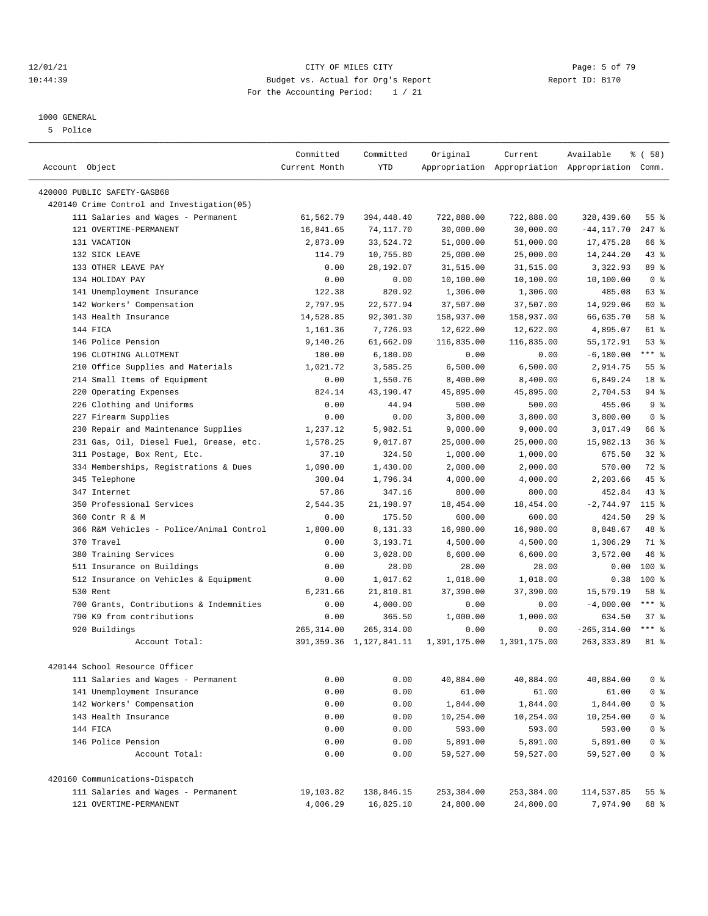12/01/21 CITY OF MILES CITY
10:44:39 Budget vs. Actual for Org's Report Report ID: B170
For the Accounting Period: 1 / 21

1000 GENERAL
5 Police

| Account Object | Committed Current Month | Committed YTD | Original Appropriation | Current Appropriation | Available Appropriation | % ( 58) Comm. |
|---|---|---|---|---|---|---|
| 420000 PUBLIC SAFETY-GASB68 | | | | | | |
| 420140 Crime Control and Investigation(05) | | | | | | |
| 111 Salaries and Wages - Permanent | 61,562.79 | 394,448.40 | 722,888.00 | 722,888.00 | 328,439.60 | 55 % |
| 121 OVERTIME-PERMANENT | 16,841.65 | 74,117.70 | 30,000.00 | 30,000.00 | -44,117.70 | 247 % |
| 131 VACATION | 2,873.09 | 33,524.72 | 51,000.00 | 51,000.00 | 17,475.28 | 66 % |
| 132 SICK LEAVE | 114.79 | 10,755.80 | 25,000.00 | 25,000.00 | 14,244.20 | 43 % |
| 133 OTHER LEAVE PAY | 0.00 | 28,192.07 | 31,515.00 | 31,515.00 | 3,322.93 | 89 % |
| 134 HOLIDAY PAY | 0.00 | 0.00 | 10,100.00 | 10,100.00 | 10,100.00 | 0 % |
| 141 Unemployment Insurance | 122.38 | 820.92 | 1,306.00 | 1,306.00 | 485.08 | 63 % |
| 142 Workers' Compensation | 2,797.95 | 22,577.94 | 37,507.00 | 37,507.00 | 14,929.06 | 60 % |
| 143 Health Insurance | 14,528.85 | 92,301.30 | 158,937.00 | 158,937.00 | 66,635.70 | 58 % |
| 144 FICA | 1,161.36 | 7,726.93 | 12,622.00 | 12,622.00 | 4,895.07 | 61 % |
| 146 Police Pension | 9,140.26 | 61,662.09 | 116,835.00 | 116,835.00 | 55,172.91 | 53 % |
| 196 CLOTHING ALLOTMENT | 180.00 | 6,180.00 | 0.00 | 0.00 | -6,180.00 | *** % |
| 210 Office Supplies and Materials | 1,021.72 | 3,585.25 | 6,500.00 | 6,500.00 | 2,914.75 | 55 % |
| 214 Small Items of Equipment | 0.00 | 1,550.76 | 8,400.00 | 8,400.00 | 6,849.24 | 18 % |
| 220 Operating Expenses | 824.14 | 43,190.47 | 45,895.00 | 45,895.00 | 2,704.53 | 94 % |
| 226 Clothing and Uniforms | 0.00 | 44.94 | 500.00 | 500.00 | 455.06 | 9 % |
| 227 Firearm Supplies | 0.00 | 0.00 | 3,800.00 | 3,800.00 | 3,800.00 | 0 % |
| 230 Repair and Maintenance Supplies | 1,237.12 | 5,982.51 | 9,000.00 | 9,000.00 | 3,017.49 | 66 % |
| 231 Gas, Oil, Diesel Fuel, Grease, etc. | 1,578.25 | 9,017.87 | 25,000.00 | 25,000.00 | 15,982.13 | 36 % |
| 311 Postage, Box Rent, Etc. | 37.10 | 324.50 | 1,000.00 | 1,000.00 | 675.50 | 32 % |
| 334 Memberships, Registrations & Dues | 1,090.00 | 1,430.00 | 2,000.00 | 2,000.00 | 570.00 | 72 % |
| 345 Telephone | 300.04 | 1,796.34 | 4,000.00 | 4,000.00 | 2,203.66 | 45 % |
| 347 Internet | 57.86 | 347.16 | 800.00 | 800.00 | 452.84 | 43 % |
| 350 Professional Services | 2,544.35 | 21,198.97 | 18,454.00 | 18,454.00 | -2,744.97 | 115 % |
| 360 Contr R & M | 0.00 | 175.50 | 600.00 | 600.00 | 424.50 | 29 % |
| 366 R&M Vehicles - Police/Animal Control | 1,800.00 | 8,131.33 | 16,980.00 | 16,980.00 | 8,848.67 | 48 % |
| 370 Travel | 0.00 | 3,193.71 | 4,500.00 | 4,500.00 | 1,306.29 | 71 % |
| 380 Training Services | 0.00 | 3,028.00 | 6,600.00 | 6,600.00 | 3,572.00 | 46 % |
| 511 Insurance on Buildings | 0.00 | 28.00 | 28.00 | 28.00 | 0.00 | 100 % |
| 512 Insurance on Vehicles & Equipment | 0.00 | 1,017.62 | 1,018.00 | 1,018.00 | 0.38 | 100 % |
| 530 Rent | 6,231.66 | 21,810.81 | 37,390.00 | 37,390.00 | 15,579.19 | 58 % |
| 700 Grants, Contributions & Indemnities | 0.00 | 4,000.00 | 0.00 | 0.00 | -4,000.00 | *** % |
| 790 K9 from contributions | 0.00 | 365.50 | 1,000.00 | 1,000.00 | 634.50 | 37 % |
| 920 Buildings | 265,314.00 | 265,314.00 | 0.00 | 0.00 | -265,314.00 | *** % |
| Account Total: | 391,359.36 | 1,127,841.11 | 1,391,175.00 | 1,391,175.00 | 263,333.89 | 81 % |
| 420144 School Resource Officer | | | | | | |
| 111 Salaries and Wages - Permanent | 0.00 | 0.00 | 40,884.00 | 40,884.00 | 40,884.00 | 0 % |
| 141 Unemployment Insurance | 0.00 | 0.00 | 61.00 | 61.00 | 61.00 | 0 % |
| 142 Workers' Compensation | 0.00 | 0.00 | 1,844.00 | 1,844.00 | 1,844.00 | 0 % |
| 143 Health Insurance | 0.00 | 0.00 | 10,254.00 | 10,254.00 | 10,254.00 | 0 % |
| 144 FICA | 0.00 | 0.00 | 593.00 | 593.00 | 593.00 | 0 % |
| 146 Police Pension | 0.00 | 0.00 | 5,891.00 | 5,891.00 | 5,891.00 | 0 % |
| Account Total: | 0.00 | 0.00 | 59,527.00 | 59,527.00 | 59,527.00 | 0 % |
| 420160 Communications-Dispatch | | | | | | |
| 111 Salaries and Wages - Permanent | 19,103.82 | 138,846.15 | 253,384.00 | 253,384.00 | 114,537.85 | 55 % |
| 121 OVERTIME-PERMANENT | 4,006.29 | 16,825.10 | 24,800.00 | 24,800.00 | 7,974.90 | 68 % |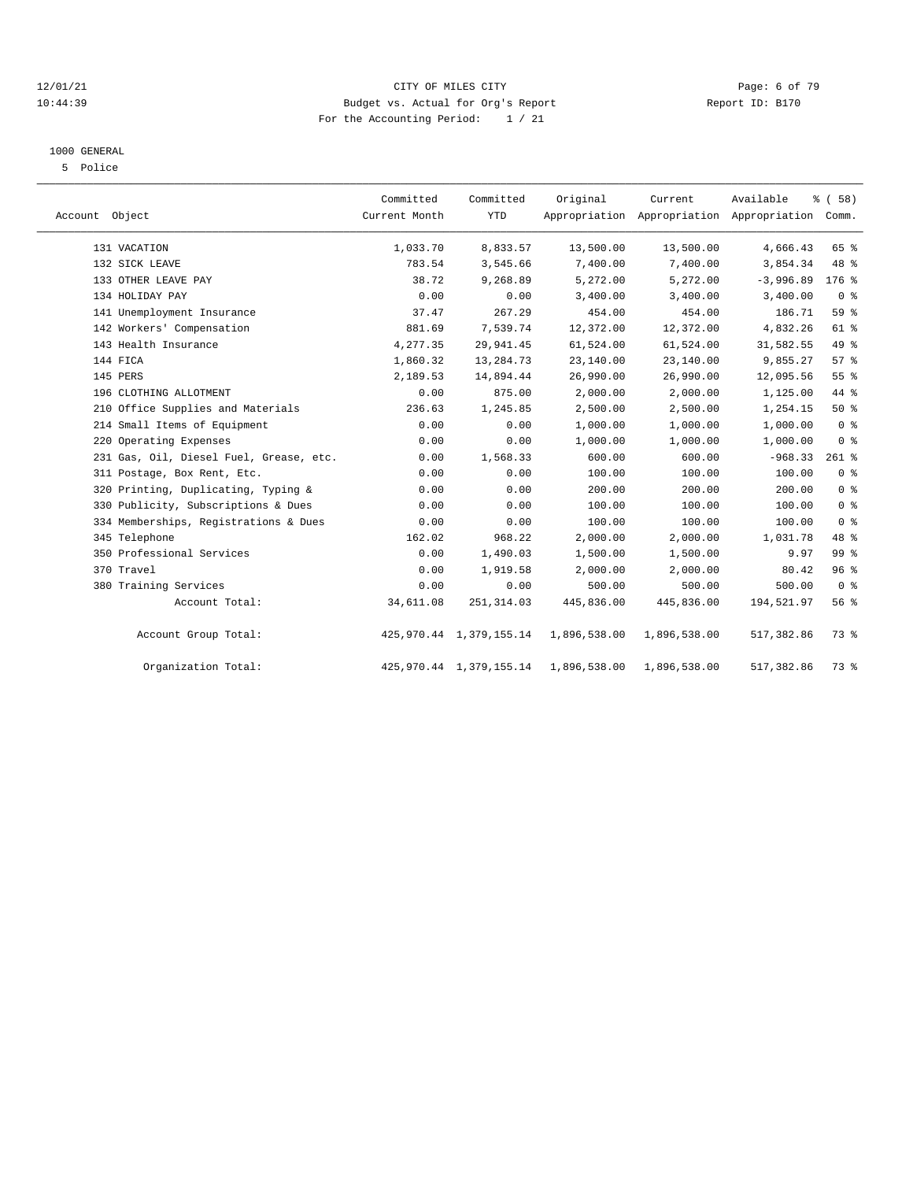CITY OF MILES CITY
Budget vs. Actual for Org's Report
For the Accounting Period: 1 / 21

12/01/21
10:44:39

Report ID: B170

1000 GENERAL
5 Police

| Account Object | Committed Current Month | Committed YTD | Original Appropriation | Current Appropriation | Available Appropriation | % ( 58) Comm. |
|---|---|---|---|---|---|---|
| 131 VACATION | 1,033.70 | 8,833.57 | 13,500.00 | 13,500.00 | 4,666.43 | 65 % |
| 132 SICK LEAVE | 783.54 | 3,545.66 | 7,400.00 | 7,400.00 | 3,854.34 | 48 % |
| 133 OTHER LEAVE PAY | 38.72 | 9,268.89 | 5,272.00 | 5,272.00 | -3,996.89 | 176 % |
| 134 HOLIDAY PAY | 0.00 | 0.00 | 3,400.00 | 3,400.00 | 3,400.00 | 0 % |
| 141 Unemployment Insurance | 37.47 | 267.29 | 454.00 | 454.00 | 186.71 | 59 % |
| 142 Workers' Compensation | 881.69 | 7,539.74 | 12,372.00 | 12,372.00 | 4,832.26 | 61 % |
| 143 Health Insurance | 4,277.35 | 29,941.45 | 61,524.00 | 61,524.00 | 31,582.55 | 49 % |
| 144 FICA | 1,860.32 | 13,284.73 | 23,140.00 | 23,140.00 | 9,855.27 | 57 % |
| 145 PERS | 2,189.53 | 14,894.44 | 26,990.00 | 26,990.00 | 12,095.56 | 55 % |
| 196 CLOTHING ALLOTMENT | 0.00 | 875.00 | 2,000.00 | 2,000.00 | 1,125.00 | 44 % |
| 210 Office Supplies and Materials | 236.63 | 1,245.85 | 2,500.00 | 2,500.00 | 1,254.15 | 50 % |
| 214 Small Items of Equipment | 0.00 | 0.00 | 1,000.00 | 1,000.00 | 1,000.00 | 0 % |
| 220 Operating Expenses | 0.00 | 0.00 | 1,000.00 | 1,000.00 | 1,000.00 | 0 % |
| 231 Gas, Oil, Diesel Fuel, Grease, etc. | 0.00 | 1,568.33 | 600.00 | 600.00 | -968.33 | 261 % |
| 311 Postage, Box Rent, Etc. | 0.00 | 0.00 | 100.00 | 100.00 | 100.00 | 0 % |
| 320 Printing, Duplicating, Typing & | 0.00 | 0.00 | 200.00 | 200.00 | 200.00 | 0 % |
| 330 Publicity, Subscriptions & Dues | 0.00 | 0.00 | 100.00 | 100.00 | 100.00 | 0 % |
| 334 Memberships, Registrations & Dues | 0.00 | 0.00 | 100.00 | 100.00 | 100.00 | 0 % |
| 345 Telephone | 162.02 | 968.22 | 2,000.00 | 2,000.00 | 1,031.78 | 48 % |
| 350 Professional Services | 0.00 | 1,490.03 | 1,500.00 | 1,500.00 | 9.97 | 99 % |
| 370 Travel | 0.00 | 1,919.58 | 2,000.00 | 2,000.00 | 80.42 | 96 % |
| 380 Training Services | 0.00 | 0.00 | 500.00 | 500.00 | 500.00 | 0 % |
| Account Total: | 34,611.08 | 251,314.03 | 445,836.00 | 445,836.00 | 194,521.97 | 56 % |
| Account Group Total: | 425,970.44 | 1,379,155.14 | 1,896,538.00 | 1,896,538.00 | 517,382.86 | 73 % |
| Organization Total: | 425,970.44 | 1,379,155.14 | 1,896,538.00 | 1,896,538.00 | 517,382.86 | 73 % |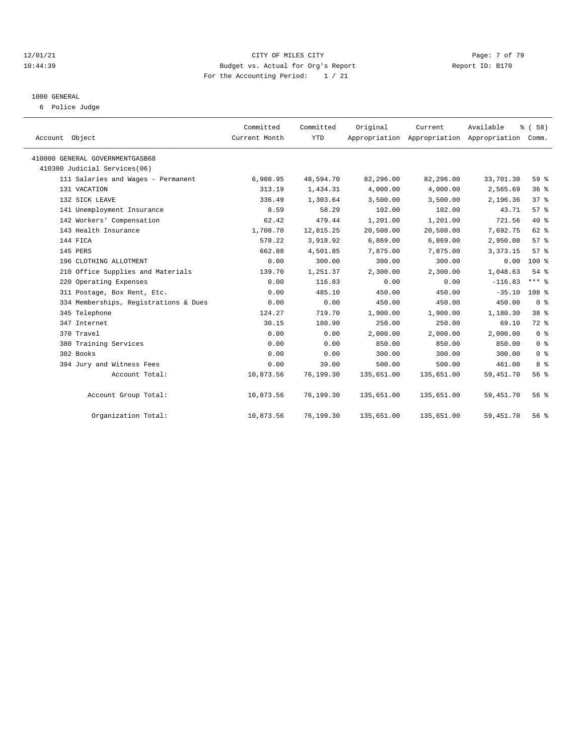CITY OF MILES CITY

Budget vs. Actual for Org's Report

For the Accounting Period: 1 / 21

12/01/21
10:44:39

Report ID: B170

1000 GENERAL

6 Police Judge

| Account Object | Committed Current Month | Committed YTD | Original Appropriation | Current Appropriation | Available Appropriation | % ( 58) Comm. |
|---|---|---|---|---|---|---|
| 410000 GENERAL GOVERNMENTGASB68 | | | | | | |
| 410300 Judicial Services(06) | | | | | | |
| 111 Salaries and Wages - Permanent | 6,908.95 | 48,594.70 | 82,296.00 | 82,296.00 | 33,701.30 | 59 % |
| 131 VACATION | 313.19 | 1,434.31 | 4,000.00 | 4,000.00 | 2,565.69 | 36 % |
| 132 SICK LEAVE | 336.49 | 1,303.64 | 3,500.00 | 3,500.00 | 2,196.36 | 37 % |
| 141 Unemployment Insurance | 8.59 | 58.29 | 102.00 | 102.00 | 43.71 | 57 % |
| 142 Workers' Compensation | 62.42 | 479.44 | 1,201.00 | 1,201.00 | 721.56 | 40 % |
| 143 Health Insurance | 1,708.70 | 12,815.25 | 20,508.00 | 20,508.00 | 7,692.75 | 62 % |
| 144 FICA | 578.22 | 3,918.92 | 6,869.00 | 6,869.00 | 2,950.08 | 57 % |
| 145 PERS | 662.88 | 4,501.85 | 7,875.00 | 7,875.00 | 3,373.15 | 57 % |
| 196 CLOTHING ALLOTMENT | 0.00 | 300.00 | 300.00 | 300.00 | 0.00 | 100 % |
| 210 Office Supplies and Materials | 139.70 | 1,251.37 | 2,300.00 | 2,300.00 | 1,048.63 | 54 % |
| 220 Operating Expenses | 0.00 | 116.83 | 0.00 | 0.00 | -116.83 | *** % |
| 311 Postage, Box Rent, Etc. | 0.00 | 485.10 | 450.00 | 450.00 | -35.10 | 108 % |
| 334 Memberships, Registrations & Dues | 0.00 | 0.00 | 450.00 | 450.00 | 450.00 | 0 % |
| 345 Telephone | 124.27 | 719.70 | 1,900.00 | 1,900.00 | 1,180.30 | 38 % |
| 347 Internet | 30.15 | 180.90 | 250.00 | 250.00 | 69.10 | 72 % |
| 370 Travel | 0.00 | 0.00 | 2,000.00 | 2,000.00 | 2,000.00 | 0 % |
| 380 Training Services | 0.00 | 0.00 | 850.00 | 850.00 | 850.00 | 0 % |
| 382 Books | 0.00 | 0.00 | 300.00 | 300.00 | 300.00 | 0 % |
| 394 Jury and Witness Fees | 0.00 | 39.00 | 500.00 | 500.00 | 461.00 | 8 % |
| Account Total: | 10,873.56 | 76,199.30 | 135,651.00 | 135,651.00 | 59,451.70 | 56 % |
| Account Group Total: | 10,873.56 | 76,199.30 | 135,651.00 | 135,651.00 | 59,451.70 | 56 % |
| Organization Total: | 10,873.56 | 76,199.30 | 135,651.00 | 135,651.00 | 59,451.70 | 56 % |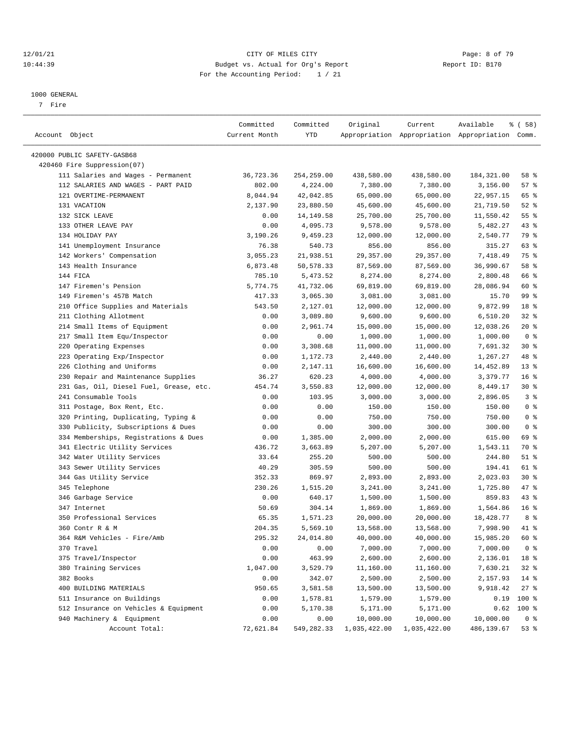12/01/21 CITY OF MILES CITY
10:44:39 Budget vs. Actual for Org's Report Report ID: B170
For the Accounting Period: 1 / 21

1000 GENERAL
7 Fire

| Account Object | Committed Current Month | Committed YTD | Original Appropriation | Current Appropriation | Available Appropriation | % ( 58) Comm. |
|---|---|---|---|---|---|---|
| 420000 PUBLIC SAFETY-GASB68 | | | | | | |
| 420460 Fire Suppression(07) | | | | | | |
| 111 Salaries and Wages - Permanent | 36,723.36 | 254,259.00 | 438,580.00 | 438,580.00 | 184,321.00 | 58 % |
| 112 SALARIES AND WAGES - PART PAID | 802.00 | 4,224.00 | 7,380.00 | 7,380.00 | 3,156.00 | 57 % |
| 121 OVERTIME-PERMANENT | 8,044.94 | 42,042.85 | 65,000.00 | 65,000.00 | 22,957.15 | 65 % |
| 131 VACATION | 2,137.90 | 23,880.50 | 45,600.00 | 45,600.00 | 21,719.50 | 52 % |
| 132 SICK LEAVE | 0.00 | 14,149.58 | 25,700.00 | 25,700.00 | 11,550.42 | 55 % |
| 133 OTHER LEAVE PAY | 0.00 | 4,095.73 | 9,578.00 | 9,578.00 | 5,482.27 | 43 % |
| 134 HOLIDAY PAY | 3,190.26 | 9,459.23 | 12,000.00 | 12,000.00 | 2,540.77 | 79 % |
| 141 Unemployment Insurance | 76.38 | 540.73 | 856.00 | 856.00 | 315.27 | 63 % |
| 142 Workers' Compensation | 3,055.23 | 21,938.51 | 29,357.00 | 29,357.00 | 7,418.49 | 75 % |
| 143 Health Insurance | 6,873.48 | 50,578.33 | 87,569.00 | 87,569.00 | 36,990.67 | 58 % |
| 144 FICA | 785.10 | 5,473.52 | 8,274.00 | 8,274.00 | 2,800.48 | 66 % |
| 147 Firemen's Pension | 5,774.75 | 41,732.06 | 69,819.00 | 69,819.00 | 28,086.94 | 60 % |
| 149 Firemen's 457B Match | 417.33 | 3,065.30 | 3,081.00 | 3,081.00 | 15.70 | 99 % |
| 210 Office Supplies and Materials | 543.50 | 2,127.01 | 12,000.00 | 12,000.00 | 9,872.99 | 18 % |
| 211 Clothing Allotment | 0.00 | 3,089.80 | 9,600.00 | 9,600.00 | 6,510.20 | 32 % |
| 214 Small Items of Equipment | 0.00 | 2,961.74 | 15,000.00 | 15,000.00 | 12,038.26 | 20 % |
| 217 Small Item Equ/Inspector | 0.00 | 0.00 | 1,000.00 | 1,000.00 | 1,000.00 | 0 % |
| 220 Operating Expenses | 0.00 | 3,308.68 | 11,000.00 | 11,000.00 | 7,691.32 | 30 % |
| 223 Operating Exp/Inspector | 0.00 | 1,172.73 | 2,440.00 | 2,440.00 | 1,267.27 | 48 % |
| 226 Clothing and Uniforms | 0.00 | 2,147.11 | 16,600.00 | 16,600.00 | 14,452.89 | 13 % |
| 230 Repair and Maintenance Supplies | 36.27 | 620.23 | 4,000.00 | 4,000.00 | 3,379.77 | 16 % |
| 231 Gas, Oil, Diesel Fuel, Grease, etc. | 454.74 | 3,550.83 | 12,000.00 | 12,000.00 | 8,449.17 | 30 % |
| 241 Consumable Tools | 0.00 | 103.95 | 3,000.00 | 3,000.00 | 2,896.05 | 3 % |
| 311 Postage, Box Rent, Etc. | 0.00 | 0.00 | 150.00 | 150.00 | 150.00 | 0 % |
| 320 Printing, Duplicating, Typing & | 0.00 | 0.00 | 750.00 | 750.00 | 750.00 | 0 % |
| 330 Publicity, Subscriptions & Dues | 0.00 | 0.00 | 300.00 | 300.00 | 300.00 | 0 % |
| 334 Memberships, Registrations & Dues | 0.00 | 1,385.00 | 2,000.00 | 2,000.00 | 615.00 | 69 % |
| 341 Electric Utility Services | 436.72 | 3,663.89 | 5,207.00 | 5,207.00 | 1,543.11 | 70 % |
| 342 Water Utility Services | 33.64 | 255.20 | 500.00 | 500.00 | 244.80 | 51 % |
| 343 Sewer Utility Services | 40.29 | 305.59 | 500.00 | 500.00 | 194.41 | 61 % |
| 344 Gas Utility Service | 352.33 | 869.97 | 2,893.00 | 2,893.00 | 2,023.03 | 30 % |
| 345 Telephone | 230.26 | 1,515.20 | 3,241.00 | 3,241.00 | 1,725.80 | 47 % |
| 346 Garbage Service | 0.00 | 640.17 | 1,500.00 | 1,500.00 | 859.83 | 43 % |
| 347 Internet | 50.69 | 304.14 | 1,869.00 | 1,869.00 | 1,564.86 | 16 % |
| 350 Professional Services | 65.35 | 1,571.23 | 20,000.00 | 20,000.00 | 18,428.77 | 8 % |
| 360 Contr R & M | 204.35 | 5,569.10 | 13,568.00 | 13,568.00 | 7,998.90 | 41 % |
| 364 R&M Vehicles - Fire/Amb | 295.32 | 24,014.80 | 40,000.00 | 40,000.00 | 15,985.20 | 60 % |
| 370 Travel | 0.00 | 0.00 | 7,000.00 | 7,000.00 | 7,000.00 | 0 % |
| 375 Travel/Inspector | 0.00 | 463.99 | 2,600.00 | 2,600.00 | 2,136.01 | 18 % |
| 380 Training Services | 1,047.00 | 3,529.79 | 11,160.00 | 11,160.00 | 7,630.21 | 32 % |
| 382 Books | 0.00 | 342.07 | 2,500.00 | 2,500.00 | 2,157.93 | 14 % |
| 400 BUILDING MATERIALS | 950.65 | 3,581.58 | 13,500.00 | 13,500.00 | 9,918.42 | 27 % |
| 511 Insurance on Buildings | 0.00 | 1,578.81 | 1,579.00 | 1,579.00 | 0.19 | 100 % |
| 512 Insurance on Vehicles & Equipment | 0.00 | 5,170.38 | 5,171.00 | 5,171.00 | 0.62 | 100 % |
| 940 Machinery & Equipment | 0.00 | 0.00 | 10,000.00 | 10,000.00 | 10,000.00 | 0 % |
| Account Total: | 72,621.84 | 549,282.33 | 1,035,422.00 | 1,035,422.00 | 486,139.67 | 53 % |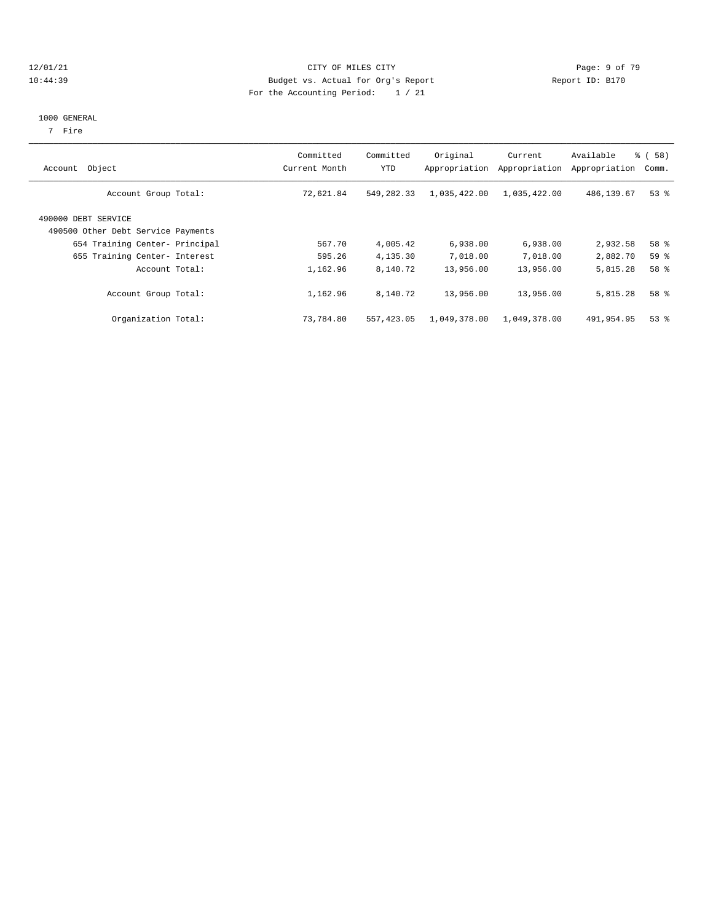CITY OF MILES CITY
Budget vs. Actual for Org's Report
For the Accounting Period: 1 / 21

12/01/21
10:44:39

Report ID: B170

1000 GENERAL
7 Fire

| Account Object | Committed Current Month | Committed YTD | Original Appropriation | Current Appropriation | Available Appropriation | % ( 58) Comm. |
|---|---|---|---|---|---|---|
| Account Group Total: | 72,621.84 | 549,282.33 | 1,035,422.00 | 1,035,422.00 | 486,139.67 | 53 % |
| 490000 DEBT SERVICE | | | | | | |
| 490500 Other Debt Service Payments | | | | | | |
| 654 Training Center- Principal | 567.70 | 4,005.42 | 6,938.00 | 6,938.00 | 2,932.58 | 58 % |
| 655 Training Center- Interest | 595.26 | 4,135.30 | 7,018.00 | 7,018.00 | 2,882.70 | 59 % |
| Account Total: | 1,162.96 | 8,140.72 | 13,956.00 | 13,956.00 | 5,815.28 | 58 % |
| Account Group Total: | 1,162.96 | 8,140.72 | 13,956.00 | 13,956.00 | 5,815.28 | 58 % |
| Organization Total: | 73,784.80 | 557,423.05 | 1,049,378.00 | 1,049,378.00 | 491,954.95 | 53 % |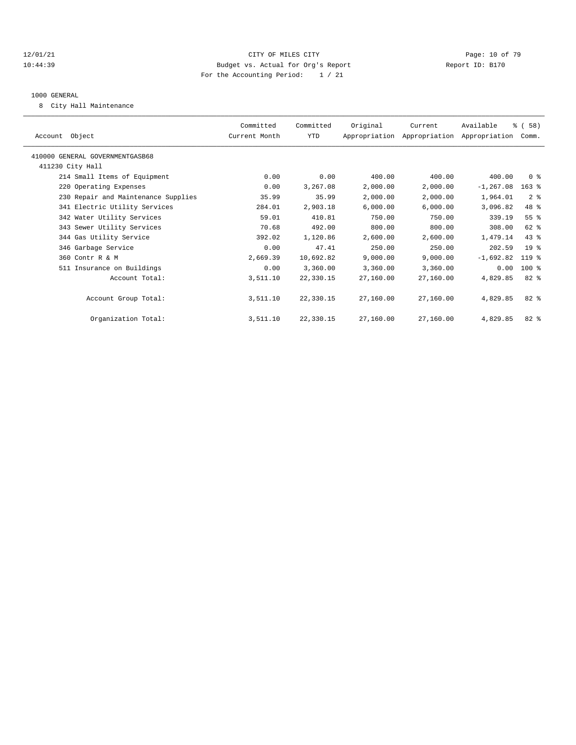CITY OF MILES CITY
Budget vs. Actual for Org's Report
For the Accounting Period: 1 / 21

12/01/21
10:44:39

Report ID: B170

1000 GENERAL

8 City Hall Maintenance

| Account Object | Committed Current Month | Committed YTD | Original Appropriation | Current Appropriation | Available Appropriation | % ( 58) Comm. |
|---|---|---|---|---|---|---|
| 410000 GENERAL GOVERNMENTGASB68 | | | | | | |
| 411230 City Hall | | | | | | |
| 214 Small Items of Equipment | 0.00 | 0.00 | 400.00 | 400.00 | 400.00 | 0 % |
| 220 Operating Expenses | 0.00 | 3,267.08 | 2,000.00 | 2,000.00 | -1,267.08 | 163 % |
| 230 Repair and Maintenance Supplies | 35.99 | 35.99 | 2,000.00 | 2,000.00 | 1,964.01 | 2 % |
| 341 Electric Utility Services | 284.01 | 2,903.18 | 6,000.00 | 6,000.00 | 3,096.82 | 48 % |
| 342 Water Utility Services | 59.01 | 410.81 | 750.00 | 750.00 | 339.19 | 55 % |
| 343 Sewer Utility Services | 70.68 | 492.00 | 800.00 | 800.00 | 308.00 | 62 % |
| 344 Gas Utility Service | 392.02 | 1,120.86 | 2,600.00 | 2,600.00 | 1,479.14 | 43 % |
| 346 Garbage Service | 0.00 | 47.41 | 250.00 | 250.00 | 202.59 | 19 % |
| 360 Contr R & M | 2,669.39 | 10,692.82 | 9,000.00 | 9,000.00 | -1,692.82 | 119 % |
| 511 Insurance on Buildings | 0.00 | 3,360.00 | 3,360.00 | 3,360.00 | 0.00 | 100 % |
| Account Total: | 3,511.10 | 22,330.15 | 27,160.00 | 27,160.00 | 4,829.85 | 82 % |
| Account Group Total: | 3,511.10 | 22,330.15 | 27,160.00 | 27,160.00 | 4,829.85 | 82 % |
| Organization Total: | 3,511.10 | 22,330.15 | 27,160.00 | 27,160.00 | 4,829.85 | 82 % |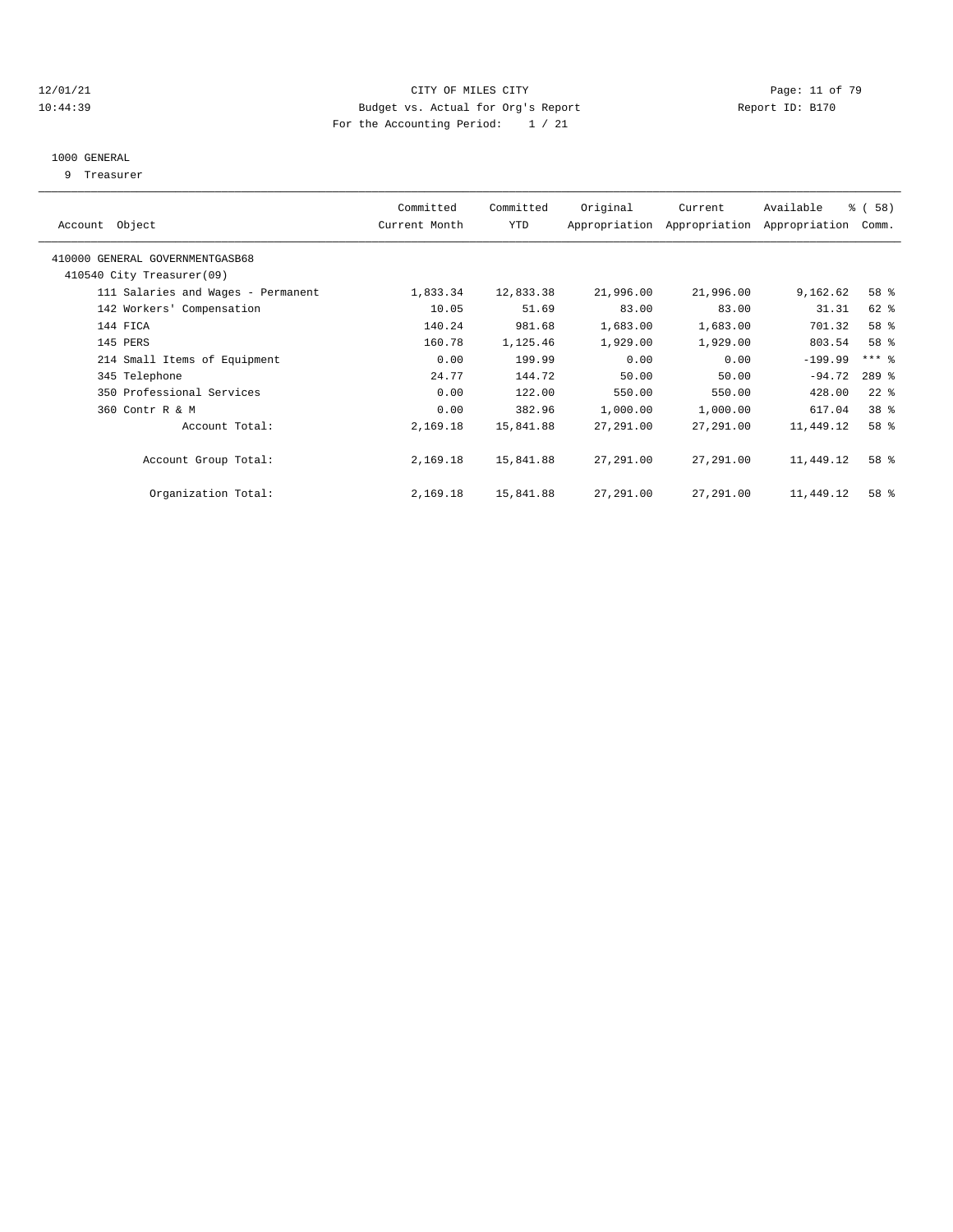12/01/21 CITY OF MILES CITY
10:44:39 Budget vs. Actual for Org's Report Report ID: B170
For the Accounting Period: 1 / 21

1000 GENERAL
9 Treasurer

| Account Object | Committed Current Month | Committed YTD | Original Appropriation | Current Appropriation | Available Appropriation | % ( 58) Comm. |
|---|---|---|---|---|---|---|
| 410000 GENERAL GOVERNMENTGASB68 | | | | | | |
| 410540 City Treasurer(09) | | | | | | |
| 111 Salaries and Wages - Permanent | 1,833.34 | 12,833.38 | 21,996.00 | 21,996.00 | 9,162.62 | 58 % |
| 142 Workers' Compensation | 10.05 | 51.69 | 83.00 | 83.00 | 31.31 | 62 % |
| 144 FICA | 140.24 | 981.68 | 1,683.00 | 1,683.00 | 701.32 | 58 % |
| 145 PERS | 160.78 | 1,125.46 | 1,929.00 | 1,929.00 | 803.54 | 58 % |
| 214 Small Items of Equipment | 0.00 | 199.99 | 0.00 | 0.00 | -199.99 | *** % |
| 345 Telephone | 24.77 | 144.72 | 50.00 | 50.00 | -94.72 | 289 % |
| 350 Professional Services | 0.00 | 122.00 | 550.00 | 550.00 | 428.00 | 22 % |
| 360 Contr R & M | 0.00 | 382.96 | 1,000.00 | 1,000.00 | 617.04 | 38 % |
| Account Total: | 2,169.18 | 15,841.88 | 27,291.00 | 27,291.00 | 11,449.12 | 58 % |
| Account Group Total: | 2,169.18 | 15,841.88 | 27,291.00 | 27,291.00 | 11,449.12 | 58 % |
| Organization Total: | 2,169.18 | 15,841.88 | 27,291.00 | 27,291.00 | 11,449.12 | 58 % |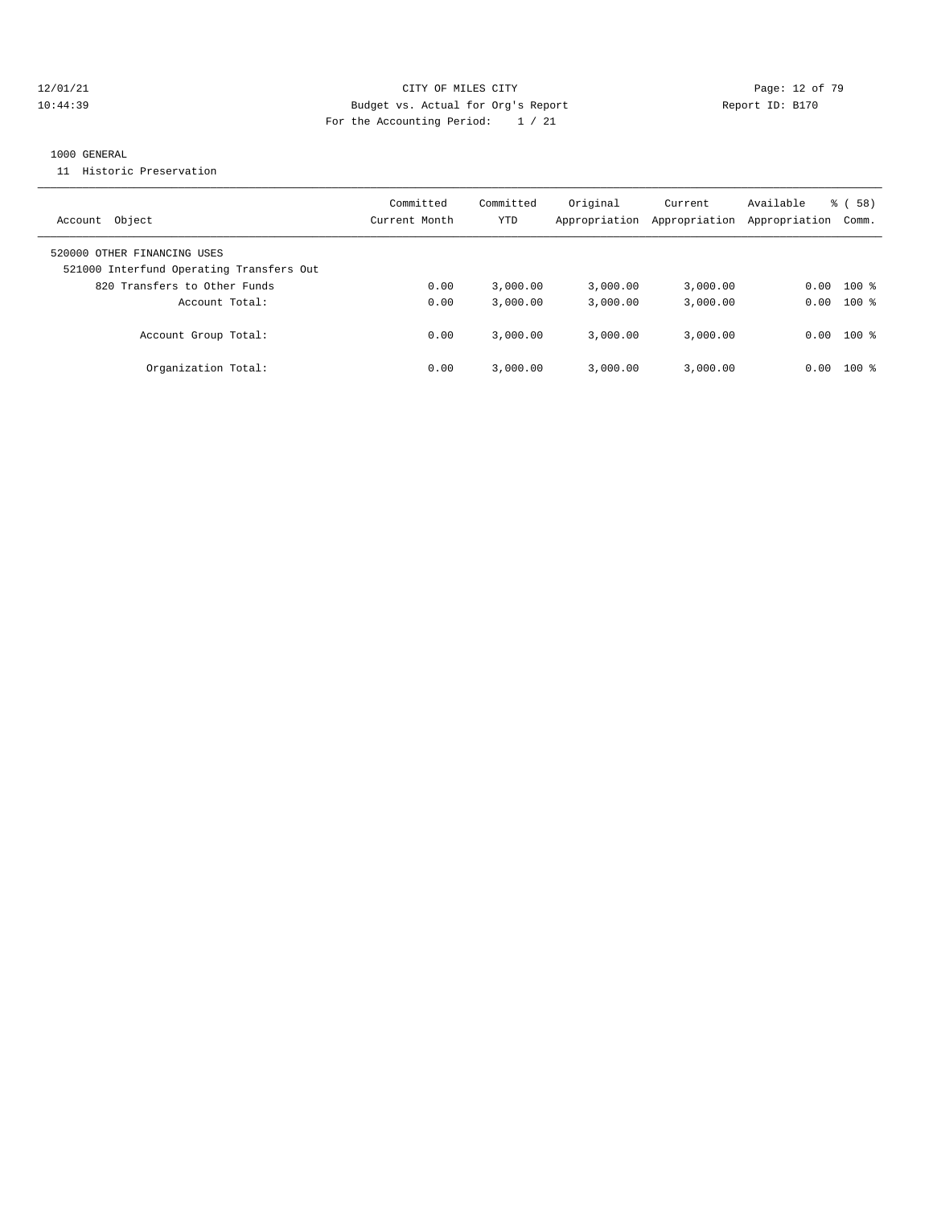CITY OF MILES CITY
Budget vs. Actual for Org's Report
For the Accounting Period: 1 / 21

12/01/21
10:44:39

Report ID: B170

1000 GENERAL
11 Historic Preservation

| Account Object | Committed Current Month | Committed YTD | Original Appropriation | Current Appropriation | Available Appropriation | % ( 58) Comm. |
|---|---|---|---|---|---|---|
| 520000 OTHER FINANCING USES | | | | | | |
| 521000 Interfund Operating Transfers Out | | | | | | |
| 820 Transfers to Other Funds | 0.00 | 3,000.00 | 3,000.00 | 3,000.00 | 0.00 | 100 % |
| Account Total: | 0.00 | 3,000.00 | 3,000.00 | 3,000.00 | 0.00 | 100 % |
| Account Group Total: | 0.00 | 3,000.00 | 3,000.00 | 3,000.00 | 0.00 | 100 % |
| Organization Total: | 0.00 | 3,000.00 | 3,000.00 | 3,000.00 | 0.00 | 100 % |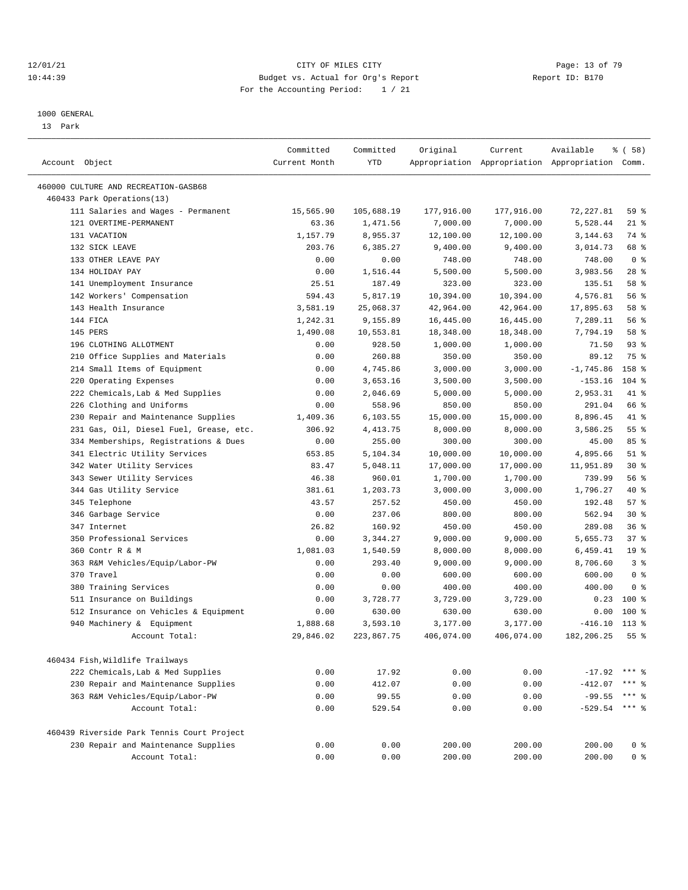CITY OF MILES CITY
Budget vs. Actual for Org's Report
For the Accounting Period: 1 / 21

12/01/21
10:44:39

Report ID: B170

1000 GENERAL
13 Park

| Account Object | Committed Current Month | Committed YTD | Original Appropriation | Current Appropriation | Available Appropriation | % ( 58) Comm. |
|---|---|---|---|---|---|---|
| 460000 CULTURE AND RECREATION-GASB68 | | | | | | |
| 460433 Park Operations(13) | | | | | | |
| 111 Salaries and Wages - Permanent | 15,565.90 | 105,688.19 | 177,916.00 | 177,916.00 | 72,227.81 | 59 % |
| 121 OVERTIME-PERMANENT | 63.36 | 1,471.56 | 7,000.00 | 7,000.00 | 5,528.44 | 21 % |
| 131 VACATION | 1,157.79 | 8,955.37 | 12,100.00 | 12,100.00 | 3,144.63 | 74 % |
| 132 SICK LEAVE | 203.76 | 6,385.27 | 9,400.00 | 9,400.00 | 3,014.73 | 68 % |
| 133 OTHER LEAVE PAY | 0.00 | 0.00 | 748.00 | 748.00 | 748.00 | 0 % |
| 134 HOLIDAY PAY | 0.00 | 1,516.44 | 5,500.00 | 5,500.00 | 3,983.56 | 28 % |
| 141 Unemployment Insurance | 25.51 | 187.49 | 323.00 | 323.00 | 135.51 | 58 % |
| 142 Workers' Compensation | 594.43 | 5,817.19 | 10,394.00 | 10,394.00 | 4,576.81 | 56 % |
| 143 Health Insurance | 3,581.19 | 25,068.37 | 42,964.00 | 42,964.00 | 17,895.63 | 58 % |
| 144 FICA | 1,242.31 | 9,155.89 | 16,445.00 | 16,445.00 | 7,289.11 | 56 % |
| 145 PERS | 1,490.08 | 10,553.81 | 18,348.00 | 18,348.00 | 7,794.19 | 58 % |
| 196 CLOTHING ALLOTMENT | 0.00 | 928.50 | 1,000.00 | 1,000.00 | 71.50 | 93 % |
| 210 Office Supplies and Materials | 0.00 | 260.88 | 350.00 | 350.00 | 89.12 | 75 % |
| 214 Small Items of Equipment | 0.00 | 4,745.86 | 3,000.00 | 3,000.00 | -1,745.86 | 158 % |
| 220 Operating Expenses | 0.00 | 3,653.16 | 3,500.00 | 3,500.00 | -153.16 | 104 % |
| 222 Chemicals,Lab & Med Supplies | 0.00 | 2,046.69 | 5,000.00 | 5,000.00 | 2,953.31 | 41 % |
| 226 Clothing and Uniforms | 0.00 | 558.96 | 850.00 | 850.00 | 291.04 | 66 % |
| 230 Repair and Maintenance Supplies | 1,409.36 | 6,103.55 | 15,000.00 | 15,000.00 | 8,896.45 | 41 % |
| 231 Gas, Oil, Diesel Fuel, Grease, etc. | 306.92 | 4,413.75 | 8,000.00 | 8,000.00 | 3,586.25 | 55 % |
| 334 Memberships, Registrations & Dues | 0.00 | 255.00 | 300.00 | 300.00 | 45.00 | 85 % |
| 341 Electric Utility Services | 653.85 | 5,104.34 | 10,000.00 | 10,000.00 | 4,895.66 | 51 % |
| 342 Water Utility Services | 83.47 | 5,048.11 | 17,000.00 | 17,000.00 | 11,951.89 | 30 % |
| 343 Sewer Utility Services | 46.38 | 960.01 | 1,700.00 | 1,700.00 | 739.99 | 56 % |
| 344 Gas Utility Service | 381.61 | 1,203.73 | 3,000.00 | 3,000.00 | 1,796.27 | 40 % |
| 345 Telephone | 43.57 | 257.52 | 450.00 | 450.00 | 192.48 | 57 % |
| 346 Garbage Service | 0.00 | 237.06 | 800.00 | 800.00 | 562.94 | 30 % |
| 347 Internet | 26.82 | 160.92 | 450.00 | 450.00 | 289.08 | 36 % |
| 350 Professional Services | 0.00 | 3,344.27 | 9,000.00 | 9,000.00 | 5,655.73 | 37 % |
| 360 Contr R & M | 1,081.03 | 1,540.59 | 8,000.00 | 8,000.00 | 6,459.41 | 19 % |
| 363 R&M Vehicles/Equip/Labor-PW | 0.00 | 293.40 | 9,000.00 | 9,000.00 | 8,706.60 | 3 % |
| 370 Travel | 0.00 | 0.00 | 600.00 | 600.00 | 600.00 | 0 % |
| 380 Training Services | 0.00 | 0.00 | 400.00 | 400.00 | 400.00 | 0 % |
| 511 Insurance on Buildings | 0.00 | 3,728.77 | 3,729.00 | 3,729.00 | 0.23 | 100 % |
| 512 Insurance on Vehicles & Equipment | 0.00 | 630.00 | 630.00 | 630.00 | 0.00 | 100 % |
| 940 Machinery & Equipment | 1,888.68 | 3,593.10 | 3,177.00 | 3,177.00 | -416.10 | 113 % |
| Account Total: | 29,846.02 | 223,867.75 | 406,074.00 | 406,074.00 | 182,206.25 | 55 % |
| 460434 Fish,Wildlife Trailways | | | | | | |
| 222 Chemicals,Lab & Med Supplies | 0.00 | 17.92 | 0.00 | 0.00 | -17.92 | *** % |
| 230 Repair and Maintenance Supplies | 0.00 | 412.07 | 0.00 | 0.00 | -412.07 | *** % |
| 363 R&M Vehicles/Equip/Labor-PW | 0.00 | 99.55 | 0.00 | 0.00 | -99.55 | *** % |
| Account Total: | 0.00 | 529.54 | 0.00 | 0.00 | -529.54 | *** % |
| 460439 Riverside Park Tennis Court Project | | | | | | |
| 230 Repair and Maintenance Supplies | 0.00 | 0.00 | 200.00 | 200.00 | 200.00 | 0 % |
| Account Total: | 0.00 | 0.00 | 200.00 | 200.00 | 200.00 | 0 % |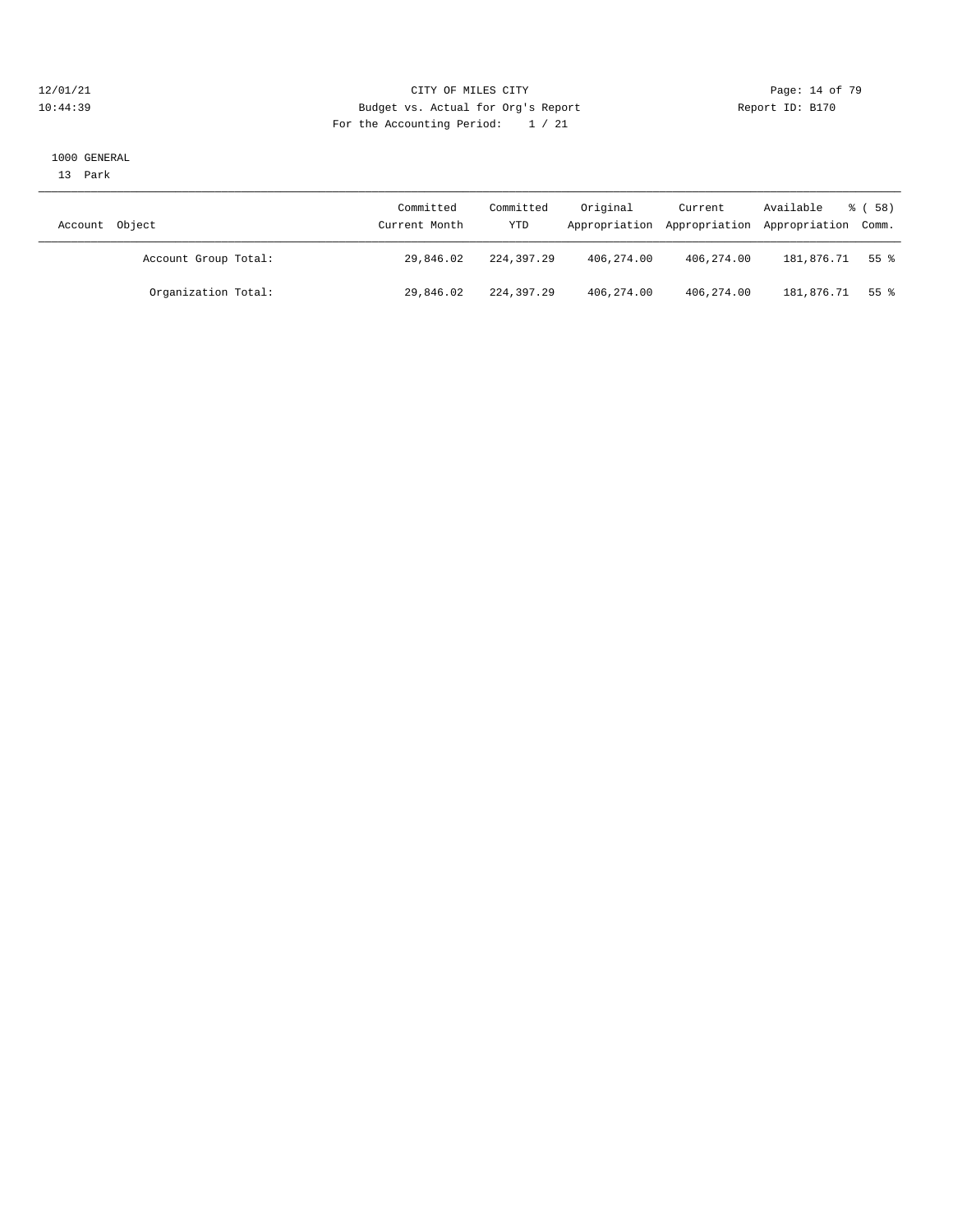CITY OF MILES CITY

Budget vs. Actual for Org's Report

For the Accounting Period: 1 / 21

12/01/21 10:44:39 Report ID: B170

1000 GENERAL

13 Park

| Account Object | Committed Current Month | Committed YTD | Original Appropriation | Current Appropriation | Available Appropriation | % ( 58) Comm. |
|---|---|---|---|---|---|---|
| Account Group Total: | 29,846.02 | 224,397.29 | 406,274.00 | 406,274.00 | 181,876.71 | 55 % |
| Organization Total: | 29,846.02 | 224,397.29 | 406,274.00 | 406,274.00 | 181,876.71 | 55 % |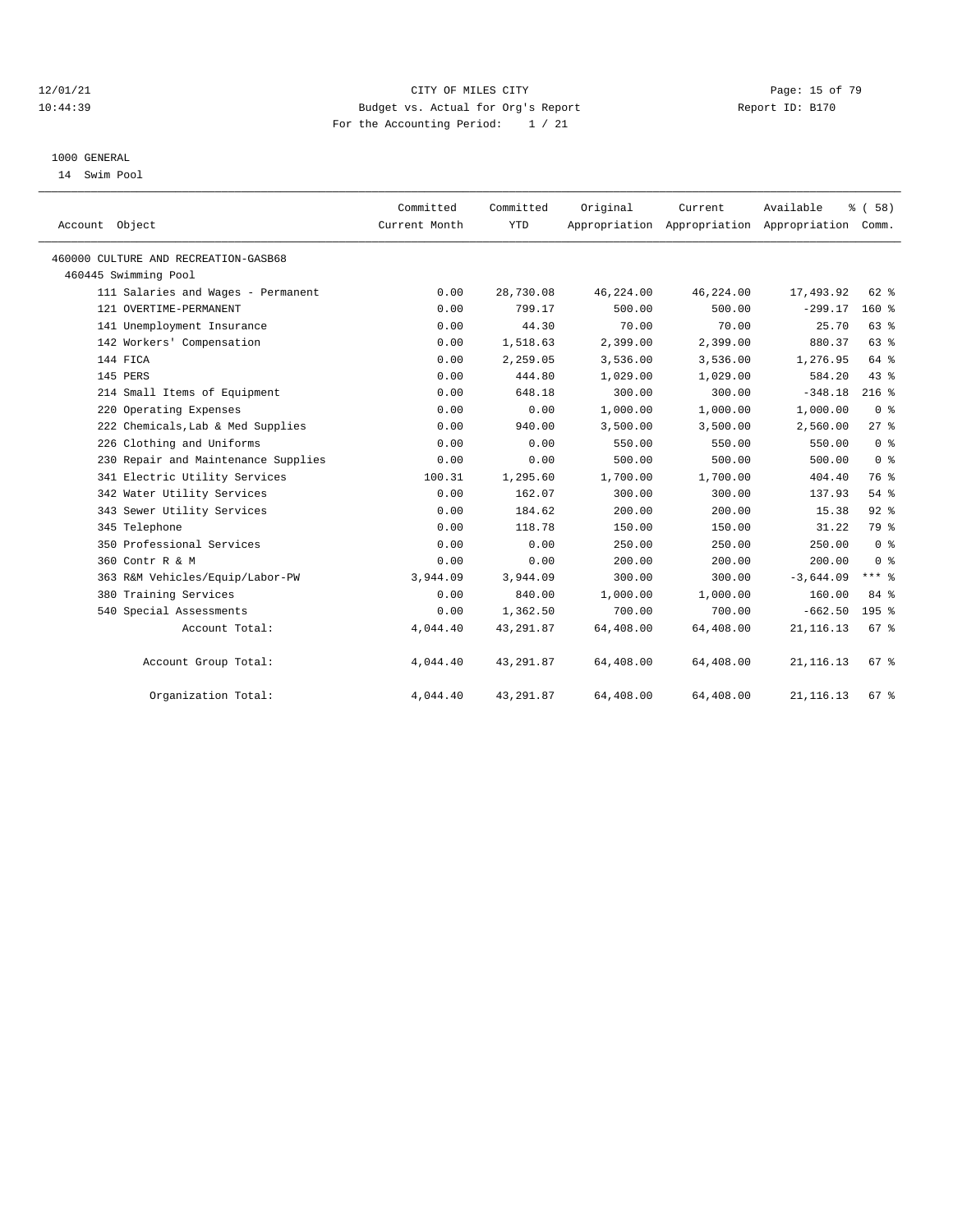CITY OF MILES CITY
Budget vs. Actual for Org's Report
For the Accounting Period: 1 / 21

12/01/21
10:44:39

Report ID: B170

1000 GENERAL
14 Swim Pool

| Account Object | Committed Current Month | Committed YTD | Original Appropriation | Current Appropriation | Available Appropriation | % ( 58) Comm. |
|---|---|---|---|---|---|---|
| 460000 CULTURE AND RECREATION-GASB68 | | | | | | |
| 460445 Swimming Pool | | | | | | |
| 111 Salaries and Wages - Permanent | 0.00 | 28,730.08 | 46,224.00 | 46,224.00 | 17,493.92 | 62 % |
| 121 OVERTIME-PERMANENT | 0.00 | 799.17 | 500.00 | 500.00 | -299.17 | 160 % |
| 141 Unemployment Insurance | 0.00 | 44.30 | 70.00 | 70.00 | 25.70 | 63 % |
| 142 Workers' Compensation | 0.00 | 1,518.63 | 2,399.00 | 2,399.00 | 880.37 | 63 % |
| 144 FICA | 0.00 | 2,259.05 | 3,536.00 | 3,536.00 | 1,276.95 | 64 % |
| 145 PERS | 0.00 | 444.80 | 1,029.00 | 1,029.00 | 584.20 | 43 % |
| 214 Small Items of Equipment | 0.00 | 648.18 | 300.00 | 300.00 | -348.18 | 216 % |
| 220 Operating Expenses | 0.00 | 0.00 | 1,000.00 | 1,000.00 | 1,000.00 | 0 % |
| 222 Chemicals,Lab & Med Supplies | 0.00 | 940.00 | 3,500.00 | 3,500.00 | 2,560.00 | 27 % |
| 226 Clothing and Uniforms | 0.00 | 0.00 | 550.00 | 550.00 | 550.00 | 0 % |
| 230 Repair and Maintenance Supplies | 0.00 | 0.00 | 500.00 | 500.00 | 500.00 | 0 % |
| 341 Electric Utility Services | 100.31 | 1,295.60 | 1,700.00 | 1,700.00 | 404.40 | 76 % |
| 342 Water Utility Services | 0.00 | 162.07 | 300.00 | 300.00 | 137.93 | 54 % |
| 343 Sewer Utility Services | 0.00 | 184.62 | 200.00 | 200.00 | 15.38 | 92 % |
| 345 Telephone | 0.00 | 118.78 | 150.00 | 150.00 | 31.22 | 79 % |
| 350 Professional Services | 0.00 | 0.00 | 250.00 | 250.00 | 250.00 | 0 % |
| 360 Contr R & M | 0.00 | 0.00 | 200.00 | 200.00 | 200.00 | 0 % |
| 363 R&M Vehicles/Equip/Labor-PW | 3,944.09 | 3,944.09 | 300.00 | 300.00 | -3,644.09 | *** % |
| 380 Training Services | 0.00 | 840.00 | 1,000.00 | 1,000.00 | 160.00 | 84 % |
| 540 Special Assessments | 0.00 | 1,362.50 | 700.00 | 700.00 | -662.50 | 195 % |
| Account Total: | 4,044.40 | 43,291.87 | 64,408.00 | 64,408.00 | 21,116.13 | 67 % |
| Account Group Total: | 4,044.40 | 43,291.87 | 64,408.00 | 64,408.00 | 21,116.13 | 67 % |
| Organization Total: | 4,044.40 | 43,291.87 | 64,408.00 | 64,408.00 | 21,116.13 | 67 % |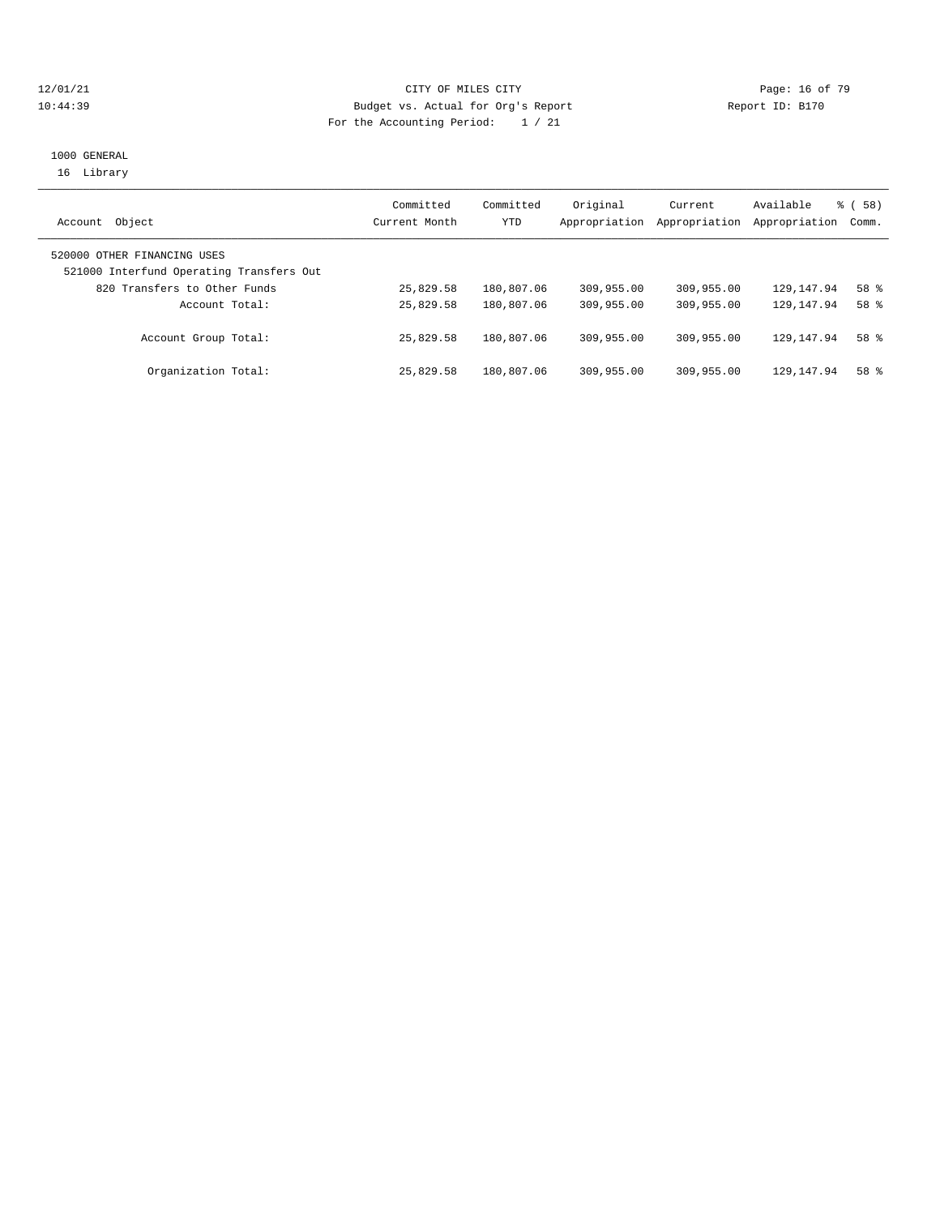CITY OF MILES CITY
Budget vs. Actual for Org's Report
For the Accounting Period: 1 / 21

1000 GENERAL
16 Library

| Account Object | Committed Current Month | Committed YTD | Original Appropriation | Current Appropriation | Available Appropriation | % ( 58) Comm. |
|---|---|---|---|---|---|---|
| 520000 OTHER FINANCING USES | | | | | | |
| 521000 Interfund Operating Transfers Out | | | | | | |
| 820 Transfers to Other Funds | 25,829.58 | 180,807.06 | 309,955.00 | 309,955.00 | 129,147.94 | 58 % |
| Account Total: | 25,829.58 | 180,807.06 | 309,955.00 | 309,955.00 | 129,147.94 | 58 % |
| Account Group Total: | 25,829.58 | 180,807.06 | 309,955.00 | 309,955.00 | 129,147.94 | 58 % |
| Organization Total: | 25,829.58 | 180,807.06 | 309,955.00 | 309,955.00 | 129,147.94 | 58 % |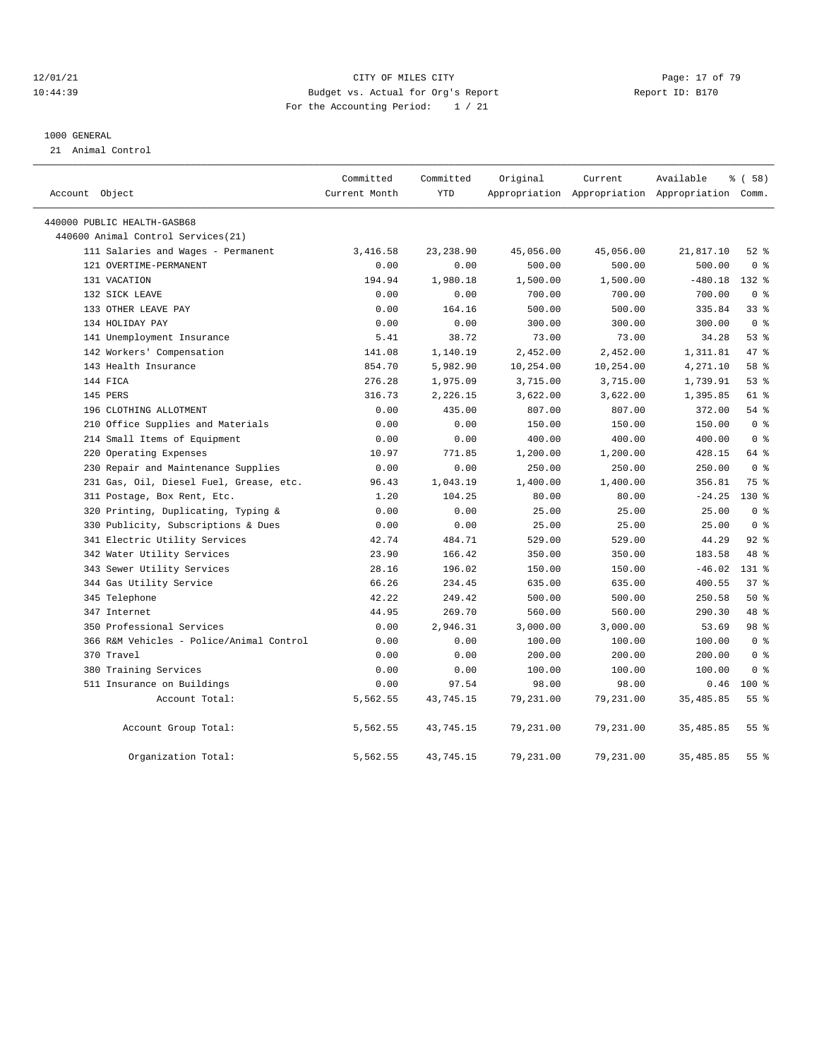CITY OF MILES CITY

Budget vs. Actual for Org's Report

For the Accounting Period: 1 / 21

1000 GENERAL

21 Animal Control

| Account Object | Committed Current Month | Committed YTD | Original Appropriation | Current Appropriation | Available Appropriation | % ( 58) Comm. |
|---|---|---|---|---|---|---|
| 440000 PUBLIC HEALTH-GASB68 | | | | | | |
| 440600 Animal Control Services(21) | | | | | | |
| 111 Salaries and Wages - Permanent | 3,416.58 | 23,238.90 | 45,056.00 | 45,056.00 | 21,817.10 | 52 % |
| 121 OVERTIME-PERMANENT | 0.00 | 0.00 | 500.00 | 500.00 | 500.00 | 0 % |
| 131 VACATION | 194.94 | 1,980.18 | 1,500.00 | 1,500.00 | -480.18 | 132 % |
| 132 SICK LEAVE | 0.00 | 0.00 | 700.00 | 700.00 | 700.00 | 0 % |
| 133 OTHER LEAVE PAY | 0.00 | 164.16 | 500.00 | 500.00 | 335.84 | 33 % |
| 134 HOLIDAY PAY | 0.00 | 0.00 | 300.00 | 300.00 | 300.00 | 0 % |
| 141 Unemployment Insurance | 5.41 | 38.72 | 73.00 | 73.00 | 34.28 | 53 % |
| 142 Workers' Compensation | 141.08 | 1,140.19 | 2,452.00 | 2,452.00 | 1,311.81 | 47 % |
| 143 Health Insurance | 854.70 | 5,982.90 | 10,254.00 | 10,254.00 | 4,271.10 | 58 % |
| 144 FICA | 276.28 | 1,975.09 | 3,715.00 | 3,715.00 | 1,739.91 | 53 % |
| 145 PERS | 316.73 | 2,226.15 | 3,622.00 | 3,622.00 | 1,395.85 | 61 % |
| 196 CLOTHING ALLOTMENT | 0.00 | 435.00 | 807.00 | 807.00 | 372.00 | 54 % |
| 210 Office Supplies and Materials | 0.00 | 0.00 | 150.00 | 150.00 | 150.00 | 0 % |
| 214 Small Items of Equipment | 0.00 | 0.00 | 400.00 | 400.00 | 400.00 | 0 % |
| 220 Operating Expenses | 10.97 | 771.85 | 1,200.00 | 1,200.00 | 428.15 | 64 % |
| 230 Repair and Maintenance Supplies | 0.00 | 0.00 | 250.00 | 250.00 | 250.00 | 0 % |
| 231 Gas, Oil, Diesel Fuel, Grease, etc. | 96.43 | 1,043.19 | 1,400.00 | 1,400.00 | 356.81 | 75 % |
| 311 Postage, Box Rent, Etc. | 1.20 | 104.25 | 80.00 | 80.00 | -24.25 | 130 % |
| 320 Printing, Duplicating, Typing & | 0.00 | 0.00 | 25.00 | 25.00 | 25.00 | 0 % |
| 330 Publicity, Subscriptions & Dues | 0.00 | 0.00 | 25.00 | 25.00 | 25.00 | 0 % |
| 341 Electric Utility Services | 42.74 | 484.71 | 529.00 | 529.00 | 44.29 | 92 % |
| 342 Water Utility Services | 23.90 | 166.42 | 350.00 | 350.00 | 183.58 | 48 % |
| 343 Sewer Utility Services | 28.16 | 196.02 | 150.00 | 150.00 | -46.02 | 131 % |
| 344 Gas Utility Service | 66.26 | 234.45 | 635.00 | 635.00 | 400.55 | 37 % |
| 345 Telephone | 42.22 | 249.42 | 500.00 | 500.00 | 250.58 | 50 % |
| 347 Internet | 44.95 | 269.70 | 560.00 | 560.00 | 290.30 | 48 % |
| 350 Professional Services | 0.00 | 2,946.31 | 3,000.00 | 3,000.00 | 53.69 | 98 % |
| 366 R&M Vehicles - Police/Animal Control | 0.00 | 0.00 | 100.00 | 100.00 | 100.00 | 0 % |
| 370 Travel | 0.00 | 0.00 | 200.00 | 200.00 | 200.00 | 0 % |
| 380 Training Services | 0.00 | 0.00 | 100.00 | 100.00 | 100.00 | 0 % |
| 511 Insurance on Buildings | 0.00 | 97.54 | 98.00 | 98.00 | 0.46 | 100 % |
| Account Total: | 5,562.55 | 43,745.15 | 79,231.00 | 79,231.00 | 35,485.85 | 55 % |
| Account Group Total: | 5,562.55 | 43,745.15 | 79,231.00 | 79,231.00 | 35,485.85 | 55 % |
| Organization Total: | 5,562.55 | 43,745.15 | 79,231.00 | 79,231.00 | 35,485.85 | 55 % |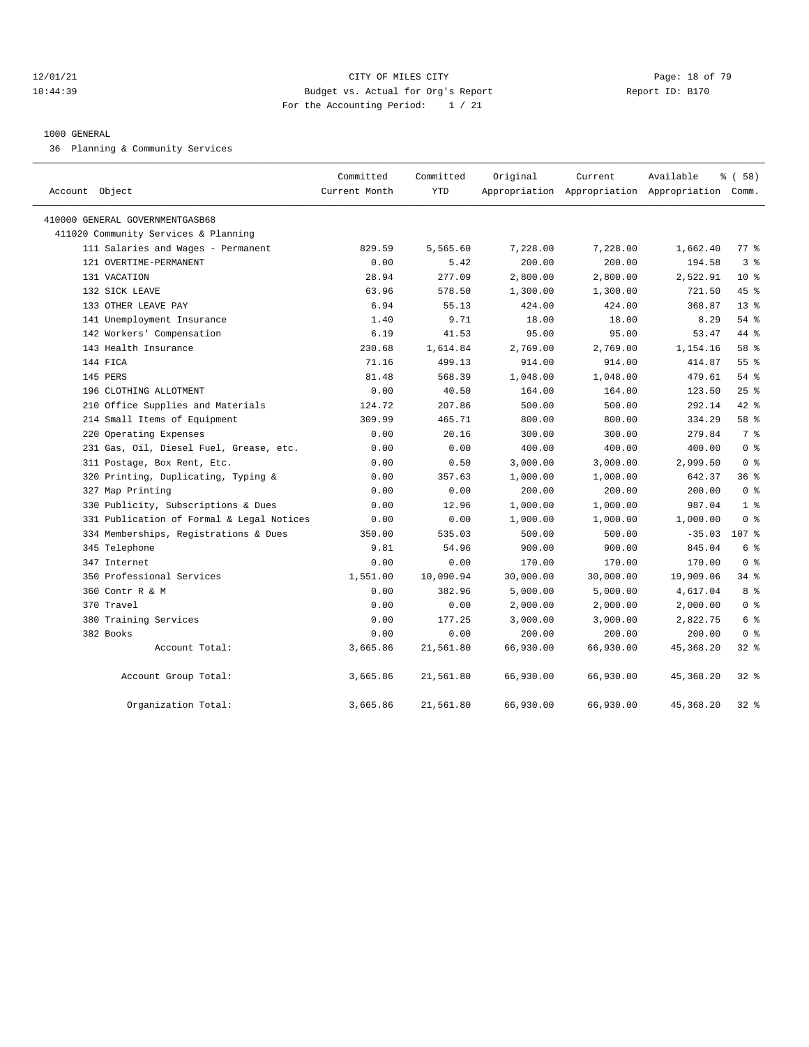CITY OF MILES CITY
Budget vs. Actual for Org's Report
For the Accounting Period: 1 / 21

12/01/21
10:44:39

Report ID: B170

1000 GENERAL
36 Planning & Community Services

| Account Object | Committed Current Month | Committed YTD | Original Appropriation | Current Appropriation | Available Appropriation | % ( 58) Comm. |
|---|---|---|---|---|---|---|
| 410000 GENERAL GOVERNMENTGASB68 | | | | | | |
| 411020 Community Services & Planning | | | | | | |
| 111 Salaries and Wages - Permanent | 829.59 | 5,565.60 | 7,228.00 | 7,228.00 | 1,662.40 | 77 % |
| 121 OVERTIME-PERMANENT | 0.00 | 5.42 | 200.00 | 200.00 | 194.58 | 3 % |
| 131 VACATION | 28.94 | 277.09 | 2,800.00 | 2,800.00 | 2,522.91 | 10 % |
| 132 SICK LEAVE | 63.96 | 578.50 | 1,300.00 | 1,300.00 | 721.50 | 45 % |
| 133 OTHER LEAVE PAY | 6.94 | 55.13 | 424.00 | 424.00 | 368.87 | 13 % |
| 141 Unemployment Insurance | 1.40 | 9.71 | 18.00 | 18.00 | 8.29 | 54 % |
| 142 Workers' Compensation | 6.19 | 41.53 | 95.00 | 95.00 | 53.47 | 44 % |
| 143 Health Insurance | 230.68 | 1,614.84 | 2,769.00 | 2,769.00 | 1,154.16 | 58 % |
| 144 FICA | 71.16 | 499.13 | 914.00 | 914.00 | 414.87 | 55 % |
| 145 PERS | 81.48 | 568.39 | 1,048.00 | 1,048.00 | 479.61 | 54 % |
| 196 CLOTHING ALLOTMENT | 0.00 | 40.50 | 164.00 | 164.00 | 123.50 | 25 % |
| 210 Office Supplies and Materials | 124.72 | 207.86 | 500.00 | 500.00 | 292.14 | 42 % |
| 214 Small Items of Equipment | 309.99 | 465.71 | 800.00 | 800.00 | 334.29 | 58 % |
| 220 Operating Expenses | 0.00 | 20.16 | 300.00 | 300.00 | 279.84 | 7 % |
| 231 Gas, Oil, Diesel Fuel, Grease, etc. | 0.00 | 0.00 | 400.00 | 400.00 | 400.00 | 0 % |
| 311 Postage, Box Rent, Etc. | 0.00 | 0.50 | 3,000.00 | 3,000.00 | 2,999.50 | 0 % |
| 320 Printing, Duplicating, Typing & | 0.00 | 357.63 | 1,000.00 | 1,000.00 | 642.37 | 36 % |
| 327 Map Printing | 0.00 | 0.00 | 200.00 | 200.00 | 200.00 | 0 % |
| 330 Publicity, Subscriptions & Dues | 0.00 | 12.96 | 1,000.00 | 1,000.00 | 987.04 | 1 % |
| 331 Publication of Formal & Legal Notices | 0.00 | 0.00 | 1,000.00 | 1,000.00 | 1,000.00 | 0 % |
| 334 Memberships, Registrations & Dues | 350.00 | 535.03 | 500.00 | 500.00 | -35.03 | 107 % |
| 345 Telephone | 9.81 | 54.96 | 900.00 | 900.00 | 845.04 | 6 % |
| 347 Internet | 0.00 | 0.00 | 170.00 | 170.00 | 170.00 | 0 % |
| 350 Professional Services | 1,551.00 | 10,090.94 | 30,000.00 | 30,000.00 | 19,909.06 | 34 % |
| 360 Contr R & M | 0.00 | 382.96 | 5,000.00 | 5,000.00 | 4,617.04 | 8 % |
| 370 Travel | 0.00 | 0.00 | 2,000.00 | 2,000.00 | 2,000.00 | 0 % |
| 380 Training Services | 0.00 | 177.25 | 3,000.00 | 3,000.00 | 2,822.75 | 6 % |
| 382 Books | 0.00 | 0.00 | 200.00 | 200.00 | 200.00 | 0 % |
| Account Total: | 3,665.86 | 21,561.80 | 66,930.00 | 66,930.00 | 45,368.20 | 32 % |
| Account Group Total: | 3,665.86 | 21,561.80 | 66,930.00 | 66,930.00 | 45,368.20 | 32 % |
| Organization Total: | 3,665.86 | 21,561.80 | 66,930.00 | 66,930.00 | 45,368.20 | 32 % |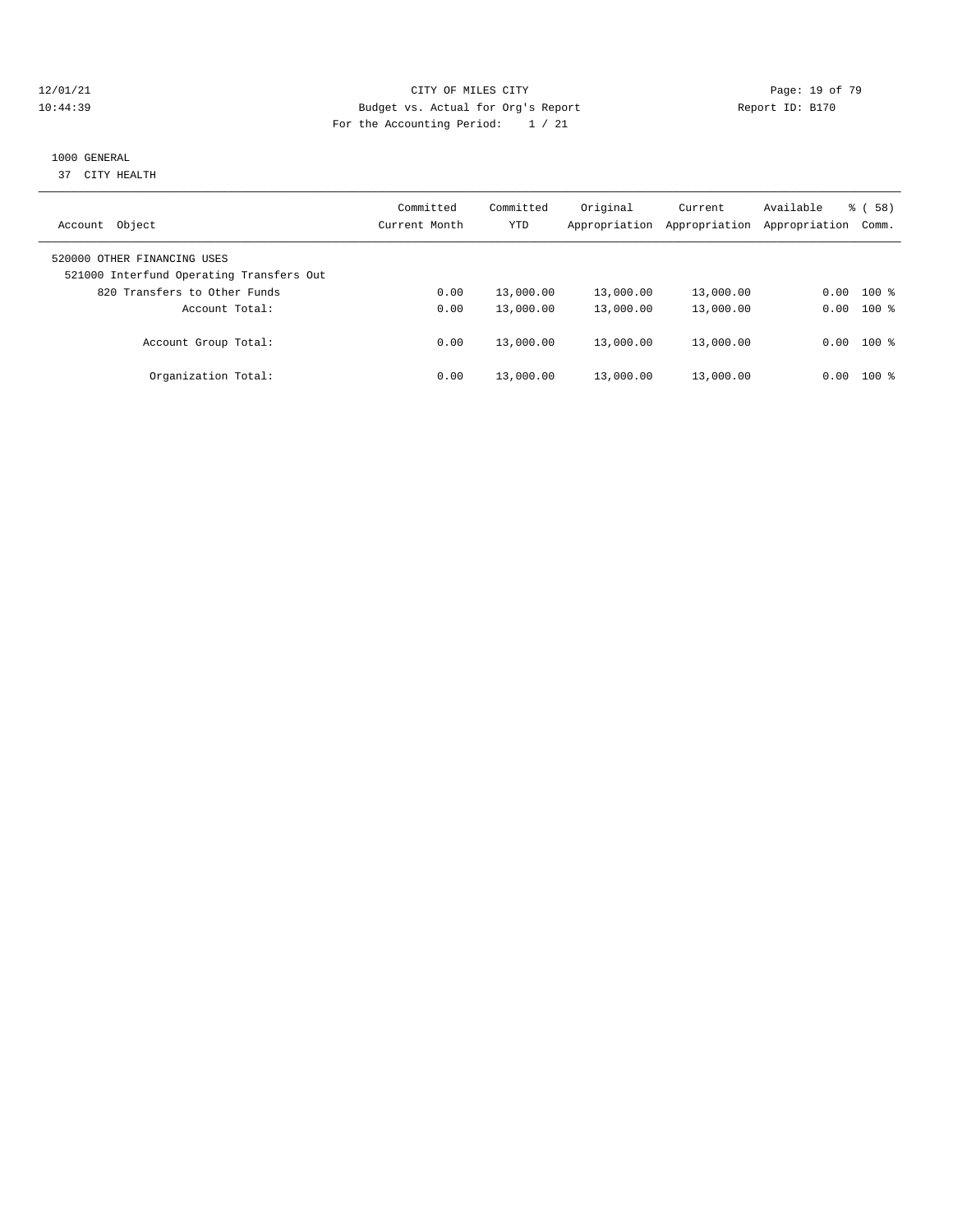12/01/21 CITY OF MILES CITY
10:44:39 Budget vs. Actual for Org's Report Report ID: B170
For the Accounting Period: 1 / 21

1000 GENERAL
37 CITY HEALTH

| Account Object | Committed Current Month | Committed YTD | Original Appropriation | Current Appropriation | Available Appropriation | % ( 58) Comm. |
|---|---|---|---|---|---|---|
| 520000 OTHER FINANCING USES | | | | | | |
| 521000 Interfund Operating Transfers Out | | | | | | |
| 820 Transfers to Other Funds | 0.00 | 13,000.00 | 13,000.00 | 13,000.00 | 0.00 | 100 % |
| Account Total: | 0.00 | 13,000.00 | 13,000.00 | 13,000.00 | 0.00 | 100 % |
| Account Group Total: | 0.00 | 13,000.00 | 13,000.00 | 13,000.00 | 0.00 | 100 % |
| Organization Total: | 0.00 | 13,000.00 | 13,000.00 | 13,000.00 | 0.00 | 100 % |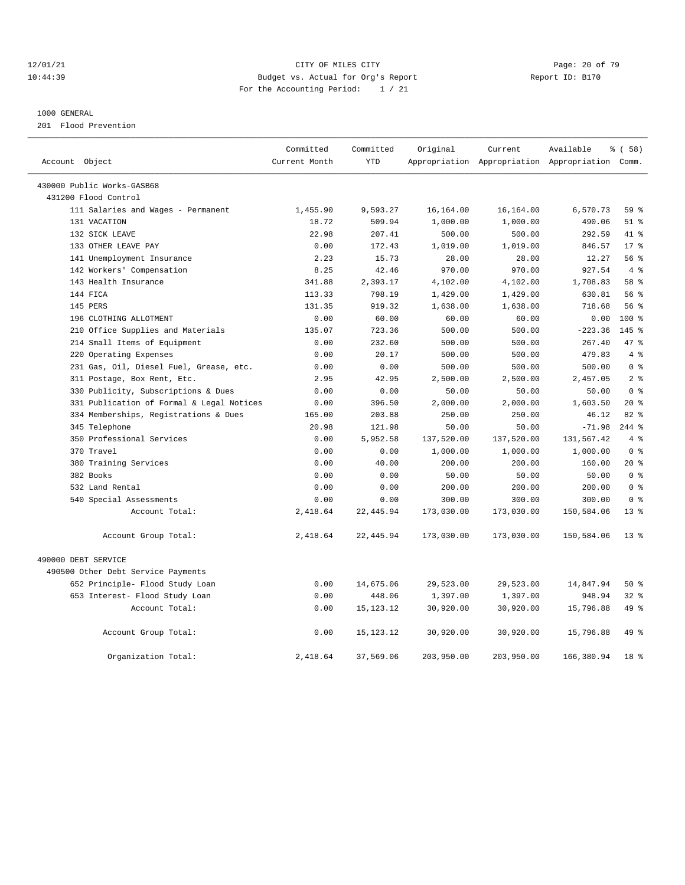CITY OF MILES CITY
Budget vs. Actual for Org's Report
For the Accounting Period: 1 / 21

12/01/21
10:44:39

Report ID: B170

1000 GENERAL
201 Flood Prevention

| Account Object | Committed Current Month | Committed YTD | Original Appropriation | Current Appropriation | Available Appropriation | % ( 58) Comm. |
|---|---|---|---|---|---|---|
| 430000 Public Works-GASB68 | | | | | | |
| 431200 Flood Control | | | | | | |
| 111 Salaries and Wages - Permanent | 1,455.90 | 9,593.27 | 16,164.00 | 16,164.00 | 6,570.73 | 59 % |
| 131 VACATION | 18.72 | 509.94 | 1,000.00 | 1,000.00 | 490.06 | 51 % |
| 132 SICK LEAVE | 22.98 | 207.41 | 500.00 | 500.00 | 292.59 | 41 % |
| 133 OTHER LEAVE PAY | 0.00 | 172.43 | 1,019.00 | 1,019.00 | 846.57 | 17 % |
| 141 Unemployment Insurance | 2.23 | 15.73 | 28.00 | 28.00 | 12.27 | 56 % |
| 142 Workers' Compensation | 8.25 | 42.46 | 970.00 | 970.00 | 927.54 | 4 % |
| 143 Health Insurance | 341.88 | 2,393.17 | 4,102.00 | 4,102.00 | 1,708.83 | 58 % |
| 144 FICA | 113.33 | 798.19 | 1,429.00 | 1,429.00 | 630.81 | 56 % |
| 145 PERS | 131.35 | 919.32 | 1,638.00 | 1,638.00 | 718.68 | 56 % |
| 196 CLOTHING ALLOTMENT | 0.00 | 60.00 | 60.00 | 60.00 | 0.00 | 100 % |
| 210 Office Supplies and Materials | 135.07 | 723.36 | 500.00 | 500.00 | -223.36 | 145 % |
| 214 Small Items of Equipment | 0.00 | 232.60 | 500.00 | 500.00 | 267.40 | 47 % |
| 220 Operating Expenses | 0.00 | 20.17 | 500.00 | 500.00 | 479.83 | 4 % |
| 231 Gas, Oil, Diesel Fuel, Grease, etc. | 0.00 | 0.00 | 500.00 | 500.00 | 500.00 | 0 % |
| 311 Postage, Box Rent, Etc. | 2.95 | 42.95 | 2,500.00 | 2,500.00 | 2,457.05 | 2 % |
| 330 Publicity, Subscriptions & Dues | 0.00 | 0.00 | 50.00 | 50.00 | 50.00 | 0 % |
| 331 Publication of Formal & Legal Notices | 0.00 | 396.50 | 2,000.00 | 2,000.00 | 1,603.50 | 20 % |
| 334 Memberships, Registrations & Dues | 165.00 | 203.88 | 250.00 | 250.00 | 46.12 | 82 % |
| 345 Telephone | 20.98 | 121.98 | 50.00 | 50.00 | -71.98 | 244 % |
| 350 Professional Services | 0.00 | 5,952.58 | 137,520.00 | 137,520.00 | 131,567.42 | 4 % |
| 370 Travel | 0.00 | 0.00 | 1,000.00 | 1,000.00 | 1,000.00 | 0 % |
| 380 Training Services | 0.00 | 40.00 | 200.00 | 200.00 | 160.00 | 20 % |
| 382 Books | 0.00 | 0.00 | 50.00 | 50.00 | 50.00 | 0 % |
| 532 Land Rental | 0.00 | 0.00 | 200.00 | 200.00 | 200.00 | 0 % |
| 540 Special Assessments | 0.00 | 0.00 | 300.00 | 300.00 | 300.00 | 0 % |
| Account Total: | 2,418.64 | 22,445.94 | 173,030.00 | 173,030.00 | 150,584.06 | 13 % |
| Account Group Total: | 2,418.64 | 22,445.94 | 173,030.00 | 173,030.00 | 150,584.06 | 13 % |
| 490000 DEBT SERVICE | | | | | | |
| 490500 Other Debt Service Payments | | | | | | |
| 652 Principle- Flood Study Loan | 0.00 | 14,675.06 | 29,523.00 | 29,523.00 | 14,847.94 | 50 % |
| 653 Interest- Flood Study Loan | 0.00 | 448.06 | 1,397.00 | 1,397.00 | 948.94 | 32 % |
| Account Total: | 0.00 | 15,123.12 | 30,920.00 | 30,920.00 | 15,796.88 | 49 % |
| Account Group Total: | 0.00 | 15,123.12 | 30,920.00 | 30,920.00 | 15,796.88 | 49 % |
| Organization Total: | 2,418.64 | 37,569.06 | 203,950.00 | 203,950.00 | 166,380.94 | 18 % |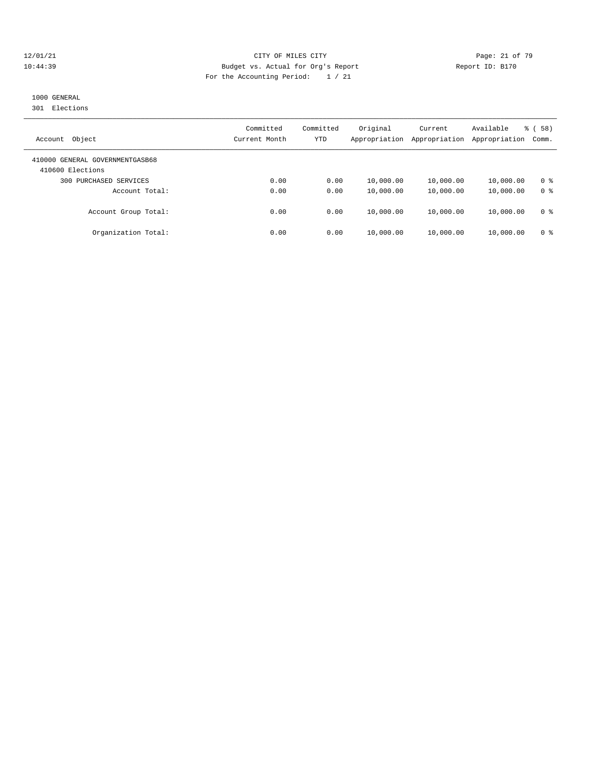CITY OF MILES CITY
Budget vs. Actual for Org's Report
For the Accounting Period: 1 / 21

12/01/21
10:44:39

Report ID: B170

1000 GENERAL
301 Elections

| Account Object | Committed Current Month | Committed YTD | Original Appropriation | Current Appropriation | Available Appropriation | % ( 58) Comm. |
|---|---|---|---|---|---|---|
| 410000 GENERAL GOVERNMENTGASB68 | | | | | | |
| 410600 Elections | | | | | | |
| 300 PURCHASED SERVICES | 0.00 | 0.00 | 10,000.00 | 10,000.00 | 10,000.00 | 0 % |
| Account Total: | 0.00 | 0.00 | 10,000.00 | 10,000.00 | 10,000.00 | 0 % |
| Account Group Total: | 0.00 | 0.00 | 10,000.00 | 10,000.00 | 10,000.00 | 0 % |
| Organization Total: | 0.00 | 0.00 | 10,000.00 | 10,000.00 | 10,000.00 | 0 % |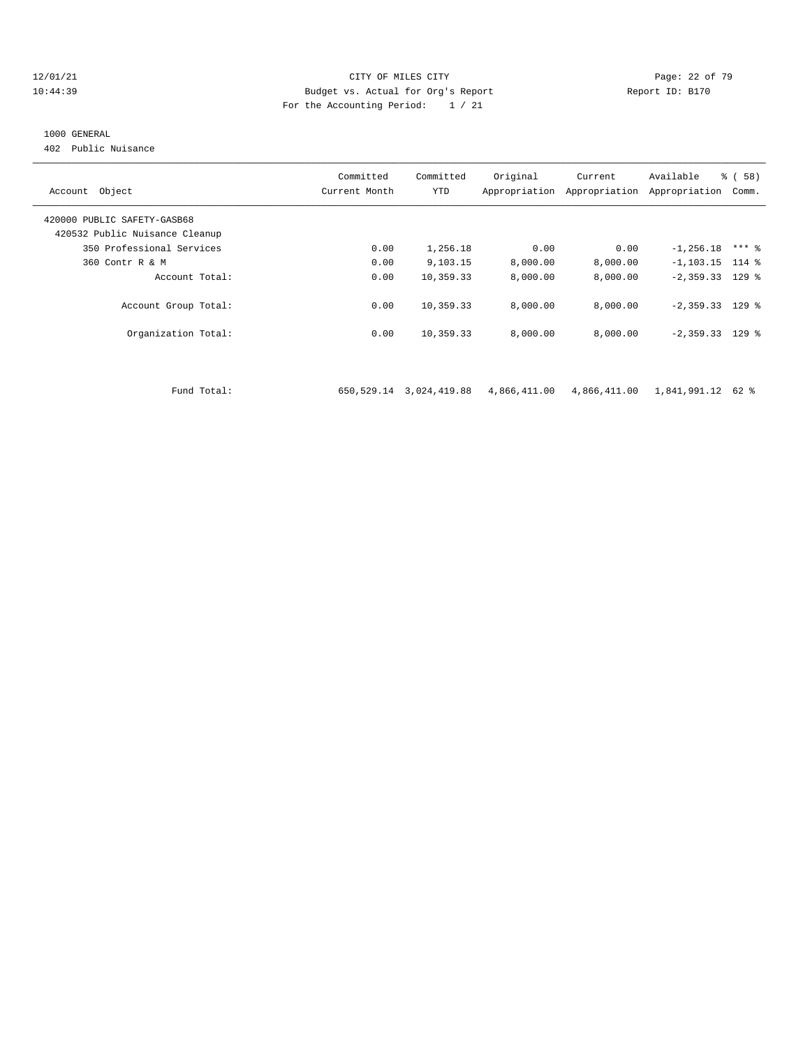CITY OF MILES CITY
Budget vs. Actual for Org's Report
For the Accounting Period: 1 / 21

12/01/21
10:44:39

Report ID: B170

1000 GENERAL
402 Public Nuisance

| Account Object | Committed Current Month | Committed YTD | Original Appropriation | Current Appropriation | Available Appropriation | % ( 58) Comm. |
|---|---|---|---|---|---|---|
| 420000 PUBLIC SAFETY-GASB68 | | | | | | |
| 420532 Public Nuisance Cleanup | | | | | | |
| 350 Professional Services | 0.00 | 1,256.18 | 0.00 | 0.00 | -1,256.18 | *** % |
| 360 Contr R & M | 0.00 | 9,103.15 | 8,000.00 | 8,000.00 | -1,103.15 | 114 % |
| Account Total: | 0.00 | 10,359.33 | 8,000.00 | 8,000.00 | -2,359.33 | 129 % |
| Account Group Total: | 0.00 | 10,359.33 | 8,000.00 | 8,000.00 | -2,359.33 | 129 % |
| Organization Total: | 0.00 | 10,359.33 | 8,000.00 | 8,000.00 | -2,359.33 | 129 % |
| Fund Total: | 650,529.14 | 3,024,419.88 | 4,866,411.00 | 4,866,411.00 | 1,841,991.12 | 62 % |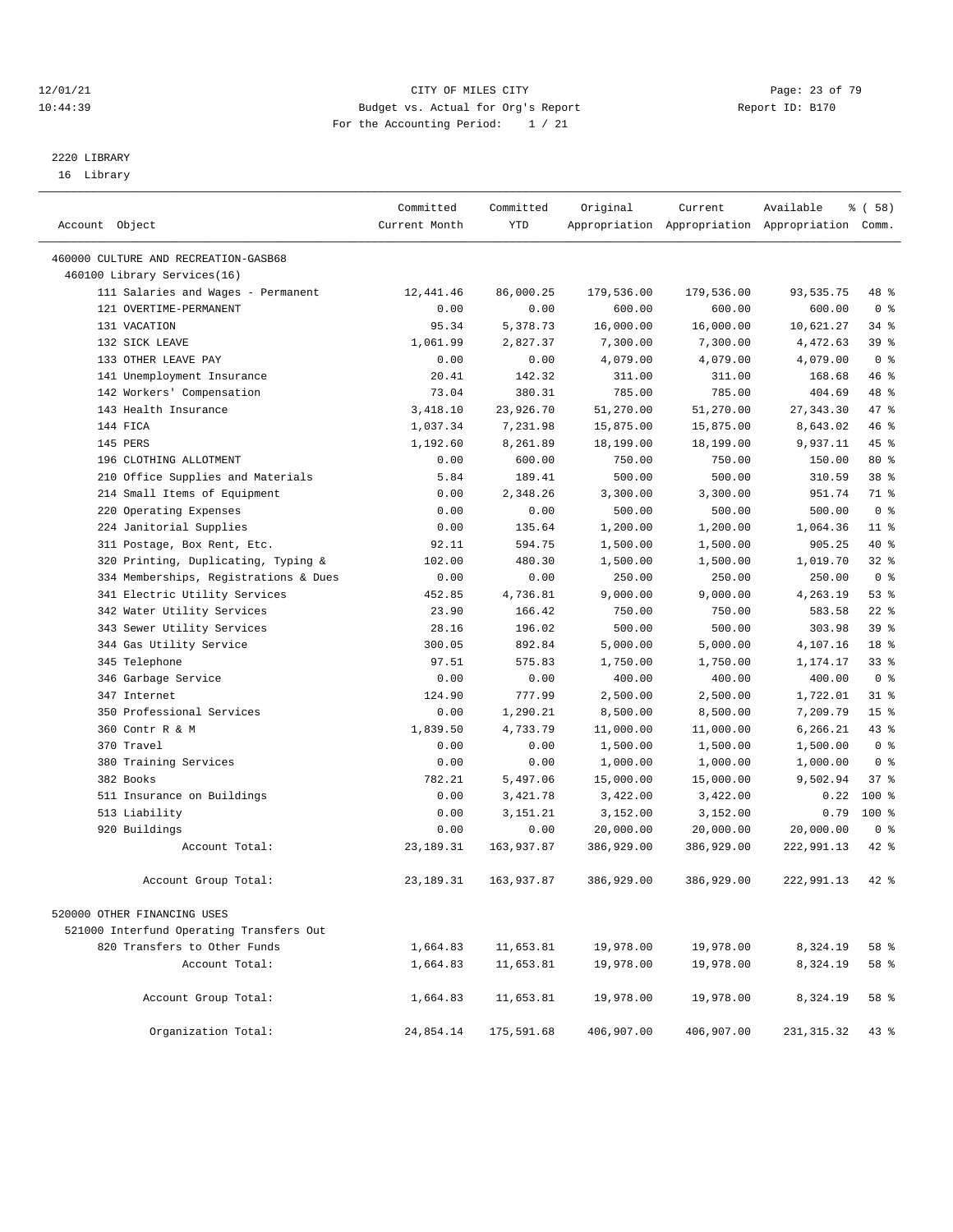12/01/21 CITY OF MILES CITY
10:44:39 Budget vs. Actual for Org's Report Report ID: B170
For the Accounting Period: 1 / 21

2220 LIBRARY
16 Library

| Account Object | Committed Current Month | Committed YTD | Original Appropriation | Current Appropriation | Available Appropriation | % ( 58) Comm. |
|---|---|---|---|---|---|---|
| 460000 CULTURE AND RECREATION-GASB68 | | | | | | |
| 460100 Library Services(16) | | | | | | |
| 111 Salaries and Wages - Permanent | 12,441.46 | 86,000.25 | 179,536.00 | 179,536.00 | 93,535.75 | 48 % |
| 121 OVERTIME-PERMANENT | 0.00 | 0.00 | 600.00 | 600.00 | 600.00 | 0 % |
| 131 VACATION | 95.34 | 5,378.73 | 16,000.00 | 16,000.00 | 10,621.27 | 34 % |
| 132 SICK LEAVE | 1,061.99 | 2,827.37 | 7,300.00 | 7,300.00 | 4,472.63 | 39 % |
| 133 OTHER LEAVE PAY | 0.00 | 0.00 | 4,079.00 | 4,079.00 | 4,079.00 | 0 % |
| 141 Unemployment Insurance | 20.41 | 142.32 | 311.00 | 311.00 | 168.68 | 46 % |
| 142 Workers' Compensation | 73.04 | 380.31 | 785.00 | 785.00 | 404.69 | 48 % |
| 143 Health Insurance | 3,418.10 | 23,926.70 | 51,270.00 | 51,270.00 | 27,343.30 | 47 % |
| 144 FICA | 1,037.34 | 7,231.98 | 15,875.00 | 15,875.00 | 8,643.02 | 46 % |
| 145 PERS | 1,192.60 | 8,261.89 | 18,199.00 | 18,199.00 | 9,937.11 | 45 % |
| 196 CLOTHING ALLOTMENT | 0.00 | 600.00 | 750.00 | 750.00 | 150.00 | 80 % |
| 210 Office Supplies and Materials | 5.84 | 189.41 | 500.00 | 500.00 | 310.59 | 38 % |
| 214 Small Items of Equipment | 0.00 | 2,348.26 | 3,300.00 | 3,300.00 | 951.74 | 71 % |
| 220 Operating Expenses | 0.00 | 0.00 | 500.00 | 500.00 | 500.00 | 0 % |
| 224 Janitorial Supplies | 0.00 | 135.64 | 1,200.00 | 1,200.00 | 1,064.36 | 11 % |
| 311 Postage, Box Rent, Etc. | 92.11 | 594.75 | 1,500.00 | 1,500.00 | 905.25 | 40 % |
| 320 Printing, Duplicating, Typing & | 102.00 | 480.30 | 1,500.00 | 1,500.00 | 1,019.70 | 32 % |
| 334 Memberships, Registrations & Dues | 0.00 | 0.00 | 250.00 | 250.00 | 250.00 | 0 % |
| 341 Electric Utility Services | 452.85 | 4,736.81 | 9,000.00 | 9,000.00 | 4,263.19 | 53 % |
| 342 Water Utility Services | 23.90 | 166.42 | 750.00 | 750.00 | 583.58 | 22 % |
| 343 Sewer Utility Services | 28.16 | 196.02 | 500.00 | 500.00 | 303.98 | 39 % |
| 344 Gas Utility Service | 300.05 | 892.84 | 5,000.00 | 5,000.00 | 4,107.16 | 18 % |
| 345 Telephone | 97.51 | 575.83 | 1,750.00 | 1,750.00 | 1,174.17 | 33 % |
| 346 Garbage Service | 0.00 | 0.00 | 400.00 | 400.00 | 400.00 | 0 % |
| 347 Internet | 124.90 | 777.99 | 2,500.00 | 2,500.00 | 1,722.01 | 31 % |
| 350 Professional Services | 0.00 | 1,290.21 | 8,500.00 | 8,500.00 | 7,209.79 | 15 % |
| 360 Contr R & M | 1,839.50 | 4,733.79 | 11,000.00 | 11,000.00 | 6,266.21 | 43 % |
| 370 Travel | 0.00 | 0.00 | 1,500.00 | 1,500.00 | 1,500.00 | 0 % |
| 380 Training Services | 0.00 | 0.00 | 1,000.00 | 1,000.00 | 1,000.00 | 0 % |
| 382 Books | 782.21 | 5,497.06 | 15,000.00 | 15,000.00 | 9,502.94 | 37 % |
| 511 Insurance on Buildings | 0.00 | 3,421.78 | 3,422.00 | 3,422.00 | 0.22 | 100 % |
| 513 Liability | 0.00 | 3,151.21 | 3,152.00 | 3,152.00 | 0.79 | 100 % |
| 920 Buildings | 0.00 | 0.00 | 20,000.00 | 20,000.00 | 20,000.00 | 0 % |
| Account Total: | 23,189.31 | 163,937.87 | 386,929.00 | 386,929.00 | 222,991.13 | 42 % |
| Account Group Total: | 23,189.31 | 163,937.87 | 386,929.00 | 386,929.00 | 222,991.13 | 42 % |
| 520000 OTHER FINANCING USES | | | | | | |
| 521000 Interfund Operating Transfers Out | | | | | | |
| 820 Transfers to Other Funds | 1,664.83 | 11,653.81 | 19,978.00 | 19,978.00 | 8,324.19 | 58 % |
| Account Total: | 1,664.83 | 11,653.81 | 19,978.00 | 19,978.00 | 8,324.19 | 58 % |
| Account Group Total: | 1,664.83 | 11,653.81 | 19,978.00 | 19,978.00 | 8,324.19 | 58 % |
| Organization Total: | 24,854.14 | 175,591.68 | 406,907.00 | 406,907.00 | 231,315.32 | 43 % |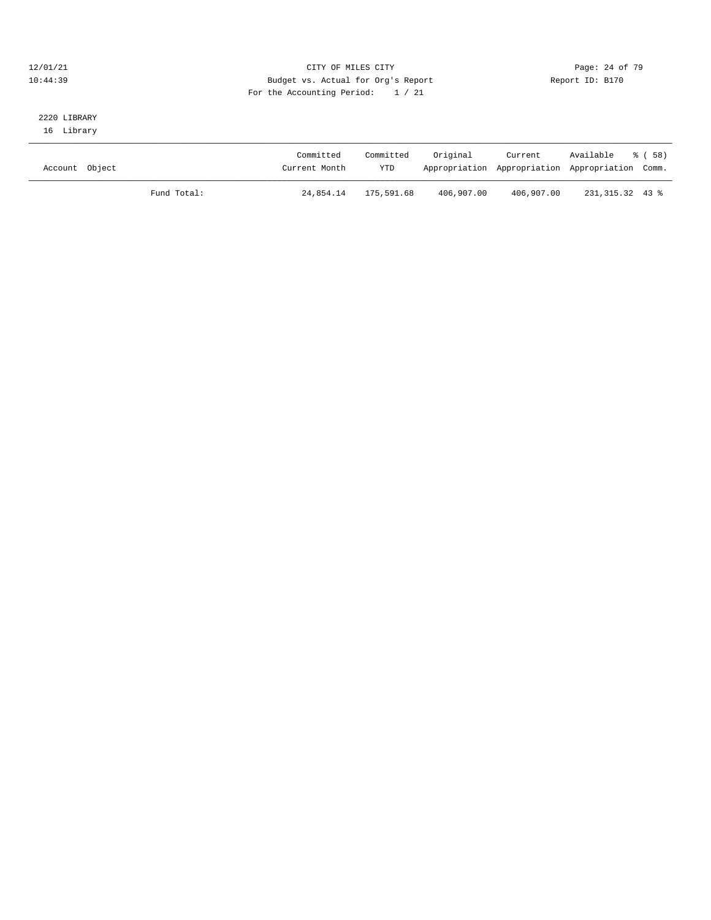CITY OF MILES CITY
Budget vs. Actual for Org's Report
For the Accounting Period: 1 / 21

Report ID: B170

12/01/21
10:44:39

2220 LIBRARY
16 Library

| Account Object | | Committed Current Month | Committed YTD | Original Appropriation | Current Appropriation | Available Appropriation | % ( 58) Comm. |
|---|---|---|---|---|---|---|---|
| | Fund Total: | 24,854.14 | 175,591.68 | 406,907.00 | 406,907.00 | 231,315.32 | 43 % |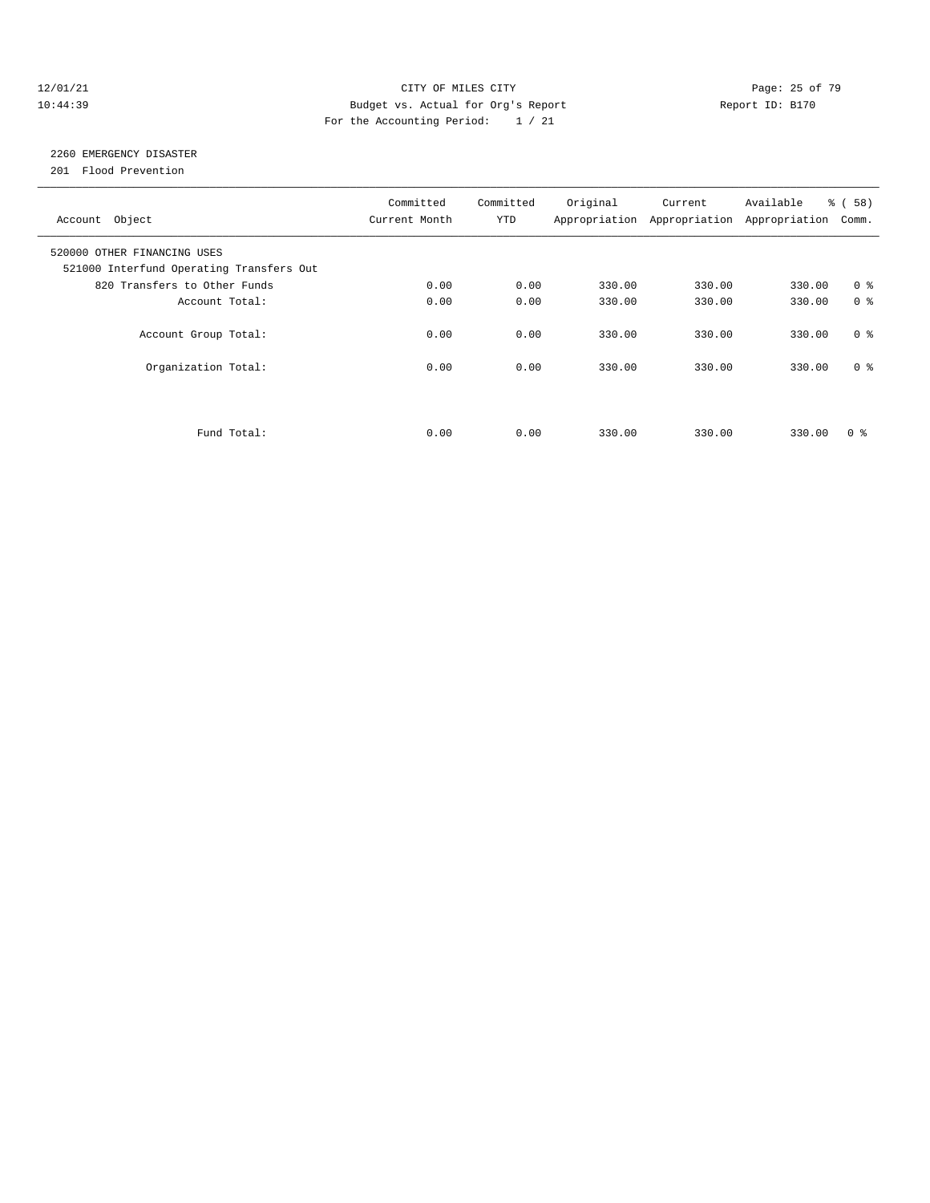CITY OF MILES CITY
Budget vs. Actual for Org's Report
For the Accounting Period: 1 / 21

12/01/21
10:44:39

Report ID: B170

## 2260 EMERGENCY DISASTER

201 Flood Prevention

| Account Object | Committed Current Month | Committed YTD | Original Appropriation | Current Appropriation | Available Appropriation | % ( 58) Comm. |
|---|---|---|---|---|---|---|
| 520000 OTHER FINANCING USES | | | | | | |
| 521000 Interfund Operating Transfers Out | | | | | | |
| 820 Transfers to Other Funds | 0.00 | 0.00 | 330.00 | 330.00 | 330.00 | 0 % |
| Account Total: | 0.00 | 0.00 | 330.00 | 330.00 | 330.00 | 0 % |
| Account Group Total: | 0.00 | 0.00 | 330.00 | 330.00 | 330.00 | 0 % |
| Organization Total: | 0.00 | 0.00 | 330.00 | 330.00 | 330.00 | 0 % |
| Fund Total: | 0.00 | 0.00 | 330.00 | 330.00 | 330.00 | 0 % |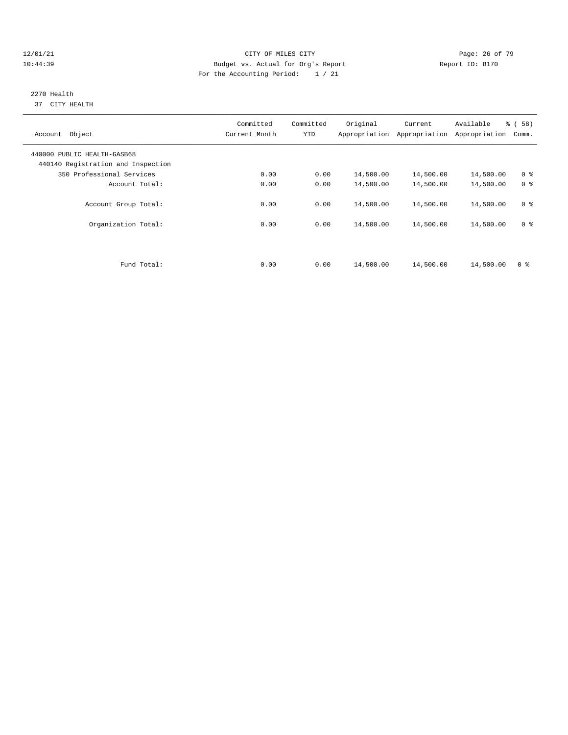12/01/21 CITY OF MILES CITY
10:44:39 Budget vs. Actual for Org's Report Report ID: B170
For the Accounting Period: 1 / 21

2270 Health
37 CITY HEALTH

| Account Object | Committed Current Month | Committed YTD | Original Appropriation | Current Appropriation | Available Appropriation | % ( 58) Comm. |
|---|---|---|---|---|---|---|
| 440000 PUBLIC HEALTH-GASB68 | | | | | | |
| 440140 Registration and Inspection | | | | | | |
| 350 Professional Services | 0.00 | 0.00 | 14,500.00 | 14,500.00 | 14,500.00 | 0 % |
| Account Total: | 0.00 | 0.00 | 14,500.00 | 14,500.00 | 14,500.00 | 0 % |
| Account Group Total: | 0.00 | 0.00 | 14,500.00 | 14,500.00 | 14,500.00 | 0 % |
| Organization Total: | 0.00 | 0.00 | 14,500.00 | 14,500.00 | 14,500.00 | 0 % |
| Fund Total: | 0.00 | 0.00 | 14,500.00 | 14,500.00 | 14,500.00 | 0 % |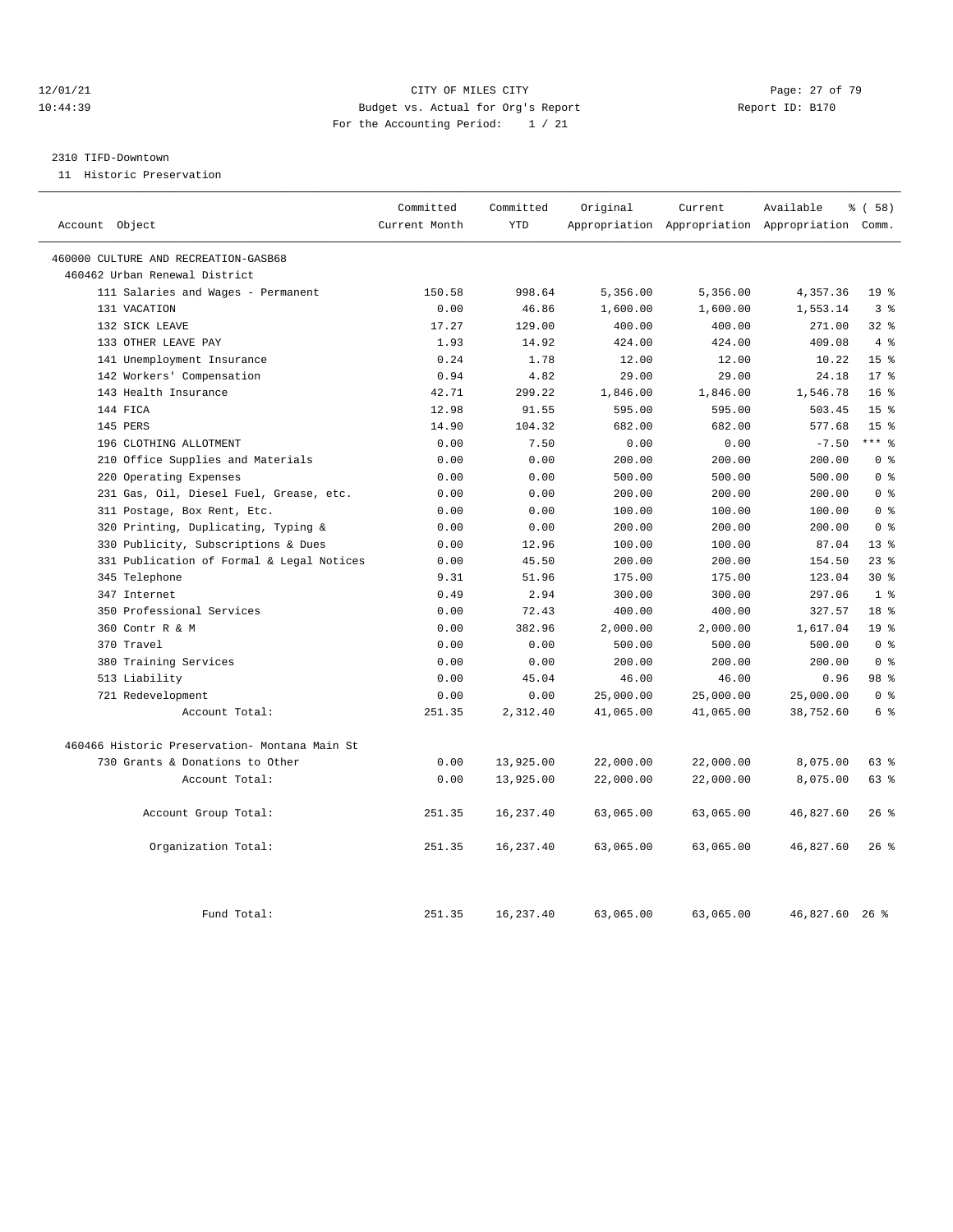12/01/21 CITY OF MILES CITY
10:44:39 Budget vs. Actual for Org's Report Report ID: B170
For the Accounting Period: 1 / 21

2310 TIFD-Downtown
11 Historic Preservation

| Account Object | Committed Current Month | Committed YTD | Original Appropriation | Current Appropriation | Available Appropriation | % ( 58) Comm. |
|---|---|---|---|---|---|---|
| 460000 CULTURE AND RECREATION-GASB68 | | | | | | |
| 460462 Urban Renewal District | | | | | | |
| 111 Salaries and Wages - Permanent | 150.58 | 998.64 | 5,356.00 | 5,356.00 | 4,357.36 | 19 % |
| 131 VACATION | 0.00 | 46.86 | 1,600.00 | 1,600.00 | 1,553.14 | 3 % |
| 132 SICK LEAVE | 17.27 | 129.00 | 400.00 | 400.00 | 271.00 | 32 % |
| 133 OTHER LEAVE PAY | 1.93 | 14.92 | 424.00 | 424.00 | 409.08 | 4 % |
| 141 Unemployment Insurance | 0.24 | 1.78 | 12.00 | 12.00 | 10.22 | 15 % |
| 142 Workers' Compensation | 0.94 | 4.82 | 29.00 | 29.00 | 24.18 | 17 % |
| 143 Health Insurance | 42.71 | 299.22 | 1,846.00 | 1,846.00 | 1,546.78 | 16 % |
| 144 FICA | 12.98 | 91.55 | 595.00 | 595.00 | 503.45 | 15 % |
| 145 PERS | 14.90 | 104.32 | 682.00 | 682.00 | 577.68 | 15 % |
| 196 CLOTHING ALLOTMENT | 0.00 | 7.50 | 0.00 | 0.00 | -7.50 | *** % |
| 210 Office Supplies and Materials | 0.00 | 0.00 | 200.00 | 200.00 | 200.00 | 0 % |
| 220 Operating Expenses | 0.00 | 0.00 | 500.00 | 500.00 | 500.00 | 0 % |
| 231 Gas, Oil, Diesel Fuel, Grease, etc. | 0.00 | 0.00 | 200.00 | 200.00 | 200.00 | 0 % |
| 311 Postage, Box Rent, Etc. | 0.00 | 0.00 | 100.00 | 100.00 | 100.00 | 0 % |
| 320 Printing, Duplicating, Typing & | 0.00 | 0.00 | 200.00 | 200.00 | 200.00 | 0 % |
| 330 Publicity, Subscriptions & Dues | 0.00 | 12.96 | 100.00 | 100.00 | 87.04 | 13 % |
| 331 Publication of Formal & Legal Notices | 0.00 | 45.50 | 200.00 | 200.00 | 154.50 | 23 % |
| 345 Telephone | 9.31 | 51.96 | 175.00 | 175.00 | 123.04 | 30 % |
| 347 Internet | 0.49 | 2.94 | 300.00 | 300.00 | 297.06 | 1 % |
| 350 Professional Services | 0.00 | 72.43 | 400.00 | 400.00 | 327.57 | 18 % |
| 360 Contr R & M | 0.00 | 382.96 | 2,000.00 | 2,000.00 | 1,617.04 | 19 % |
| 370 Travel | 0.00 | 0.00 | 500.00 | 500.00 | 500.00 | 0 % |
| 380 Training Services | 0.00 | 0.00 | 200.00 | 200.00 | 200.00 | 0 % |
| 513 Liability | 0.00 | 45.04 | 46.00 | 46.00 | 0.96 | 98 % |
| 721 Redevelopment | 0.00 | 0.00 | 25,000.00 | 25,000.00 | 25,000.00 | 0 % |
| Account Total: | 251.35 | 2,312.40 | 41,065.00 | 41,065.00 | 38,752.60 | 6 % |
| 460466 Historic Preservation- Montana Main St | | | | | | |
| 730 Grants & Donations to Other | 0.00 | 13,925.00 | 22,000.00 | 22,000.00 | 8,075.00 | 63 % |
| Account Total: | 0.00 | 13,925.00 | 22,000.00 | 22,000.00 | 8,075.00 | 63 % |
| Account Group Total: | 251.35 | 16,237.40 | 63,065.00 | 63,065.00 | 46,827.60 | 26 % |
| Organization Total: | 251.35 | 16,237.40 | 63,065.00 | 63,065.00 | 46,827.60 | 26 % |
| Fund Total: | 251.35 | 16,237.40 | 63,065.00 | 63,065.00 | 46,827.60 | 26 % |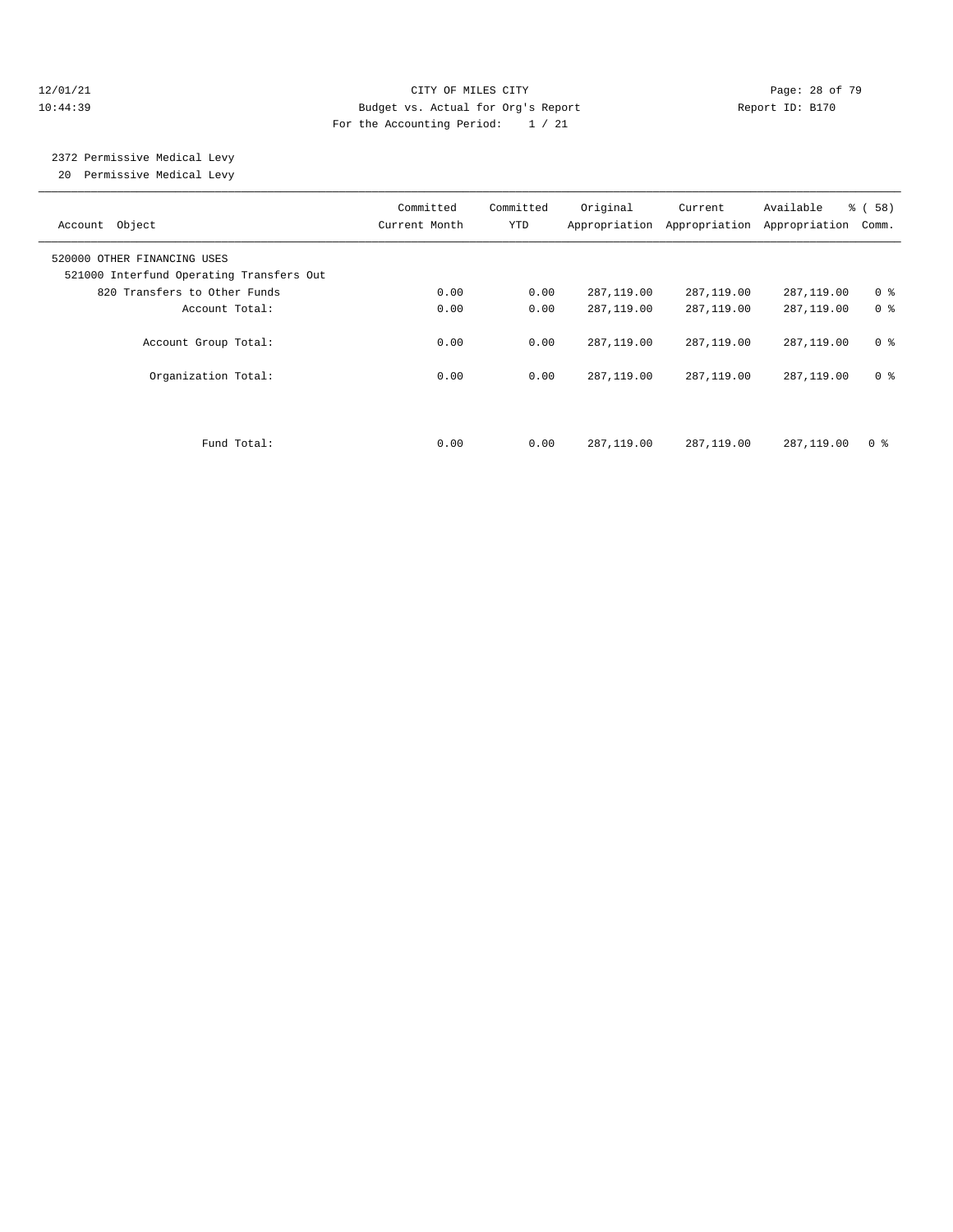CITY OF MILES CITY
Budget vs. Actual for Org's Report
For the Accounting Period: 1 / 21

12/01/21
10:44:39

Report ID: B170

2372 Permissive Medical Levy
20 Permissive Medical Levy

| Account Object | Committed Current Month | Committed YTD | Original Appropriation | Current Appropriation | Available Appropriation | % ( 58) Comm. |
|---|---|---|---|---|---|---|
| 520000 OTHER FINANCING USES | | | | | | |
| 521000 Interfund Operating Transfers Out | | | | | | |
| 820 Transfers to Other Funds | 0.00 | 0.00 | 287,119.00 | 287,119.00 | 287,119.00 | 0 % |
| Account Total: | 0.00 | 0.00 | 287,119.00 | 287,119.00 | 287,119.00 | 0 % |
| Account Group Total: | 0.00 | 0.00 | 287,119.00 | 287,119.00 | 287,119.00 | 0 % |
| Organization Total: | 0.00 | 0.00 | 287,119.00 | 287,119.00 | 287,119.00 | 0 % |
| Fund Total: | 0.00 | 0.00 | 287,119.00 | 287,119.00 | 287,119.00 | 0 % |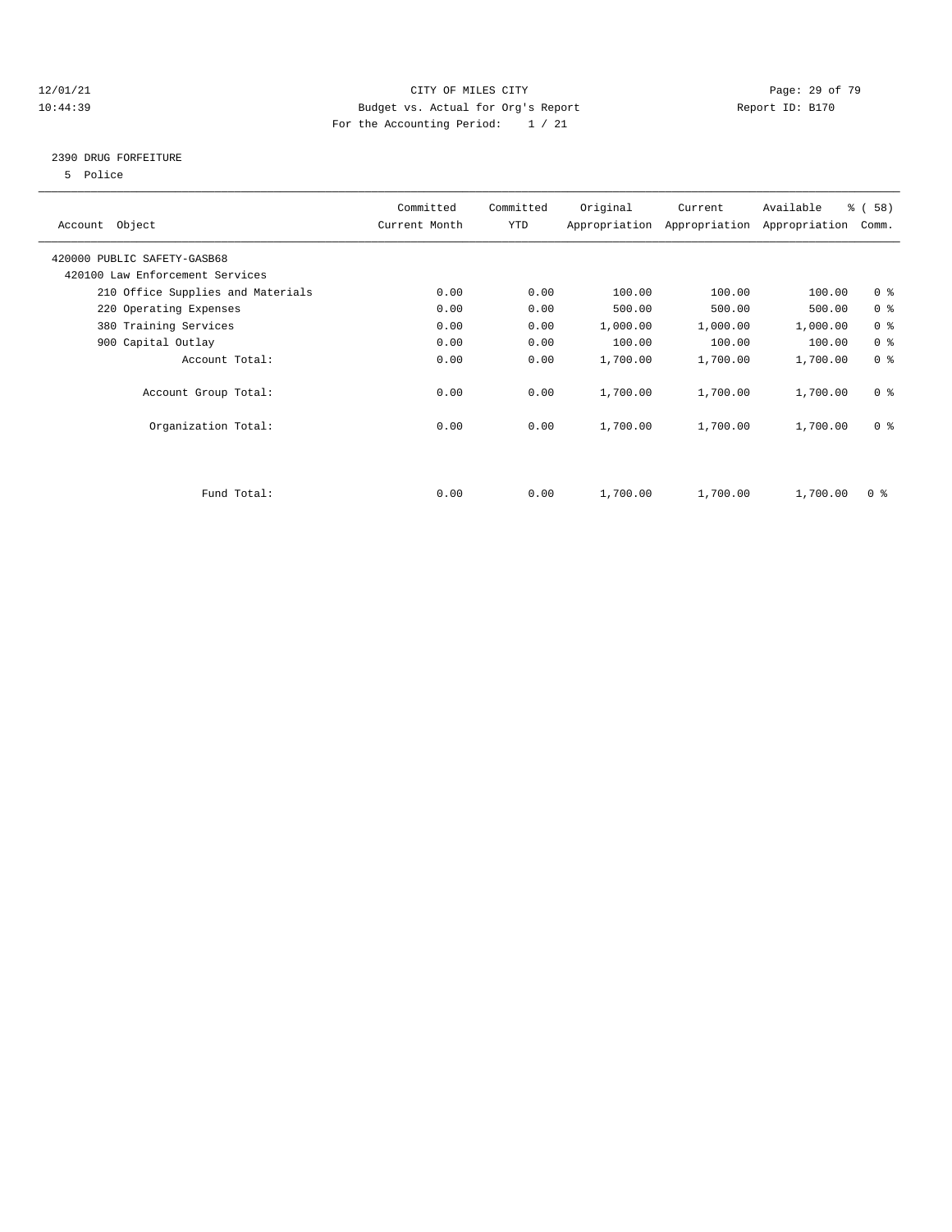CITY OF MILES CITY
Budget vs. Actual for Org's Report
For the Accounting Period: 1 / 21

12/01/21
10:44:39

Report ID: B170

## 2390 DRUG FORFEITURE

5 Police

| Account Object | Committed Current Month | Committed YTD | Original Appropriation | Current Appropriation | Available Appropriation | % ( 58) Comm. |
|---|---|---|---|---|---|---|
| 420000 PUBLIC SAFETY-GASB68 | | | | | | |
| 420100 Law Enforcement Services | | | | | | |
| 210 Office Supplies and Materials | 0.00 | 0.00 | 100.00 | 100.00 | 100.00 | 0 % |
| 220 Operating Expenses | 0.00 | 0.00 | 500.00 | 500.00 | 500.00 | 0 % |
| 380 Training Services | 0.00 | 0.00 | 1,000.00 | 1,000.00 | 1,000.00 | 0 % |
| 900 Capital Outlay | 0.00 | 0.00 | 100.00 | 100.00 | 100.00 | 0 % |
| Account Total: | 0.00 | 0.00 | 1,700.00 | 1,700.00 | 1,700.00 | 0 % |
| Account Group Total: | 0.00 | 0.00 | 1,700.00 | 1,700.00 | 1,700.00 | 0 % |
| Organization Total: | 0.00 | 0.00 | 1,700.00 | 1,700.00 | 1,700.00 | 0 % |
| Fund Total: | 0.00 | 0.00 | 1,700.00 | 1,700.00 | 1,700.00 | 0 % |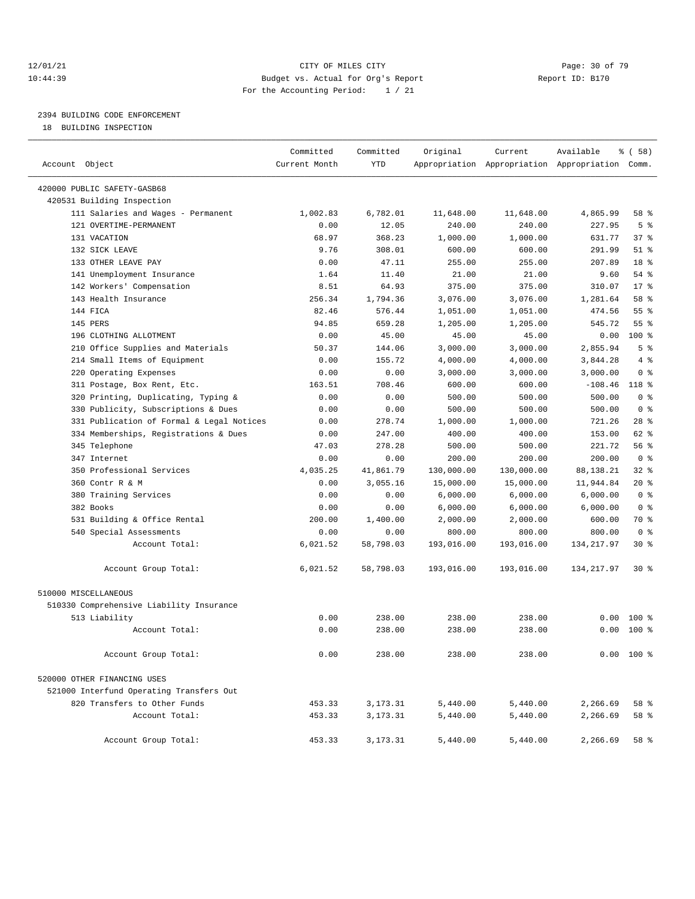12/01/21 CITY OF MILES CITY
10:44:39 Budget vs. Actual for Org's Report Report ID: B170
For the Accounting Period: 1 / 21

## 2394 BUILDING CODE ENFORCEMENT

18 BUILDING INSPECTION

| Account Object | Committed Current Month | Committed YTD | Original Appropriation | Current Appropriation | Available Appropriation | % ( 58) Comm. |
|---|---|---|---|---|---|---|
| 420000 PUBLIC SAFETY-GASB68 | | | | | | |
| 420531 Building Inspection | | | | | | |
| 111 Salaries and Wages - Permanent | 1,002.83 | 6,782.01 | 11,648.00 | 11,648.00 | 4,865.99 | 58 % |
| 121 OVERTIME-PERMANENT | 0.00 | 12.05 | 240.00 | 240.00 | 227.95 | 5 % |
| 131 VACATION | 68.97 | 368.23 | 1,000.00 | 1,000.00 | 631.77 | 37 % |
| 132 SICK LEAVE | 9.76 | 308.01 | 600.00 | 600.00 | 291.99 | 51 % |
| 133 OTHER LEAVE PAY | 0.00 | 47.11 | 255.00 | 255.00 | 207.89 | 18 % |
| 141 Unemployment Insurance | 1.64 | 11.40 | 21.00 | 21.00 | 9.60 | 54 % |
| 142 Workers' Compensation | 8.51 | 64.93 | 375.00 | 375.00 | 310.07 | 17 % |
| 143 Health Insurance | 256.34 | 1,794.36 | 3,076.00 | 3,076.00 | 1,281.64 | 58 % |
| 144 FICA | 82.46 | 576.44 | 1,051.00 | 1,051.00 | 474.56 | 55 % |
| 145 PERS | 94.85 | 659.28 | 1,205.00 | 1,205.00 | 545.72 | 55 % |
| 196 CLOTHING ALLOTMENT | 0.00 | 45.00 | 45.00 | 45.00 | 0.00 | 100 % |
| 210 Office Supplies and Materials | 50.37 | 144.06 | 3,000.00 | 3,000.00 | 2,855.94 | 5 % |
| 214 Small Items of Equipment | 0.00 | 155.72 | 4,000.00 | 4,000.00 | 3,844.28 | 4 % |
| 220 Operating Expenses | 0.00 | 0.00 | 3,000.00 | 3,000.00 | 3,000.00 | 0 % |
| 311 Postage, Box Rent, Etc. | 163.51 | 708.46 | 600.00 | 600.00 | -108.46 | 118 % |
| 320 Printing, Duplicating, Typing & | 0.00 | 0.00 | 500.00 | 500.00 | 500.00 | 0 % |
| 330 Publicity, Subscriptions & Dues | 0.00 | 0.00 | 500.00 | 500.00 | 500.00 | 0 % |
| 331 Publication of Formal & Legal Notices | 0.00 | 278.74 | 1,000.00 | 1,000.00 | 721.26 | 28 % |
| 334 Memberships, Registrations & Dues | 0.00 | 247.00 | 400.00 | 400.00 | 153.00 | 62 % |
| 345 Telephone | 47.03 | 278.28 | 500.00 | 500.00 | 221.72 | 56 % |
| 347 Internet | 0.00 | 0.00 | 200.00 | 200.00 | 200.00 | 0 % |
| 350 Professional Services | 4,035.25 | 41,861.79 | 130,000.00 | 130,000.00 | 88,138.21 | 32 % |
| 360 Contr R & M | 0.00 | 3,055.16 | 15,000.00 | 15,000.00 | 11,944.84 | 20 % |
| 380 Training Services | 0.00 | 0.00 | 6,000.00 | 6,000.00 | 6,000.00 | 0 % |
| 382 Books | 0.00 | 0.00 | 6,000.00 | 6,000.00 | 6,000.00 | 0 % |
| 531 Building & Office Rental | 200.00 | 1,400.00 | 2,000.00 | 2,000.00 | 600.00 | 70 % |
| 540 Special Assessments | 0.00 | 0.00 | 800.00 | 800.00 | 800.00 | 0 % |
| Account Total: | 6,021.52 | 58,798.03 | 193,016.00 | 193,016.00 | 134,217.97 | 30 % |
| Account Group Total: | 6,021.52 | 58,798.03 | 193,016.00 | 193,016.00 | 134,217.97 | 30 % |
| 510000 MISCELLANEOUS | | | | | | |
| 510330 Comprehensive Liability Insurance | | | | | | |
| 513 Liability | 0.00 | 238.00 | 238.00 | 238.00 | 0.00 | 100 % |
| Account Total: | 0.00 | 238.00 | 238.00 | 238.00 | 0.00 | 100 % |
| Account Group Total: | 0.00 | 238.00 | 238.00 | 238.00 | 0.00 | 100 % |
| 520000 OTHER FINANCING USES | | | | | | |
| 521000 Interfund Operating Transfers Out | | | | | | |
| 820 Transfers to Other Funds | 453.33 | 3,173.31 | 5,440.00 | 5,440.00 | 2,266.69 | 58 % |
| Account Total: | 453.33 | 3,173.31 | 5,440.00 | 5,440.00 | 2,266.69 | 58 % |
| Account Group Total: | 453.33 | 3,173.31 | 5,440.00 | 5,440.00 | 2,266.69 | 58 % |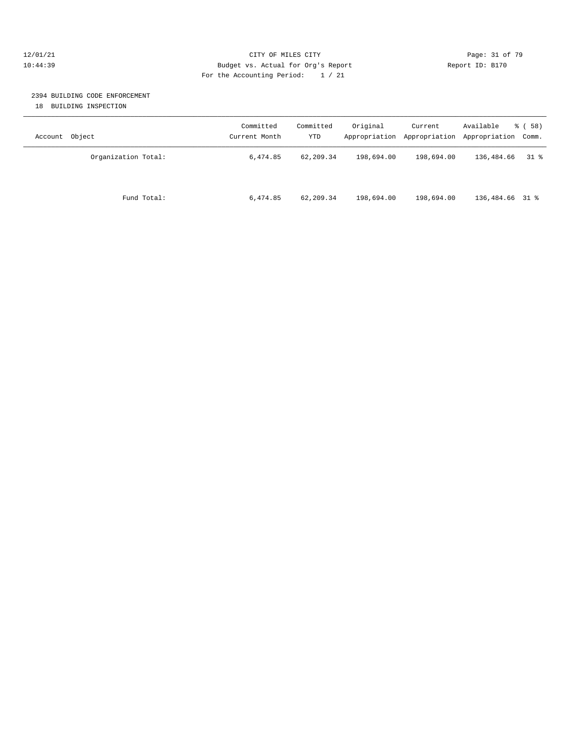## 2394 BUILDING CODE ENFORCEMENT

18 BUILDING INSPECTION

| Account Object | Committed Current Month | Committed YTD | Original Appropriation | Current Appropriation | Available Appropriation | % ( 58) Comm. |
|---|---|---|---|---|---|---|
| Organization Total: | 6,474.85 | 62,209.34 | 198,694.00 | 198,694.00 | 136,484.66 | 31 % |
| Fund Total: | 6,474.85 | 62,209.34 | 198,694.00 | 198,694.00 | 136,484.66 | 31 % |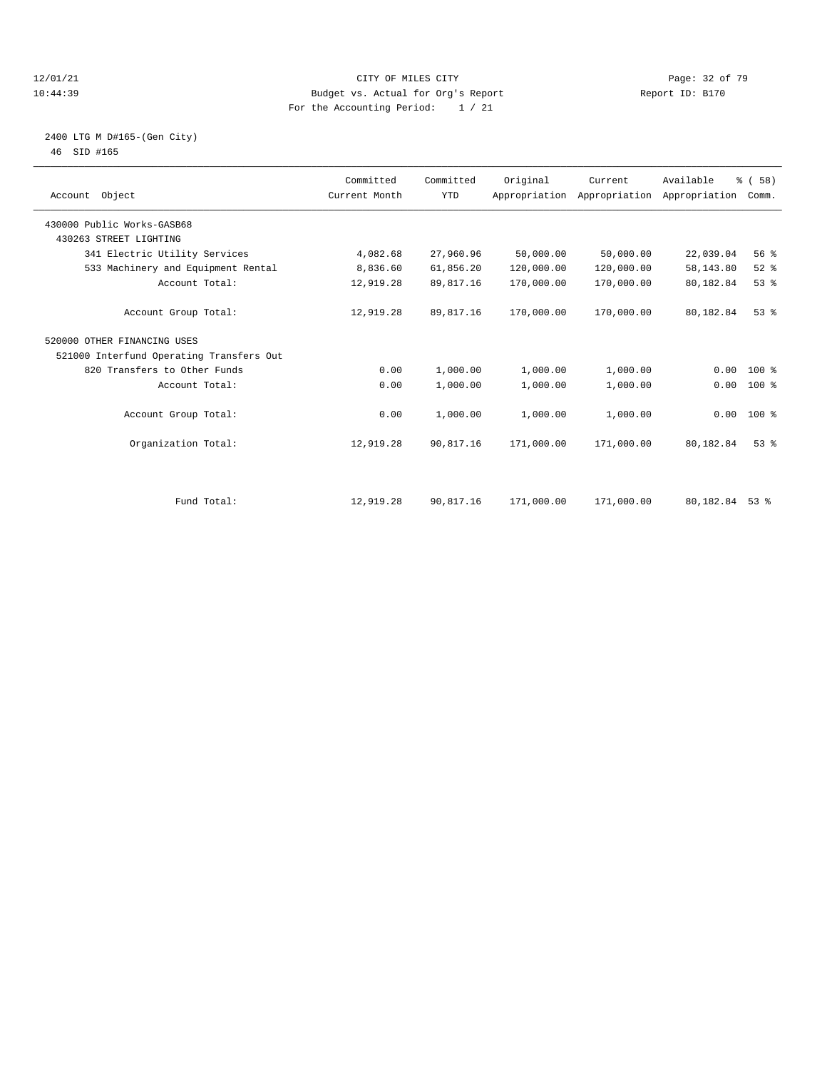# CITY OF MILES CITY

Budget vs. Actual for Org's Report

For the Accounting Period: 1 / 21

12/01/21 10:44:39 — Report ID: B170

## 2400 LTG M D#165-(Gen City)

46 SID #165

| Account Object | Committed Current Month | Committed YTD | Original Appropriation | Current Appropriation | Available Appropriation | % ( 58) Comm. |
|---|---|---|---|---|---|---|
| 430000 Public Works-GASB68 | | | | | | |
| 430263 STREET LIGHTING | | | | | | |
| 341 Electric Utility Services | 4,082.68 | 27,960.96 | 50,000.00 | 50,000.00 | 22,039.04 | 56 % |
| 533 Machinery and Equipment Rental | 8,836.60 | 61,856.20 | 120,000.00 | 120,000.00 | 58,143.80 | 52 % |
| Account Total: | 12,919.28 | 89,817.16 | 170,000.00 | 170,000.00 | 80,182.84 | 53 % |
| Account Group Total: | 12,919.28 | 89,817.16 | 170,000.00 | 170,000.00 | 80,182.84 | 53 % |
| 520000 OTHER FINANCING USES | | | | | | |
| 521000 Interfund Operating Transfers Out | | | | | | |
| 820 Transfers to Other Funds | 0.00 | 1,000.00 | 1,000.00 | 1,000.00 | 0.00 | 100 % |
| Account Total: | 0.00 | 1,000.00 | 1,000.00 | 1,000.00 | 0.00 | 100 % |
| Account Group Total: | 0.00 | 1,000.00 | 1,000.00 | 1,000.00 | 0.00 | 100 % |
| Organization Total: | 12,919.28 | 90,817.16 | 171,000.00 | 171,000.00 | 80,182.84 | 53 % |
| Fund Total: | 12,919.28 | 90,817.16 | 171,000.00 | 171,000.00 | 80,182.84 | 53 % |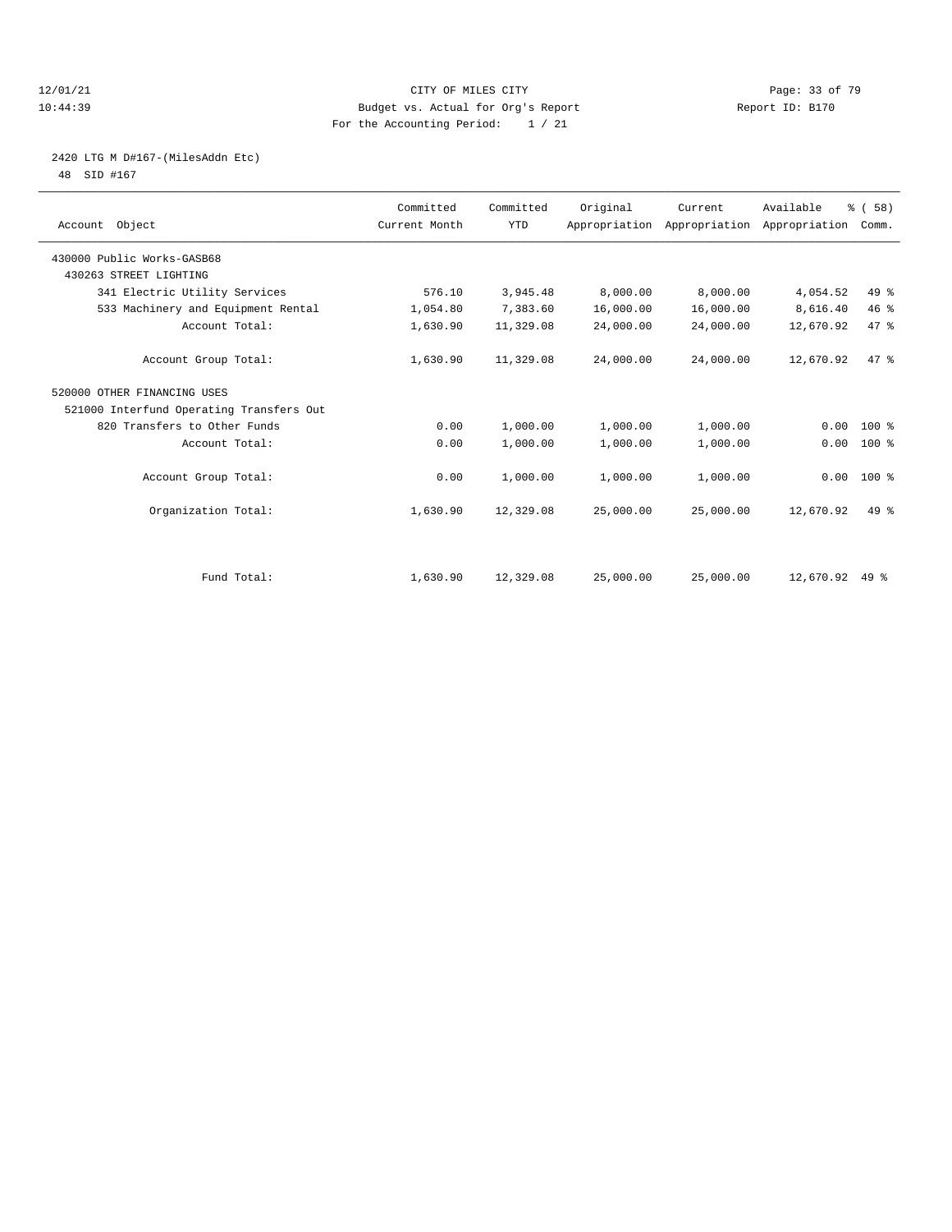CITY OF MILES CITY

Budget vs. Actual for Org's Report

For the Accounting Period: 1 / 21

12/01/21 10:44:39 — Report ID: B170

## 2420 LTG M D#167-(MilesAddn Etc)

48 SID #167

| Account Object | Committed Current Month | Committed YTD | Original Appropriation | Current Appropriation | Available Appropriation | % ( 58) Comm. |
|---|---|---|---|---|---|---|
| 430000 Public Works-GASB68 | | | | | | |
| 430263 STREET LIGHTING | | | | | | |
| 341 Electric Utility Services | 576.10 | 3,945.48 | 8,000.00 | 8,000.00 | 4,054.52 | 49 % |
| 533 Machinery and Equipment Rental | 1,054.80 | 7,383.60 | 16,000.00 | 16,000.00 | 8,616.40 | 46 % |
| Account Total: | 1,630.90 | 11,329.08 | 24,000.00 | 24,000.00 | 12,670.92 | 47 % |
| Account Group Total: | 1,630.90 | 11,329.08 | 24,000.00 | 24,000.00 | 12,670.92 | 47 % |
| 520000 OTHER FINANCING USES | | | | | | |
| 521000 Interfund Operating Transfers Out | | | | | | |
| 820 Transfers to Other Funds | 0.00 | 1,000.00 | 1,000.00 | 1,000.00 | 0.00 | 100 % |
| Account Total: | 0.00 | 1,000.00 | 1,000.00 | 1,000.00 | 0.00 | 100 % |
| Account Group Total: | 0.00 | 1,000.00 | 1,000.00 | 1,000.00 | 0.00 | 100 % |
| Organization Total: | 1,630.90 | 12,329.08 | 25,000.00 | 25,000.00 | 12,670.92 | 49 % |
| Fund Total: | 1,630.90 | 12,329.08 | 25,000.00 | 25,000.00 | 12,670.92 | 49 % |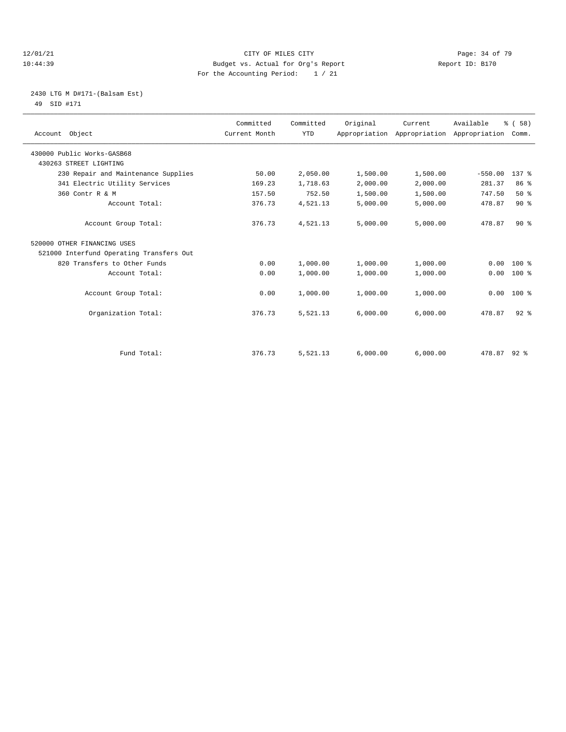12/01/21 CITY OF MILES CITY
10:44:39 Budget vs. Actual for Org's Report Report ID: B170
For the Accounting Period: 1 / 21

2430 LTG M D#171-(Balsam Est)
49 SID #171

| Account Object | Committed Current Month | Committed YTD | Original Appropriation | Current Appropriation | Available Appropriation | % ( 58) Comm. |
|---|---|---|---|---|---|---|
| 430000 Public Works-GASB68 | | | | | | |
| 430263 STREET LIGHTING | | | | | | |
| 230 Repair and Maintenance Supplies | 50.00 | 2,050.00 | 1,500.00 | 1,500.00 | -550.00 | 137 % |
| 341 Electric Utility Services | 169.23 | 1,718.63 | 2,000.00 | 2,000.00 | 281.37 | 86 % |
| 360 Contr R & M | 157.50 | 752.50 | 1,500.00 | 1,500.00 | 747.50 | 50 % |
| Account Total: | 376.73 | 4,521.13 | 5,000.00 | 5,000.00 | 478.87 | 90 % |
| Account Group Total: | 376.73 | 4,521.13 | 5,000.00 | 5,000.00 | 478.87 | 90 % |
| 520000 OTHER FINANCING USES | | | | | | |
| 521000 Interfund Operating Transfers Out | | | | | | |
| 820 Transfers to Other Funds | 0.00 | 1,000.00 | 1,000.00 | 1,000.00 | 0.00 | 100 % |
| Account Total: | 0.00 | 1,000.00 | 1,000.00 | 1,000.00 | 0.00 | 100 % |
| Account Group Total: | 0.00 | 1,000.00 | 1,000.00 | 1,000.00 | 0.00 | 100 % |
| Organization Total: | 376.73 | 5,521.13 | 6,000.00 | 6,000.00 | 478.87 | 92 % |
| Fund Total: | 376.73 | 5,521.13 | 6,000.00 | 6,000.00 | 478.87 | 92 % |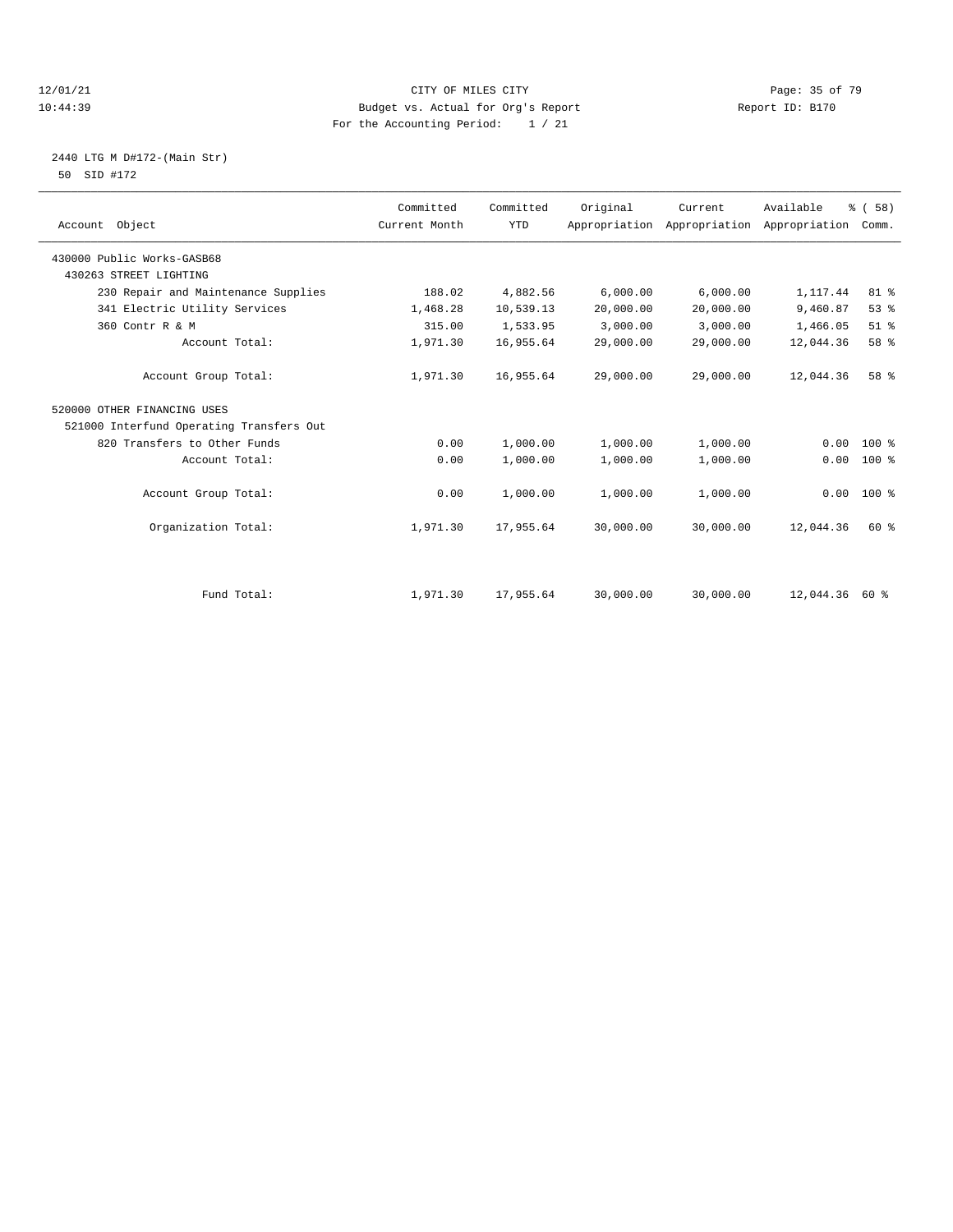CITY OF MILES CITY
Budget vs. Actual for Org's Report
For the Accounting Period: 1 / 21

12/01/21
10:44:39

Report ID: B170

2440 LTG M D#172-(Main Str)
50 SID #172

| Account Object | Committed Current Month | Committed YTD | Original Appropriation | Current Appropriation | Available Appropriation | % ( 58) Comm. |
|---|---|---|---|---|---|---|
| 430000 Public Works-GASB68 | | | | | | |
| 430263 STREET LIGHTING | | | | | | |
| 230 Repair and Maintenance Supplies | 188.02 | 4,882.56 | 6,000.00 | 6,000.00 | 1,117.44 | 81 % |
| 341 Electric Utility Services | 1,468.28 | 10,539.13 | 20,000.00 | 20,000.00 | 9,460.87 | 53 % |
| 360 Contr R & M | 315.00 | 1,533.95 | 3,000.00 | 3,000.00 | 1,466.05 | 51 % |
| Account Total: | 1,971.30 | 16,955.64 | 29,000.00 | 29,000.00 | 12,044.36 | 58 % |
| Account Group Total: | 1,971.30 | 16,955.64 | 29,000.00 | 29,000.00 | 12,044.36 | 58 % |
| 520000 OTHER FINANCING USES | | | | | | |
| 521000 Interfund Operating Transfers Out | | | | | | |
| 820 Transfers to Other Funds | 0.00 | 1,000.00 | 1,000.00 | 1,000.00 | 0.00 | 100 % |
| Account Total: | 0.00 | 1,000.00 | 1,000.00 | 1,000.00 | 0.00 | 100 % |
| Account Group Total: | 0.00 | 1,000.00 | 1,000.00 | 1,000.00 | 0.00 | 100 % |
| Organization Total: | 1,971.30 | 17,955.64 | 30,000.00 | 30,000.00 | 12,044.36 | 60 % |
| Fund Total: | 1,971.30 | 17,955.64 | 30,000.00 | 30,000.00 | 12,044.36 | 60 % |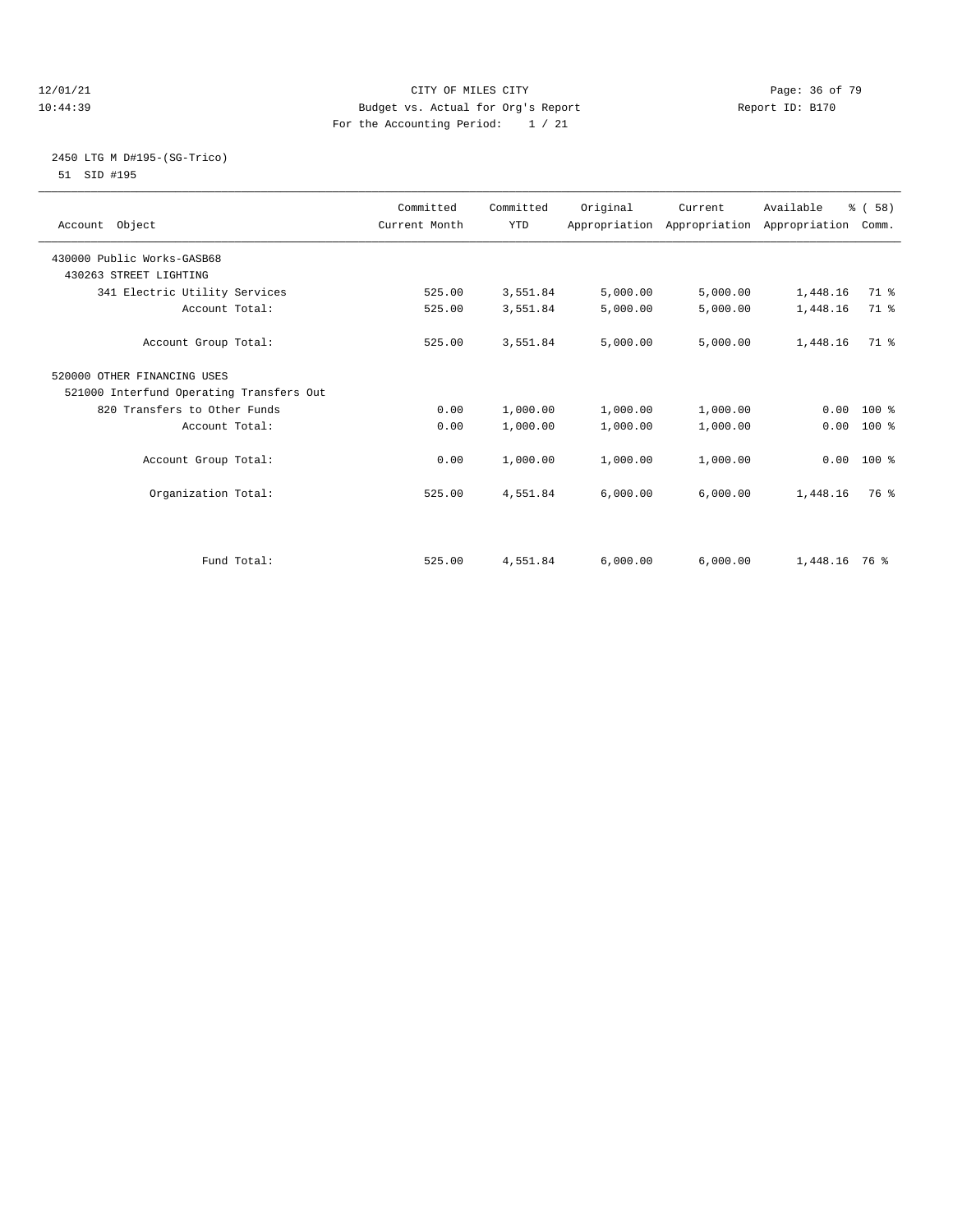CITY OF MILES CITY
Budget vs. Actual for Org's Report
For the Accounting Period: 1 / 21

12/01/21
10:44:39

Report ID: B170

## 2450 LTG M D#195-(SG-Trico)

51 SID #195

| Account Object | Committed Current Month | Committed YTD | Original Appropriation | Current Appropriation | Available Appropriation | % ( 58) Comm. |
|---|---|---|---|---|---|---|
| 430000 Public Works-GASB68 | | | | | | |
| 430263 STREET LIGHTING | | | | | | |
| 341 Electric Utility Services | 525.00 | 3,551.84 | 5,000.00 | 5,000.00 | 1,448.16 | 71 % |
| Account Total: | 525.00 | 3,551.84 | 5,000.00 | 5,000.00 | 1,448.16 | 71 % |
| Account Group Total: | 525.00 | 3,551.84 | 5,000.00 | 5,000.00 | 1,448.16 | 71 % |
| 520000 OTHER FINANCING USES | | | | | | |
| 521000 Interfund Operating Transfers Out | | | | | | |
| 820 Transfers to Other Funds | 0.00 | 1,000.00 | 1,000.00 | 1,000.00 | 0.00 | 100 % |
| Account Total: | 0.00 | 1,000.00 | 1,000.00 | 1,000.00 | 0.00 | 100 % |
| Account Group Total: | 0.00 | 1,000.00 | 1,000.00 | 1,000.00 | 0.00 | 100 % |
| Organization Total: | 525.00 | 4,551.84 | 6,000.00 | 6,000.00 | 1,448.16 | 76 % |
| Fund Total: | 525.00 | 4,551.84 | 6,000.00 | 6,000.00 | 1,448.16 | 76 % |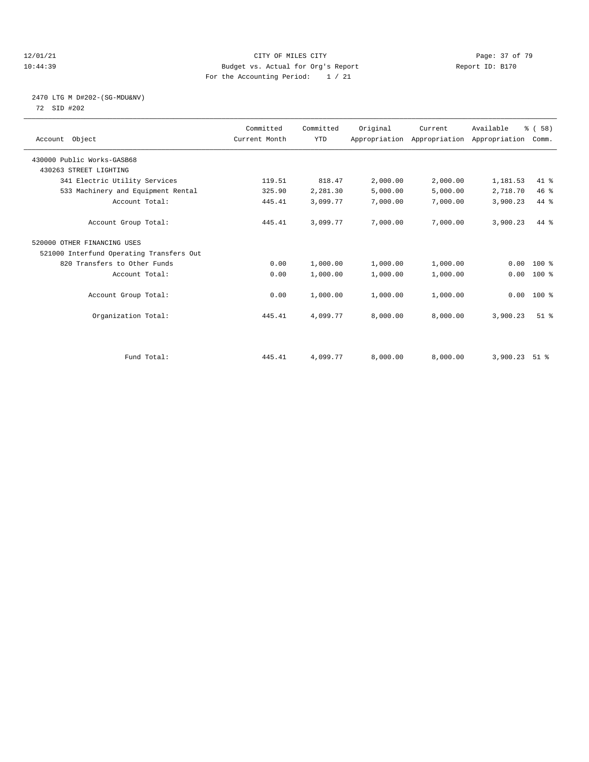12/01/21 CITY OF MILES CITY
10:44:39 Budget vs. Actual for Org's Report Report ID: B170
For the Accounting Period: 1 / 21

2470 LTG M D#202-(SG-MDU&NV)
72 SID #202

| Account Object | Committed Current Month | Committed YTD | Original Appropriation | Current Appropriation | Available Appropriation | % ( 58) Comm. |
|---|---|---|---|---|---|---|
| 430000 Public Works-GASB68 | | | | | | |
| 430263 STREET LIGHTING | | | | | | |
| 341 Electric Utility Services | 119.51 | 818.47 | 2,000.00 | 2,000.00 | 1,181.53 | 41 % |
| 533 Machinery and Equipment Rental | 325.90 | 2,281.30 | 5,000.00 | 5,000.00 | 2,718.70 | 46 % |
| Account Total: | 445.41 | 3,099.77 | 7,000.00 | 7,000.00 | 3,900.23 | 44 % |
| Account Group Total: | 445.41 | 3,099.77 | 7,000.00 | 7,000.00 | 3,900.23 | 44 % |
| 520000 OTHER FINANCING USES | | | | | | |
| 521000 Interfund Operating Transfers Out | | | | | | |
| 820 Transfers to Other Funds | 0.00 | 1,000.00 | 1,000.00 | 1,000.00 | 0.00 | 100 % |
| Account Total: | 0.00 | 1,000.00 | 1,000.00 | 1,000.00 | 0.00 | 100 % |
| Account Group Total: | 0.00 | 1,000.00 | 1,000.00 | 1,000.00 | 0.00 | 100 % |
| Organization Total: | 445.41 | 4,099.77 | 8,000.00 | 8,000.00 | 3,900.23 | 51 % |
| Fund Total: | 445.41 | 4,099.77 | 8,000.00 | 8,000.00 | 3,900.23 | 51 % |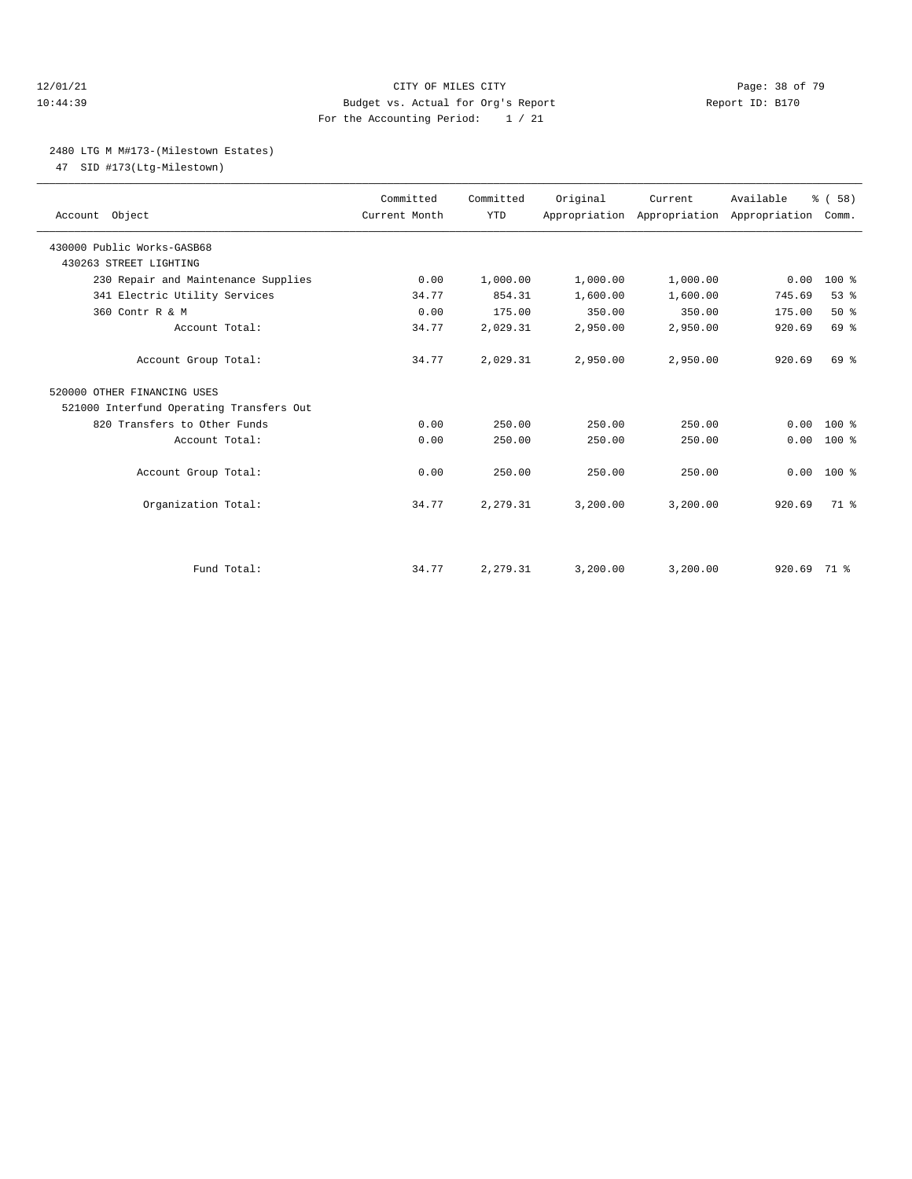CITY OF MILES CITY
Budget vs. Actual for Org's Report
For the Accounting Period: 1 / 21

12/01/21
10:44:39

Report ID: B170

2480 LTG M M#173-(Milestown Estates)
47 SID #173(Ltg-Milestown)

| Account Object | Committed Current Month | Committed YTD | Original Appropriation | Current Appropriation | Available Appropriation | % ( 58) Comm. |
|---|---|---|---|---|---|---|
| 430000 Public Works-GASB68 | | | | | | |
| 430263 STREET LIGHTING | | | | | | |
| 230 Repair and Maintenance Supplies | 0.00 | 1,000.00 | 1,000.00 | 1,000.00 | 0.00 | 100 % |
| 341 Electric Utility Services | 34.77 | 854.31 | 1,600.00 | 1,600.00 | 745.69 | 53 % |
| 360 Contr R & M | 0.00 | 175.00 | 350.00 | 350.00 | 175.00 | 50 % |
| Account Total: | 34.77 | 2,029.31 | 2,950.00 | 2,950.00 | 920.69 | 69 % |
| Account Group Total: | 34.77 | 2,029.31 | 2,950.00 | 2,950.00 | 920.69 | 69 % |
| 520000 OTHER FINANCING USES | | | | | | |
| 521000 Interfund Operating Transfers Out | | | | | | |
| 820 Transfers to Other Funds | 0.00 | 250.00 | 250.00 | 250.00 | 0.00 | 100 % |
| Account Total: | 0.00 | 250.00 | 250.00 | 250.00 | 0.00 | 100 % |
| Account Group Total: | 0.00 | 250.00 | 250.00 | 250.00 | 0.00 | 100 % |
| Organization Total: | 34.77 | 2,279.31 | 3,200.00 | 3,200.00 | 920.69 | 71 % |
| Fund Total: | 34.77 | 2,279.31 | 3,200.00 | 3,200.00 | 920.69 | 71 % |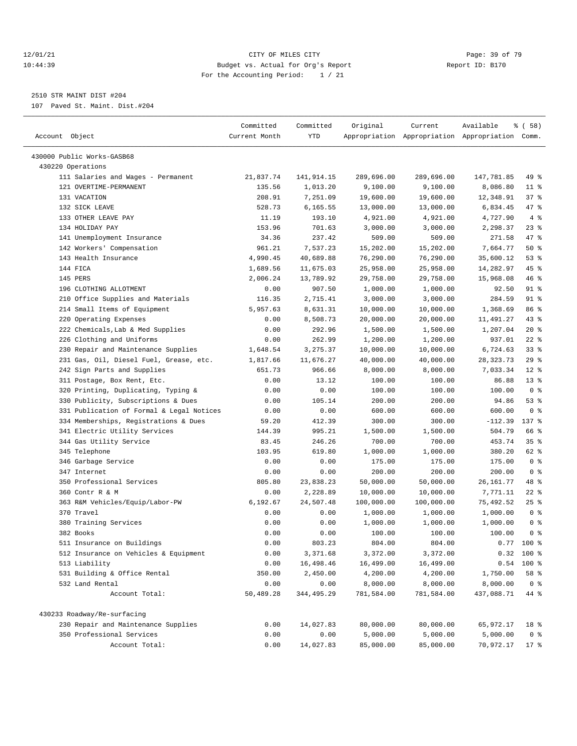CITY OF MILES CITY
Budget vs. Actual for Org's Report
For the Accounting Period: 1 / 21

12/01/21
10:44:39

Report ID: B170

2510 STR MAINT DIST #204
107 Paved St. Maint. Dist.#204

| Account Object | Committed Current Month | Committed YTD | Original Appropriation | Current Appropriation | Available Appropriation | % ( 58) Comm. |
|---|---|---|---|---|---|---|
| 430000 Public Works-GASB68 | | | | | | |
| 430220 Operations | | | | | | |
| 111 Salaries and Wages - Permanent | 21,837.74 | 141,914.15 | 289,696.00 | 289,696.00 | 147,781.85 | 49 % |
| 121 OVERTIME-PERMANENT | 135.56 | 1,013.20 | 9,100.00 | 9,100.00 | 8,086.80 | 11 % |
| 131 VACATION | 208.91 | 7,251.09 | 19,600.00 | 19,600.00 | 12,348.91 | 37 % |
| 132 SICK LEAVE | 528.73 | 6,165.55 | 13,000.00 | 13,000.00 | 6,834.45 | 47 % |
| 133 OTHER LEAVE PAY | 11.19 | 193.10 | 4,921.00 | 4,921.00 | 4,727.90 | 4 % |
| 134 HOLIDAY PAY | 153.96 | 701.63 | 3,000.00 | 3,000.00 | 2,298.37 | 23 % |
| 141 Unemployment Insurance | 34.36 | 237.42 | 509.00 | 509.00 | 271.58 | 47 % |
| 142 Workers' Compensation | 961.21 | 7,537.23 | 15,202.00 | 15,202.00 | 7,664.77 | 50 % |
| 143 Health Insurance | 4,990.45 | 40,689.88 | 76,290.00 | 76,290.00 | 35,600.12 | 53 % |
| 144 FICA | 1,689.56 | 11,675.03 | 25,958.00 | 25,958.00 | 14,282.97 | 45 % |
| 145 PERS | 2,006.24 | 13,789.92 | 29,758.00 | 29,758.00 | 15,968.08 | 46 % |
| 196 CLOTHING ALLOTMENT | 0.00 | 907.50 | 1,000.00 | 1,000.00 | 92.50 | 91 % |
| 210 Office Supplies and Materials | 116.35 | 2,715.41 | 3,000.00 | 3,000.00 | 284.59 | 91 % |
| 214 Small Items of Equipment | 5,957.63 | 8,631.31 | 10,000.00 | 10,000.00 | 1,368.69 | 86 % |
| 220 Operating Expenses | 0.00 | 8,508.73 | 20,000.00 | 20,000.00 | 11,491.27 | 43 % |
| 222 Chemicals,Lab & Med Supplies | 0.00 | 292.96 | 1,500.00 | 1,500.00 | 1,207.04 | 20 % |
| 226 Clothing and Uniforms | 0.00 | 262.99 | 1,200.00 | 1,200.00 | 937.01 | 22 % |
| 230 Repair and Maintenance Supplies | 1,648.54 | 3,275.37 | 10,000.00 | 10,000.00 | 6,724.63 | 33 % |
| 231 Gas, Oil, Diesel Fuel, Grease, etc. | 1,817.66 | 11,676.27 | 40,000.00 | 40,000.00 | 28,323.73 | 29 % |
| 242 Sign Parts and Supplies | 651.73 | 966.66 | 8,000.00 | 8,000.00 | 7,033.34 | 12 % |
| 311 Postage, Box Rent, Etc. | 0.00 | 13.12 | 100.00 | 100.00 | 86.88 | 13 % |
| 320 Printing, Duplicating, Typing & | 0.00 | 0.00 | 100.00 | 100.00 | 100.00 | 0 % |
| 330 Publicity, Subscriptions & Dues | 0.00 | 105.14 | 200.00 | 200.00 | 94.86 | 53 % |
| 331 Publication of Formal & Legal Notices | 0.00 | 0.00 | 600.00 | 600.00 | 600.00 | 0 % |
| 334 Memberships, Registrations & Dues | 59.20 | 412.39 | 300.00 | 300.00 | -112.39 | 137 % |
| 341 Electric Utility Services | 144.39 | 995.21 | 1,500.00 | 1,500.00 | 504.79 | 66 % |
| 344 Gas Utility Service | 83.45 | 246.26 | 700.00 | 700.00 | 453.74 | 35 % |
| 345 Telephone | 103.95 | 619.80 | 1,000.00 | 1,000.00 | 380.20 | 62 % |
| 346 Garbage Service | 0.00 | 0.00 | 175.00 | 175.00 | 175.00 | 0 % |
| 347 Internet | 0.00 | 0.00 | 200.00 | 200.00 | 200.00 | 0 % |
| 350 Professional Services | 805.80 | 23,838.23 | 50,000.00 | 50,000.00 | 26,161.77 | 48 % |
| 360 Contr R & M | 0.00 | 2,228.89 | 10,000.00 | 10,000.00 | 7,771.11 | 22 % |
| 363 R&M Vehicles/Equip/Labor-PW | 6,192.67 | 24,507.48 | 100,000.00 | 100,000.00 | 75,492.52 | 25 % |
| 370 Travel | 0.00 | 0.00 | 1,000.00 | 1,000.00 | 1,000.00 | 0 % |
| 380 Training Services | 0.00 | 0.00 | 1,000.00 | 1,000.00 | 1,000.00 | 0 % |
| 382 Books | 0.00 | 0.00 | 100.00 | 100.00 | 100.00 | 0 % |
| 511 Insurance on Buildings | 0.00 | 803.23 | 804.00 | 804.00 | 0.77 | 100 % |
| 512 Insurance on Vehicles & Equipment | 0.00 | 3,371.68 | 3,372.00 | 3,372.00 | 0.32 | 100 % |
| 513 Liability | 0.00 | 16,498.46 | 16,499.00 | 16,499.00 | 0.54 | 100 % |
| 531 Building & Office Rental | 350.00 | 2,450.00 | 4,200.00 | 4,200.00 | 1,750.00 | 58 % |
| 532 Land Rental | 0.00 | 0.00 | 8,000.00 | 8,000.00 | 8,000.00 | 0 % |
| Account Total: | 50,489.28 | 344,495.29 | 781,584.00 | 781,584.00 | 437,088.71 | 44 % |
| 430233 Roadway/Re-surfacing | | | | | | |
| 230 Repair and Maintenance Supplies | 0.00 | 14,027.83 | 80,000.00 | 80,000.00 | 65,972.17 | 18 % |
| 350 Professional Services | 0.00 | 0.00 | 5,000.00 | 5,000.00 | 5,000.00 | 0 % |
| Account Total: | 0.00 | 14,027.83 | 85,000.00 | 85,000.00 | 70,972.17 | 17 % |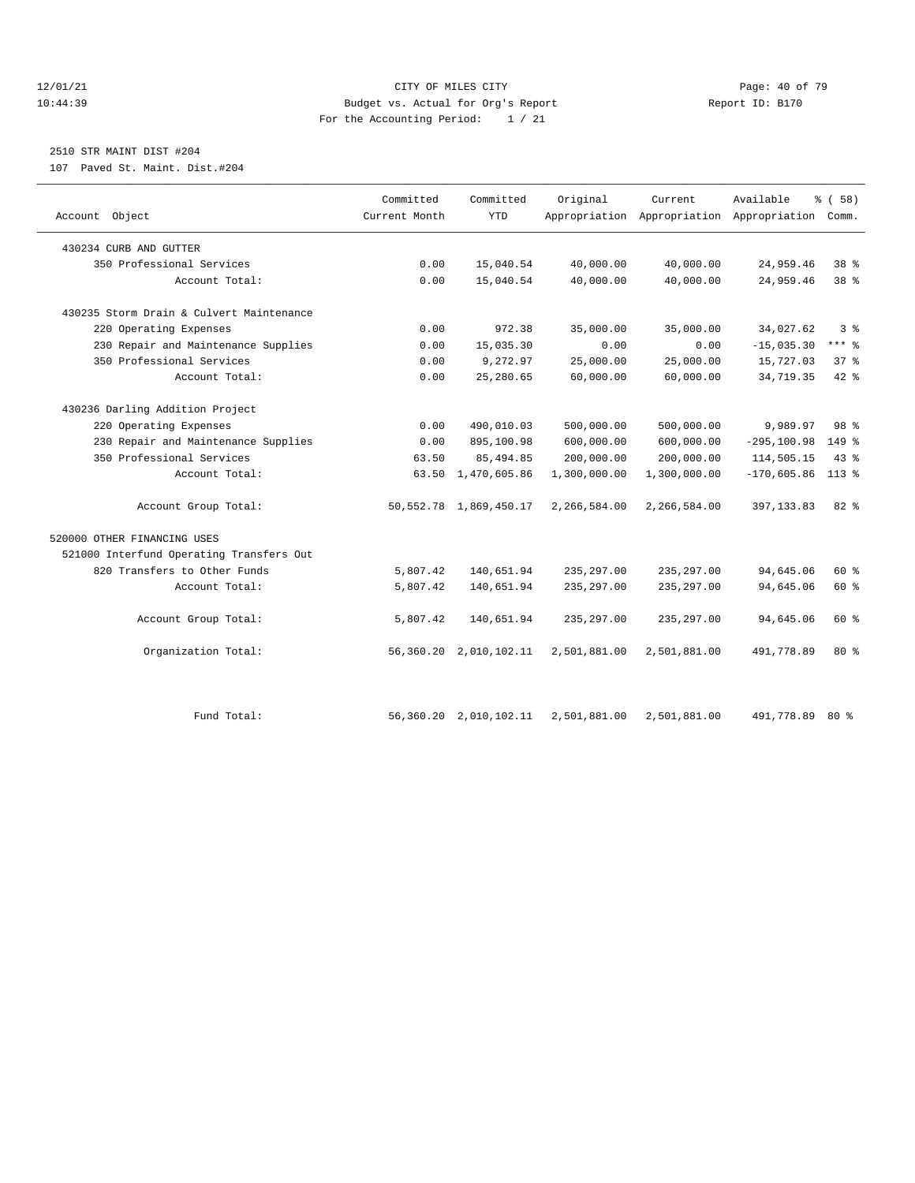CITY OF MILES CITY
Budget vs. Actual for Org's Report
For the Accounting Period: 1 / 21

12/01/21
10:44:39

Report ID: B170

## 2510 STR MAINT DIST #204

107 Paved St. Maint. Dist.#204

| Account Object | Committed Current Month | Committed YTD | Original Appropriation | Current Appropriation | Available Appropriation | % ( 58) Comm. |
|---|---|---|---|---|---|---|
| 430234 CURB AND GUTTER | | | | | | |
| 350 Professional Services | 0.00 | 15,040.54 | 40,000.00 | 40,000.00 | 24,959.46 | 38 % |
| Account Total: | 0.00 | 15,040.54 | 40,000.00 | 40,000.00 | 24,959.46 | 38 % |
| 430235 Storm Drain & Culvert Maintenance | | | | | | |
| 220 Operating Expenses | 0.00 | 972.38 | 35,000.00 | 35,000.00 | 34,027.62 | 3 % |
| 230 Repair and Maintenance Supplies | 0.00 | 15,035.30 | 0.00 | 0.00 | -15,035.30 | *** % |
| 350 Professional Services | 0.00 | 9,272.97 | 25,000.00 | 25,000.00 | 15,727.03 | 37 % |
| Account Total: | 0.00 | 25,280.65 | 60,000.00 | 60,000.00 | 34,719.35 | 42 % |
| 430236 Darling Addition Project | | | | | | |
| 220 Operating Expenses | 0.00 | 490,010.03 | 500,000.00 | 500,000.00 | 9,989.97 | 98 % |
| 230 Repair and Maintenance Supplies | 0.00 | 895,100.98 | 600,000.00 | 600,000.00 | -295,100.98 | 149 % |
| 350 Professional Services | 63.50 | 85,494.85 | 200,000.00 | 200,000.00 | 114,505.15 | 43 % |
| Account Total: | 63.50 | 1,470,605.86 | 1,300,000.00 | 1,300,000.00 | -170,605.86 | 113 % |
| Account Group Total: | 50,552.78 | 1,869,450.17 | 2,266,584.00 | 2,266,584.00 | 397,133.83 | 82 % |
| 520000 OTHER FINANCING USES | | | | | | |
| 521000 Interfund Operating Transfers Out | | | | | | |
| 820 Transfers to Other Funds | 5,807.42 | 140,651.94 | 235,297.00 | 235,297.00 | 94,645.06 | 60 % |
| Account Total: | 5,807.42 | 140,651.94 | 235,297.00 | 235,297.00 | 94,645.06 | 60 % |
| Account Group Total: | 5,807.42 | 140,651.94 | 235,297.00 | 235,297.00 | 94,645.06 | 60 % |
| Organization Total: | 56,360.20 | 2,010,102.11 | 2,501,881.00 | 2,501,881.00 | 491,778.89 | 80 % |
| Fund Total: | 56,360.20 | 2,010,102.11 | 2,501,881.00 | 2,501,881.00 | 491,778.89 | 80 % |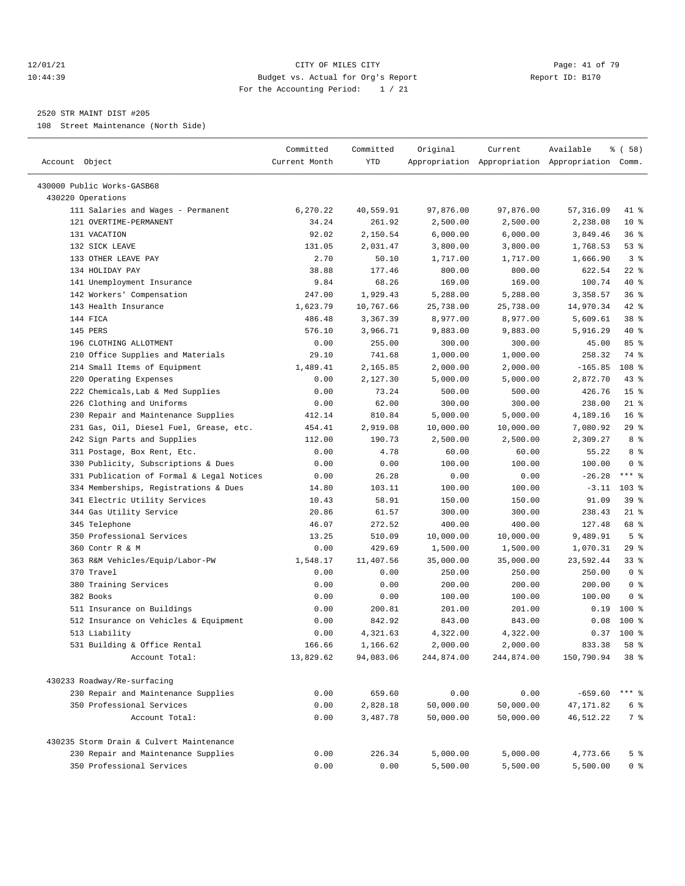CITY OF MILES CITY
Budget vs. Actual for Org's Report
For the Accounting Period: 1 / 21

12/01/21 10:44:39 — Report ID: B170

2520 STR MAINT DIST #205

108 Street Maintenance (North Side)

| Account Object | Committed Current Month | Committed YTD | Original Appropriation | Current Appropriation | Available Appropriation | % ( 58) Comm. |
|---|---|---|---|---|---|---|
| 430000 Public Works-GASB68 | | | | | | |
| 430220 Operations | | | | | | |
| 111 Salaries and Wages - Permanent | 6,270.22 | 40,559.91 | 97,876.00 | 97,876.00 | 57,316.09 | 41 % |
| 121 OVERTIME-PERMANENT | 34.24 | 261.92 | 2,500.00 | 2,500.00 | 2,238.08 | 10 % |
| 131 VACATION | 92.02 | 2,150.54 | 6,000.00 | 6,000.00 | 3,849.46 | 36 % |
| 132 SICK LEAVE | 131.05 | 2,031.47 | 3,800.00 | 3,800.00 | 1,768.53 | 53 % |
| 133 OTHER LEAVE PAY | 2.70 | 50.10 | 1,717.00 | 1,717.00 | 1,666.90 | 3 % |
| 134 HOLIDAY PAY | 38.88 | 177.46 | 800.00 | 800.00 | 622.54 | 22 % |
| 141 Unemployment Insurance | 9.84 | 68.26 | 169.00 | 169.00 | 100.74 | 40 % |
| 142 Workers' Compensation | 247.00 | 1,929.43 | 5,288.00 | 5,288.00 | 3,358.57 | 36 % |
| 143 Health Insurance | 1,623.79 | 10,767.66 | 25,738.00 | 25,738.00 | 14,970.34 | 42 % |
| 144 FICA | 486.48 | 3,367.39 | 8,977.00 | 8,977.00 | 5,609.61 | 38 % |
| 145 PERS | 576.10 | 3,966.71 | 9,883.00 | 9,883.00 | 5,916.29 | 40 % |
| 196 CLOTHING ALLOTMENT | 0.00 | 255.00 | 300.00 | 300.00 | 45.00 | 85 % |
| 210 Office Supplies and Materials | 29.10 | 741.68 | 1,000.00 | 1,000.00 | 258.32 | 74 % |
| 214 Small Items of Equipment | 1,489.41 | 2,165.85 | 2,000.00 | 2,000.00 | -165.85 | 108 % |
| 220 Operating Expenses | 0.00 | 2,127.30 | 5,000.00 | 5,000.00 | 2,872.70 | 43 % |
| 222 Chemicals,Lab & Med Supplies | 0.00 | 73.24 | 500.00 | 500.00 | 426.76 | 15 % |
| 226 Clothing and Uniforms | 0.00 | 62.00 | 300.00 | 300.00 | 238.00 | 21 % |
| 230 Repair and Maintenance Supplies | 412.14 | 810.84 | 5,000.00 | 5,000.00 | 4,189.16 | 16 % |
| 231 Gas, Oil, Diesel Fuel, Grease, etc. | 454.41 | 2,919.08 | 10,000.00 | 10,000.00 | 7,080.92 | 29 % |
| 242 Sign Parts and Supplies | 112.00 | 190.73 | 2,500.00 | 2,500.00 | 2,309.27 | 8 % |
| 311 Postage, Box Rent, Etc. | 0.00 | 4.78 | 60.00 | 60.00 | 55.22 | 8 % |
| 330 Publicity, Subscriptions & Dues | 0.00 | 0.00 | 100.00 | 100.00 | 100.00 | 0 % |
| 331 Publication of Formal & Legal Notices | 0.00 | 26.28 | 0.00 | 0.00 | -26.28 | *** % |
| 334 Memberships, Registrations & Dues | 14.80 | 103.11 | 100.00 | 100.00 | -3.11 | 103 % |
| 341 Electric Utility Services | 10.43 | 58.91 | 150.00 | 150.00 | 91.09 | 39 % |
| 344 Gas Utility Service | 20.86 | 61.57 | 300.00 | 300.00 | 238.43 | 21 % |
| 345 Telephone | 46.07 | 272.52 | 400.00 | 400.00 | 127.48 | 68 % |
| 350 Professional Services | 13.25 | 510.09 | 10,000.00 | 10,000.00 | 9,489.91 | 5 % |
| 360 Contr R & M | 0.00 | 429.69 | 1,500.00 | 1,500.00 | 1,070.31 | 29 % |
| 363 R&M Vehicles/Equip/Labor-PW | 1,548.17 | 11,407.56 | 35,000.00 | 35,000.00 | 23,592.44 | 33 % |
| 370 Travel | 0.00 | 0.00 | 250.00 | 250.00 | 250.00 | 0 % |
| 380 Training Services | 0.00 | 0.00 | 200.00 | 200.00 | 200.00 | 0 % |
| 382 Books | 0.00 | 0.00 | 100.00 | 100.00 | 100.00 | 0 % |
| 511 Insurance on Buildings | 0.00 | 200.81 | 201.00 | 201.00 | 0.19 | 100 % |
| 512 Insurance on Vehicles & Equipment | 0.00 | 842.92 | 843.00 | 843.00 | 0.08 | 100 % |
| 513 Liability | 0.00 | 4,321.63 | 4,322.00 | 4,322.00 | 0.37 | 100 % |
| 531 Building & Office Rental | 166.66 | 1,166.62 | 2,000.00 | 2,000.00 | 833.38 | 58 % |
| Account Total: | 13,829.62 | 94,083.06 | 244,874.00 | 244,874.00 | 150,790.94 | 38 % |
| 430233 Roadway/Re-surfacing | | | | | | |
| 230 Repair and Maintenance Supplies | 0.00 | 659.60 | 0.00 | 0.00 | -659.60 | *** % |
| 350 Professional Services | 0.00 | 2,828.18 | 50,000.00 | 50,000.00 | 47,171.82 | 6 % |
| Account Total: | 0.00 | 3,487.78 | 50,000.00 | 50,000.00 | 46,512.22 | 7 % |
| 430235 Storm Drain & Culvert Maintenance | | | | | | |
| 230 Repair and Maintenance Supplies | 0.00 | 226.34 | 5,000.00 | 5,000.00 | 4,773.66 | 5 % |
| 350 Professional Services | 0.00 | 0.00 | 5,500.00 | 5,500.00 | 5,500.00 | 0 % |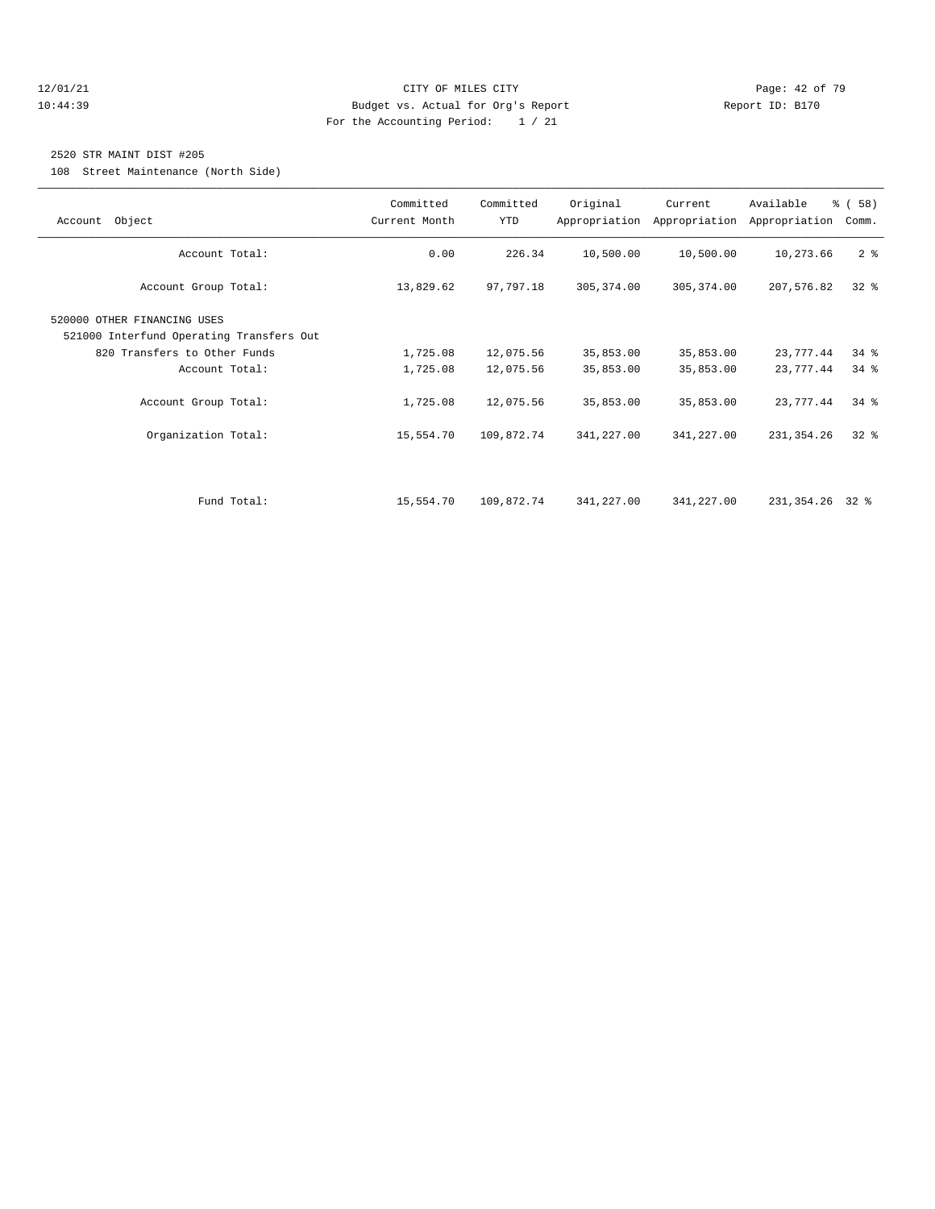CITY OF MILES CITY
Budget vs. Actual for Org's Report
For the Accounting Period: 1 / 21

12/01/21
10:44:39

Report ID: B170

2520 STR MAINT DIST #205
108 Street Maintenance (North Side)

| Account Object | Committed Current Month | Committed YTD | Original Appropriation | Current Appropriation | Available Appropriation | % ( 58) Comm. |
|---|---|---|---|---|---|---|
| Account Total: | 0.00 | 226.34 | 10,500.00 | 10,500.00 | 10,273.66 | 2 % |
| Account Group Total: | 13,829.62 | 97,797.18 | 305,374.00 | 305,374.00 | 207,576.82 | 32 % |
| 520000 OTHER FINANCING USES | | | | | | |
| 521000 Interfund Operating Transfers Out | | | | | | |
| 820 Transfers to Other Funds | 1,725.08 | 12,075.56 | 35,853.00 | 35,853.00 | 23,777.44 | 34 % |
| Account Total: | 1,725.08 | 12,075.56 | 35,853.00 | 35,853.00 | 23,777.44 | 34 % |
| Account Group Total: | 1,725.08 | 12,075.56 | 35,853.00 | 35,853.00 | 23,777.44 | 34 % |
| Organization Total: | 15,554.70 | 109,872.74 | 341,227.00 | 341,227.00 | 231,354.26 | 32 % |
| Fund Total: | 15,554.70 | 109,872.74 | 341,227.00 | 341,227.00 | 231,354.26 | 32 % |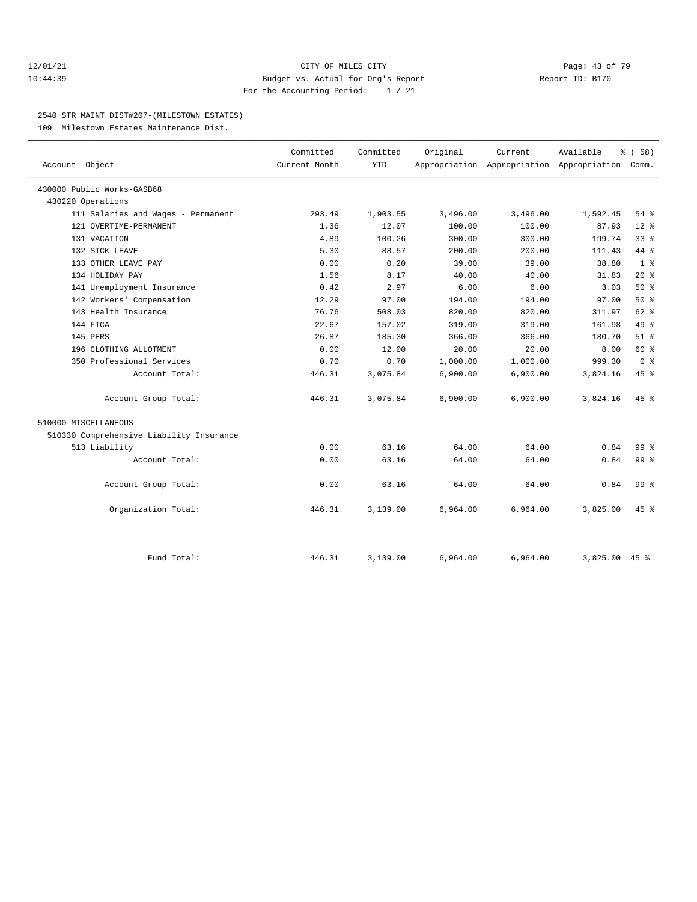CITY OF MILES CITY
Budget vs. Actual for Org's Report
For the Accounting Period: 1 / 21

12/01/21
10:44:39

Report ID: B170

2540 STR MAINT DIST#207-(MILESTOWN ESTATES)

109 Milestown Estates Maintenance Dist.

| Account Object | Committed Current Month | Committed YTD | Original Appropriation | Current Appropriation | Available Appropriation | % ( 58) Comm. |
|---|---|---|---|---|---|---|
| 430000 Public Works-GASB68 | | | | | | |
| 430220 Operations | | | | | | |
| 111 Salaries and Wages - Permanent | 293.49 | 1,903.55 | 3,496.00 | 3,496.00 | 1,592.45 | 54 % |
| 121 OVERTIME-PERMANENT | 1.36 | 12.07 | 100.00 | 100.00 | 87.93 | 12 % |
| 131 VACATION | 4.89 | 100.26 | 300.00 | 300.00 | 199.74 | 33 % |
| 132 SICK LEAVE | 5.30 | 88.57 | 200.00 | 200.00 | 111.43 | 44 % |
| 133 OTHER LEAVE PAY | 0.00 | 0.20 | 39.00 | 39.00 | 38.80 | 1 % |
| 134 HOLIDAY PAY | 1.56 | 8.17 | 40.00 | 40.00 | 31.83 | 20 % |
| 141 Unemployment Insurance | 0.42 | 2.97 | 6.00 | 6.00 | 3.03 | 50 % |
| 142 Workers' Compensation | 12.29 | 97.00 | 194.00 | 194.00 | 97.00 | 50 % |
| 143 Health Insurance | 76.76 | 508.03 | 820.00 | 820.00 | 311.97 | 62 % |
| 144 FICA | 22.67 | 157.02 | 319.00 | 319.00 | 161.98 | 49 % |
| 145 PERS | 26.87 | 185.30 | 366.00 | 366.00 | 180.70 | 51 % |
| 196 CLOTHING ALLOTMENT | 0.00 | 12.00 | 20.00 | 20.00 | 8.00 | 60 % |
| 350 Professional Services | 0.70 | 0.70 | 1,000.00 | 1,000.00 | 999.30 | 0 % |
| Account Total: | 446.31 | 3,075.84 | 6,900.00 | 6,900.00 | 3,824.16 | 45 % |
| Account Group Total: | 446.31 | 3,075.84 | 6,900.00 | 6,900.00 | 3,824.16 | 45 % |
| 510000 MISCELLANEOUS | | | | | | |
| 510330 Comprehensive Liability Insurance | | | | | | |
| 513 Liability | 0.00 | 63.16 | 64.00 | 64.00 | 0.84 | 99 % |
| Account Total: | 0.00 | 63.16 | 64.00 | 64.00 | 0.84 | 99 % |
| Account Group Total: | 0.00 | 63.16 | 64.00 | 64.00 | 0.84 | 99 % |
| Organization Total: | 446.31 | 3,139.00 | 6,964.00 | 6,964.00 | 3,825.00 | 45 % |
| Fund Total: | 446.31 | 3,139.00 | 6,964.00 | 6,964.00 | 3,825.00 | 45 % |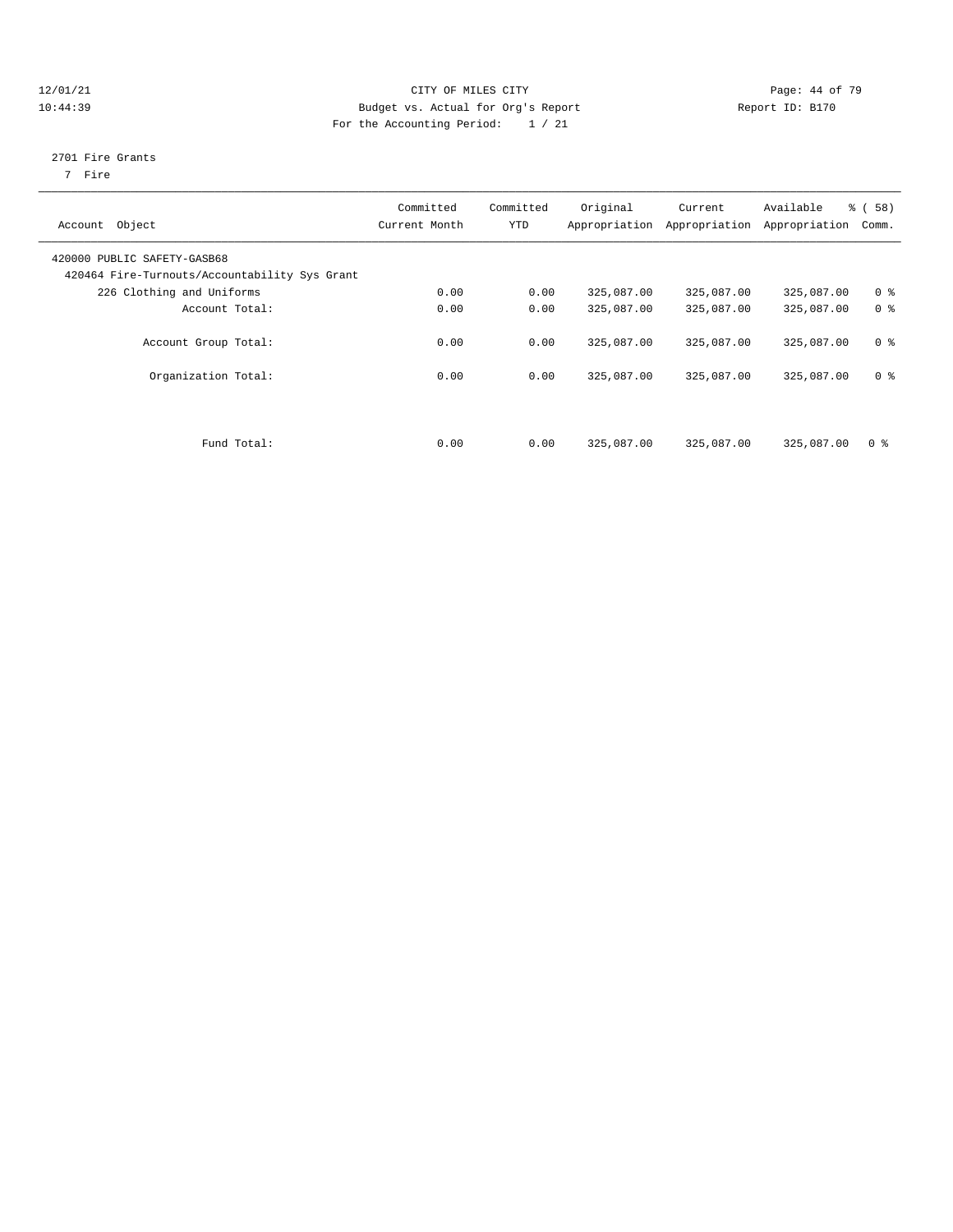CITY OF MILES CITY
Budget vs. Actual for Org's Report
For the Accounting Period: 1 / 21

12/01/21
10:44:39

Report ID: B170

2701 Fire Grants
7 Fire

| Account Object | Committed Current Month | Committed YTD | Original Appropriation | Current Appropriation | Available Appropriation | % ( 58) Comm. |
|---|---|---|---|---|---|---|
| 420000 PUBLIC SAFETY-GASB68 | | | | | | |
| 420464 Fire-Turnouts/Accountability Sys Grant | | | | | | |
| 226 Clothing and Uniforms | 0.00 | 0.00 | 325,087.00 | 325,087.00 | 325,087.00 | 0 % |
| Account Total: | 0.00 | 0.00 | 325,087.00 | 325,087.00 | 325,087.00 | 0 % |
| Account Group Total: | 0.00 | 0.00 | 325,087.00 | 325,087.00 | 325,087.00 | 0 % |
| Organization Total: | 0.00 | 0.00 | 325,087.00 | 325,087.00 | 325,087.00 | 0 % |
| Fund Total: | 0.00 | 0.00 | 325,087.00 | 325,087.00 | 325,087.00 | 0 % |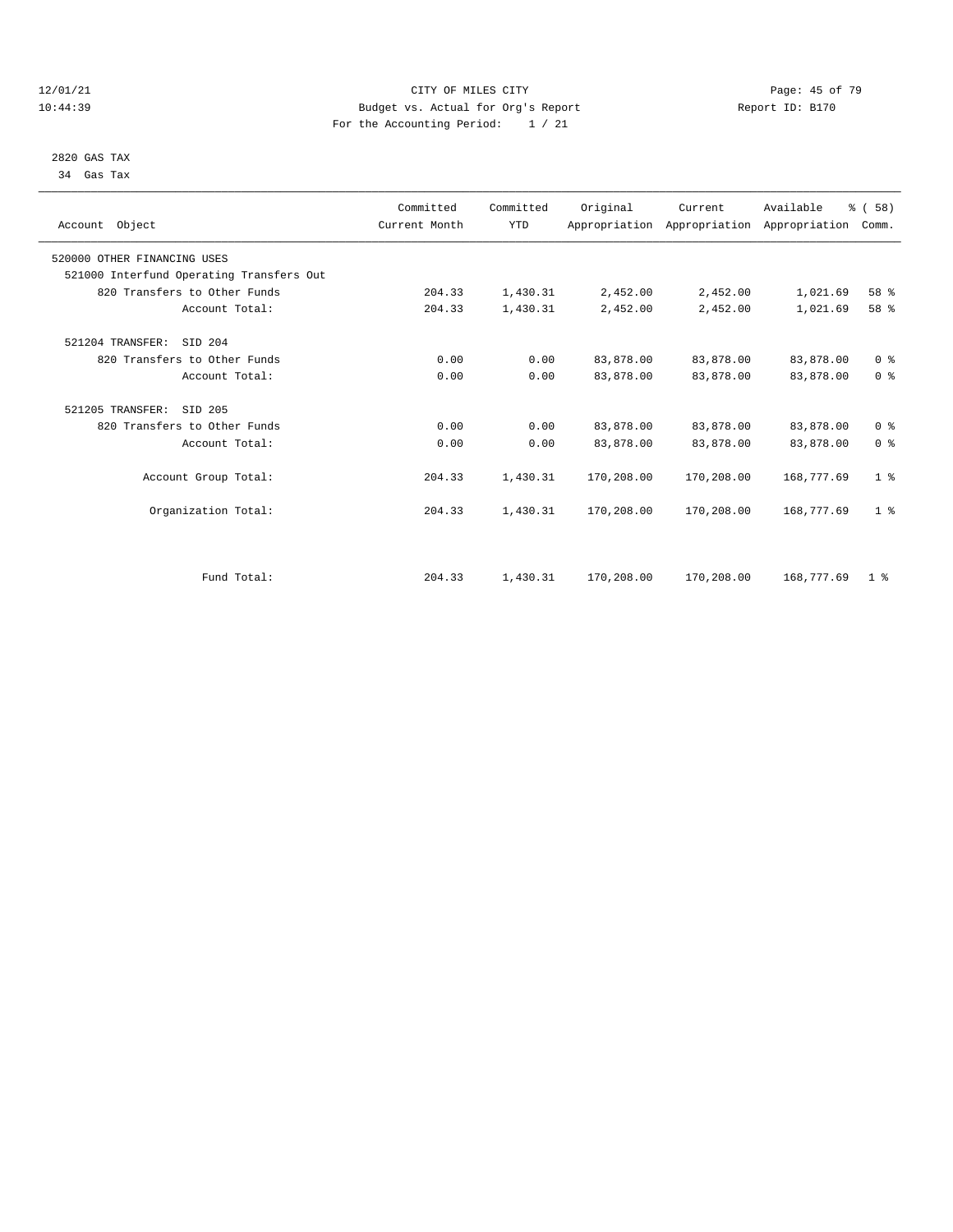CITY OF MILES CITY

Budget vs. Actual for Org's Report

For the Accounting Period: 1 / 21

12/01/21 10:44:39 — Report ID: B170

2820 GAS TAX

34 Gas Tax

| Account Object | Committed Current Month | Committed YTD | Original Appropriation | Current Appropriation | Available Appropriation | % ( 58) Comm. |
|---|---|---|---|---|---|---|
| 520000 OTHER FINANCING USES | | | | | | |
| 521000 Interfund Operating Transfers Out | | | | | | |
| 820 Transfers to Other Funds | 204.33 | 1,430.31 | 2,452.00 | 2,452.00 | 1,021.69 | 58 % |
| Account Total: | 204.33 | 1,430.31 | 2,452.00 | 2,452.00 | 1,021.69 | 58 % |
| 521204 TRANSFER: SID 204 | | | | | | |
| 820 Transfers to Other Funds | 0.00 | 0.00 | 83,878.00 | 83,878.00 | 83,878.00 | 0 % |
| Account Total: | 0.00 | 0.00 | 83,878.00 | 83,878.00 | 83,878.00 | 0 % |
| 521205 TRANSFER: SID 205 | | | | | | |
| 820 Transfers to Other Funds | 0.00 | 0.00 | 83,878.00 | 83,878.00 | 83,878.00 | 0 % |
| Account Total: | 0.00 | 0.00 | 83,878.00 | 83,878.00 | 83,878.00 | 0 % |
| Account Group Total: | 204.33 | 1,430.31 | 170,208.00 | 170,208.00 | 168,777.69 | 1 % |
| Organization Total: | 204.33 | 1,430.31 | 170,208.00 | 170,208.00 | 168,777.69 | 1 % |
| Fund Total: | 204.33 | 1,430.31 | 170,208.00 | 170,208.00 | 168,777.69 | 1 % |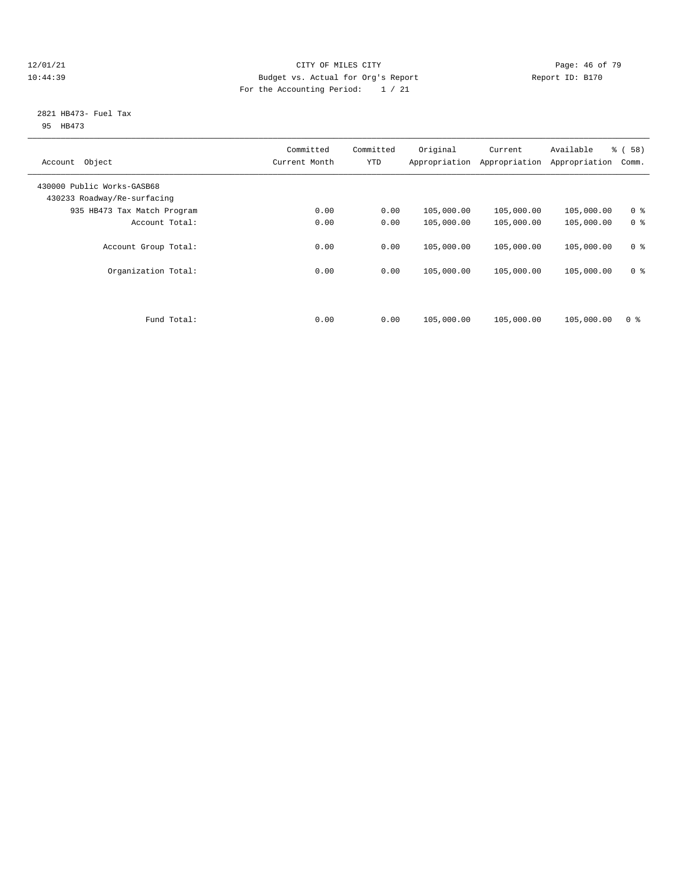CITY OF MILES CITY
Budget vs. Actual for Org's Report
For the Accounting Period: 1 / 21

12/01/21
10:44:39

Report ID: B170

2821 HB473- Fuel Tax
95 HB473

| Account Object | Committed Current Month | Committed YTD | Original Appropriation | Current Appropriation | Available Appropriation | % ( 58) Comm. |
|---|---|---|---|---|---|---|
| 430000 Public Works-GASB68 | | | | | | |
| 430233 Roadway/Re-surfacing | | | | | | |
| 935 HB473 Tax Match Program | 0.00 | 0.00 | 105,000.00 | 105,000.00 | 105,000.00 | 0 % |
| Account Total: | 0.00 | 0.00 | 105,000.00 | 105,000.00 | 105,000.00 | 0 % |
| Account Group Total: | 0.00 | 0.00 | 105,000.00 | 105,000.00 | 105,000.00 | 0 % |
| Organization Total: | 0.00 | 0.00 | 105,000.00 | 105,000.00 | 105,000.00 | 0 % |
| Fund Total: | 0.00 | 0.00 | 105,000.00 | 105,000.00 | 105,000.00 | 0 % |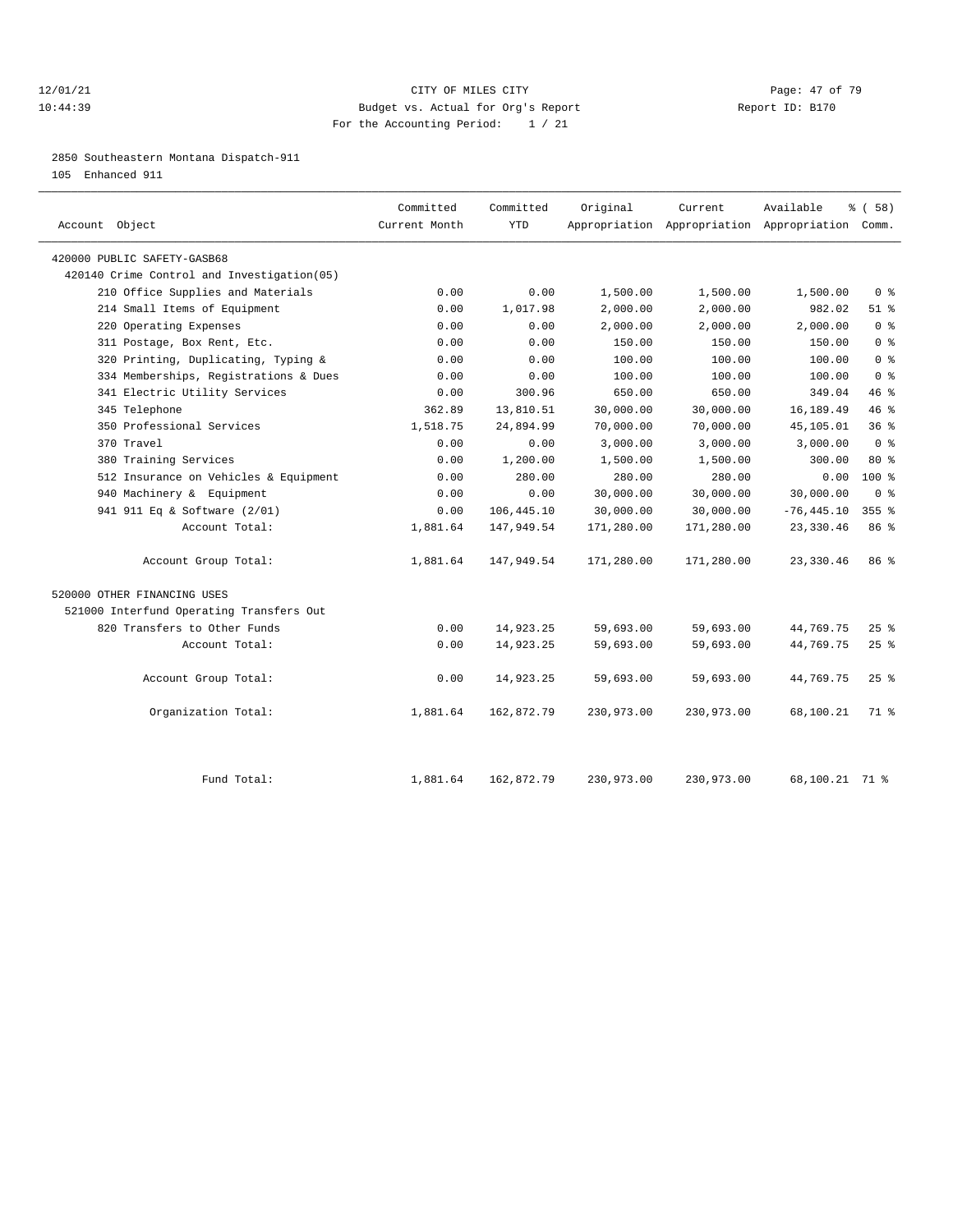12/01/21 CITY OF MILES CITY
10:44:39 Budget vs. Actual for Org's Report Report ID: B170
For the Accounting Period: 1 / 21

2850 Southeastern Montana Dispatch-911
105 Enhanced 911

| Account Object | Committed Current Month | Committed YTD | Original Appropriation | Current Appropriation | Available Appropriation | % ( 58) Comm. |
|---|---|---|---|---|---|---|
| 420000 PUBLIC SAFETY-GASB68 | | | | | | |
| 420140 Crime Control and Investigation(05) | | | | | | |
| 210 Office Supplies and Materials | 0.00 | 0.00 | 1,500.00 | 1,500.00 | 1,500.00 | 0 % |
| 214 Small Items of Equipment | 0.00 | 1,017.98 | 2,000.00 | 2,000.00 | 982.02 | 51 % |
| 220 Operating Expenses | 0.00 | 0.00 | 2,000.00 | 2,000.00 | 2,000.00 | 0 % |
| 311 Postage, Box Rent, Etc. | 0.00 | 0.00 | 150.00 | 150.00 | 150.00 | 0 % |
| 320 Printing, Duplicating, Typing & | 0.00 | 0.00 | 100.00 | 100.00 | 100.00 | 0 % |
| 334 Memberships, Registrations & Dues | 0.00 | 0.00 | 100.00 | 100.00 | 100.00 | 0 % |
| 341 Electric Utility Services | 0.00 | 300.96 | 650.00 | 650.00 | 349.04 | 46 % |
| 345 Telephone | 362.89 | 13,810.51 | 30,000.00 | 30,000.00 | 16,189.49 | 46 % |
| 350 Professional Services | 1,518.75 | 24,894.99 | 70,000.00 | 70,000.00 | 45,105.01 | 36 % |
| 370 Travel | 0.00 | 0.00 | 3,000.00 | 3,000.00 | 3,000.00 | 0 % |
| 380 Training Services | 0.00 | 1,200.00 | 1,500.00 | 1,500.00 | 300.00 | 80 % |
| 512 Insurance on Vehicles & Equipment | 0.00 | 280.00 | 280.00 | 280.00 | 0.00 | 100 % |
| 940 Machinery & Equipment | 0.00 | 0.00 | 30,000.00 | 30,000.00 | 30,000.00 | 0 % |
| 941 911 Eq & Software (2/01) | 0.00 | 106,445.10 | 30,000.00 | 30,000.00 | -76,445.10 | 355 % |
| Account Total: | 1,881.64 | 147,949.54 | 171,280.00 | 171,280.00 | 23,330.46 | 86 % |
| Account Group Total: | 1,881.64 | 147,949.54 | 171,280.00 | 171,280.00 | 23,330.46 | 86 % |
| 520000 OTHER FINANCING USES | | | | | | |
| 521000 Interfund Operating Transfers Out | | | | | | |
| 820 Transfers to Other Funds | 0.00 | 14,923.25 | 59,693.00 | 59,693.00 | 44,769.75 | 25 % |
| Account Total: | 0.00 | 14,923.25 | 59,693.00 | 59,693.00 | 44,769.75 | 25 % |
| Account Group Total: | 0.00 | 14,923.25 | 59,693.00 | 59,693.00 | 44,769.75 | 25 % |
| Organization Total: | 1,881.64 | 162,872.79 | 230,973.00 | 230,973.00 | 68,100.21 | 71 % |
| Fund Total: | 1,881.64 | 162,872.79 | 230,973.00 | 230,973.00 | 68,100.21 | 71 % |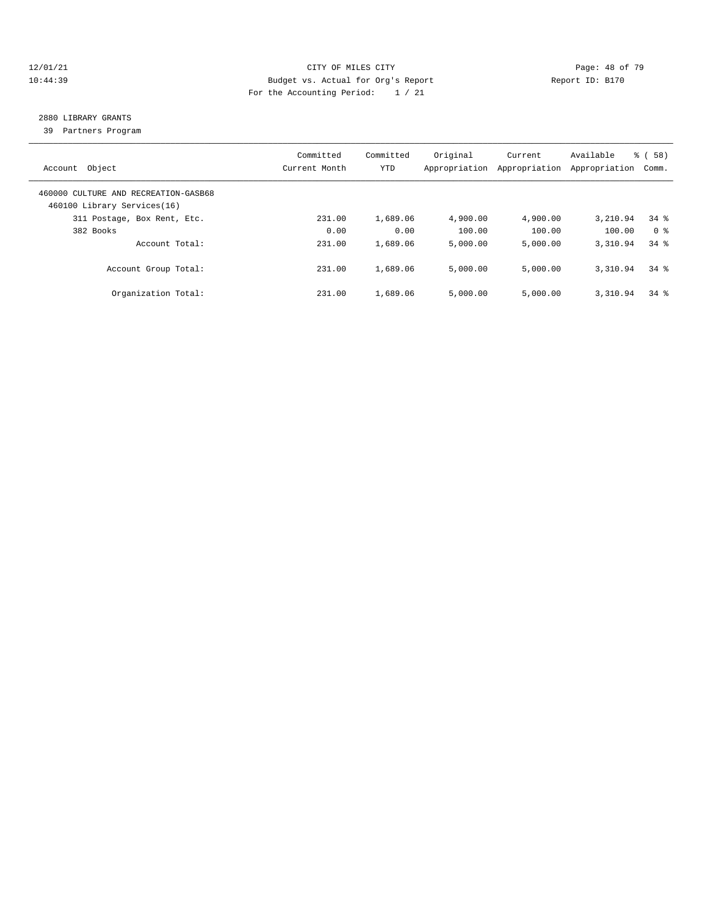CITY OF MILES CITY
Budget vs. Actual for Org's Report
For the Accounting Period: 1 / 21

12/01/21
10:44:39

Report ID: B170

## 2880 LIBRARY GRANTS

39 Partners Program

| Account Object | Committed Current Month | Committed YTD | Original Appropriation | Current Appropriation | Available Appropriation | % ( 58) Comm. |
|---|---|---|---|---|---|---|
| 460000 CULTURE AND RECREATION-GASB68 | | | | | | |
| 460100 Library Services(16) | | | | | | |
| 311 Postage, Box Rent, Etc. | 231.00 | 1,689.06 | 4,900.00 | 4,900.00 | 3,210.94 | 34 % |
| 382 Books | 0.00 | 0.00 | 100.00 | 100.00 | 100.00 | 0 % |
| Account Total: | 231.00 | 1,689.06 | 5,000.00 | 5,000.00 | 3,310.94 | 34 % |
| Account Group Total: | 231.00 | 1,689.06 | 5,000.00 | 5,000.00 | 3,310.94 | 34 % |
| Organization Total: | 231.00 | 1,689.06 | 5,000.00 | 5,000.00 | 3,310.94 | 34 % |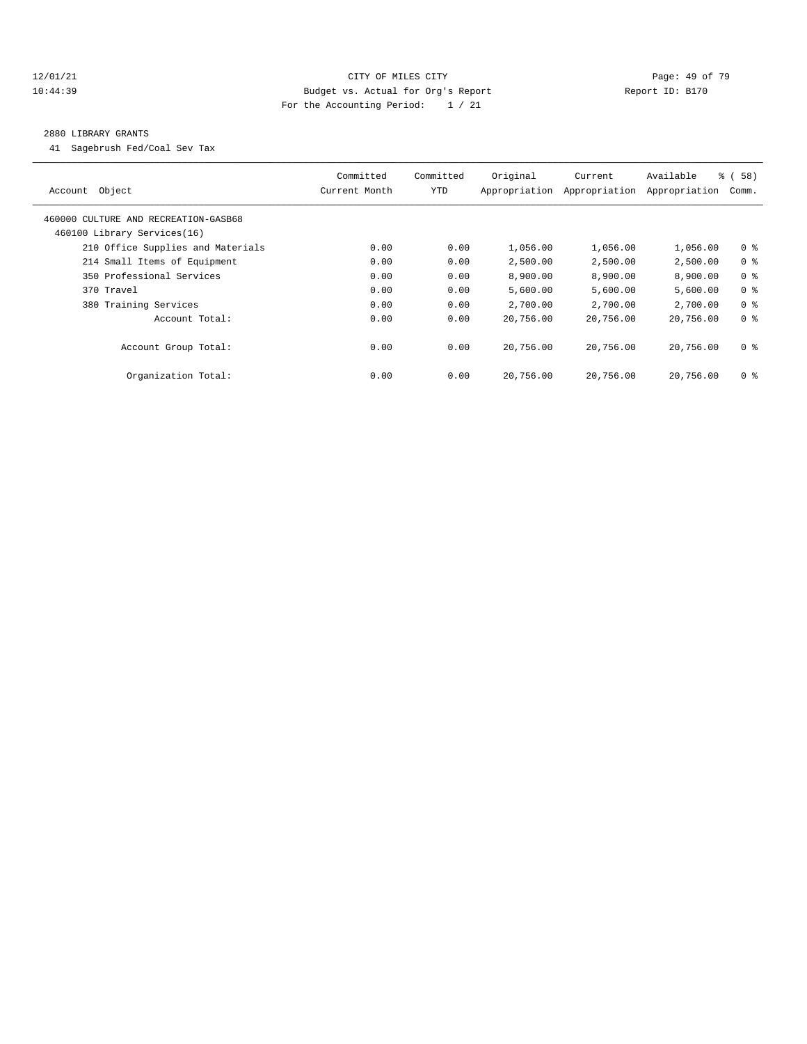CITY OF MILES CITY
Budget vs. Actual for Org's Report
For the Accounting Period: 1 / 21

12/01/21
10:44:39

Report ID: B170

## 2880 LIBRARY GRANTS

41 Sagebrush Fed/Coal Sev Tax

| Account Object | Committed Current Month | Committed YTD | Original Appropriation | Current Appropriation | Available Appropriation | % ( 58) Comm. |
|---|---|---|---|---|---|---|
| 460000 CULTURE AND RECREATION-GASB68 | | | | | | |
| 460100 Library Services(16) | | | | | | |
| 210 Office Supplies and Materials | 0.00 | 0.00 | 1,056.00 | 1,056.00 | 1,056.00 | 0 % |
| 214 Small Items of Equipment | 0.00 | 0.00 | 2,500.00 | 2,500.00 | 2,500.00 | 0 % |
| 350 Professional Services | 0.00 | 0.00 | 8,900.00 | 8,900.00 | 8,900.00 | 0 % |
| 370 Travel | 0.00 | 0.00 | 5,600.00 | 5,600.00 | 5,600.00 | 0 % |
| 380 Training Services | 0.00 | 0.00 | 2,700.00 | 2,700.00 | 2,700.00 | 0 % |
| Account Total: | 0.00 | 0.00 | 20,756.00 | 20,756.00 | 20,756.00 | 0 % |
| Account Group Total: | 0.00 | 0.00 | 20,756.00 | 20,756.00 | 20,756.00 | 0 % |
| Organization Total: | 0.00 | 0.00 | 20,756.00 | 20,756.00 | 20,756.00 | 0 % |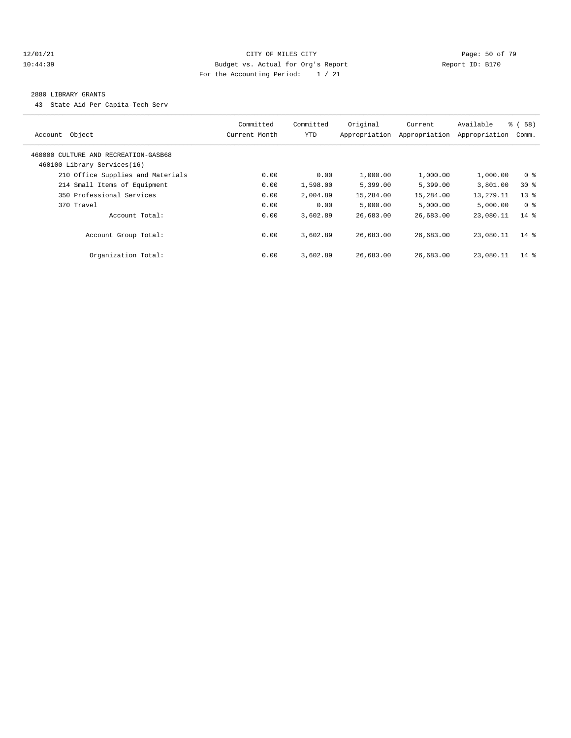CITY OF MILES CITY
Budget vs. Actual for Org's Report
For the Accounting Period: 1 / 21

12/01/21
10:44:39

Report ID: B170

2880 LIBRARY GRANTS

43 State Aid Per Capita-Tech Serv

| Account Object | Committed Current Month | Committed YTD | Original Appropriation | Current Appropriation | Available Appropriation | % ( 58) Comm. |
|---|---|---|---|---|---|---|
| 460000 CULTURE AND RECREATION-GASB68 | | | | | | |
| 460100 Library Services(16) | | | | | | |
| 210 Office Supplies and Materials | 0.00 | 0.00 | 1,000.00 | 1,000.00 | 1,000.00 | 0 % |
| 214 Small Items of Equipment | 0.00 | 1,598.00 | 5,399.00 | 5,399.00 | 3,801.00 | 30 % |
| 350 Professional Services | 0.00 | 2,004.89 | 15,284.00 | 15,284.00 | 13,279.11 | 13 % |
| 370 Travel | 0.00 | 0.00 | 5,000.00 | 5,000.00 | 5,000.00 | 0 % |
| Account Total: | 0.00 | 3,602.89 | 26,683.00 | 26,683.00 | 23,080.11 | 14 % |
| Account Group Total: | 0.00 | 3,602.89 | 26,683.00 | 26,683.00 | 23,080.11 | 14 % |
| Organization Total: | 0.00 | 3,602.89 | 26,683.00 | 26,683.00 | 23,080.11 | 14 % |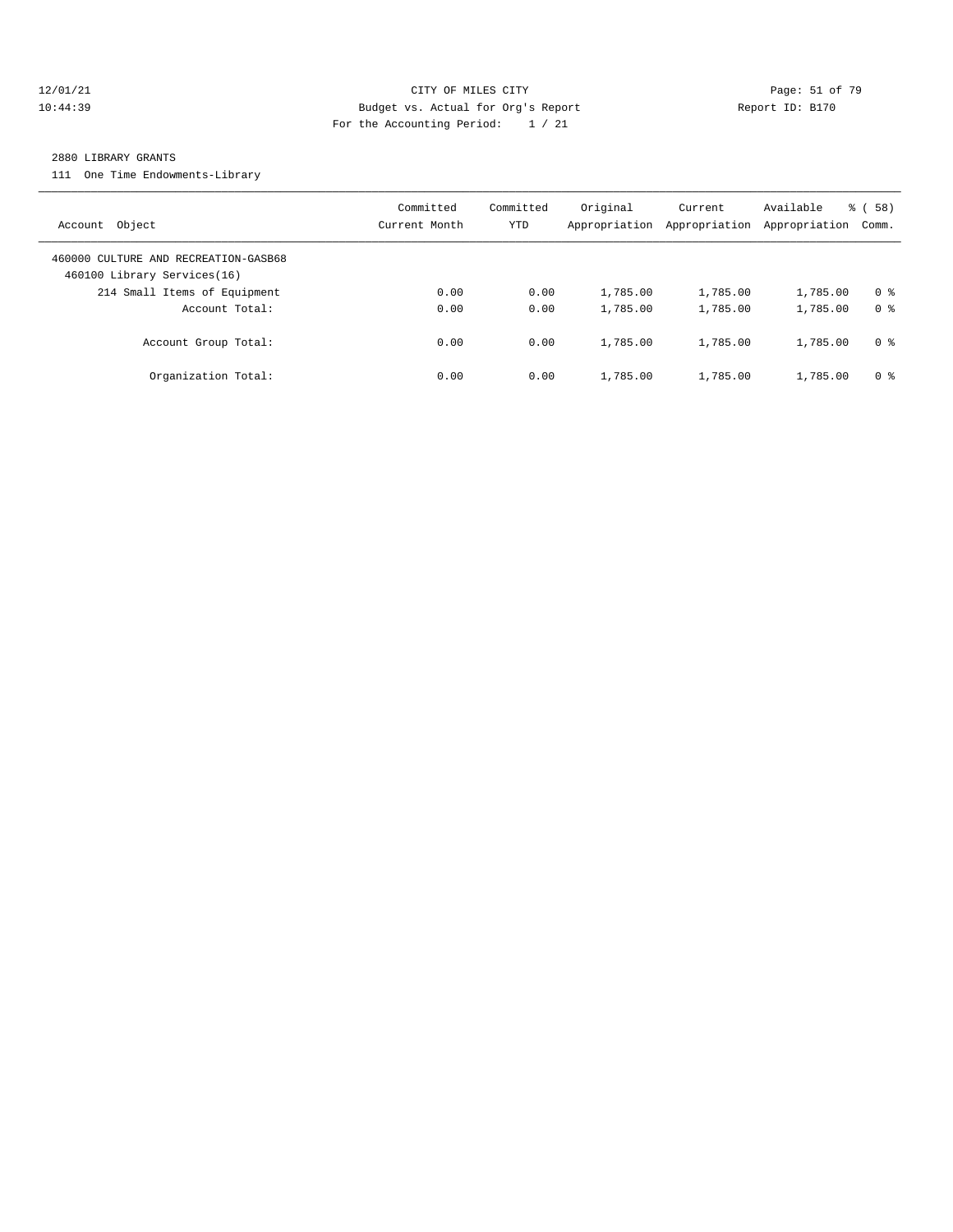CITY OF MILES CITY

Budget vs. Actual for Org's Report

For the Accounting Period: 1 / 21

12/01/21 10:44:39 — Report ID: B170

2880 LIBRARY GRANTS

111 One Time Endowments-Library

| Account Object | Committed Current Month | Committed YTD | Original Appropriation | Current Appropriation | Available Appropriation | % ( 58) Comm. |
|---|---|---|---|---|---|---|
| 460000 CULTURE AND RECREATION-GASB68 | | | | | | |
| 460100 Library Services(16) | | | | | | |
| 214 Small Items of Equipment | 0.00 | 0.00 | 1,785.00 | 1,785.00 | 1,785.00 | 0 % |
| Account Total: | 0.00 | 0.00 | 1,785.00 | 1,785.00 | 1,785.00 | 0 % |
| Account Group Total: | 0.00 | 0.00 | 1,785.00 | 1,785.00 | 1,785.00 | 0 % |
| Organization Total: | 0.00 | 0.00 | 1,785.00 | 1,785.00 | 1,785.00 | 0 % |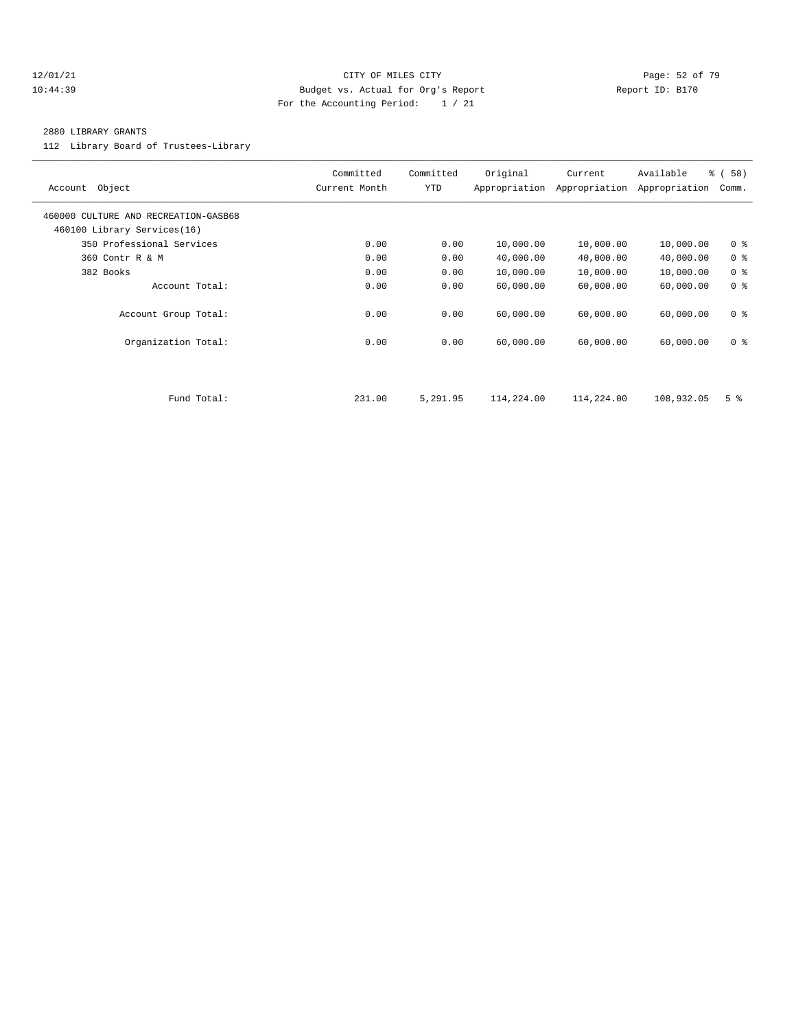CITY OF MILES CITY
Budget vs. Actual for Org's Report
For the Accounting Period: 1 / 21

12/01/21
10:44:39

Report ID: B170

## 2880 LIBRARY GRANTS

112 Library Board of Trustees-Library

| Account Object | Committed Current Month | Committed YTD | Original Appropriation | Current Appropriation | Available Appropriation | % ( 58) Comm. |
|---|---|---|---|---|---|---|
| 460000 CULTURE AND RECREATION-GASB68 | | | | | | |
| 460100 Library Services(16) | | | | | | |
| 350 Professional Services | 0.00 | 0.00 | 10,000.00 | 10,000.00 | 10,000.00 | 0 % |
| 360 Contr R & M | 0.00 | 0.00 | 40,000.00 | 40,000.00 | 40,000.00 | 0 % |
| 382 Books | 0.00 | 0.00 | 10,000.00 | 10,000.00 | 10,000.00 | 0 % |
| Account Total: | 0.00 | 0.00 | 60,000.00 | 60,000.00 | 60,000.00 | 0 % |
| Account Group Total: | 0.00 | 0.00 | 60,000.00 | 60,000.00 | 60,000.00 | 0 % |
| Organization Total: | 0.00 | 0.00 | 60,000.00 | 60,000.00 | 60,000.00 | 0 % |
| Fund Total: | 231.00 | 5,291.95 | 114,224.00 | 114,224.00 | 108,932.05 | 5 % |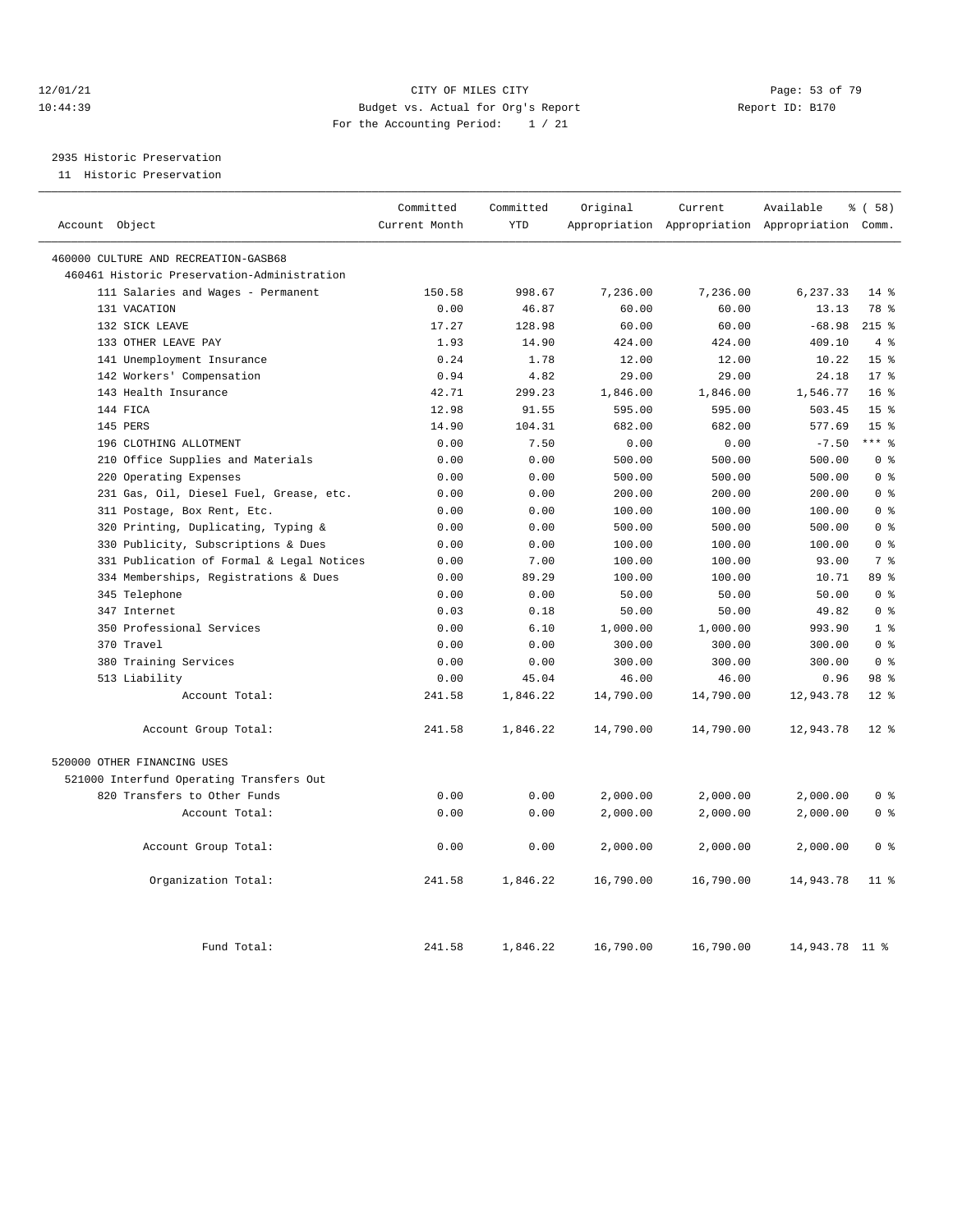12/01/21 CITY OF MILES CITY
10:44:39 Budget vs. Actual for Org's Report Report ID: B170
For the Accounting Period: 1 / 21

2935 Historic Preservation
11 Historic Preservation

| Account Object | Committed Current Month | Committed YTD | Original Appropriation | Current Appropriation | Available Appropriation | % ( 58) Comm. |
|---|---|---|---|---|---|---|
| 460000 CULTURE AND RECREATION-GASB68 | | | | | | |
| 460461 Historic Preservation-Administration | | | | | | |
| 111 Salaries and Wages - Permanent | 150.58 | 998.67 | 7,236.00 | 7,236.00 | 6,237.33 | 14 % |
| 131 VACATION | 0.00 | 46.87 | 60.00 | 60.00 | 13.13 | 78 % |
| 132 SICK LEAVE | 17.27 | 128.98 | 60.00 | 60.00 | -68.98 | 215 % |
| 133 OTHER LEAVE PAY | 1.93 | 14.90 | 424.00 | 424.00 | 409.10 | 4 % |
| 141 Unemployment Insurance | 0.24 | 1.78 | 12.00 | 12.00 | 10.22 | 15 % |
| 142 Workers' Compensation | 0.94 | 4.82 | 29.00 | 29.00 | 24.18 | 17 % |
| 143 Health Insurance | 42.71 | 299.23 | 1,846.00 | 1,846.00 | 1,546.77 | 16 % |
| 144 FICA | 12.98 | 91.55 | 595.00 | 595.00 | 503.45 | 15 % |
| 145 PERS | 14.90 | 104.31 | 682.00 | 682.00 | 577.69 | 15 % |
| 196 CLOTHING ALLOTMENT | 0.00 | 7.50 | 0.00 | 0.00 | -7.50 | *** % |
| 210 Office Supplies and Materials | 0.00 | 0.00 | 500.00 | 500.00 | 500.00 | 0 % |
| 220 Operating Expenses | 0.00 | 0.00 | 500.00 | 500.00 | 500.00 | 0 % |
| 231 Gas, Oil, Diesel Fuel, Grease, etc. | 0.00 | 0.00 | 200.00 | 200.00 | 200.00 | 0 % |
| 311 Postage, Box Rent, Etc. | 0.00 | 0.00 | 100.00 | 100.00 | 100.00 | 0 % |
| 320 Printing, Duplicating, Typing & | 0.00 | 0.00 | 500.00 | 500.00 | 500.00 | 0 % |
| 330 Publicity, Subscriptions & Dues | 0.00 | 0.00 | 100.00 | 100.00 | 100.00 | 0 % |
| 331 Publication of Formal & Legal Notices | 0.00 | 7.00 | 100.00 | 100.00 | 93.00 | 7 % |
| 334 Memberships, Registrations & Dues | 0.00 | 89.29 | 100.00 | 100.00 | 10.71 | 89 % |
| 345 Telephone | 0.00 | 0.00 | 50.00 | 50.00 | 50.00 | 0 % |
| 347 Internet | 0.03 | 0.18 | 50.00 | 50.00 | 49.82 | 0 % |
| 350 Professional Services | 0.00 | 6.10 | 1,000.00 | 1,000.00 | 993.90 | 1 % |
| 370 Travel | 0.00 | 0.00 | 300.00 | 300.00 | 300.00 | 0 % |
| 380 Training Services | 0.00 | 0.00 | 300.00 | 300.00 | 300.00 | 0 % |
| 513 Liability | 0.00 | 45.04 | 46.00 | 46.00 | 0.96 | 98 % |
| Account Total: | 241.58 | 1,846.22 | 14,790.00 | 14,790.00 | 12,943.78 | 12 % |
| Account Group Total: | 241.58 | 1,846.22 | 14,790.00 | 14,790.00 | 12,943.78 | 12 % |
| 520000 OTHER FINANCING USES | | | | | | |
| 521000 Interfund Operating Transfers Out | | | | | | |
| 820 Transfers to Other Funds | 0.00 | 0.00 | 2,000.00 | 2,000.00 | 2,000.00 | 0 % |
| Account Total: | 0.00 | 0.00 | 2,000.00 | 2,000.00 | 2,000.00 | 0 % |
| Account Group Total: | 0.00 | 0.00 | 2,000.00 | 2,000.00 | 2,000.00 | 0 % |
| Organization Total: | 241.58 | 1,846.22 | 16,790.00 | 16,790.00 | 14,943.78 | 11 % |
| Fund Total: | 241.58 | 1,846.22 | 16,790.00 | 16,790.00 | 14,943.78 | 11 % |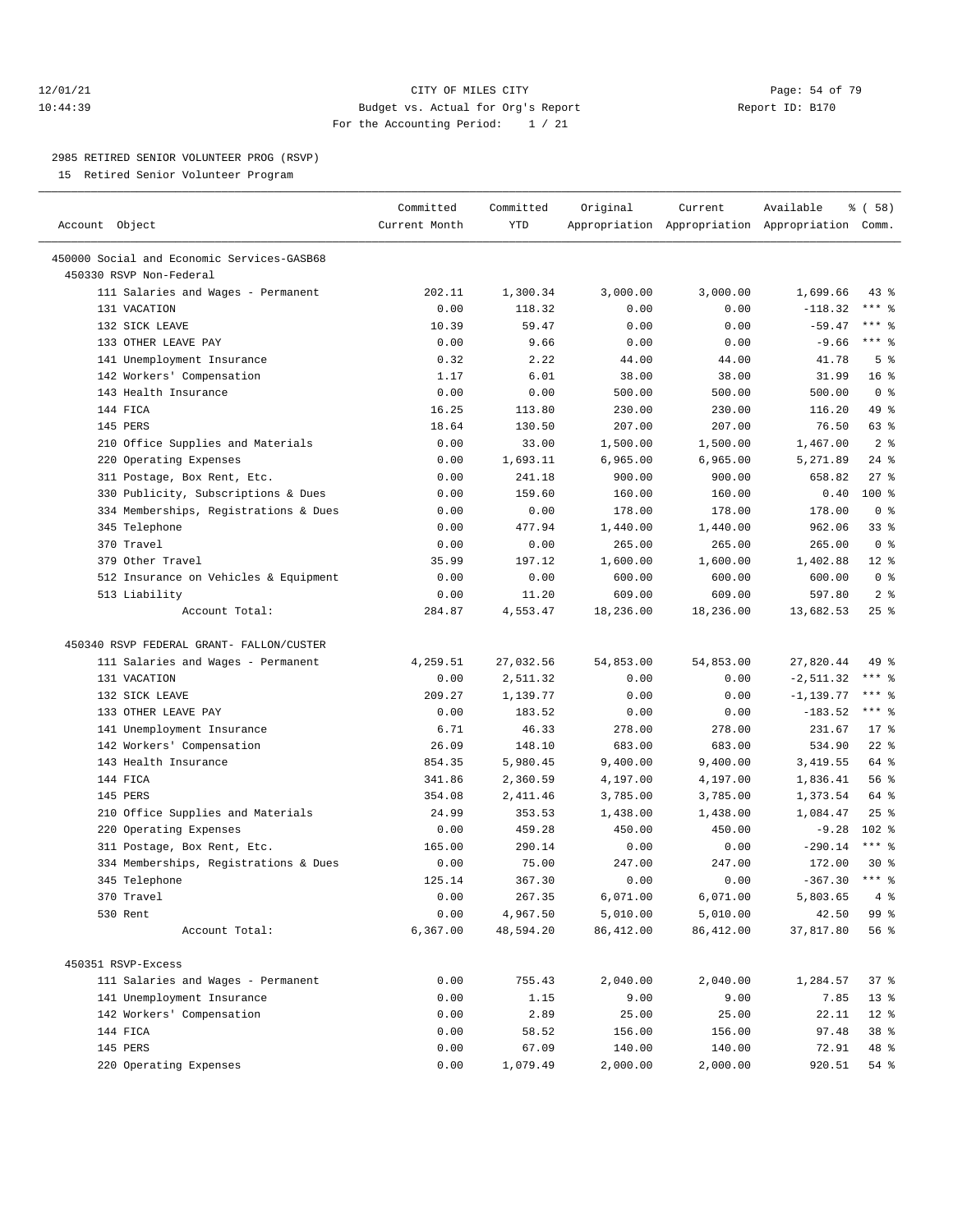CITY OF MILES CITY
Budget vs. Actual for Org's Report
For the Accounting Period: 1 / 21

## 2985 RETIRED SENIOR VOLUNTEER PROG (RSVP)

15 Retired Senior Volunteer Program

| Account Object | Committed Current Month | Committed YTD | Original Appropriation | Current Appropriation | Available Appropriation | % ( 58) Comm. |
|---|---|---|---|---|---|---|
| 450000 Social and Economic Services-GASB68 | | | | | | |
| 450330 RSVP Non-Federal | | | | | | |
| 111 Salaries and Wages - Permanent | 202.11 | 1,300.34 | 3,000.00 | 3,000.00 | 1,699.66 | 43 % |
| 131 VACATION | 0.00 | 118.32 | 0.00 | 0.00 | -118.32 | *** % |
| 132 SICK LEAVE | 10.39 | 59.47 | 0.00 | 0.00 | -59.47 | *** % |
| 133 OTHER LEAVE PAY | 0.00 | 9.66 | 0.00 | 0.00 | -9.66 | *** % |
| 141 Unemployment Insurance | 0.32 | 2.22 | 44.00 | 44.00 | 41.78 | 5 % |
| 142 Workers' Compensation | 1.17 | 6.01 | 38.00 | 38.00 | 31.99 | 16 % |
| 143 Health Insurance | 0.00 | 0.00 | 500.00 | 500.00 | 500.00 | 0 % |
| 144 FICA | 16.25 | 113.80 | 230.00 | 230.00 | 116.20 | 49 % |
| 145 PERS | 18.64 | 130.50 | 207.00 | 207.00 | 76.50 | 63 % |
| 210 Office Supplies and Materials | 0.00 | 33.00 | 1,500.00 | 1,500.00 | 1,467.00 | 2 % |
| 220 Operating Expenses | 0.00 | 1,693.11 | 6,965.00 | 6,965.00 | 5,271.89 | 24 % |
| 311 Postage, Box Rent, Etc. | 0.00 | 241.18 | 900.00 | 900.00 | 658.82 | 27 % |
| 330 Publicity, Subscriptions & Dues | 0.00 | 159.60 | 160.00 | 160.00 | 0.40 | 100 % |
| 334 Memberships, Registrations & Dues | 0.00 | 0.00 | 178.00 | 178.00 | 178.00 | 0 % |
| 345 Telephone | 0.00 | 477.94 | 1,440.00 | 1,440.00 | 962.06 | 33 % |
| 370 Travel | 0.00 | 0.00 | 265.00 | 265.00 | 265.00 | 0 % |
| 379 Other Travel | 35.99 | 197.12 | 1,600.00 | 1,600.00 | 1,402.88 | 12 % |
| 512 Insurance on Vehicles & Equipment | 0.00 | 0.00 | 600.00 | 600.00 | 600.00 | 0 % |
| 513 Liability | 0.00 | 11.20 | 609.00 | 609.00 | 597.80 | 2 % |
| Account Total: | 284.87 | 4,553.47 | 18,236.00 | 18,236.00 | 13,682.53 | 25 % |
| 450340 RSVP FEDERAL GRANT- FALLON/CUSTER | | | | | | |
| 111 Salaries and Wages - Permanent | 4,259.51 | 27,032.56 | 54,853.00 | 54,853.00 | 27,820.44 | 49 % |
| 131 VACATION | 0.00 | 2,511.32 | 0.00 | 0.00 | -2,511.32 | *** % |
| 132 SICK LEAVE | 209.27 | 1,139.77 | 0.00 | 0.00 | -1,139.77 | *** % |
| 133 OTHER LEAVE PAY | 0.00 | 183.52 | 0.00 | 0.00 | -183.52 | *** % |
| 141 Unemployment Insurance | 6.71 | 46.33 | 278.00 | 278.00 | 231.67 | 17 % |
| 142 Workers' Compensation | 26.09 | 148.10 | 683.00 | 683.00 | 534.90 | 22 % |
| 143 Health Insurance | 854.35 | 5,980.45 | 9,400.00 | 9,400.00 | 3,419.55 | 64 % |
| 144 FICA | 341.86 | 2,360.59 | 4,197.00 | 4,197.00 | 1,836.41 | 56 % |
| 145 PERS | 354.08 | 2,411.46 | 3,785.00 | 3,785.00 | 1,373.54 | 64 % |
| 210 Office Supplies and Materials | 24.99 | 353.53 | 1,438.00 | 1,438.00 | 1,084.47 | 25 % |
| 220 Operating Expenses | 0.00 | 459.28 | 450.00 | 450.00 | -9.28 | 102 % |
| 311 Postage, Box Rent, Etc. | 165.00 | 290.14 | 0.00 | 0.00 | -290.14 | *** % |
| 334 Memberships, Registrations & Dues | 0.00 | 75.00 | 247.00 | 247.00 | 172.00 | 30 % |
| 345 Telephone | 125.14 | 367.30 | 0.00 | 0.00 | -367.30 | *** % |
| 370 Travel | 0.00 | 267.35 | 6,071.00 | 6,071.00 | 5,803.65 | 4 % |
| 530 Rent | 0.00 | 4,967.50 | 5,010.00 | 5,010.00 | 42.50 | 99 % |
| Account Total: | 6,367.00 | 48,594.20 | 86,412.00 | 86,412.00 | 37,817.80 | 56 % |
| 450351 RSVP-Excess | | | | | | |
| 111 Salaries and Wages - Permanent | 0.00 | 755.43 | 2,040.00 | 2,040.00 | 1,284.57 | 37 % |
| 141 Unemployment Insurance | 0.00 | 1.15 | 9.00 | 9.00 | 7.85 | 13 % |
| 142 Workers' Compensation | 0.00 | 2.89 | 25.00 | 25.00 | 22.11 | 12 % |
| 144 FICA | 0.00 | 58.52 | 156.00 | 156.00 | 97.48 | 38 % |
| 145 PERS | 0.00 | 67.09 | 140.00 | 140.00 | 72.91 | 48 % |
| 220 Operating Expenses | 0.00 | 1,079.49 | 2,000.00 | 2,000.00 | 920.51 | 54 % |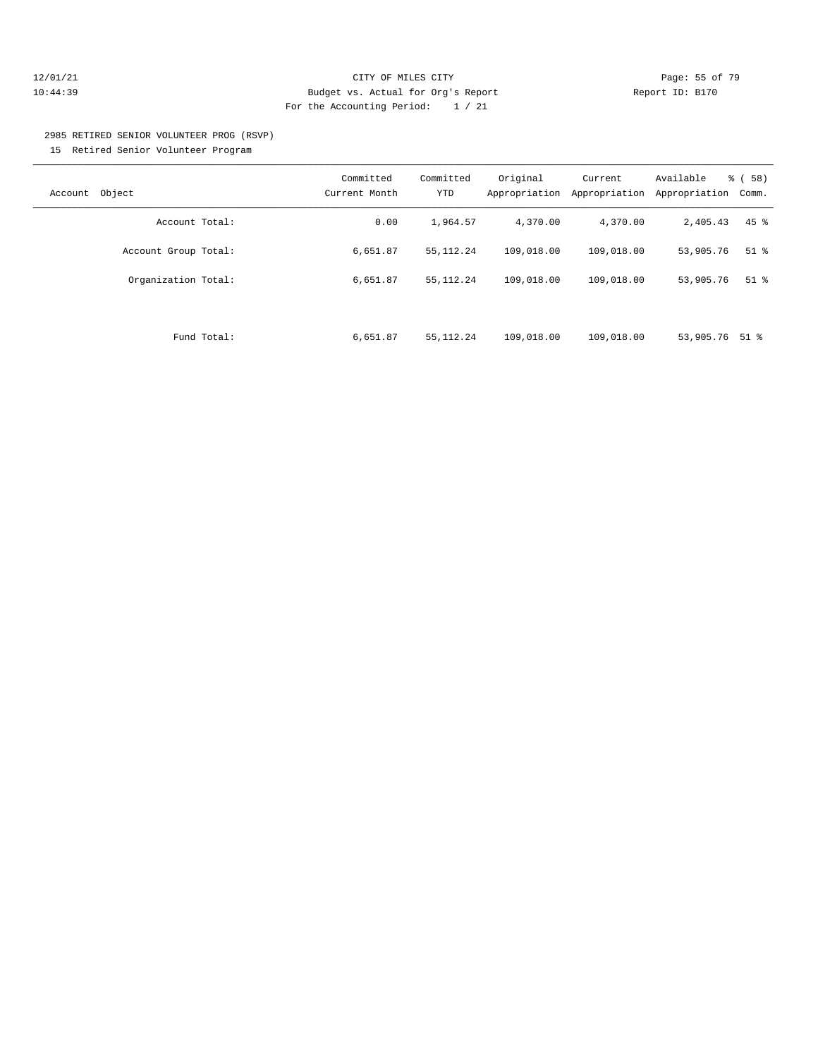CITY OF MILES CITY
Budget vs. Actual for Org's Report
For the Accounting Period: 1 / 21

12/01/21
10:44:39

Report ID: B170

2985 RETIRED SENIOR VOLUNTEER PROG (RSVP)

15 Retired Senior Volunteer Program

| Account Object | Committed Current Month | Committed YTD | Original Appropriation | Current Appropriation | Available Appropriation | % ( 58) Comm. |
|---|---|---|---|---|---|---|
| Account Total: | 0.00 | 1,964.57 | 4,370.00 | 4,370.00 | 2,405.43 | 45 % |
| Account Group Total: | 6,651.87 | 55,112.24 | 109,018.00 | 109,018.00 | 53,905.76 | 51 % |
| Organization Total: | 6,651.87 | 55,112.24 | 109,018.00 | 109,018.00 | 53,905.76 | 51 % |
| Fund Total: | 6,651.87 | 55,112.24 | 109,018.00 | 109,018.00 | 53,905.76 | 51 % |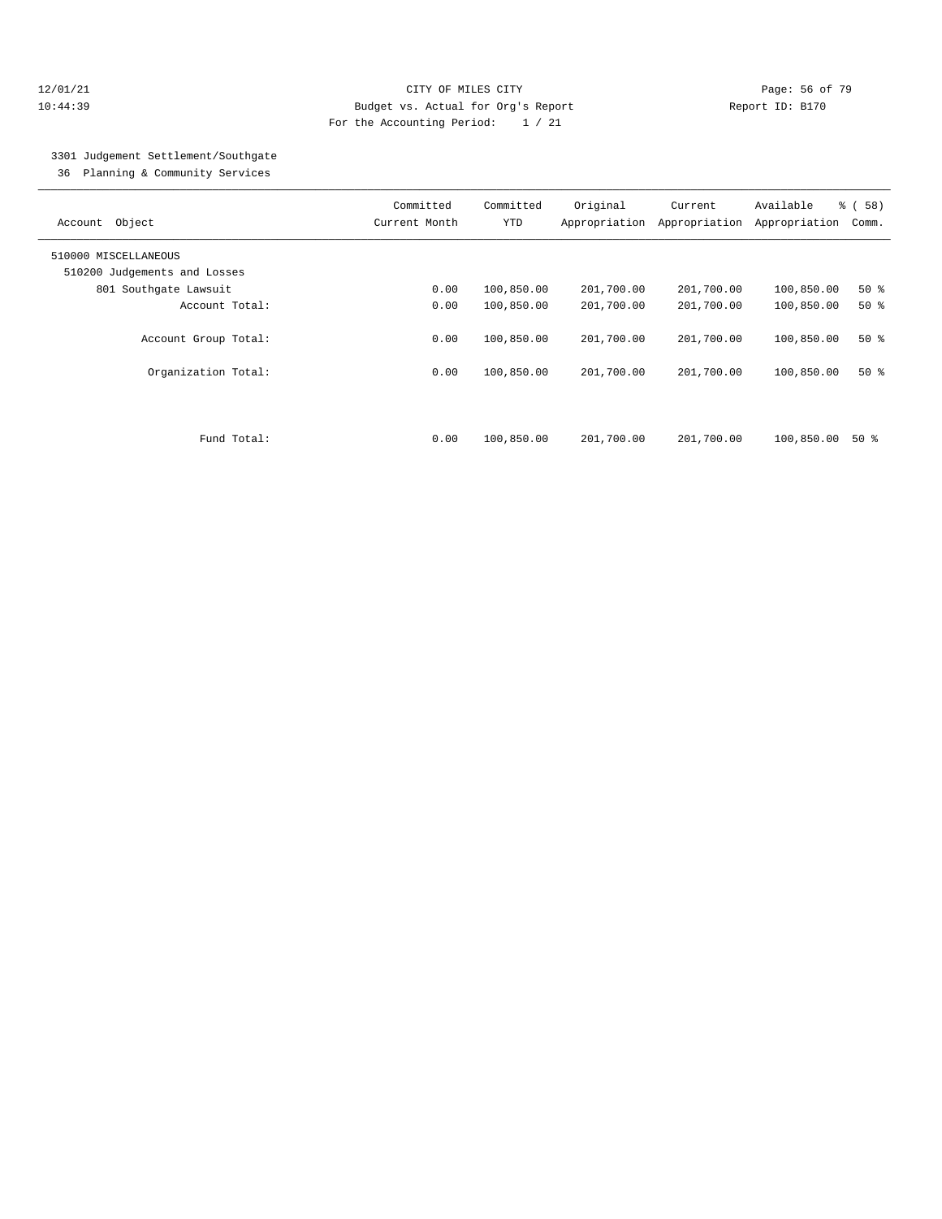CITY OF MILES CITY
Budget vs. Actual for Org's Report
For the Accounting Period: 1 / 21

12/01/21
10:44:39

Report ID: B170

3301 Judgement Settlement/Southgate
36 Planning & Community Services

| Account Object | Committed Current Month | Committed YTD | Original Appropriation | Current Appropriation | Available Appropriation | % ( 58) Comm. |
|---|---|---|---|---|---|---|
| 510000 MISCELLANEOUS | | | | | | |
| 510200 Judgements and Losses | | | | | | |
| 801 Southgate Lawsuit | 0.00 | 100,850.00 | 201,700.00 | 201,700.00 | 100,850.00 | 50 % |
| Account Total: | 0.00 | 100,850.00 | 201,700.00 | 201,700.00 | 100,850.00 | 50 % |
| Account Group Total: | 0.00 | 100,850.00 | 201,700.00 | 201,700.00 | 100,850.00 | 50 % |
| Organization Total: | 0.00 | 100,850.00 | 201,700.00 | 201,700.00 | 100,850.00 | 50 % |
| Fund Total: | 0.00 | 100,850.00 | 201,700.00 | 201,700.00 | 100,850.00 | 50 % |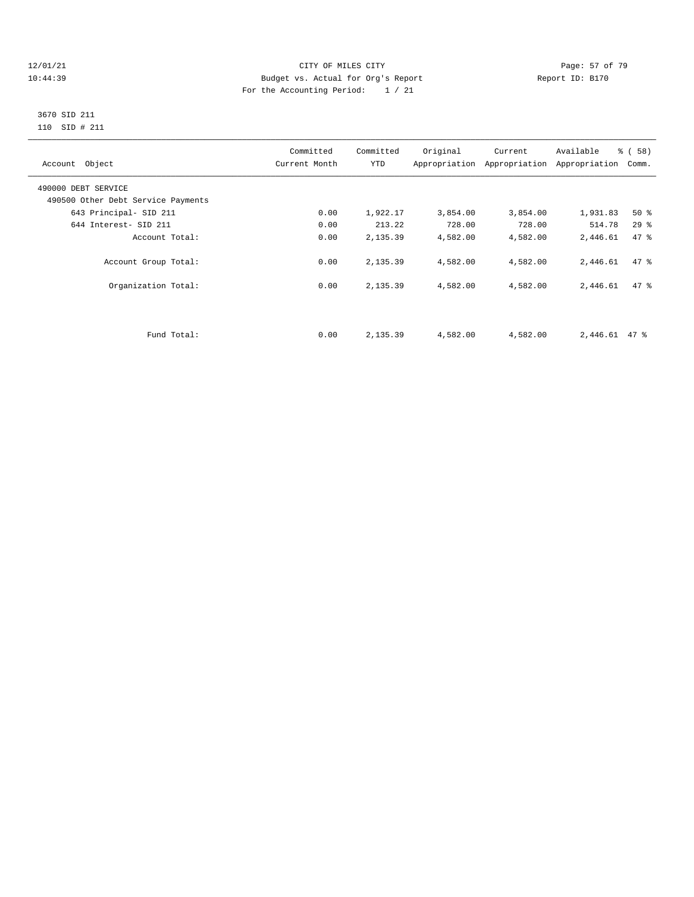CITY OF MILES CITY
Budget vs. Actual for Org's Report
For the Accounting Period: 1 / 21

12/01/21
10:44:39

Report ID: B170

3670 SID 211
110 SID # 211

| Account Object | Committed Current Month | Committed YTD | Original Appropriation | Current Appropriation | Available Appropriation | % ( 58) Comm. |
|---|---|---|---|---|---|---|
| 490000 DEBT SERVICE | | | | | | |
| 490500 Other Debt Service Payments | | | | | | |
| 643 Principal- SID 211 | 0.00 | 1,922.17 | 3,854.00 | 3,854.00 | 1,931.83 | 50 % |
| 644 Interest- SID 211 | 0.00 | 213.22 | 728.00 | 728.00 | 514.78 | 29 % |
| Account Total: | 0.00 | 2,135.39 | 4,582.00 | 4,582.00 | 2,446.61 | 47 % |
| Account Group Total: | 0.00 | 2,135.39 | 4,582.00 | 4,582.00 | 2,446.61 | 47 % |
| Organization Total: | 0.00 | 2,135.39 | 4,582.00 | 4,582.00 | 2,446.61 | 47 % |
| Fund Total: | 0.00 | 2,135.39 | 4,582.00 | 4,582.00 | 2,446.61 | 47 % |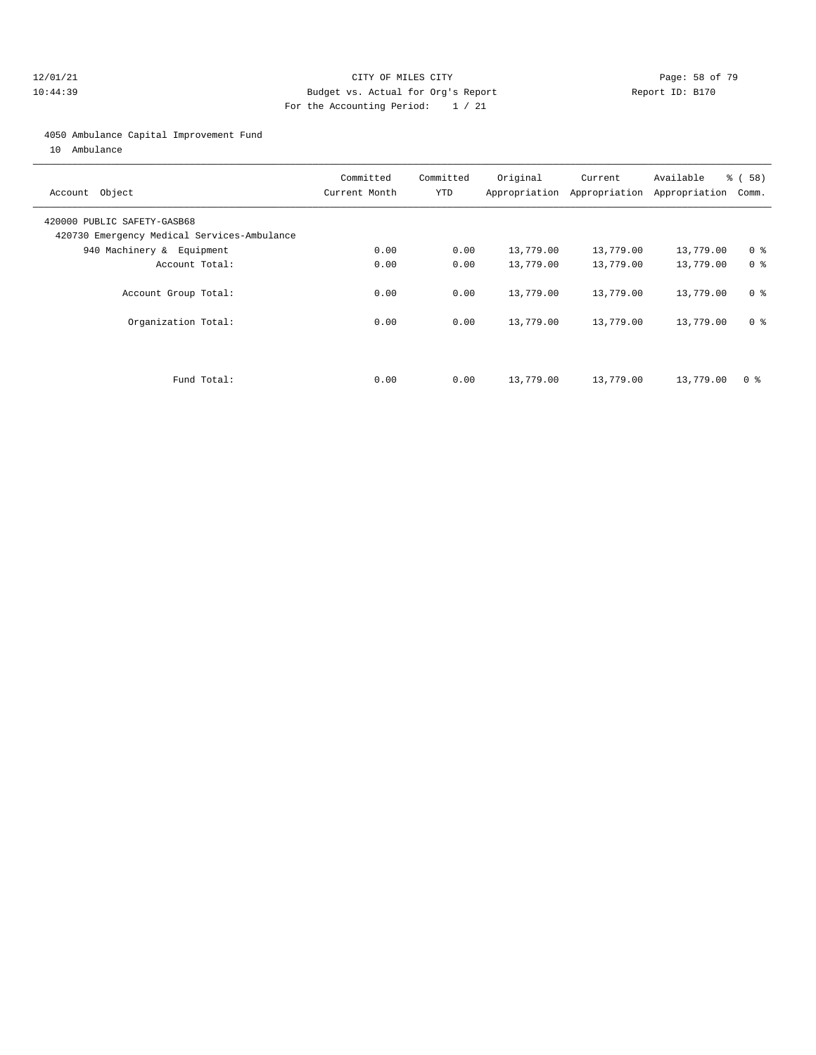CITY OF MILES CITY
Budget vs. Actual for Org's Report
For the Accounting Period: 1 / 21

12/01/21
10:44:39

Report ID: B170

4050 Ambulance Capital Improvement Fund
10 Ambulance

| Account Object | Committed Current Month | Committed YTD | Original Appropriation | Current Appropriation | Available Appropriation | % ( 58) Comm. |
|---|---|---|---|---|---|---|
| 420000 PUBLIC SAFETY-GASB68 | | | | | | |
| 420730 Emergency Medical Services-Ambulance | | | | | | |
| 940 Machinery & Equipment | 0.00 | 0.00 | 13,779.00 | 13,779.00 | 13,779.00 | 0 % |
| Account Total: | 0.00 | 0.00 | 13,779.00 | 13,779.00 | 13,779.00 | 0 % |
| Account Group Total: | 0.00 | 0.00 | 13,779.00 | 13,779.00 | 13,779.00 | 0 % |
| Organization Total: | 0.00 | 0.00 | 13,779.00 | 13,779.00 | 13,779.00 | 0 % |
| Fund Total: | 0.00 | 0.00 | 13,779.00 | 13,779.00 | 13,779.00 | 0 % |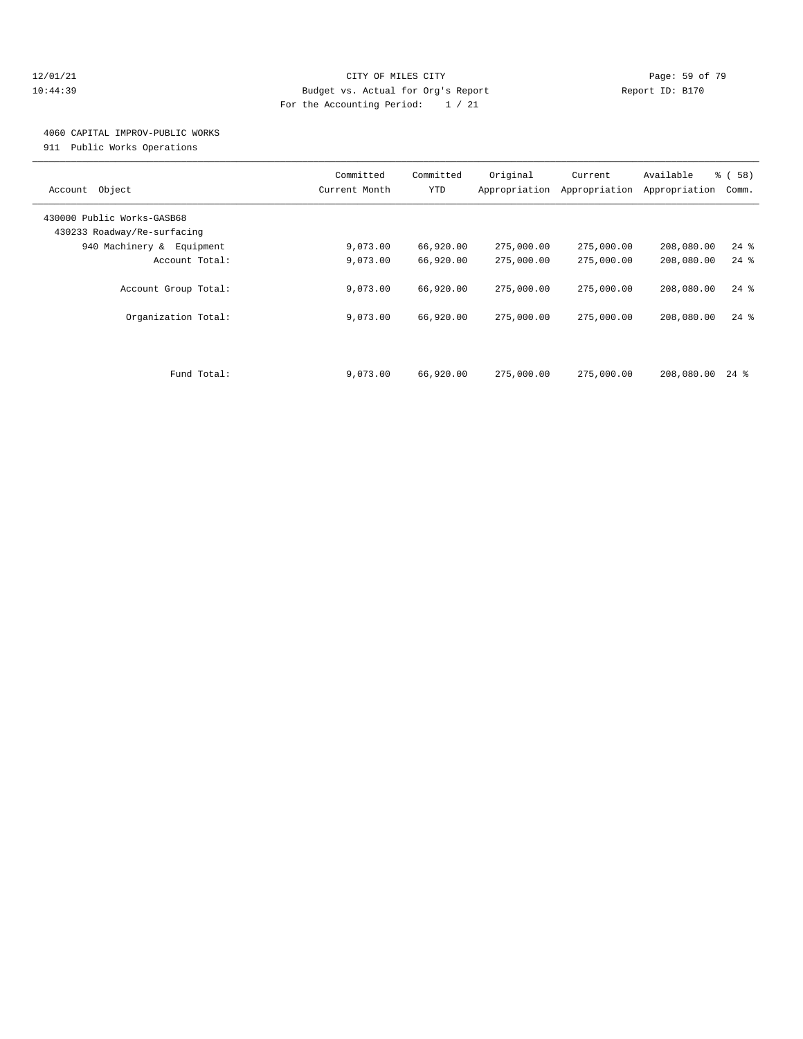CITY OF MILES CITY
Budget vs. Actual for Org's Report
For the Accounting Period: 1 / 21

12/01/21
10:44:39
Report ID: B170

4060 CAPITAL IMPROV-PUBLIC WORKS
911 Public Works Operations

| Account Object | Committed Current Month | Committed YTD | Original Appropriation | Current Appropriation | Available Appropriation | % ( 58) Comm. |
|---|---|---|---|---|---|---|
| 430000 Public Works-GASB68 | | | | | | |
| 430233 Roadway/Re-surfacing | | | | | | |
| 940 Machinery & Equipment | 9,073.00 | 66,920.00 | 275,000.00 | 275,000.00 | 208,080.00 | 24 % |
| Account Total: | 9,073.00 | 66,920.00 | 275,000.00 | 275,000.00 | 208,080.00 | 24 % |
| Account Group Total: | 9,073.00 | 66,920.00 | 275,000.00 | 275,000.00 | 208,080.00 | 24 % |
| Organization Total: | 9,073.00 | 66,920.00 | 275,000.00 | 275,000.00 | 208,080.00 | 24 % |
| Fund Total: | 9,073.00 | 66,920.00 | 275,000.00 | 275,000.00 | 208,080.00 | 24 % |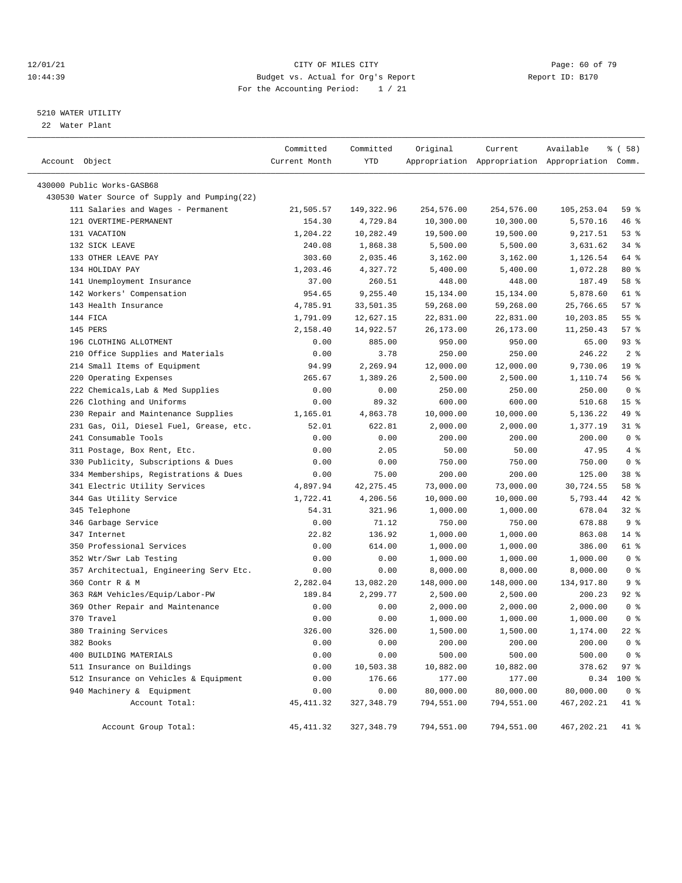CITY OF MILES CITY

Budget vs. Actual for Org's Report

For the Accounting Period: 1 / 21

12/01/21 10:44:39 — Report ID: B170

## 5210 WATER UTILITY

22 Water Plant

| Account Object | Committed Current Month | Committed YTD | Original Appropriation | Current Appropriation | Available Appropriation | % ( 58) Comm. |
|---|---|---|---|---|---|---|
| 430000 Public Works-GASB68 | | | | | | |
| 430530 Water Source of Supply and Pumping(22) | | | | | | |
| 111 Salaries and Wages - Permanent | 21,505.57 | 149,322.96 | 254,576.00 | 254,576.00 | 105,253.04 | 59 % |
| 121 OVERTIME-PERMANENT | 154.30 | 4,729.84 | 10,300.00 | 10,300.00 | 5,570.16 | 46 % |
| 131 VACATION | 1,204.22 | 10,282.49 | 19,500.00 | 19,500.00 | 9,217.51 | 53 % |
| 132 SICK LEAVE | 240.08 | 1,868.38 | 5,500.00 | 5,500.00 | 3,631.62 | 34 % |
| 133 OTHER LEAVE PAY | 303.60 | 2,035.46 | 3,162.00 | 3,162.00 | 1,126.54 | 64 % |
| 134 HOLIDAY PAY | 1,203.46 | 4,327.72 | 5,400.00 | 5,400.00 | 1,072.28 | 80 % |
| 141 Unemployment Insurance | 37.00 | 260.51 | 448.00 | 448.00 | 187.49 | 58 % |
| 142 Workers' Compensation | 954.65 | 9,255.40 | 15,134.00 | 15,134.00 | 5,878.60 | 61 % |
| 143 Health Insurance | 4,785.91 | 33,501.35 | 59,268.00 | 59,268.00 | 25,766.65 | 57 % |
| 144 FICA | 1,791.09 | 12,627.15 | 22,831.00 | 22,831.00 | 10,203.85 | 55 % |
| 145 PERS | 2,158.40 | 14,922.57 | 26,173.00 | 26,173.00 | 11,250.43 | 57 % |
| 196 CLOTHING ALLOTMENT | 0.00 | 885.00 | 950.00 | 950.00 | 65.00 | 93 % |
| 210 Office Supplies and Materials | 0.00 | 3.78 | 250.00 | 250.00 | 246.22 | 2 % |
| 214 Small Items of Equipment | 94.99 | 2,269.94 | 12,000.00 | 12,000.00 | 9,730.06 | 19 % |
| 220 Operating Expenses | 265.67 | 1,389.26 | 2,500.00 | 2,500.00 | 1,110.74 | 56 % |
| 222 Chemicals,Lab & Med Supplies | 0.00 | 0.00 | 250.00 | 250.00 | 250.00 | 0 % |
| 226 Clothing and Uniforms | 0.00 | 89.32 | 600.00 | 600.00 | 510.68 | 15 % |
| 230 Repair and Maintenance Supplies | 1,165.01 | 4,863.78 | 10,000.00 | 10,000.00 | 5,136.22 | 49 % |
| 231 Gas, Oil, Diesel Fuel, Grease, etc. | 52.01 | 622.81 | 2,000.00 | 2,000.00 | 1,377.19 | 31 % |
| 241 Consumable Tools | 0.00 | 0.00 | 200.00 | 200.00 | 200.00 | 0 % |
| 311 Postage, Box Rent, Etc. | 0.00 | 2.05 | 50.00 | 50.00 | 47.95 | 4 % |
| 330 Publicity, Subscriptions & Dues | 0.00 | 0.00 | 750.00 | 750.00 | 750.00 | 0 % |
| 334 Memberships, Registrations & Dues | 0.00 | 75.00 | 200.00 | 200.00 | 125.00 | 38 % |
| 341 Electric Utility Services | 4,897.94 | 42,275.45 | 73,000.00 | 73,000.00 | 30,724.55 | 58 % |
| 344 Gas Utility Service | 1,722.41 | 4,206.56 | 10,000.00 | 10,000.00 | 5,793.44 | 42 % |
| 345 Telephone | 54.31 | 321.96 | 1,000.00 | 1,000.00 | 678.04 | 32 % |
| 346 Garbage Service | 0.00 | 71.12 | 750.00 | 750.00 | 678.88 | 9 % |
| 347 Internet | 22.82 | 136.92 | 1,000.00 | 1,000.00 | 863.08 | 14 % |
| 350 Professional Services | 0.00 | 614.00 | 1,000.00 | 1,000.00 | 386.00 | 61 % |
| 352 Wtr/Swr Lab Testing | 0.00 | 0.00 | 1,000.00 | 1,000.00 | 1,000.00 | 0 % |
| 357 Architectual, Engineering Serv Etc. | 0.00 | 0.00 | 8,000.00 | 8,000.00 | 8,000.00 | 0 % |
| 360 Contr R & M | 2,282.04 | 13,082.20 | 148,000.00 | 148,000.00 | 134,917.80 | 9 % |
| 363 R&M Vehicles/Equip/Labor-PW | 189.84 | 2,299.77 | 2,500.00 | 2,500.00 | 200.23 | 92 % |
| 369 Other Repair and Maintenance | 0.00 | 0.00 | 2,000.00 | 2,000.00 | 2,000.00 | 0 % |
| 370 Travel | 0.00 | 0.00 | 1,000.00 | 1,000.00 | 1,000.00 | 0 % |
| 380 Training Services | 326.00 | 326.00 | 1,500.00 | 1,500.00 | 1,174.00 | 22 % |
| 382 Books | 0.00 | 0.00 | 200.00 | 200.00 | 200.00 | 0 % |
| 400 BUILDING MATERIALS | 0.00 | 0.00 | 500.00 | 500.00 | 500.00 | 0 % |
| 511 Insurance on Buildings | 0.00 | 10,503.38 | 10,882.00 | 10,882.00 | 378.62 | 97 % |
| 512 Insurance on Vehicles & Equipment | 0.00 | 176.66 | 177.00 | 177.00 | 0.34 | 100 % |
| 940 Machinery & Equipment | 0.00 | 0.00 | 80,000.00 | 80,000.00 | 80,000.00 | 0 % |
| Account Total: | 45,411.32 | 327,348.79 | 794,551.00 | 794,551.00 | 467,202.21 | 41 % |
| Account Group Total: | 45,411.32 | 327,348.79 | 794,551.00 | 794,551.00 | 467,202.21 | 41 % |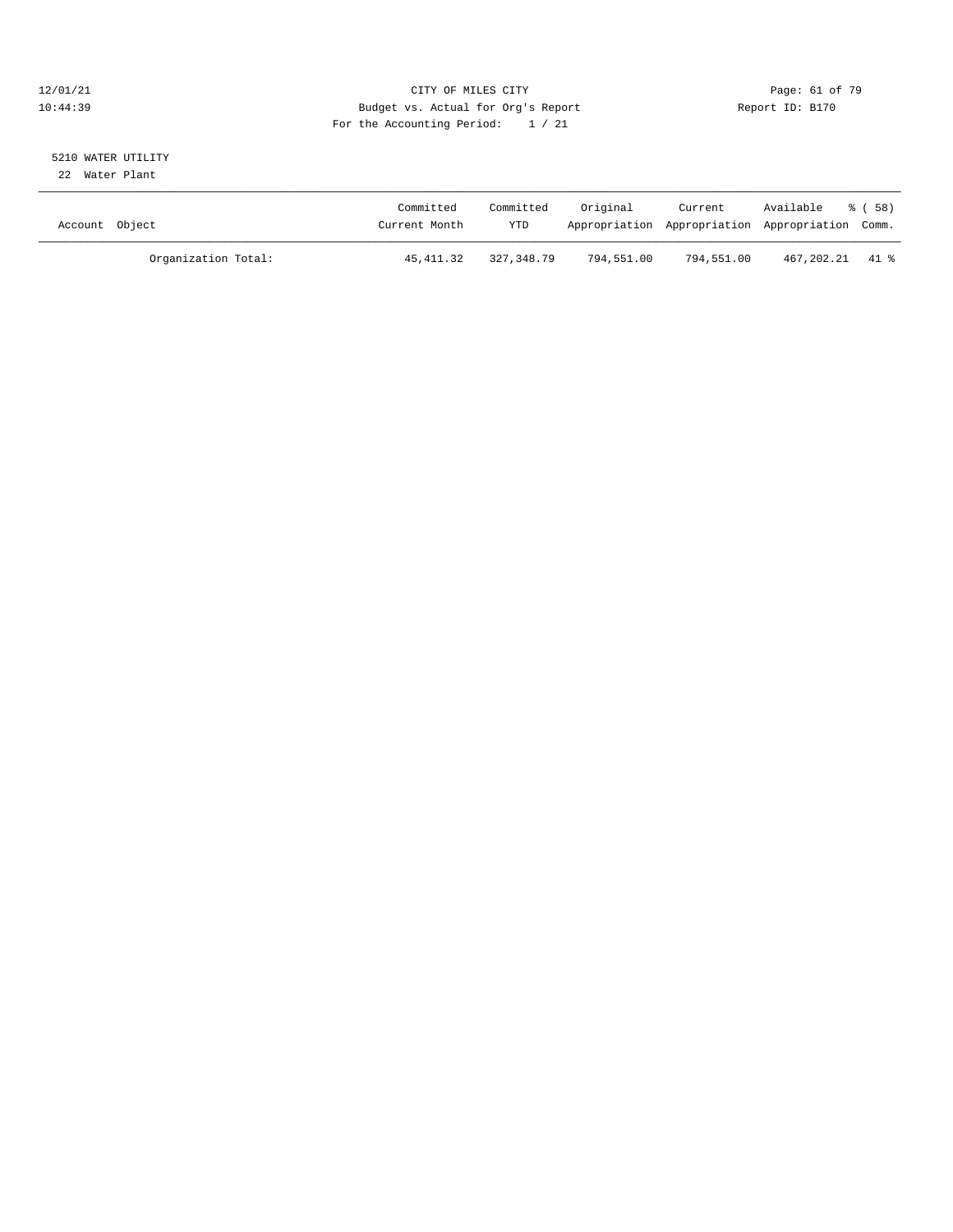CITY OF MILES CITY
Budget vs. Actual for Org's Report
For the Accounting Period: 1 / 21

12/01/21
10:44:39

Report ID: B170

5210 WATER UTILITY
22 Water Plant

| Account Object | Committed Current Month | Committed YTD | Original Appropriation | Current Appropriation | Available Appropriation | % ( 58) Comm. |
|---|---|---|---|---|---|---|
| Organization Total: | 45,411.32 | 327,348.79 | 794,551.00 | 794,551.00 | 467,202.21 | 41 % |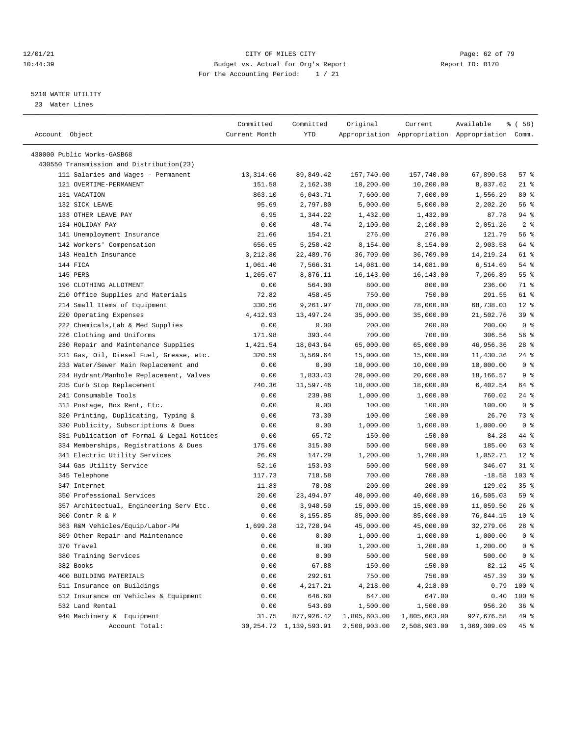CITY OF MILES CITY
Budget vs. Actual for Org's Report
For the Accounting Period: 1 / 21

12/01/21
10:44:39

Report ID: B170

5210 WATER UTILITY
23 Water Lines

| Account Object | Committed Current Month | Committed YTD | Original Appropriation | Current Appropriation | Available Appropriation | % ( 58) Comm. |
|---|---|---|---|---|---|---|
| 430000 Public Works-GASB68 | | | | | | |
| 430550 Transmission and Distribution(23) | | | | | | |
| 111 Salaries and Wages - Permanent | 13,314.60 | 89,849.42 | 157,740.00 | 157,740.00 | 67,890.58 | 57 % |
| 121 OVERTIME-PERMANENT | 151.58 | 2,162.38 | 10,200.00 | 10,200.00 | 8,037.62 | 21 % |
| 131 VACATION | 863.10 | 6,043.71 | 7,600.00 | 7,600.00 | 1,556.29 | 80 % |
| 132 SICK LEAVE | 95.69 | 2,797.80 | 5,000.00 | 5,000.00 | 2,202.20 | 56 % |
| 133 OTHER LEAVE PAY | 6.95 | 1,344.22 | 1,432.00 | 1,432.00 | 87.78 | 94 % |
| 134 HOLIDAY PAY | 0.00 | 48.74 | 2,100.00 | 2,100.00 | 2,051.26 | 2 % |
| 141 Unemployment Insurance | 21.66 | 154.21 | 276.00 | 276.00 | 121.79 | 56 % |
| 142 Workers' Compensation | 656.65 | 5,250.42 | 8,154.00 | 8,154.00 | 2,903.58 | 64 % |
| 143 Health Insurance | 3,212.80 | 22,489.76 | 36,709.00 | 36,709.00 | 14,219.24 | 61 % |
| 144 FICA | 1,061.40 | 7,566.31 | 14,081.00 | 14,081.00 | 6,514.69 | 54 % |
| 145 PERS | 1,265.67 | 8,876.11 | 16,143.00 | 16,143.00 | 7,266.89 | 55 % |
| 196 CLOTHING ALLOTMENT | 0.00 | 564.00 | 800.00 | 800.00 | 236.00 | 71 % |
| 210 Office Supplies and Materials | 72.82 | 458.45 | 750.00 | 750.00 | 291.55 | 61 % |
| 214 Small Items of Equipment | 330.56 | 9,261.97 | 78,000.00 | 78,000.00 | 68,738.03 | 12 % |
| 220 Operating Expenses | 4,412.93 | 13,497.24 | 35,000.00 | 35,000.00 | 21,502.76 | 39 % |
| 222 Chemicals,Lab & Med Supplies | 0.00 | 0.00 | 200.00 | 200.00 | 200.00 | 0 % |
| 226 Clothing and Uniforms | 171.98 | 393.44 | 700.00 | 700.00 | 306.56 | 56 % |
| 230 Repair and Maintenance Supplies | 1,421.54 | 18,043.64 | 65,000.00 | 65,000.00 | 46,956.36 | 28 % |
| 231 Gas, Oil, Diesel Fuel, Grease, etc. | 320.59 | 3,569.64 | 15,000.00 | 15,000.00 | 11,430.36 | 24 % |
| 233 Water/Sewer Main Replacement and | 0.00 | 0.00 | 10,000.00 | 10,000.00 | 10,000.00 | 0 % |
| 234 Hydrant/Manhole Replacement, Valves | 0.00 | 1,833.43 | 20,000.00 | 20,000.00 | 18,166.57 | 9 % |
| 235 Curb Stop Replacement | 740.36 | 11,597.46 | 18,000.00 | 18,000.00 | 6,402.54 | 64 % |
| 241 Consumable Tools | 0.00 | 239.98 | 1,000.00 | 1,000.00 | 760.02 | 24 % |
| 311 Postage, Box Rent, Etc. | 0.00 | 0.00 | 100.00 | 100.00 | 100.00 | 0 % |
| 320 Printing, Duplicating, Typing & | 0.00 | 73.30 | 100.00 | 100.00 | 26.70 | 73 % |
| 330 Publicity, Subscriptions & Dues | 0.00 | 0.00 | 1,000.00 | 1,000.00 | 1,000.00 | 0 % |
| 331 Publication of Formal & Legal Notices | 0.00 | 65.72 | 150.00 | 150.00 | 84.28 | 44 % |
| 334 Memberships, Registrations & Dues | 175.00 | 315.00 | 500.00 | 500.00 | 185.00 | 63 % |
| 341 Electric Utility Services | 26.09 | 147.29 | 1,200.00 | 1,200.00 | 1,052.71 | 12 % |
| 344 Gas Utility Service | 52.16 | 153.93 | 500.00 | 500.00 | 346.07 | 31 % |
| 345 Telephone | 117.73 | 718.58 | 700.00 | 700.00 | -18.58 | 103 % |
| 347 Internet | 11.83 | 70.98 | 200.00 | 200.00 | 129.02 | 35 % |
| 350 Professional Services | 20.00 | 23,494.97 | 40,000.00 | 40,000.00 | 16,505.03 | 59 % |
| 357 Architectual, Engineering Serv Etc. | 0.00 | 3,940.50 | 15,000.00 | 15,000.00 | 11,059.50 | 26 % |
| 360 Contr R & M | 0.00 | 8,155.85 | 85,000.00 | 85,000.00 | 76,844.15 | 10 % |
| 363 R&M Vehicles/Equip/Labor-PW | 1,699.28 | 12,720.94 | 45,000.00 | 45,000.00 | 32,279.06 | 28 % |
| 369 Other Repair and Maintenance | 0.00 | 0.00 | 1,000.00 | 1,000.00 | 1,000.00 | 0 % |
| 370 Travel | 0.00 | 0.00 | 1,200.00 | 1,200.00 | 1,200.00 | 0 % |
| 380 Training Services | 0.00 | 0.00 | 500.00 | 500.00 | 500.00 | 0 % |
| 382 Books | 0.00 | 67.88 | 150.00 | 150.00 | 82.12 | 45 % |
| 400 BUILDING MATERIALS | 0.00 | 292.61 | 750.00 | 750.00 | 457.39 | 39 % |
| 511 Insurance on Buildings | 0.00 | 4,217.21 | 4,218.00 | 4,218.00 | 0.79 | 100 % |
| 512 Insurance on Vehicles & Equipment | 0.00 | 646.60 | 647.00 | 647.00 | 0.40 | 100 % |
| 532 Land Rental | 0.00 | 543.80 | 1,500.00 | 1,500.00 | 956.20 | 36 % |
| 940 Machinery & Equipment | 31.75 | 877,926.42 | 1,805,603.00 | 1,805,603.00 | 927,676.58 | 49 % |
| Account Total: | 30,254.72 | 1,139,593.91 | 2,508,903.00 | 2,508,903.00 | 1,369,309.09 | 45 % |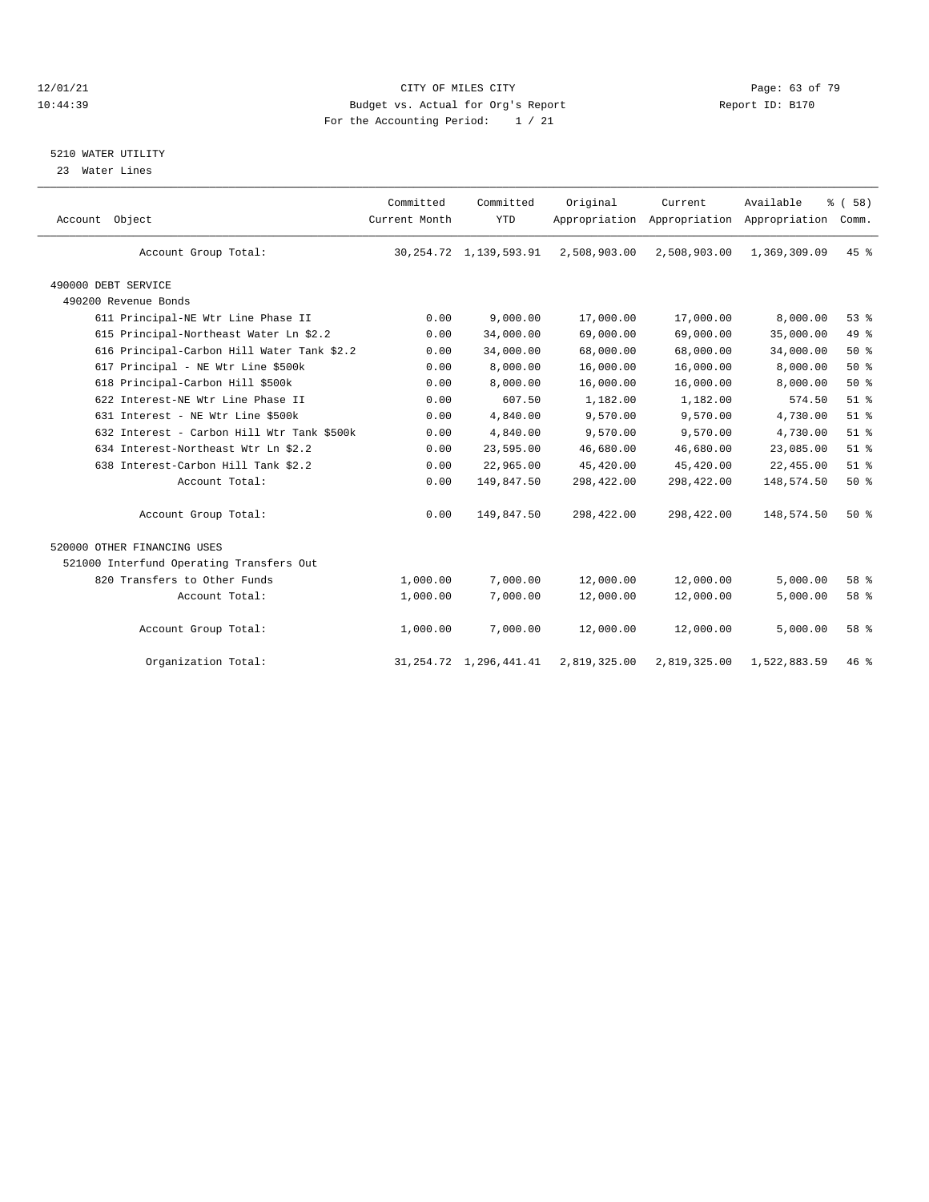CITY OF MILES CITY
Budget vs. Actual for Org's Report
For the Accounting Period: 1 / 21

12/01/21
10:44:39

Report ID: B170

## 5210 WATER UTILITY

23 Water Lines

| Account Object | Committed Current Month | Committed YTD | Original Appropriation | Current Appropriation | Available Appropriation | % ( 58) Comm. |
|---|---|---|---|---|---|---|
| Account Group Total: | 30,254.72 | 1,139,593.91 | 2,508,903.00 | 2,508,903.00 | 1,369,309.09 | 45 % |
| 490000 DEBT SERVICE | | | | | | |
| 490200 Revenue Bonds | | | | | | |
| 611 Principal-NE Wtr Line Phase II | 0.00 | 9,000.00 | 17,000.00 | 17,000.00 | 8,000.00 | 53 % |
| 615 Principal-Northeast Water Ln $2.2 | 0.00 | 34,000.00 | 69,000.00 | 69,000.00 | 35,000.00 | 49 % |
| 616 Principal-Carbon Hill Water Tank $2.2 | 0.00 | 34,000.00 | 68,000.00 | 68,000.00 | 34,000.00 | 50 % |
| 617 Principal - NE Wtr Line $500k | 0.00 | 8,000.00 | 16,000.00 | 16,000.00 | 8,000.00 | 50 % |
| 618 Principal-Carbon Hill $500k | 0.00 | 8,000.00 | 16,000.00 | 16,000.00 | 8,000.00 | 50 % |
| 622 Interest-NE Wtr Line Phase II | 0.00 | 607.50 | 1,182.00 | 1,182.00 | 574.50 | 51 % |
| 631 Interest - NE Wtr Line $500k | 0.00 | 4,840.00 | 9,570.00 | 9,570.00 | 4,730.00 | 51 % |
| 632 Interest - Carbon Hill Wtr Tank $500k | 0.00 | 4,840.00 | 9,570.00 | 9,570.00 | 4,730.00 | 51 % |
| 634 Interest-Northeast Wtr Ln $2.2 | 0.00 | 23,595.00 | 46,680.00 | 46,680.00 | 23,085.00 | 51 % |
| 638 Interest-Carbon Hill Tank $2.2 | 0.00 | 22,965.00 | 45,420.00 | 45,420.00 | 22,455.00 | 51 % |
| Account Total: | 0.00 | 149,847.50 | 298,422.00 | 298,422.00 | 148,574.50 | 50 % |
| Account Group Total: | 0.00 | 149,847.50 | 298,422.00 | 298,422.00 | 148,574.50 | 50 % |
| 520000 OTHER FINANCING USES | | | | | | |
| 521000 Interfund Operating Transfers Out | | | | | | |
| 820 Transfers to Other Funds | 1,000.00 | 7,000.00 | 12,000.00 | 12,000.00 | 5,000.00 | 58 % |
| Account Total: | 1,000.00 | 7,000.00 | 12,000.00 | 12,000.00 | 5,000.00 | 58 % |
| Account Group Total: | 1,000.00 | 7,000.00 | 12,000.00 | 12,000.00 | 5,000.00 | 58 % |
| Organization Total: | 31,254.72 | 1,296,441.41 | 2,819,325.00 | 2,819,325.00 | 1,522,883.59 | 46 % |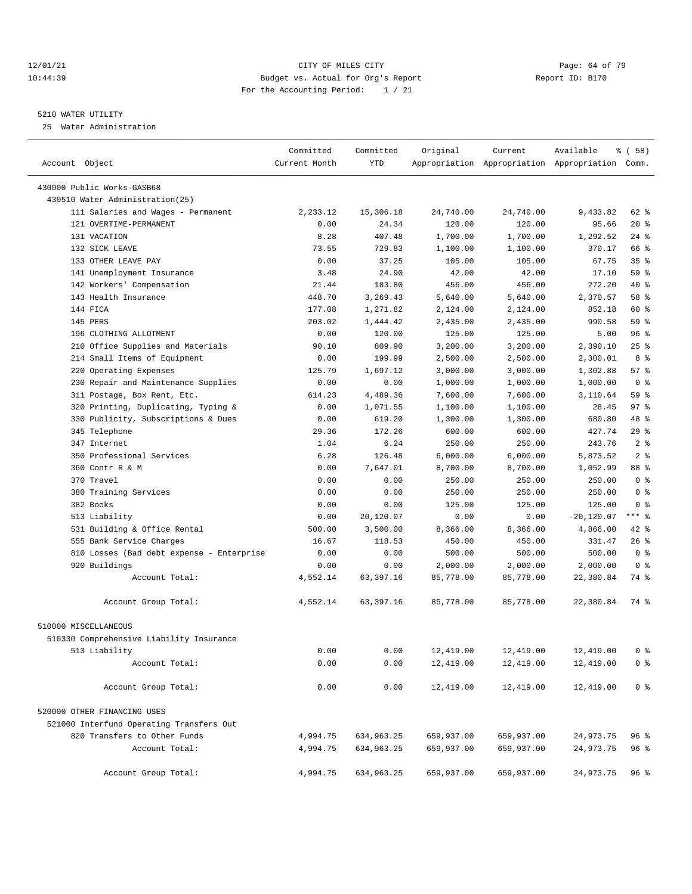12/01/21 CITY OF MILES CITY
10:44:39 Budget vs. Actual for Org's Report Report ID: B170
For the Accounting Period: 1 / 21

5210 WATER UTILITY
25 Water Administration

| Account Object | Committed Current Month | Committed YTD | Original Appropriation | Current Appropriation | Available Appropriation | % ( 58) Comm. |
|---|---|---|---|---|---|---|
| 430000 Public Works-GASB68 | | | | | | |
| 430510 Water Administration(25) | | | | | | |
| 111 Salaries and Wages - Permanent | 2,233.12 | 15,306.18 | 24,740.00 | 24,740.00 | 9,433.82 | 62 % |
| 121 OVERTIME-PERMANENT | 0.00 | 24.34 | 120.00 | 120.00 | 95.66 | 20 % |
| 131 VACATION | 8.28 | 407.48 | 1,700.00 | 1,700.00 | 1,292.52 | 24 % |
| 132 SICK LEAVE | 73.55 | 729.83 | 1,100.00 | 1,100.00 | 370.17 | 66 % |
| 133 OTHER LEAVE PAY | 0.00 | 37.25 | 105.00 | 105.00 | 67.75 | 35 % |
| 141 Unemployment Insurance | 3.48 | 24.90 | 42.00 | 42.00 | 17.10 | 59 % |
| 142 Workers' Compensation | 21.44 | 183.80 | 456.00 | 456.00 | 272.20 | 40 % |
| 143 Health Insurance | 448.70 | 3,269.43 | 5,640.00 | 5,640.00 | 2,370.57 | 58 % |
| 144 FICA | 177.08 | 1,271.82 | 2,124.00 | 2,124.00 | 852.18 | 60 % |
| 145 PERS | 203.02 | 1,444.42 | 2,435.00 | 2,435.00 | 990.58 | 59 % |
| 196 CLOTHING ALLOTMENT | 0.00 | 120.00 | 125.00 | 125.00 | 5.00 | 96 % |
| 210 Office Supplies and Materials | 90.10 | 809.90 | 3,200.00 | 3,200.00 | 2,390.10 | 25 % |
| 214 Small Items of Equipment | 0.00 | 199.99 | 2,500.00 | 2,500.00 | 2,300.01 | 8 % |
| 220 Operating Expenses | 125.79 | 1,697.12 | 3,000.00 | 3,000.00 | 1,302.88 | 57 % |
| 230 Repair and Maintenance Supplies | 0.00 | 0.00 | 1,000.00 | 1,000.00 | 1,000.00 | 0 % |
| 311 Postage, Box Rent, Etc. | 614.23 | 4,489.36 | 7,600.00 | 7,600.00 | 3,110.64 | 59 % |
| 320 Printing, Duplicating, Typing & | 0.00 | 1,071.55 | 1,100.00 | 1,100.00 | 28.45 | 97 % |
| 330 Publicity, Subscriptions & Dues | 0.00 | 619.20 | 1,300.00 | 1,300.00 | 680.80 | 48 % |
| 345 Telephone | 29.36 | 172.26 | 600.00 | 600.00 | 427.74 | 29 % |
| 347 Internet | 1.04 | 6.24 | 250.00 | 250.00 | 243.76 | 2 % |
| 350 Professional Services | 6.28 | 126.48 | 6,000.00 | 6,000.00 | 5,873.52 | 2 % |
| 360 Contr R & M | 0.00 | 7,647.01 | 8,700.00 | 8,700.00 | 1,052.99 | 88 % |
| 370 Travel | 0.00 | 0.00 | 250.00 | 250.00 | 250.00 | 0 % |
| 380 Training Services | 0.00 | 0.00 | 250.00 | 250.00 | 250.00 | 0 % |
| 382 Books | 0.00 | 0.00 | 125.00 | 125.00 | 125.00 | 0 % |
| 513 Liability | 0.00 | 20,120.07 | 0.00 | 0.00 | -20,120.07 | *** % |
| 531 Building & Office Rental | 500.00 | 3,500.00 | 8,366.00 | 8,366.00 | 4,866.00 | 42 % |
| 555 Bank Service Charges | 16.67 | 118.53 | 450.00 | 450.00 | 331.47 | 26 % |
| 810 Losses (Bad debt expense - Enterprise | 0.00 | 0.00 | 500.00 | 500.00 | 500.00 | 0 % |
| 920 Buildings | 0.00 | 0.00 | 2,000.00 | 2,000.00 | 2,000.00 | 0 % |
| Account Total: | 4,552.14 | 63,397.16 | 85,778.00 | 85,778.00 | 22,380.84 | 74 % |
| Account Group Total: | 4,552.14 | 63,397.16 | 85,778.00 | 85,778.00 | 22,380.84 | 74 % |
| 510000 MISCELLANEOUS | | | | | | |
| 510330 Comprehensive Liability Insurance | | | | | | |
| 513 Liability | 0.00 | 0.00 | 12,419.00 | 12,419.00 | 12,419.00 | 0 % |
| Account Total: | 0.00 | 0.00 | 12,419.00 | 12,419.00 | 12,419.00 | 0 % |
| Account Group Total: | 0.00 | 0.00 | 12,419.00 | 12,419.00 | 12,419.00 | 0 % |
| 520000 OTHER FINANCING USES | | | | | | |
| 521000 Interfund Operating Transfers Out | | | | | | |
| 820 Transfers to Other Funds | 4,994.75 | 634,963.25 | 659,937.00 | 659,937.00 | 24,973.75 | 96 % |
| Account Total: | 4,994.75 | 634,963.25 | 659,937.00 | 659,937.00 | 24,973.75 | 96 % |
| Account Group Total: | 4,994.75 | 634,963.25 | 659,937.00 | 659,937.00 | 24,973.75 | 96 % |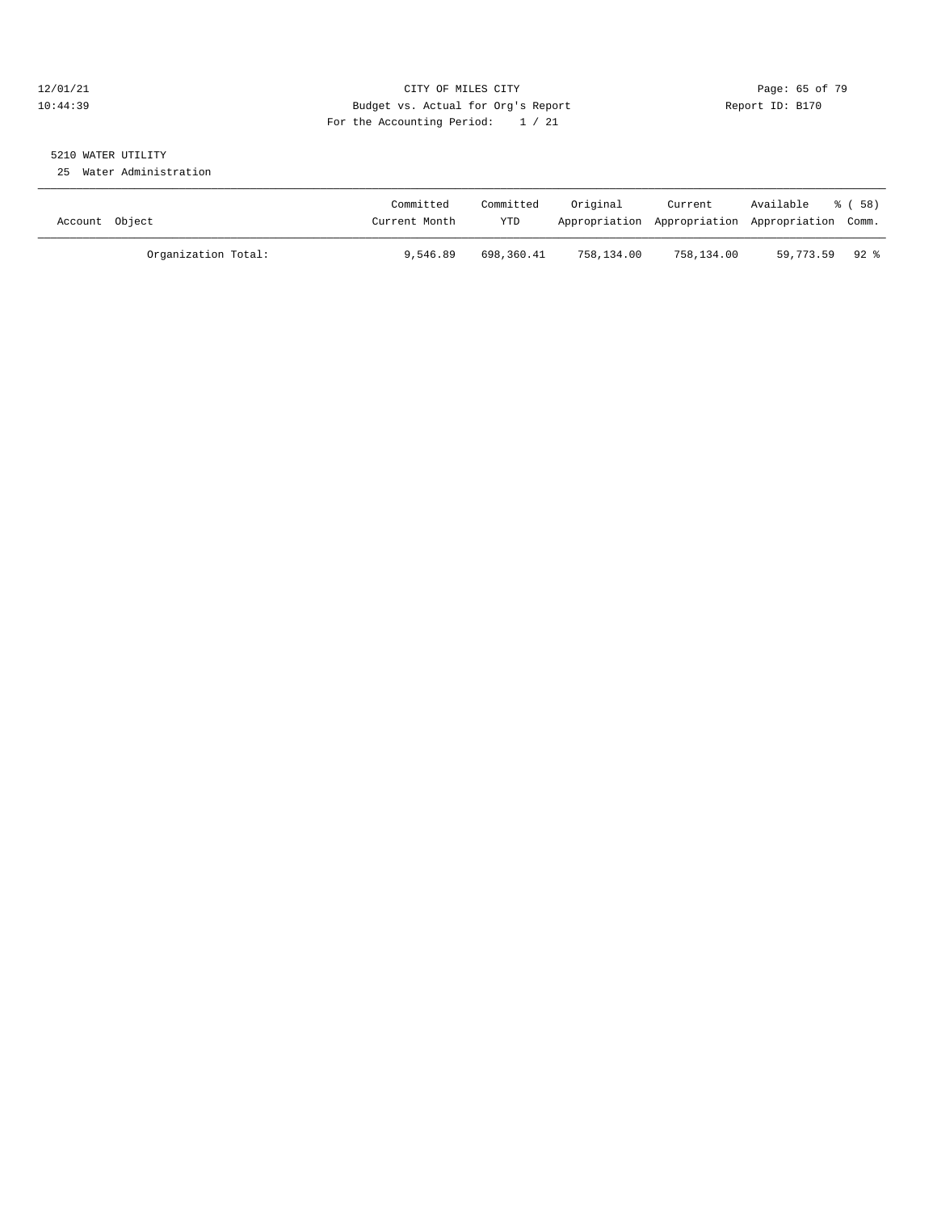CITY OF MILES CITY
Budget vs. Actual for Org's Report
For the Accounting Period: 1 / 21

12/01/21
10:44:39

Report ID: B170

5210 WATER UTILITY
25 Water Administration

| Account Object | Committed Current Month | Committed YTD | Original Appropriation | Current Appropriation | Available Appropriation | % ( 58) Comm. |
|---|---|---|---|---|---|---|
| Organization Total: | 9,546.89 | 698,360.41 | 758,134.00 | 758,134.00 | 59,773.59 | 92 % |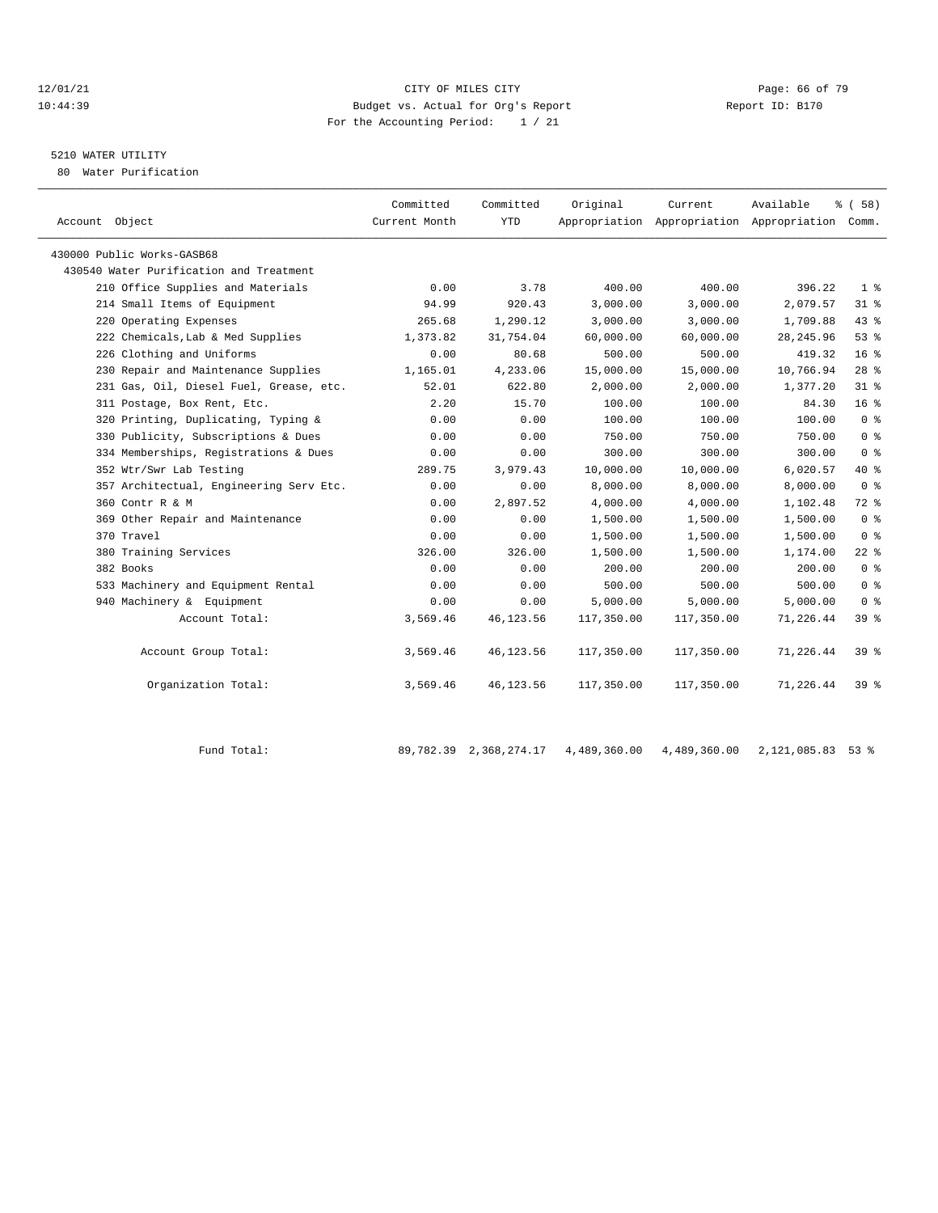CITY OF MILES CITY
Budget vs. Actual for Org's Report
For the Accounting Period: 1 / 21

12/01/21
10:44:39

Report ID: B170

5210 WATER UTILITY
80 Water Purification

| Account Object | Committed Current Month | Committed YTD | Original Appropriation | Current Appropriation | Available Appropriation | % ( 58) Comm. |
|---|---|---|---|---|---|---|
| 430000 Public Works-GASB68 | | | | | | |
| 430540 Water Purification and Treatment | | | | | | |
| 210 Office Supplies and Materials | 0.00 | 3.78 | 400.00 | 400.00 | 396.22 | 1 % |
| 214 Small Items of Equipment | 94.99 | 920.43 | 3,000.00 | 3,000.00 | 2,079.57 | 31 % |
| 220 Operating Expenses | 265.68 | 1,290.12 | 3,000.00 | 3,000.00 | 1,709.88 | 43 % |
| 222 Chemicals,Lab & Med Supplies | 1,373.82 | 31,754.04 | 60,000.00 | 60,000.00 | 28,245.96 | 53 % |
| 226 Clothing and Uniforms | 0.00 | 80.68 | 500.00 | 500.00 | 419.32 | 16 % |
| 230 Repair and Maintenance Supplies | 1,165.01 | 4,233.06 | 15,000.00 | 15,000.00 | 10,766.94 | 28 % |
| 231 Gas, Oil, Diesel Fuel, Grease, etc. | 52.01 | 622.80 | 2,000.00 | 2,000.00 | 1,377.20 | 31 % |
| 311 Postage, Box Rent, Etc. | 2.20 | 15.70 | 100.00 | 100.00 | 84.30 | 16 % |
| 320 Printing, Duplicating, Typing & | 0.00 | 0.00 | 100.00 | 100.00 | 100.00 | 0 % |
| 330 Publicity, Subscriptions & Dues | 0.00 | 0.00 | 750.00 | 750.00 | 750.00 | 0 % |
| 334 Memberships, Registrations & Dues | 0.00 | 0.00 | 300.00 | 300.00 | 300.00 | 0 % |
| 352 Wtr/Swr Lab Testing | 289.75 | 3,979.43 | 10,000.00 | 10,000.00 | 6,020.57 | 40 % |
| 357 Architectual, Engineering Serv Etc. | 0.00 | 0.00 | 8,000.00 | 8,000.00 | 8,000.00 | 0 % |
| 360 Contr R & M | 0.00 | 2,897.52 | 4,000.00 | 4,000.00 | 1,102.48 | 72 % |
| 369 Other Repair and Maintenance | 0.00 | 0.00 | 1,500.00 | 1,500.00 | 1,500.00 | 0 % |
| 370 Travel | 0.00 | 0.00 | 1,500.00 | 1,500.00 | 1,500.00 | 0 % |
| 380 Training Services | 326.00 | 326.00 | 1,500.00 | 1,500.00 | 1,174.00 | 22 % |
| 382 Books | 0.00 | 0.00 | 200.00 | 200.00 | 200.00 | 0 % |
| 533 Machinery and Equipment Rental | 0.00 | 0.00 | 500.00 | 500.00 | 500.00 | 0 % |
| 940 Machinery & Equipment | 0.00 | 0.00 | 5,000.00 | 5,000.00 | 5,000.00 | 0 % |
| Account Total: | 3,569.46 | 46,123.56 | 117,350.00 | 117,350.00 | 71,226.44 | 39 % |
| Account Group Total: | 3,569.46 | 46,123.56 | 117,350.00 | 117,350.00 | 71,226.44 | 39 % |
| Organization Total: | 3,569.46 | 46,123.56 | 117,350.00 | 117,350.00 | 71,226.44 | 39 % |
| Fund Total: | 89,782.39 | 2,368,274.17 | 4,489,360.00 | 4,489,360.00 | 2,121,085.83 | 53 % |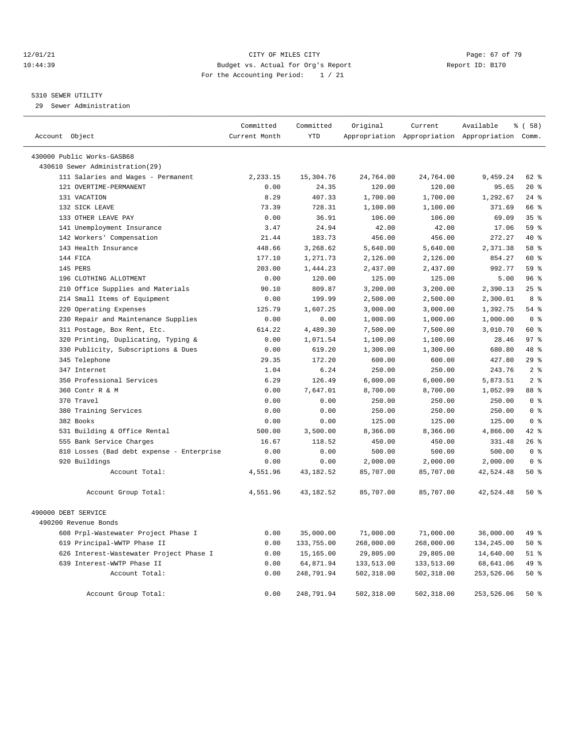CITY OF MILES CITY
Budget vs. Actual for Org's Report
For the Accounting Period: 1 / 21

12/01/21
10:44:39

Report ID: B170

5310 SEWER UTILITY
29 Sewer Administration

| Account Object | Committed Current Month | Committed YTD | Original Appropriation | Current Appropriation | Available Appropriation | % ( 58) Comm. |
|---|---|---|---|---|---|---|
| 430000 Public Works-GASB68 | | | | | | |
| 430610 Sewer Administration(29) | | | | | | |
| 111 Salaries and Wages - Permanent | 2,233.15 | 15,304.76 | 24,764.00 | 24,764.00 | 9,459.24 | 62 % |
| 121 OVERTIME-PERMANENT | 0.00 | 24.35 | 120.00 | 120.00 | 95.65 | 20 % |
| 131 VACATION | 8.29 | 407.33 | 1,700.00 | 1,700.00 | 1,292.67 | 24 % |
| 132 SICK LEAVE | 73.39 | 728.31 | 1,100.00 | 1,100.00 | 371.69 | 66 % |
| 133 OTHER LEAVE PAY | 0.00 | 36.91 | 106.00 | 106.00 | 69.09 | 35 % |
| 141 Unemployment Insurance | 3.47 | 24.94 | 42.00 | 42.00 | 17.06 | 59 % |
| 142 Workers' Compensation | 21.44 | 183.73 | 456.00 | 456.00 | 272.27 | 40 % |
| 143 Health Insurance | 448.66 | 3,268.62 | 5,640.00 | 5,640.00 | 2,371.38 | 58 % |
| 144 FICA | 177.10 | 1,271.73 | 2,126.00 | 2,126.00 | 854.27 | 60 % |
| 145 PERS | 203.00 | 1,444.23 | 2,437.00 | 2,437.00 | 992.77 | 59 % |
| 196 CLOTHING ALLOTMENT | 0.00 | 120.00 | 125.00 | 125.00 | 5.00 | 96 % |
| 210 Office Supplies and Materials | 90.10 | 809.87 | 3,200.00 | 3,200.00 | 2,390.13 | 25 % |
| 214 Small Items of Equipment | 0.00 | 199.99 | 2,500.00 | 2,500.00 | 2,300.01 | 8 % |
| 220 Operating Expenses | 125.79 | 1,607.25 | 3,000.00 | 3,000.00 | 1,392.75 | 54 % |
| 230 Repair and Maintenance Supplies | 0.00 | 0.00 | 1,000.00 | 1,000.00 | 1,000.00 | 0 % |
| 311 Postage, Box Rent, Etc. | 614.22 | 4,489.30 | 7,500.00 | 7,500.00 | 3,010.70 | 60 % |
| 320 Printing, Duplicating, Typing & | 0.00 | 1,071.54 | 1,100.00 | 1,100.00 | 28.46 | 97 % |
| 330 Publicity, Subscriptions & Dues | 0.00 | 619.20 | 1,300.00 | 1,300.00 | 680.80 | 48 % |
| 345 Telephone | 29.35 | 172.20 | 600.00 | 600.00 | 427.80 | 29 % |
| 347 Internet | 1.04 | 6.24 | 250.00 | 250.00 | 243.76 | 2 % |
| 350 Professional Services | 6.29 | 126.49 | 6,000.00 | 6,000.00 | 5,873.51 | 2 % |
| 360 Contr R & M | 0.00 | 7,647.01 | 8,700.00 | 8,700.00 | 1,052.99 | 88 % |
| 370 Travel | 0.00 | 0.00 | 250.00 | 250.00 | 250.00 | 0 % |
| 380 Training Services | 0.00 | 0.00 | 250.00 | 250.00 | 250.00 | 0 % |
| 382 Books | 0.00 | 0.00 | 125.00 | 125.00 | 125.00 | 0 % |
| 531 Building & Office Rental | 500.00 | 3,500.00 | 8,366.00 | 8,366.00 | 4,866.00 | 42 % |
| 555 Bank Service Charges | 16.67 | 118.52 | 450.00 | 450.00 | 331.48 | 26 % |
| 810 Losses (Bad debt expense - Enterprise | 0.00 | 0.00 | 500.00 | 500.00 | 500.00 | 0 % |
| 920 Buildings | 0.00 | 0.00 | 2,000.00 | 2,000.00 | 2,000.00 | 0 % |
| Account Total: | 4,551.96 | 43,182.52 | 85,707.00 | 85,707.00 | 42,524.48 | 50 % |
| Account Group Total: | 4,551.96 | 43,182.52 | 85,707.00 | 85,707.00 | 42,524.48 | 50 % |
| 490000 DEBT SERVICE | | | | | | |
| 490200 Revenue Bonds | | | | | | |
| 608 Prpl-Wastewater Project Phase I | 0.00 | 35,000.00 | 71,000.00 | 71,000.00 | 36,000.00 | 49 % |
| 619 Principal-WWTP Phase II | 0.00 | 133,755.00 | 268,000.00 | 268,000.00 | 134,245.00 | 50 % |
| 626 Interest-Wastewater Project Phase I | 0.00 | 15,165.00 | 29,805.00 | 29,805.00 | 14,640.00 | 51 % |
| 639 Interest-WWTP Phase II | 0.00 | 64,871.94 | 133,513.00 | 133,513.00 | 68,641.06 | 49 % |
| Account Total: | 0.00 | 248,791.94 | 502,318.00 | 502,318.00 | 253,526.06 | 50 % |
| Account Group Total: | 0.00 | 248,791.94 | 502,318.00 | 502,318.00 | 253,526.06 | 50 % |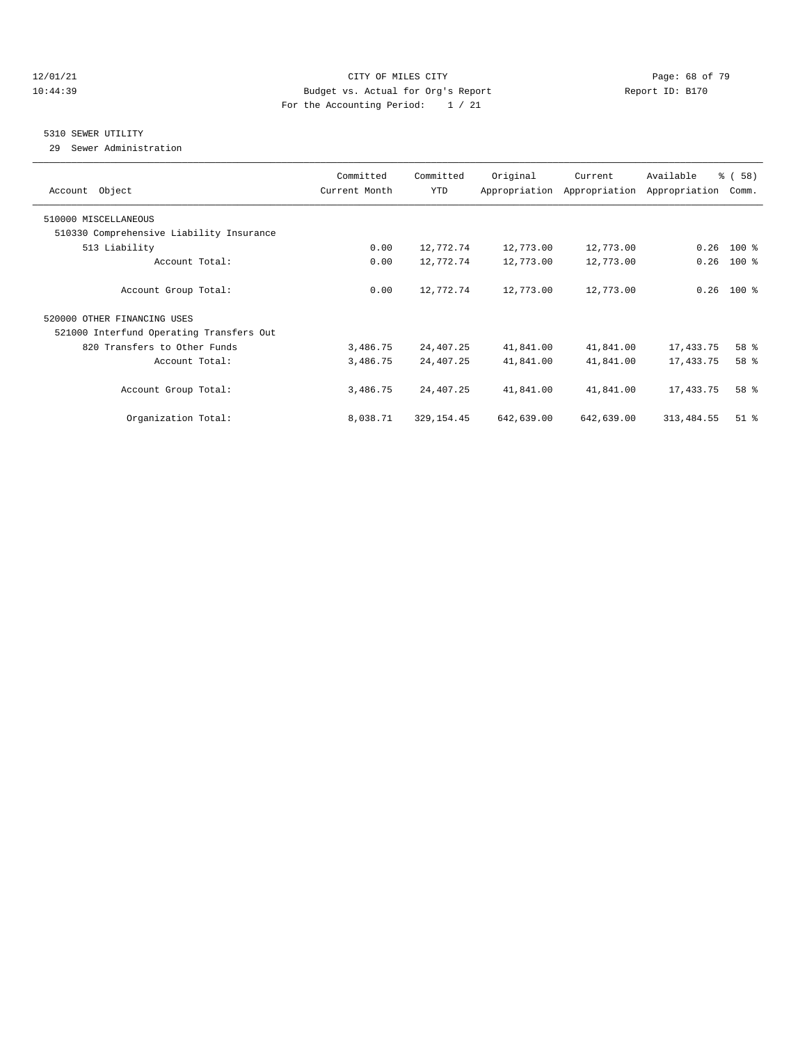CITY OF MILES CITY
Budget vs. Actual for Org's Report
For the Accounting Period: 1 / 21

12/01/21
10:44:39

Report ID: B170

## 5310 SEWER UTILITY

29 Sewer Administration

| Account Object | Committed Current Month | Committed YTD | Original Appropriation | Current Appropriation | Available Appropriation | % ( 58) Comm. |
|---|---|---|---|---|---|---|
| 510000 MISCELLANEOUS | | | | | | |
| 510330 Comprehensive Liability Insurance | | | | | | |
| 513 Liability | 0.00 | 12,772.74 | 12,773.00 | 12,773.00 | 0.26 | 100 % |
| Account Total: | 0.00 | 12,772.74 | 12,773.00 | 12,773.00 | 0.26 | 100 % |
| Account Group Total: | 0.00 | 12,772.74 | 12,773.00 | 12,773.00 | 0.26 | 100 % |
| 520000 OTHER FINANCING USES | | | | | | |
| 521000 Interfund Operating Transfers Out | | | | | | |
| 820 Transfers to Other Funds | 3,486.75 | 24,407.25 | 41,841.00 | 41,841.00 | 17,433.75 | 58 % |
| Account Total: | 3,486.75 | 24,407.25 | 41,841.00 | 41,841.00 | 17,433.75 | 58 % |
| Account Group Total: | 3,486.75 | 24,407.25 | 41,841.00 | 41,841.00 | 17,433.75 | 58 % |
| Organization Total: | 8,038.71 | 329,154.45 | 642,639.00 | 642,639.00 | 313,484.55 | 51 % |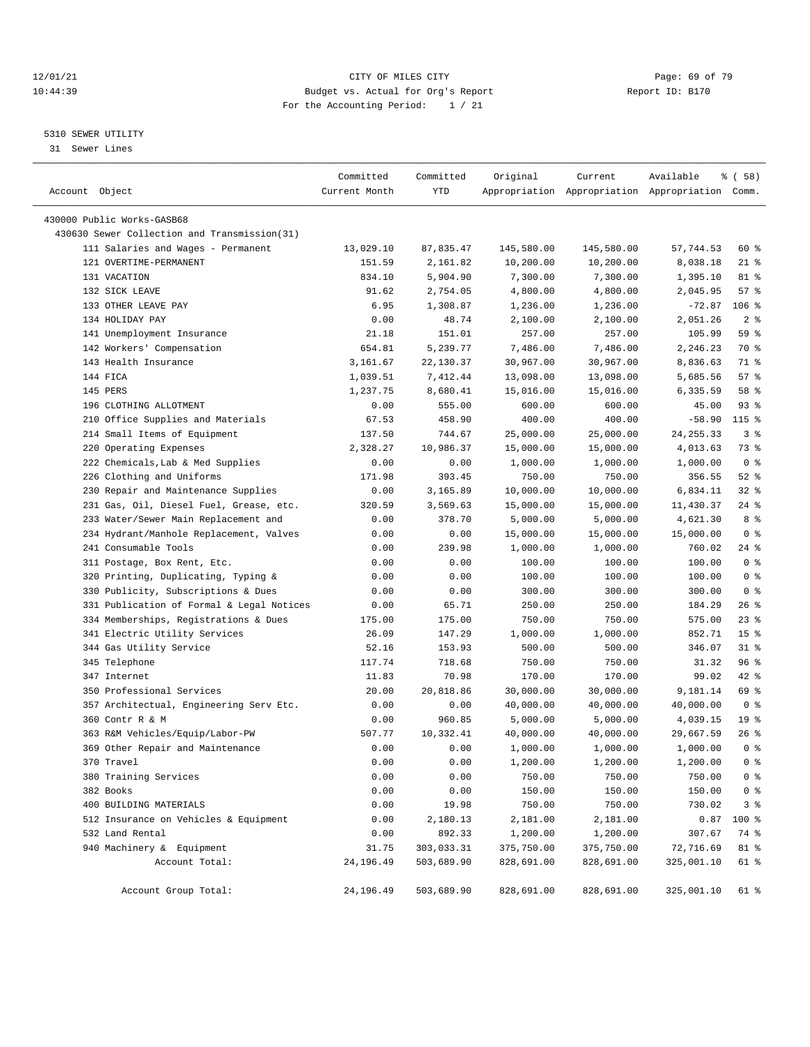CITY OF MILES CITY
Budget vs. Actual for Org's Report
For the Accounting Period: 1 / 21

12/01/21
10:44:39

Report ID: B170

5310 SEWER UTILITY
31 Sewer Lines

| Account Object | Committed Current Month | Committed YTD | Original Appropriation | Current Appropriation | Available Appropriation | % ( 58) Comm. |
|---|---|---|---|---|---|---|
| 430000 Public Works-GASB68 | | | | | | |
| 430630 Sewer Collection and Transmission(31) | | | | | | |
| 111 Salaries and Wages - Permanent | 13,029.10 | 87,835.47 | 145,580.00 | 145,580.00 | 57,744.53 | 60 % |
| 121 OVERTIME-PERMANENT | 151.59 | 2,161.82 | 10,200.00 | 10,200.00 | 8,038.18 | 21 % |
| 131 VACATION | 834.10 | 5,904.90 | 7,300.00 | 7,300.00 | 1,395.10 | 81 % |
| 132 SICK LEAVE | 91.62 | 2,754.05 | 4,800.00 | 4,800.00 | 2,045.95 | 57 % |
| 133 OTHER LEAVE PAY | 6.95 | 1,308.87 | 1,236.00 | 1,236.00 | -72.87 | 106 % |
| 134 HOLIDAY PAY | 0.00 | 48.74 | 2,100.00 | 2,100.00 | 2,051.26 | 2 % |
| 141 Unemployment Insurance | 21.18 | 151.01 | 257.00 | 257.00 | 105.99 | 59 % |
| 142 Workers' Compensation | 654.81 | 5,239.77 | 7,486.00 | 7,486.00 | 2,246.23 | 70 % |
| 143 Health Insurance | 3,161.67 | 22,130.37 | 30,967.00 | 30,967.00 | 8,836.63 | 71 % |
| 144 FICA | 1,039.51 | 7,412.44 | 13,098.00 | 13,098.00 | 5,685.56 | 57 % |
| 145 PERS | 1,237.75 | 8,680.41 | 15,016.00 | 15,016.00 | 6,335.59 | 58 % |
| 196 CLOTHING ALLOTMENT | 0.00 | 555.00 | 600.00 | 600.00 | 45.00 | 93 % |
| 210 Office Supplies and Materials | 67.53 | 458.90 | 400.00 | 400.00 | -58.90 | 115 % |
| 214 Small Items of Equipment | 137.50 | 744.67 | 25,000.00 | 25,000.00 | 24,255.33 | 3 % |
| 220 Operating Expenses | 2,328.27 | 10,986.37 | 15,000.00 | 15,000.00 | 4,013.63 | 73 % |
| 222 Chemicals,Lab & Med Supplies | 0.00 | 0.00 | 1,000.00 | 1,000.00 | 1,000.00 | 0 % |
| 226 Clothing and Uniforms | 171.98 | 393.45 | 750.00 | 750.00 | 356.55 | 52 % |
| 230 Repair and Maintenance Supplies | 0.00 | 3,165.89 | 10,000.00 | 10,000.00 | 6,834.11 | 32 % |
| 231 Gas, Oil, Diesel Fuel, Grease, etc. | 320.59 | 3,569.63 | 15,000.00 | 15,000.00 | 11,430.37 | 24 % |
| 233 Water/Sewer Main Replacement and | 0.00 | 378.70 | 5,000.00 | 5,000.00 | 4,621.30 | 8 % |
| 234 Hydrant/Manhole Replacement, Valves | 0.00 | 0.00 | 15,000.00 | 15,000.00 | 15,000.00 | 0 % |
| 241 Consumable Tools | 0.00 | 239.98 | 1,000.00 | 1,000.00 | 760.02 | 24 % |
| 311 Postage, Box Rent, Etc. | 0.00 | 0.00 | 100.00 | 100.00 | 100.00 | 0 % |
| 320 Printing, Duplicating, Typing & | 0.00 | 0.00 | 100.00 | 100.00 | 100.00 | 0 % |
| 330 Publicity, Subscriptions & Dues | 0.00 | 0.00 | 300.00 | 300.00 | 300.00 | 0 % |
| 331 Publication of Formal & Legal Notices | 0.00 | 65.71 | 250.00 | 250.00 | 184.29 | 26 % |
| 334 Memberships, Registrations & Dues | 175.00 | 175.00 | 750.00 | 750.00 | 575.00 | 23 % |
| 341 Electric Utility Services | 26.09 | 147.29 | 1,000.00 | 1,000.00 | 852.71 | 15 % |
| 344 Gas Utility Service | 52.16 | 153.93 | 500.00 | 500.00 | 346.07 | 31 % |
| 345 Telephone | 117.74 | 718.68 | 750.00 | 750.00 | 31.32 | 96 % |
| 347 Internet | 11.83 | 70.98 | 170.00 | 170.00 | 99.02 | 42 % |
| 350 Professional Services | 20.00 | 20,818.86 | 30,000.00 | 30,000.00 | 9,181.14 | 69 % |
| 357 Architectual, Engineering Serv Etc. | 0.00 | 0.00 | 40,000.00 | 40,000.00 | 40,000.00 | 0 % |
| 360 Contr R & M | 0.00 | 960.85 | 5,000.00 | 5,000.00 | 4,039.15 | 19 % |
| 363 R&M Vehicles/Equip/Labor-PW | 507.77 | 10,332.41 | 40,000.00 | 40,000.00 | 29,667.59 | 26 % |
| 369 Other Repair and Maintenance | 0.00 | 0.00 | 1,000.00 | 1,000.00 | 1,000.00 | 0 % |
| 370 Travel | 0.00 | 0.00 | 1,200.00 | 1,200.00 | 1,200.00 | 0 % |
| 380 Training Services | 0.00 | 0.00 | 750.00 | 750.00 | 750.00 | 0 % |
| 382 Books | 0.00 | 0.00 | 150.00 | 150.00 | 150.00 | 0 % |
| 400 BUILDING MATERIALS | 0.00 | 19.98 | 750.00 | 750.00 | 730.02 | 3 % |
| 512 Insurance on Vehicles & Equipment | 0.00 | 2,180.13 | 2,181.00 | 2,181.00 | 0.87 | 100 % |
| 532 Land Rental | 0.00 | 892.33 | 1,200.00 | 1,200.00 | 307.67 | 74 % |
| 940 Machinery & Equipment | 31.75 | 303,033.31 | 375,750.00 | 375,750.00 | 72,716.69 | 81 % |
| Account Total: | 24,196.49 | 503,689.90 | 828,691.00 | 828,691.00 | 325,001.10 | 61 % |
| Account Group Total: | 24,196.49 | 503,689.90 | 828,691.00 | 828,691.00 | 325,001.10 | 61 % |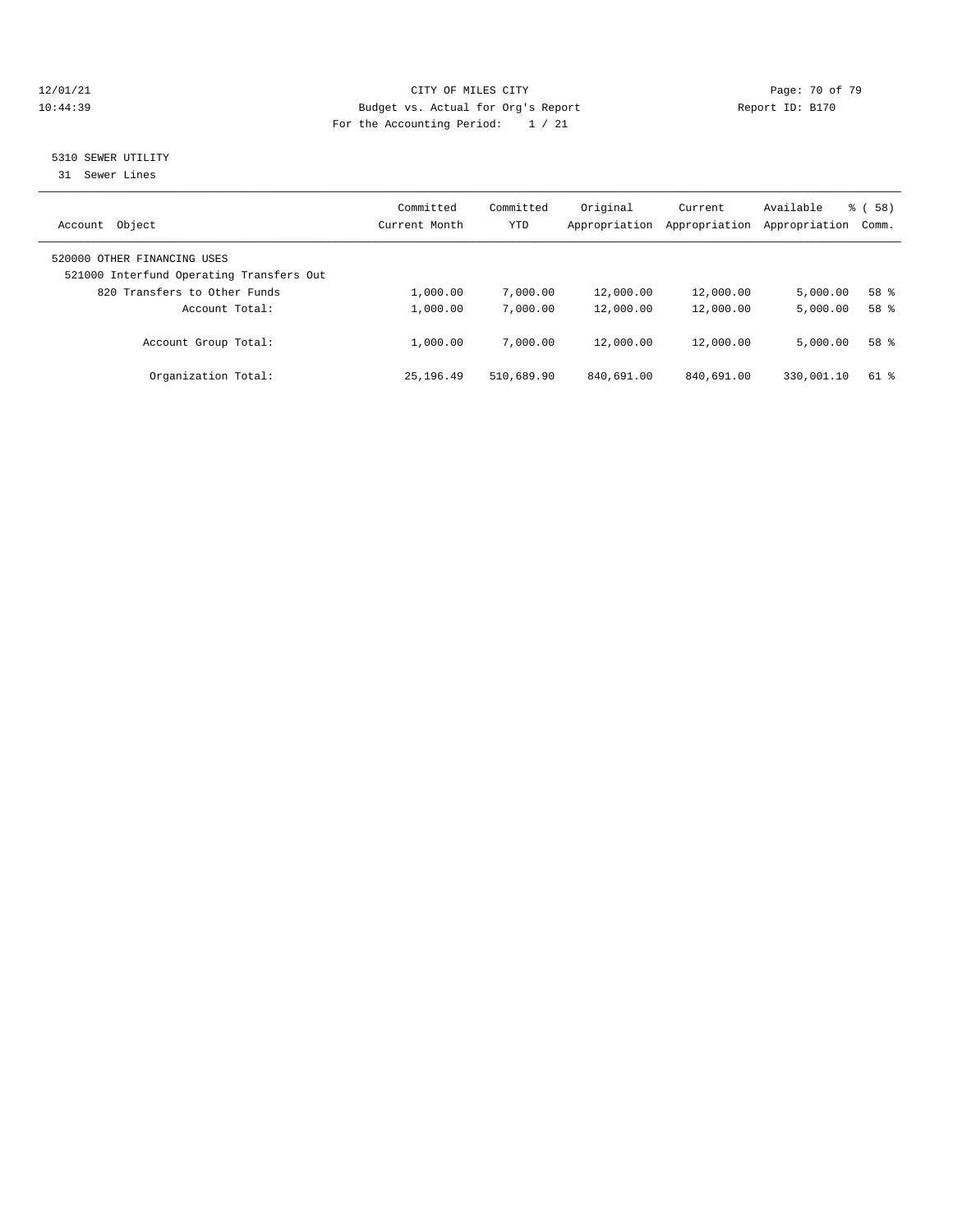12/01/21 CITY OF MILES CITY
10:44:39 Budget vs. Actual for Org's Report Report ID: B170
For the Accounting Period: 1 / 21

5310 SEWER UTILITY
31 Sewer Lines

| Account Object | Committed Current Month | Committed YTD | Original Appropriation | Current Appropriation | Available Appropriation | % ( 58) Comm. |
|---|---|---|---|---|---|---|
| 520000 OTHER FINANCING USES | | | | | | |
| 521000 Interfund Operating Transfers Out | | | | | | |
| 820 Transfers to Other Funds | 1,000.00 | 7,000.00 | 12,000.00 | 12,000.00 | 5,000.00 | 58 % |
| Account Total: | 1,000.00 | 7,000.00 | 12,000.00 | 12,000.00 | 5,000.00 | 58 % |
| Account Group Total: | 1,000.00 | 7,000.00 | 12,000.00 | 12,000.00 | 5,000.00 | 58 % |
| Organization Total: | 25,196.49 | 510,689.90 | 840,691.00 | 840,691.00 | 330,001.10 | 61 % |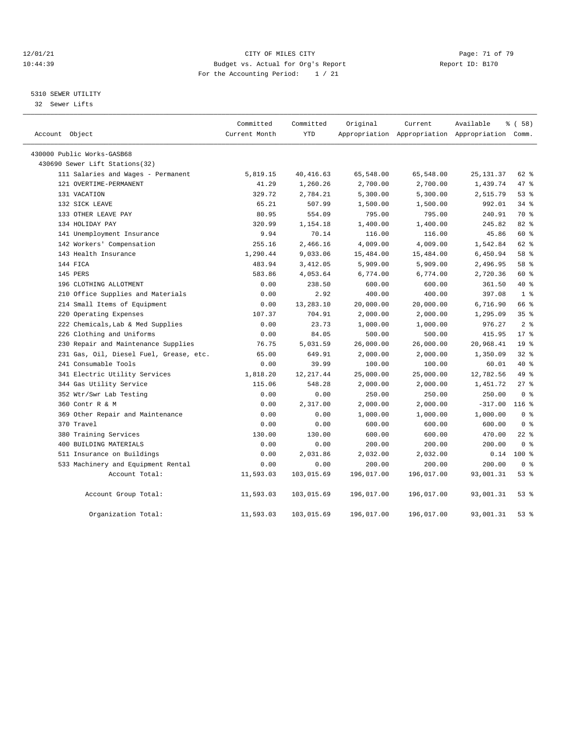CITY OF MILES CITY
Budget vs. Actual for Org's Report
For the Accounting Period: 1 / 21

12/01/21
10:44:39

Report ID: B170

## 5310 SEWER UTILITY

32 Sewer Lifts

| Account Object | Committed Current Month | Committed YTD | Original Appropriation | Current Appropriation | Available Appropriation | % ( 58) Comm. |
|---|---|---|---|---|---|---|
| 430000 Public Works-GASB68 | | | | | | |
| 430690 Sewer Lift Stations(32) | | | | | | |
| 111 Salaries and Wages - Permanent | 5,819.15 | 40,416.63 | 65,548.00 | 65,548.00 | 25,131.37 | 62 % |
| 121 OVERTIME-PERMANENT | 41.29 | 1,260.26 | 2,700.00 | 2,700.00 | 1,439.74 | 47 % |
| 131 VACATION | 329.72 | 2,784.21 | 5,300.00 | 5,300.00 | 2,515.79 | 53 % |
| 132 SICK LEAVE | 65.21 | 507.99 | 1,500.00 | 1,500.00 | 992.01 | 34 % |
| 133 OTHER LEAVE PAY | 80.95 | 554.09 | 795.00 | 795.00 | 240.91 | 70 % |
| 134 HOLIDAY PAY | 320.99 | 1,154.18 | 1,400.00 | 1,400.00 | 245.82 | 82 % |
| 141 Unemployment Insurance | 9.94 | 70.14 | 116.00 | 116.00 | 45.86 | 60 % |
| 142 Workers' Compensation | 255.16 | 2,466.16 | 4,009.00 | 4,009.00 | 1,542.84 | 62 % |
| 143 Health Insurance | 1,290.44 | 9,033.06 | 15,484.00 | 15,484.00 | 6,450.94 | 58 % |
| 144 FICA | 483.94 | 3,412.05 | 5,909.00 | 5,909.00 | 2,496.95 | 58 % |
| 145 PERS | 583.86 | 4,053.64 | 6,774.00 | 6,774.00 | 2,720.36 | 60 % |
| 196 CLOTHING ALLOTMENT | 0.00 | 238.50 | 600.00 | 600.00 | 361.50 | 40 % |
| 210 Office Supplies and Materials | 0.00 | 2.92 | 400.00 | 400.00 | 397.08 | 1 % |
| 214 Small Items of Equipment | 0.00 | 13,283.10 | 20,000.00 | 20,000.00 | 6,716.90 | 66 % |
| 220 Operating Expenses | 107.37 | 704.91 | 2,000.00 | 2,000.00 | 1,295.09 | 35 % |
| 222 Chemicals,Lab & Med Supplies | 0.00 | 23.73 | 1,000.00 | 1,000.00 | 976.27 | 2 % |
| 226 Clothing and Uniforms | 0.00 | 84.05 | 500.00 | 500.00 | 415.95 | 17 % |
| 230 Repair and Maintenance Supplies | 76.75 | 5,031.59 | 26,000.00 | 26,000.00 | 20,968.41 | 19 % |
| 231 Gas, Oil, Diesel Fuel, Grease, etc. | 65.00 | 649.91 | 2,000.00 | 2,000.00 | 1,350.09 | 32 % |
| 241 Consumable Tools | 0.00 | 39.99 | 100.00 | 100.00 | 60.01 | 40 % |
| 341 Electric Utility Services | 1,818.20 | 12,217.44 | 25,000.00 | 25,000.00 | 12,782.56 | 49 % |
| 344 Gas Utility Service | 115.06 | 548.28 | 2,000.00 | 2,000.00 | 1,451.72 | 27 % |
| 352 Wtr/Swr Lab Testing | 0.00 | 0.00 | 250.00 | 250.00 | 250.00 | 0 % |
| 360 Contr R & M | 0.00 | 2,317.00 | 2,000.00 | 2,000.00 | -317.00 | 116 % |
| 369 Other Repair and Maintenance | 0.00 | 0.00 | 1,000.00 | 1,000.00 | 1,000.00 | 0 % |
| 370 Travel | 0.00 | 0.00 | 600.00 | 600.00 | 600.00 | 0 % |
| 380 Training Services | 130.00 | 130.00 | 600.00 | 600.00 | 470.00 | 22 % |
| 400 BUILDING MATERIALS | 0.00 | 0.00 | 200.00 | 200.00 | 200.00 | 0 % |
| 511 Insurance on Buildings | 0.00 | 2,031.86 | 2,032.00 | 2,032.00 | 0.14 | 100 % |
| 533 Machinery and Equipment Rental | 0.00 | 0.00 | 200.00 | 200.00 | 200.00 | 0 % |
| Account Total: | 11,593.03 | 103,015.69 | 196,017.00 | 196,017.00 | 93,001.31 | 53 % |
| Account Group Total: | 11,593.03 | 103,015.69 | 196,017.00 | 196,017.00 | 93,001.31 | 53 % |
| Organization Total: | 11,593.03 | 103,015.69 | 196,017.00 | 196,017.00 | 93,001.31 | 53 % |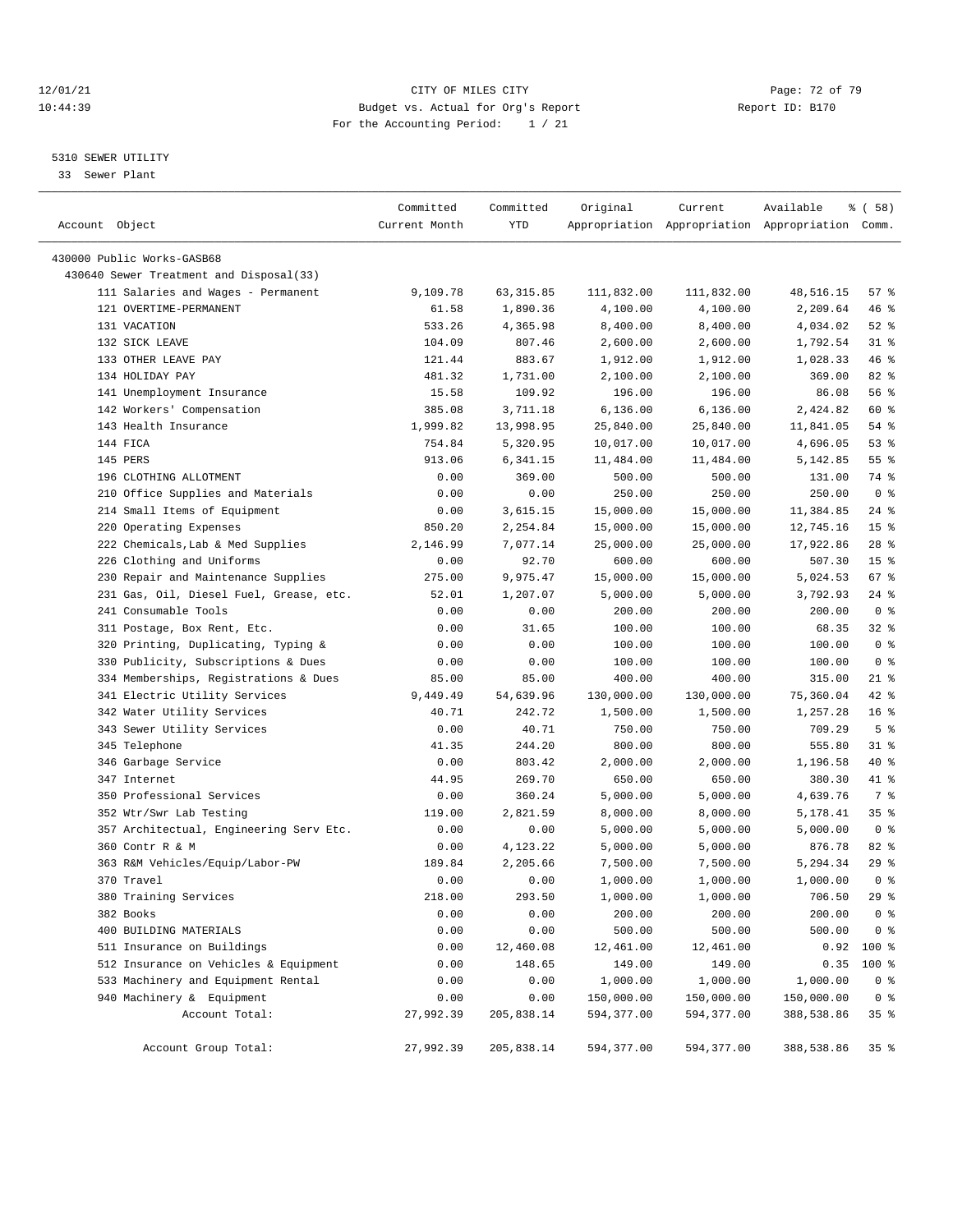CITY OF MILES CITY
Budget vs. Actual for Org's Report
For the Accounting Period: 1 / 21

12/01/21
10:44:39

Report ID: B170

5310 SEWER UTILITY
33 Sewer Plant

| Account Object | Committed Current Month | Committed YTD | Original Appropriation | Current Appropriation | Available Appropriation | % ( 58) Comm. |
|---|---|---|---|---|---|---|
| 430000 Public Works-GASB68 | | | | | | |
| 430640 Sewer Treatment and Disposal(33) | | | | | | |
| 111 Salaries and Wages - Permanent | 9,109.78 | 63,315.85 | 111,832.00 | 111,832.00 | 48,516.15 | 57 % |
| 121 OVERTIME-PERMANENT | 61.58 | 1,890.36 | 4,100.00 | 4,100.00 | 2,209.64 | 46 % |
| 131 VACATION | 533.26 | 4,365.98 | 8,400.00 | 8,400.00 | 4,034.02 | 52 % |
| 132 SICK LEAVE | 104.09 | 807.46 | 2,600.00 | 2,600.00 | 1,792.54 | 31 % |
| 133 OTHER LEAVE PAY | 121.44 | 883.67 | 1,912.00 | 1,912.00 | 1,028.33 | 46 % |
| 134 HOLIDAY PAY | 481.32 | 1,731.00 | 2,100.00 | 2,100.00 | 369.00 | 82 % |
| 141 Unemployment Insurance | 15.58 | 109.92 | 196.00 | 196.00 | 86.08 | 56 % |
| 142 Workers' Compensation | 385.08 | 3,711.18 | 6,136.00 | 6,136.00 | 2,424.82 | 60 % |
| 143 Health Insurance | 1,999.82 | 13,998.95 | 25,840.00 | 25,840.00 | 11,841.05 | 54 % |
| 144 FICA | 754.84 | 5,320.95 | 10,017.00 | 10,017.00 | 4,696.05 | 53 % |
| 145 PERS | 913.06 | 6,341.15 | 11,484.00 | 11,484.00 | 5,142.85 | 55 % |
| 196 CLOTHING ALLOTMENT | 0.00 | 369.00 | 500.00 | 500.00 | 131.00 | 74 % |
| 210 Office Supplies and Materials | 0.00 | 0.00 | 250.00 | 250.00 | 250.00 | 0 % |
| 214 Small Items of Equipment | 0.00 | 3,615.15 | 15,000.00 | 15,000.00 | 11,384.85 | 24 % |
| 220 Operating Expenses | 850.20 | 2,254.84 | 15,000.00 | 15,000.00 | 12,745.16 | 15 % |
| 222 Chemicals,Lab & Med Supplies | 2,146.99 | 7,077.14 | 25,000.00 | 25,000.00 | 17,922.86 | 28 % |
| 226 Clothing and Uniforms | 0.00 | 92.70 | 600.00 | 600.00 | 507.30 | 15 % |
| 230 Repair and Maintenance Supplies | 275.00 | 9,975.47 | 15,000.00 | 15,000.00 | 5,024.53 | 67 % |
| 231 Gas, Oil, Diesel Fuel, Grease, etc. | 52.01 | 1,207.07 | 5,000.00 | 5,000.00 | 3,792.93 | 24 % |
| 241 Consumable Tools | 0.00 | 0.00 | 200.00 | 200.00 | 200.00 | 0 % |
| 311 Postage, Box Rent, Etc. | 0.00 | 31.65 | 100.00 | 100.00 | 68.35 | 32 % |
| 320 Printing, Duplicating, Typing & | 0.00 | 0.00 | 100.00 | 100.00 | 100.00 | 0 % |
| 330 Publicity, Subscriptions & Dues | 0.00 | 0.00 | 100.00 | 100.00 | 100.00 | 0 % |
| 334 Memberships, Registrations & Dues | 85.00 | 85.00 | 400.00 | 400.00 | 315.00 | 21 % |
| 341 Electric Utility Services | 9,449.49 | 54,639.96 | 130,000.00 | 130,000.00 | 75,360.04 | 42 % |
| 342 Water Utility Services | 40.71 | 242.72 | 1,500.00 | 1,500.00 | 1,257.28 | 16 % |
| 343 Sewer Utility Services | 0.00 | 40.71 | 750.00 | 750.00 | 709.29 | 5 % |
| 345 Telephone | 41.35 | 244.20 | 800.00 | 800.00 | 555.80 | 31 % |
| 346 Garbage Service | 0.00 | 803.42 | 2,000.00 | 2,000.00 | 1,196.58 | 40 % |
| 347 Internet | 44.95 | 269.70 | 650.00 | 650.00 | 380.30 | 41 % |
| 350 Professional Services | 0.00 | 360.24 | 5,000.00 | 5,000.00 | 4,639.76 | 7 % |
| 352 Wtr/Swr Lab Testing | 119.00 | 2,821.59 | 8,000.00 | 8,000.00 | 5,178.41 | 35 % |
| 357 Architectual, Engineering Serv Etc. | 0.00 | 0.00 | 5,000.00 | 5,000.00 | 5,000.00 | 0 % |
| 360 Contr R & M | 0.00 | 4,123.22 | 5,000.00 | 5,000.00 | 876.78 | 82 % |
| 363 R&M Vehicles/Equip/Labor-PW | 189.84 | 2,205.66 | 7,500.00 | 7,500.00 | 5,294.34 | 29 % |
| 370 Travel | 0.00 | 0.00 | 1,000.00 | 1,000.00 | 1,000.00 | 0 % |
| 380 Training Services | 218.00 | 293.50 | 1,000.00 | 1,000.00 | 706.50 | 29 % |
| 382 Books | 0.00 | 0.00 | 200.00 | 200.00 | 200.00 | 0 % |
| 400 BUILDING MATERIALS | 0.00 | 0.00 | 500.00 | 500.00 | 500.00 | 0 % |
| 511 Insurance on Buildings | 0.00 | 12,460.08 | 12,461.00 | 12,461.00 | 0.92 | 100 % |
| 512 Insurance on Vehicles & Equipment | 0.00 | 148.65 | 149.00 | 149.00 | 0.35 | 100 % |
| 533 Machinery and Equipment Rental | 0.00 | 0.00 | 1,000.00 | 1,000.00 | 1,000.00 | 0 % |
| 940 Machinery & Equipment | 0.00 | 0.00 | 150,000.00 | 150,000.00 | 150,000.00 | 0 % |
| Account Total: | 27,992.39 | 205,838.14 | 594,377.00 | 594,377.00 | 388,538.86 | 35 % |
| Account Group Total: | 27,992.39 | 205,838.14 | 594,377.00 | 594,377.00 | 388,538.86 | 35 % |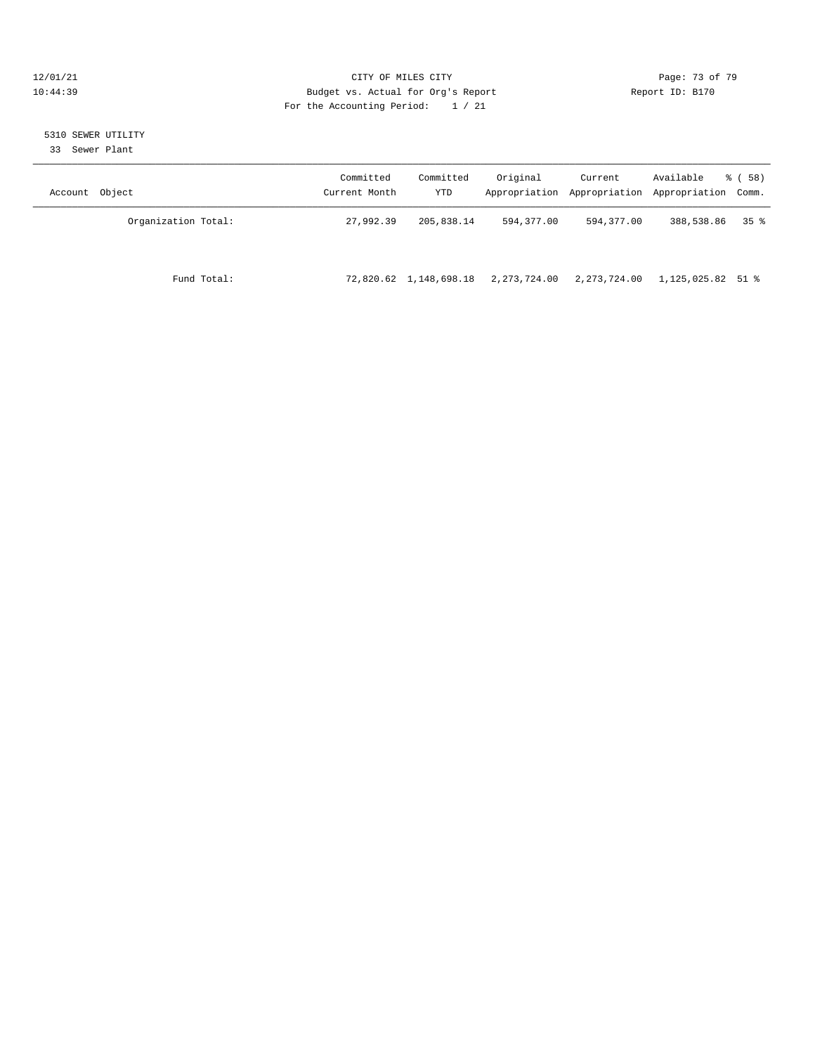CITY OF MILES CITY
Budget vs. Actual for Org's Report
For the Accounting Period: 1 / 21

12/01/21
10:44:39

Report ID: B170

## 5310 SEWER UTILITY

33 Sewer Plant

| Account Object | Committed Current Month | Committed YTD | Original Appropriation | Current Appropriation | Available Appropriation | % ( 58) Comm. |
|---|---|---|---|---|---|---|
| Organization Total: | 27,992.39 | 205,838.14 | 594,377.00 | 594,377.00 | 388,538.86 | 35 % |
| Fund Total: | 72,820.62 | 1,148,698.18 | 2,273,724.00 | 2,273,724.00 | 1,125,025.82 | 51 % |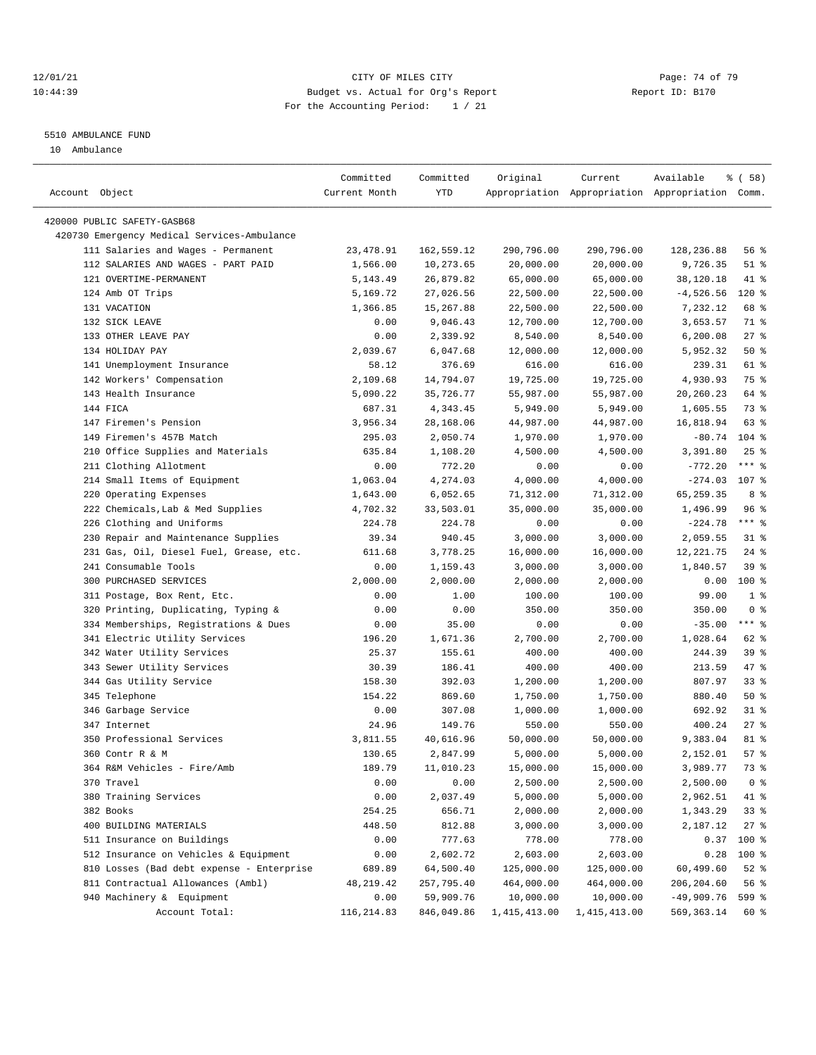CITY OF MILES CITY
Budget vs. Actual for Org's Report
For the Accounting Period: 1 / 21

12/01/21
10:44:39

Report ID: B170

5510 AMBULANCE FUND
10 Ambulance

| Account Object | Committed Current Month | Committed YTD | Original Appropriation | Current Appropriation | Available Appropriation | % ( 58) Comm. |
|---|---|---|---|---|---|---|
| 420000 PUBLIC SAFETY-GASB68 | | | | | | |
| 420730 Emergency Medical Services-Ambulance | | | | | | |
| 111 Salaries and Wages - Permanent | 23,478.91 | 162,559.12 | 290,796.00 | 290,796.00 | 128,236.88 | 56 % |
| 112 SALARIES AND WAGES - PART PAID | 1,566.00 | 10,273.65 | 20,000.00 | 20,000.00 | 9,726.35 | 51 % |
| 121 OVERTIME-PERMANENT | 5,143.49 | 26,879.82 | 65,000.00 | 65,000.00 | 38,120.18 | 41 % |
| 124 Amb OT Trips | 5,169.72 | 27,026.56 | 22,500.00 | 22,500.00 | -4,526.56 | 120 % |
| 131 VACATION | 1,366.85 | 15,267.88 | 22,500.00 | 22,500.00 | 7,232.12 | 68 % |
| 132 SICK LEAVE | 0.00 | 9,046.43 | 12,700.00 | 12,700.00 | 3,653.57 | 71 % |
| 133 OTHER LEAVE PAY | 0.00 | 2,339.92 | 8,540.00 | 8,540.00 | 6,200.08 | 27 % |
| 134 HOLIDAY PAY | 2,039.67 | 6,047.68 | 12,000.00 | 12,000.00 | 5,952.32 | 50 % |
| 141 Unemployment Insurance | 58.12 | 376.69 | 616.00 | 616.00 | 239.31 | 61 % |
| 142 Workers' Compensation | 2,109.68 | 14,794.07 | 19,725.00 | 19,725.00 | 4,930.93 | 75 % |
| 143 Health Insurance | 5,090.22 | 35,726.77 | 55,987.00 | 55,987.00 | 20,260.23 | 64 % |
| 144 FICA | 687.31 | 4,343.45 | 5,949.00 | 5,949.00 | 1,605.55 | 73 % |
| 147 Firemen's Pension | 3,956.34 | 28,168.06 | 44,987.00 | 44,987.00 | 16,818.94 | 63 % |
| 149 Firemen's 457B Match | 295.03 | 2,050.74 | 1,970.00 | 1,970.00 | -80.74 | 104 % |
| 210 Office Supplies and Materials | 635.84 | 1,108.20 | 4,500.00 | 4,500.00 | 3,391.80 | 25 % |
| 211 Clothing Allotment | 0.00 | 772.20 | 0.00 | 0.00 | -772.20 | *** % |
| 214 Small Items of Equipment | 1,063.04 | 4,274.03 | 4,000.00 | 4,000.00 | -274.03 | 107 % |
| 220 Operating Expenses | 1,643.00 | 6,052.65 | 71,312.00 | 71,312.00 | 65,259.35 | 8 % |
| 222 Chemicals,Lab & Med Supplies | 4,702.32 | 33,503.01 | 35,000.00 | 35,000.00 | 1,496.99 | 96 % |
| 226 Clothing and Uniforms | 224.78 | 224.78 | 0.00 | 0.00 | -224.78 | *** % |
| 230 Repair and Maintenance Supplies | 39.34 | 940.45 | 3,000.00 | 3,000.00 | 2,059.55 | 31 % |
| 231 Gas, Oil, Diesel Fuel, Grease, etc. | 611.68 | 3,778.25 | 16,000.00 | 16,000.00 | 12,221.75 | 24 % |
| 241 Consumable Tools | 0.00 | 1,159.43 | 3,000.00 | 3,000.00 | 1,840.57 | 39 % |
| 300 PURCHASED SERVICES | 2,000.00 | 2,000.00 | 2,000.00 | 2,000.00 | 0.00 | 100 % |
| 311 Postage, Box Rent, Etc. | 0.00 | 1.00 | 100.00 | 100.00 | 99.00 | 1 % |
| 320 Printing, Duplicating, Typing & | 0.00 | 0.00 | 350.00 | 350.00 | 350.00 | 0 % |
| 334 Memberships, Registrations & Dues | 0.00 | 35.00 | 0.00 | 0.00 | -35.00 | *** % |
| 341 Electric Utility Services | 196.20 | 1,671.36 | 2,700.00 | 2,700.00 | 1,028.64 | 62 % |
| 342 Water Utility Services | 25.37 | 155.61 | 400.00 | 400.00 | 244.39 | 39 % |
| 343 Sewer Utility Services | 30.39 | 186.41 | 400.00 | 400.00 | 213.59 | 47 % |
| 344 Gas Utility Service | 158.30 | 392.03 | 1,200.00 | 1,200.00 | 807.97 | 33 % |
| 345 Telephone | 154.22 | 869.60 | 1,750.00 | 1,750.00 | 880.40 | 50 % |
| 346 Garbage Service | 0.00 | 307.08 | 1,000.00 | 1,000.00 | 692.92 | 31 % |
| 347 Internet | 24.96 | 149.76 | 550.00 | 550.00 | 400.24 | 27 % |
| 350 Professional Services | 3,811.55 | 40,616.96 | 50,000.00 | 50,000.00 | 9,383.04 | 81 % |
| 360 Contr R & M | 130.65 | 2,847.99 | 5,000.00 | 5,000.00 | 2,152.01 | 57 % |
| 364 R&M Vehicles - Fire/Amb | 189.79 | 11,010.23 | 15,000.00 | 15,000.00 | 3,989.77 | 73 % |
| 370 Travel | 0.00 | 0.00 | 2,500.00 | 2,500.00 | 2,500.00 | 0 % |
| 380 Training Services | 0.00 | 2,037.49 | 5,000.00 | 5,000.00 | 2,962.51 | 41 % |
| 382 Books | 254.25 | 656.71 | 2,000.00 | 2,000.00 | 1,343.29 | 33 % |
| 400 BUILDING MATERIALS | 448.50 | 812.88 | 3,000.00 | 3,000.00 | 2,187.12 | 27 % |
| 511 Insurance on Buildings | 0.00 | 777.63 | 778.00 | 778.00 | 0.37 | 100 % |
| 512 Insurance on Vehicles & Equipment | 0.00 | 2,602.72 | 2,603.00 | 2,603.00 | 0.28 | 100 % |
| 810 Losses (Bad debt expense - Enterprise | 689.89 | 64,500.40 | 125,000.00 | 125,000.00 | 60,499.60 | 52 % |
| 811 Contractual Allowances (Ambl) | 48,219.42 | 257,795.40 | 464,000.00 | 464,000.00 | 206,204.60 | 56 % |
| 940 Machinery & Equipment | 0.00 | 59,909.76 | 10,000.00 | 10,000.00 | -49,909.76 | 599 % |
| Account Total: | 116,214.83 | 846,049.86 | 1,415,413.00 | 1,415,413.00 | 569,363.14 | 60 % |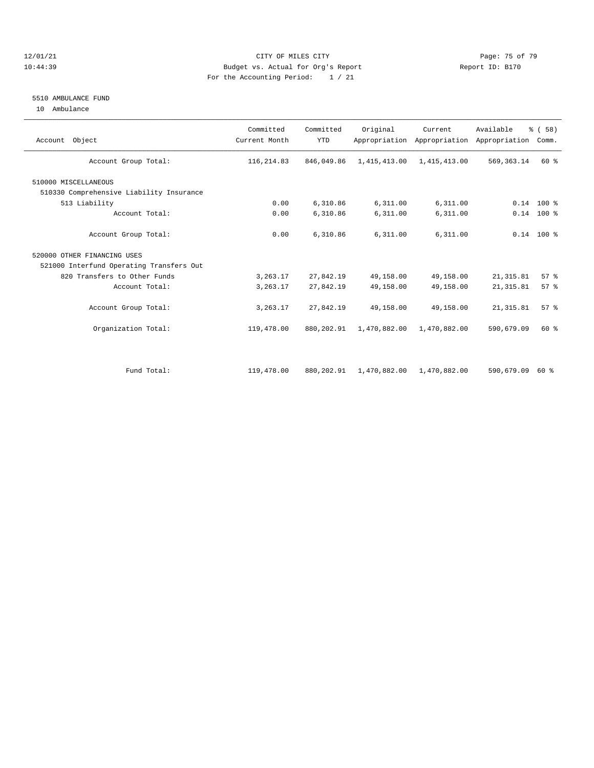CITY OF MILES CITY
Budget vs. Actual for Org's Report
For the Accounting Period: 1 / 21

12/01/21
10:44:39

Report ID: B170

## 5510 AMBULANCE FUND

10 Ambulance

| Account Object | Committed Current Month | Committed YTD | Original Appropriation | Current Appropriation | Available Appropriation | % ( 58) Comm. |
|---|---|---|---|---|---|---|
| Account Group Total: | 116,214.83 | 846,049.86 | 1,415,413.00 | 1,415,413.00 | 569,363.14 | 60 % |
| 510000 MISCELLANEOUS | | | | | | |
| 510330 Comprehensive Liability Insurance | | | | | | |
| 513 Liability | 0.00 | 6,310.86 | 6,311.00 | 6,311.00 | 0.14 | 100 % |
| Account Total: | 0.00 | 6,310.86 | 6,311.00 | 6,311.00 | 0.14 | 100 % |
| Account Group Total: | 0.00 | 6,310.86 | 6,311.00 | 6,311.00 | 0.14 | 100 % |
| 520000 OTHER FINANCING USES | | | | | | |
| 521000 Interfund Operating Transfers Out | | | | | | |
| 820 Transfers to Other Funds | 3,263.17 | 27,842.19 | 49,158.00 | 49,158.00 | 21,315.81 | 57 % |
| Account Total: | 3,263.17 | 27,842.19 | 49,158.00 | 49,158.00 | 21,315.81 | 57 % |
| Account Group Total: | 3,263.17 | 27,842.19 | 49,158.00 | 49,158.00 | 21,315.81 | 57 % |
| Organization Total: | 119,478.00 | 880,202.91 | 1,470,882.00 | 1,470,882.00 | 590,679.09 | 60 % |
| Fund Total: | 119,478.00 | 880,202.91 | 1,470,882.00 | 1,470,882.00 | 590,679.09 | 60 % |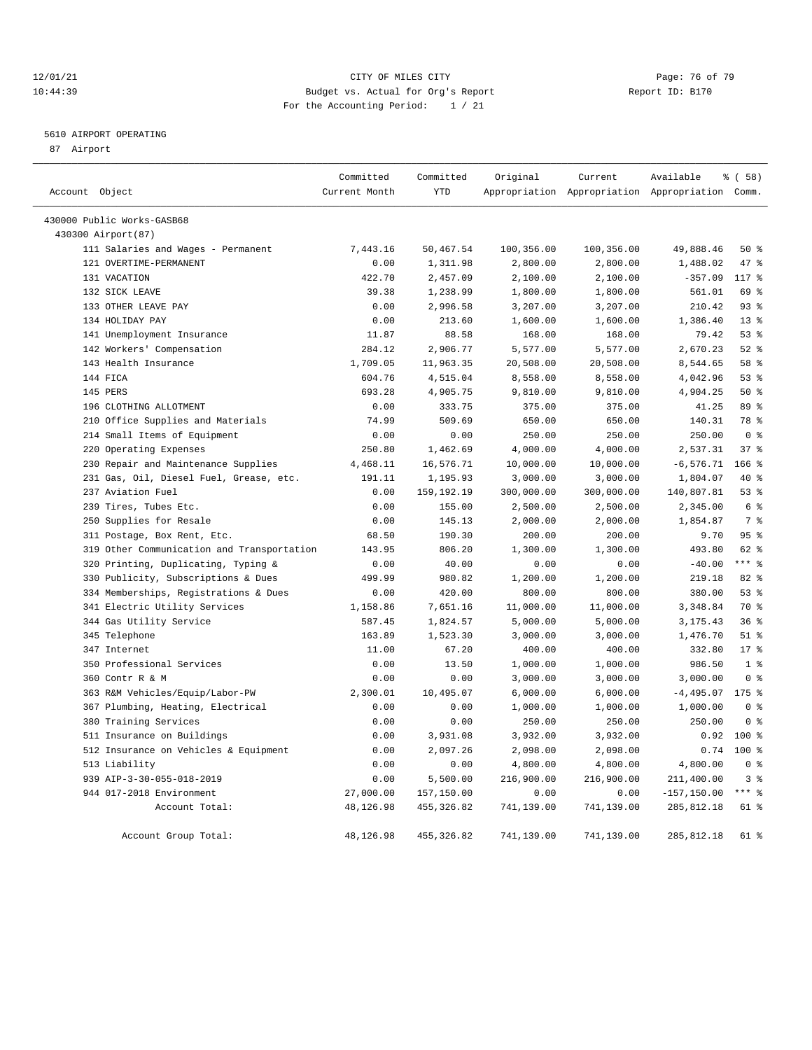CITY OF MILES CITY
Budget vs. Actual for Org's Report
For the Accounting Period: 1 / 21

12/01/21
10:44:39

Report ID: B170

## 5610 AIRPORT OPERATING

87 Airport

| Account Object | Committed Current Month | Committed YTD | Original Appropriation | Current Appropriation | Available Appropriation | % ( 58) Comm. |
|---|---|---|---|---|---|---|
| 430000 Public Works-GASB68 | | | | | | |
| 430300 Airport(87) | | | | | | |
| 111 Salaries and Wages - Permanent | 7,443.16 | 50,467.54 | 100,356.00 | 100,356.00 | 49,888.46 | 50 % |
| 121 OVERTIME-PERMANENT | 0.00 | 1,311.98 | 2,800.00 | 2,800.00 | 1,488.02 | 47 % |
| 131 VACATION | 422.70 | 2,457.09 | 2,100.00 | 2,100.00 | -357.09 | 117 % |
| 132 SICK LEAVE | 39.38 | 1,238.99 | 1,800.00 | 1,800.00 | 561.01 | 69 % |
| 133 OTHER LEAVE PAY | 0.00 | 2,996.58 | 3,207.00 | 3,207.00 | 210.42 | 93 % |
| 134 HOLIDAY PAY | 0.00 | 213.60 | 1,600.00 | 1,600.00 | 1,386.40 | 13 % |
| 141 Unemployment Insurance | 11.87 | 88.58 | 168.00 | 168.00 | 79.42 | 53 % |
| 142 Workers' Compensation | 284.12 | 2,906.77 | 5,577.00 | 5,577.00 | 2,670.23 | 52 % |
| 143 Health Insurance | 1,709.05 | 11,963.35 | 20,508.00 | 20,508.00 | 8,544.65 | 58 % |
| 144 FICA | 604.76 | 4,515.04 | 8,558.00 | 8,558.00 | 4,042.96 | 53 % |
| 145 PERS | 693.28 | 4,905.75 | 9,810.00 | 9,810.00 | 4,904.25 | 50 % |
| 196 CLOTHING ALLOTMENT | 0.00 | 333.75 | 375.00 | 375.00 | 41.25 | 89 % |
| 210 Office Supplies and Materials | 74.99 | 509.69 | 650.00 | 650.00 | 140.31 | 78 % |
| 214 Small Items of Equipment | 0.00 | 0.00 | 250.00 | 250.00 | 250.00 | 0 % |
| 220 Operating Expenses | 250.80 | 1,462.69 | 4,000.00 | 4,000.00 | 2,537.31 | 37 % |
| 230 Repair and Maintenance Supplies | 4,468.11 | 16,576.71 | 10,000.00 | 10,000.00 | -6,576.71 | 166 % |
| 231 Gas, Oil, Diesel Fuel, Grease, etc. | 191.11 | 1,195.93 | 3,000.00 | 3,000.00 | 1,804.07 | 40 % |
| 237 Aviation Fuel | 0.00 | 159,192.19 | 300,000.00 | 300,000.00 | 140,807.81 | 53 % |
| 239 Tires, Tubes Etc. | 0.00 | 155.00 | 2,500.00 | 2,500.00 | 2,345.00 | 6 % |
| 250 Supplies for Resale | 0.00 | 145.13 | 2,000.00 | 2,000.00 | 1,854.87 | 7 % |
| 311 Postage, Box Rent, Etc. | 68.50 | 190.30 | 200.00 | 200.00 | 9.70 | 95 % |
| 319 Other Communication and Transportation | 143.95 | 806.20 | 1,300.00 | 1,300.00 | 493.80 | 62 % |
| 320 Printing, Duplicating, Typing & | 0.00 | 40.00 | 0.00 | 0.00 | -40.00 | *** % |
| 330 Publicity, Subscriptions & Dues | 499.99 | 980.82 | 1,200.00 | 1,200.00 | 219.18 | 82 % |
| 334 Memberships, Registrations & Dues | 0.00 | 420.00 | 800.00 | 800.00 | 380.00 | 53 % |
| 341 Electric Utility Services | 1,158.86 | 7,651.16 | 11,000.00 | 11,000.00 | 3,348.84 | 70 % |
| 344 Gas Utility Service | 587.45 | 1,824.57 | 5,000.00 | 5,000.00 | 3,175.43 | 36 % |
| 345 Telephone | 163.89 | 1,523.30 | 3,000.00 | 3,000.00 | 1,476.70 | 51 % |
| 347 Internet | 11.00 | 67.20 | 400.00 | 400.00 | 332.80 | 17 % |
| 350 Professional Services | 0.00 | 13.50 | 1,000.00 | 1,000.00 | 986.50 | 1 % |
| 360 Contr R & M | 0.00 | 0.00 | 3,000.00 | 3,000.00 | 3,000.00 | 0 % |
| 363 R&M Vehicles/Equip/Labor-PW | 2,300.01 | 10,495.07 | 6,000.00 | 6,000.00 | -4,495.07 | 175 % |
| 367 Plumbing, Heating, Electrical | 0.00 | 0.00 | 1,000.00 | 1,000.00 | 1,000.00 | 0 % |
| 380 Training Services | 0.00 | 0.00 | 250.00 | 250.00 | 250.00 | 0 % |
| 511 Insurance on Buildings | 0.00 | 3,931.08 | 3,932.00 | 3,932.00 | 0.92 | 100 % |
| 512 Insurance on Vehicles & Equipment | 0.00 | 2,097.26 | 2,098.00 | 2,098.00 | 0.74 | 100 % |
| 513 Liability | 0.00 | 0.00 | 4,800.00 | 4,800.00 | 4,800.00 | 0 % |
| 939 AIP-3-30-055-018-2019 | 0.00 | 5,500.00 | 216,900.00 | 216,900.00 | 211,400.00 | 3 % |
| 944 017-2018 Environment | 27,000.00 | 157,150.00 | 0.00 | 0.00 | -157,150.00 | *** % |
| Account Total: | 48,126.98 | 455,326.82 | 741,139.00 | 741,139.00 | 285,812.18 | 61 % |
| Account Group Total: | 48,126.98 | 455,326.82 | 741,139.00 | 741,139.00 | 285,812.18 | 61 % |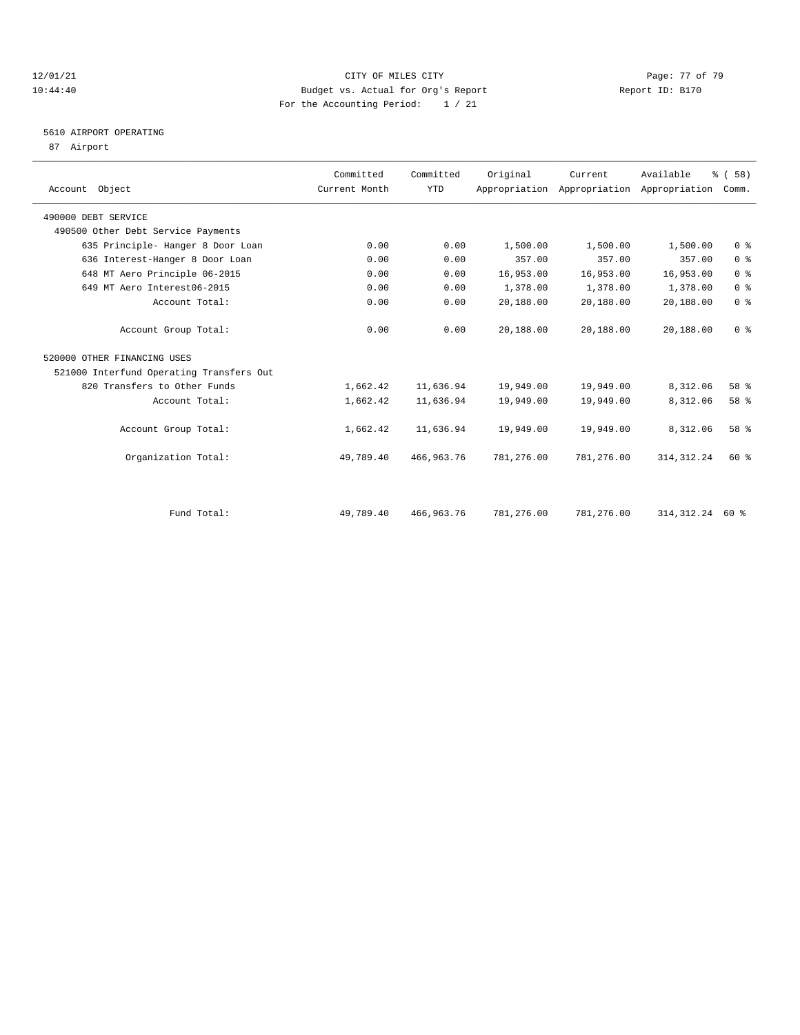CITY OF MILES CITY
Budget vs. Actual for Org's Report
For the Accounting Period: 1 / 21

12/01/21
10:44:40

Report ID: B170

## 5610 AIRPORT OPERATING

87 Airport

| Account Object | Committed Current Month | Committed YTD | Original Appropriation | Current Appropriation | Available Appropriation | % ( 58) Comm. |
|---|---|---|---|---|---|---|
| 490000 DEBT SERVICE | | | | | | |
| 490500 Other Debt Service Payments | | | | | | |
| 635 Principle- Hanger 8 Door Loan | 0.00 | 0.00 | 1,500.00 | 1,500.00 | 1,500.00 | 0 % |
| 636 Interest-Hanger 8 Door Loan | 0.00 | 0.00 | 357.00 | 357.00 | 357.00 | 0 % |
| 648 MT Aero Principle 06-2015 | 0.00 | 0.00 | 16,953.00 | 16,953.00 | 16,953.00 | 0 % |
| 649 MT Aero Interest06-2015 | 0.00 | 0.00 | 1,378.00 | 1,378.00 | 1,378.00 | 0 % |
| Account Total: | 0.00 | 0.00 | 20,188.00 | 20,188.00 | 20,188.00 | 0 % |
| Account Group Total: | 0.00 | 0.00 | 20,188.00 | 20,188.00 | 20,188.00 | 0 % |
| 520000 OTHER FINANCING USES | | | | | | |
| 521000 Interfund Operating Transfers Out | | | | | | |
| 820 Transfers to Other Funds | 1,662.42 | 11,636.94 | 19,949.00 | 19,949.00 | 8,312.06 | 58 % |
| Account Total: | 1,662.42 | 11,636.94 | 19,949.00 | 19,949.00 | 8,312.06 | 58 % |
| Account Group Total: | 1,662.42 | 11,636.94 | 19,949.00 | 19,949.00 | 8,312.06 | 58 % |
| Organization Total: | 49,789.40 | 466,963.76 | 781,276.00 | 781,276.00 | 314,312.24 | 60 % |
| Fund Total: | 49,789.40 | 466,963.76 | 781,276.00 | 781,276.00 | 314,312.24 | 60 % |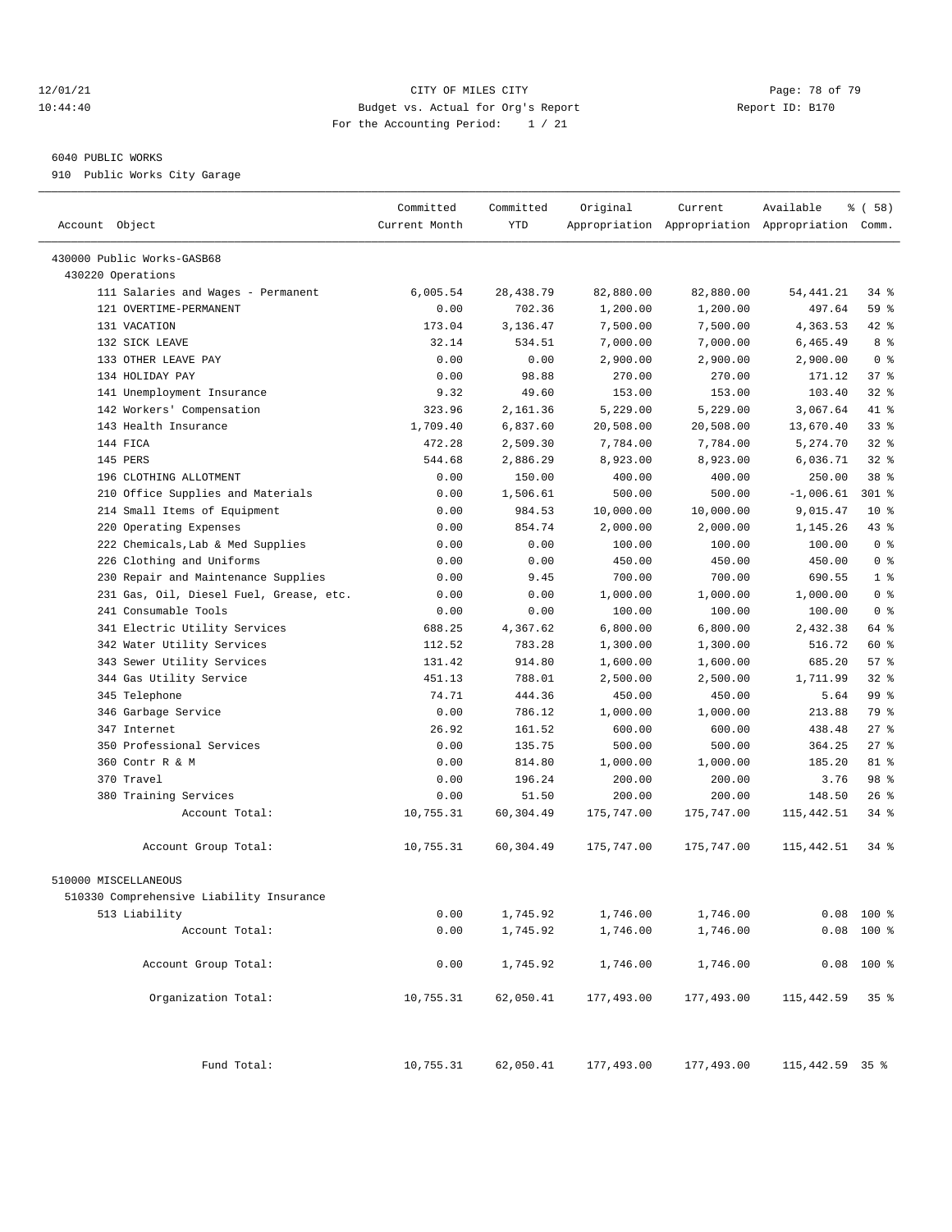CITY OF MILES CITY
Budget vs. Actual for Org's Report
For the Accounting Period: 1 / 21

12/01/21
10:44:40

Report ID: B170

6040 PUBLIC WORKS
910 Public Works City Garage

| Account Object | Committed Current Month | Committed YTD | Original Appropriation | Current Appropriation | Available Appropriation | % ( 58) Comm. |
|---|---|---|---|---|---|---|
| 430000 Public Works-GASB68 | | | | | | |
| 430220 Operations | | | | | | |
| 111 Salaries and Wages - Permanent | 6,005.54 | 28,438.79 | 82,880.00 | 82,880.00 | 54,441.21 | 34 % |
| 121 OVERTIME-PERMANENT | 0.00 | 702.36 | 1,200.00 | 1,200.00 | 497.64 | 59 % |
| 131 VACATION | 173.04 | 3,136.47 | 7,500.00 | 7,500.00 | 4,363.53 | 42 % |
| 132 SICK LEAVE | 32.14 | 534.51 | 7,000.00 | 7,000.00 | 6,465.49 | 8 % |
| 133 OTHER LEAVE PAY | 0.00 | 0.00 | 2,900.00 | 2,900.00 | 2,900.00 | 0 % |
| 134 HOLIDAY PAY | 0.00 | 98.88 | 270.00 | 270.00 | 171.12 | 37 % |
| 141 Unemployment Insurance | 9.32 | 49.60 | 153.00 | 153.00 | 103.40 | 32 % |
| 142 Workers' Compensation | 323.96 | 2,161.36 | 5,229.00 | 5,229.00 | 3,067.64 | 41 % |
| 143 Health Insurance | 1,709.40 | 6,837.60 | 20,508.00 | 20,508.00 | 13,670.40 | 33 % |
| 144 FICA | 472.28 | 2,509.30 | 7,784.00 | 7,784.00 | 5,274.70 | 32 % |
| 145 PERS | 544.68 | 2,886.29 | 8,923.00 | 8,923.00 | 6,036.71 | 32 % |
| 196 CLOTHING ALLOTMENT | 0.00 | 150.00 | 400.00 | 400.00 | 250.00 | 38 % |
| 210 Office Supplies and Materials | 0.00 | 1,506.61 | 500.00 | 500.00 | -1,006.61 | 301 % |
| 214 Small Items of Equipment | 0.00 | 984.53 | 10,000.00 | 10,000.00 | 9,015.47 | 10 % |
| 220 Operating Expenses | 0.00 | 854.74 | 2,000.00 | 2,000.00 | 1,145.26 | 43 % |
| 222 Chemicals,Lab & Med Supplies | 0.00 | 0.00 | 100.00 | 100.00 | 100.00 | 0 % |
| 226 Clothing and Uniforms | 0.00 | 0.00 | 450.00 | 450.00 | 450.00 | 0 % |
| 230 Repair and Maintenance Supplies | 0.00 | 9.45 | 700.00 | 700.00 | 690.55 | 1 % |
| 231 Gas, Oil, Diesel Fuel, Grease, etc. | 0.00 | 0.00 | 1,000.00 | 1,000.00 | 1,000.00 | 0 % |
| 241 Consumable Tools | 0.00 | 0.00 | 100.00 | 100.00 | 100.00 | 0 % |
| 341 Electric Utility Services | 688.25 | 4,367.62 | 6,800.00 | 6,800.00 | 2,432.38 | 64 % |
| 342 Water Utility Services | 112.52 | 783.28 | 1,300.00 | 1,300.00 | 516.72 | 60 % |
| 343 Sewer Utility Services | 131.42 | 914.80 | 1,600.00 | 1,600.00 | 685.20 | 57 % |
| 344 Gas Utility Service | 451.13 | 788.01 | 2,500.00 | 2,500.00 | 1,711.99 | 32 % |
| 345 Telephone | 74.71 | 444.36 | 450.00 | 450.00 | 5.64 | 99 % |
| 346 Garbage Service | 0.00 | 786.12 | 1,000.00 | 1,000.00 | 213.88 | 79 % |
| 347 Internet | 26.92 | 161.52 | 600.00 | 600.00 | 438.48 | 27 % |
| 350 Professional Services | 0.00 | 135.75 | 500.00 | 500.00 | 364.25 | 27 % |
| 360 Contr R & M | 0.00 | 814.80 | 1,000.00 | 1,000.00 | 185.20 | 81 % |
| 370 Travel | 0.00 | 196.24 | 200.00 | 200.00 | 3.76 | 98 % |
| 380 Training Services | 0.00 | 51.50 | 200.00 | 200.00 | 148.50 | 26 % |
| Account Total: | 10,755.31 | 60,304.49 | 175,747.00 | 175,747.00 | 115,442.51 | 34 % |
| Account Group Total: | 10,755.31 | 60,304.49 | 175,747.00 | 175,747.00 | 115,442.51 | 34 % |
| 510000 MISCELLANEOUS | | | | | | |
| 510330 Comprehensive Liability Insurance | | | | | | |
| 513 Liability | 0.00 | 1,745.92 | 1,746.00 | 1,746.00 | 0.08 | 100 % |
| Account Total: | 0.00 | 1,745.92 | 1,746.00 | 1,746.00 | 0.08 | 100 % |
| Account Group Total: | 0.00 | 1,745.92 | 1,746.00 | 1,746.00 | 0.08 | 100 % |
| Organization Total: | 10,755.31 | 62,050.41 | 177,493.00 | 177,493.00 | 115,442.59 | 35 % |
| Fund Total: | 10,755.31 | 62,050.41 | 177,493.00 | 177,493.00 | 115,442.59 | 35 % |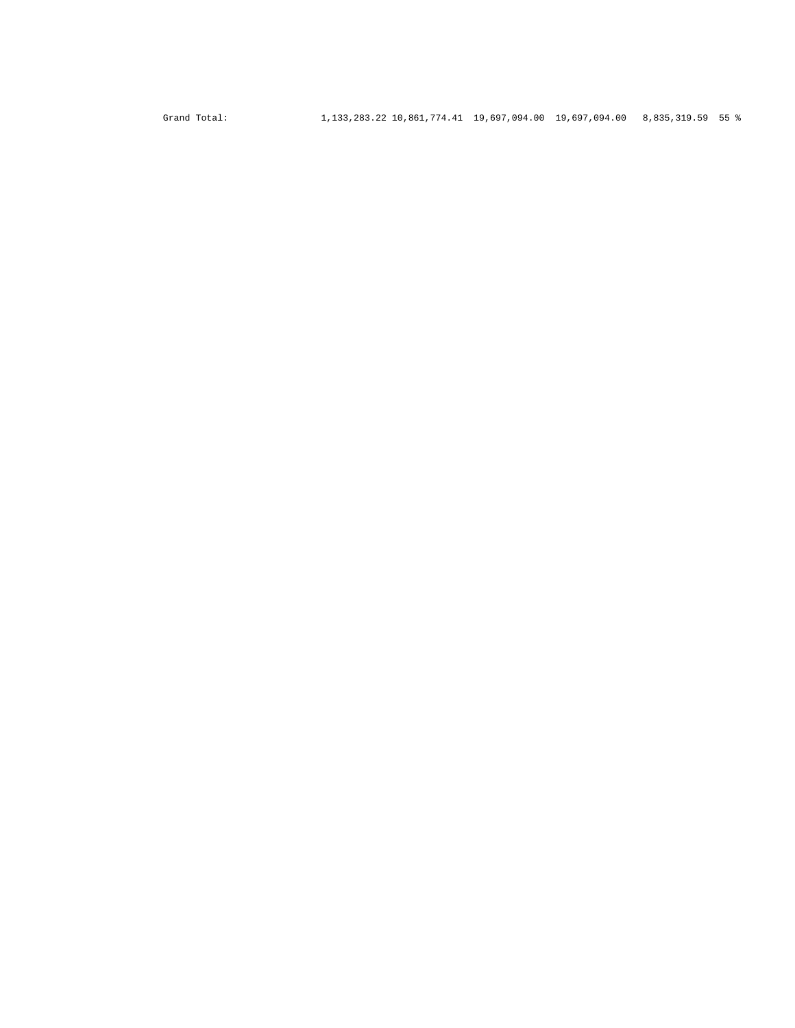| | | | | | | |
|---|---|---|---|---|---|---|
| Grand Total: | 1,133,283.22 | 10,861,774.41 | 19,697,094.00 | 19,697,094.00 | 8,835,319.59 | 55 % |